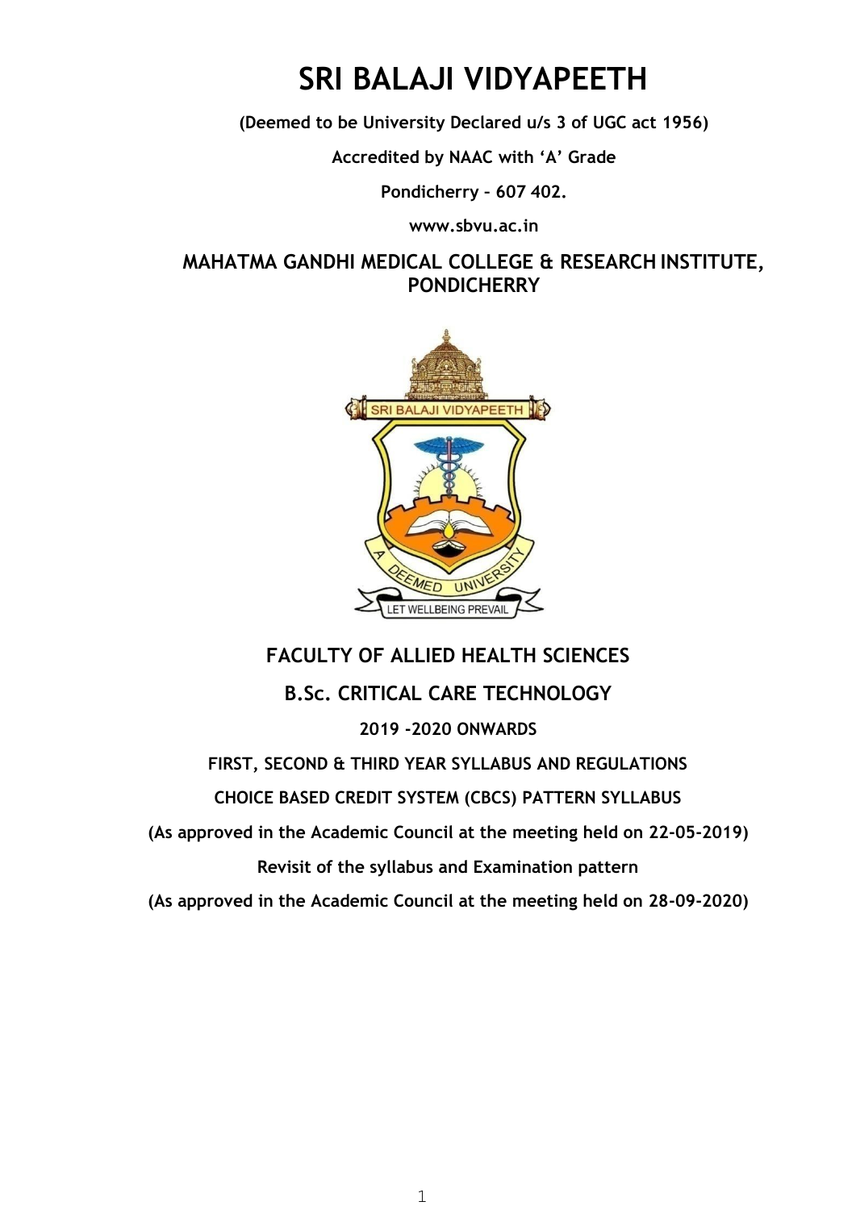# SRI BALAJI VIDYAPEETH

**(Deemed to be University Declared u/s 3 of UGC act 1956)**

**Accredited by NAAC with 'A' Grade**

**Pondicherry – 607 402.**

**www.sbvu.ac.in**

## MAHATMA GANDHI MEDICAL COLLEGE & RESEARCH INSTITUTE, PONDICHERRY

## FACULTY OF ALLIED HEALTH SCIENCES

## B.Sc. CRITICAL CARE TECHNOLOGY

**2019 -2020 ONWARDS**

**FIRST, SECOND & THIRD YEAR SYLLABUS AND REGULATIONS**

**CHOICE BASED CREDIT SYSTEM (CBCS) PATTERN SYLLABUS**

**(As approved in the Academic Council at the meeting held on 22-05-2019)**

**Revisit of the syllabus and Examination pattern**

**(As approved in the Academic Council at the meeting held on 28-09-2020)**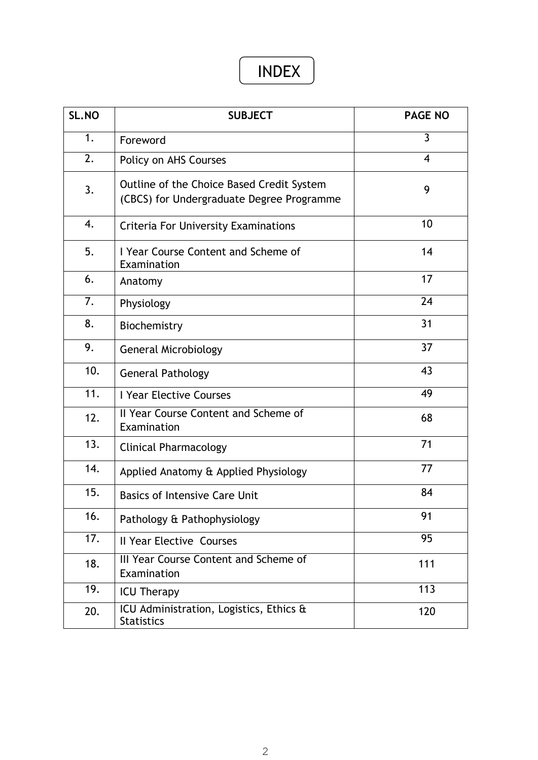# INDEX

| SL.NO | SUBJECT | PAGE NO |
|---|---|---|
| 1. | Foreword | 3 |
| 2. | Policy on AHS Courses | 4 |
| 3. | Outline of the Choice Based Credit System (CBCS) for Undergraduate Degree Programme | 9 |
| 4. | Criteria For University Examinations | 10 |
| 5. | I Year Course Content and Scheme of Examination | 14 |
| 6. | Anatomy | 17 |
| 7. | Physiology | 24 |
| 8. | Biochemistry | 31 |
| 9. | General Microbiology | 37 |
| 10. | General Pathology | 43 |
| 11. | I Year Elective Courses | 49 |
| 12. | II Year Course Content and Scheme of Examination | 68 |
| 13. | Clinical Pharmacology | 71 |
| 14. | Applied Anatomy & Applied Physiology | 77 |
| 15. | Basics of Intensive Care Unit | 84 |
| 16. | Pathology & Pathophysiology | 91 |
| 17. | II Year Elective Courses | 95 |
| 18. | III Year Course Content and Scheme of Examination | 111 |
| 19. | ICU Therapy | 113 |
| 20. | ICU Administration, Logistics, Ethics & Statistics | 120 |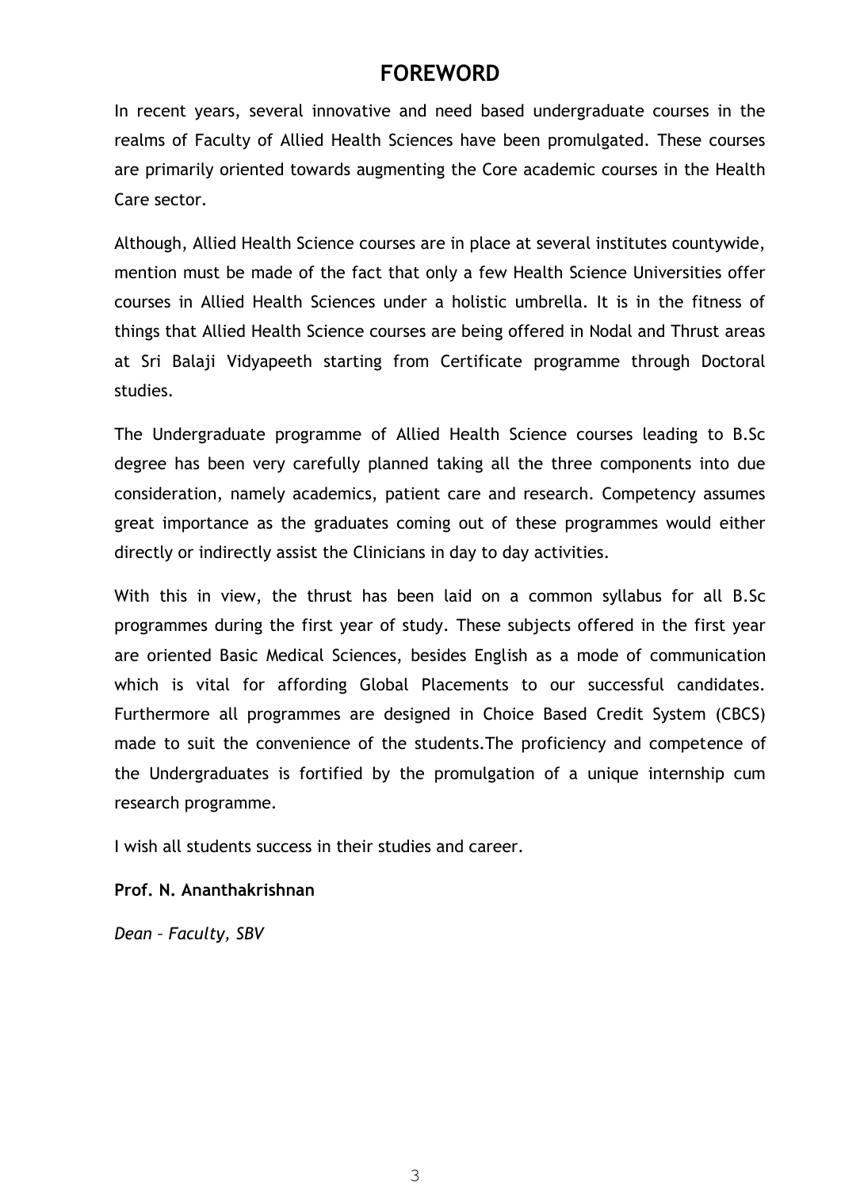# FOREWORD

In recent years, several innovative and need based undergraduate courses in the realms of Faculty of Allied Health Sciences have been promulgated. These courses are primarily oriented towards augmenting the Core academic courses in the Health Care sector.

Although, Allied Health Science courses are in place at several institutes countywide, mention must be made of the fact that only a few Health Science Universities offer courses in Allied Health Sciences under a holistic umbrella. It is in the fitness of things that Allied Health Science courses are being offered in Nodal and Thrust areas at Sri Balaji Vidyapeeth starting from Certificate programme through Doctoral studies.

The Undergraduate programme of Allied Health Science courses leading to B.Sc degree has been very carefully planned taking all the three components into due consideration, namely academics, patient care and research. Competency assumes great importance as the graduates coming out of these programmes would either directly or indirectly assist the Clinicians in day to day activities.

With this in view, the thrust has been laid on a common syllabus for all B.Sc programmes during the first year of study. These subjects offered in the first year are oriented Basic Medical Sciences, besides English as a mode of communication which is vital for affording Global Placements to our successful candidates. Furthermore all programmes are designed in Choice Based Credit System (CBCS) made to suit the convenience of the students.The proficiency and competence of the Undergraduates is fortified by the promulgation of a unique internship cum research programme.

I wish all students success in their studies and career.

**Prof. N. Ananthakrishnan**

*Dean – Faculty, SBV*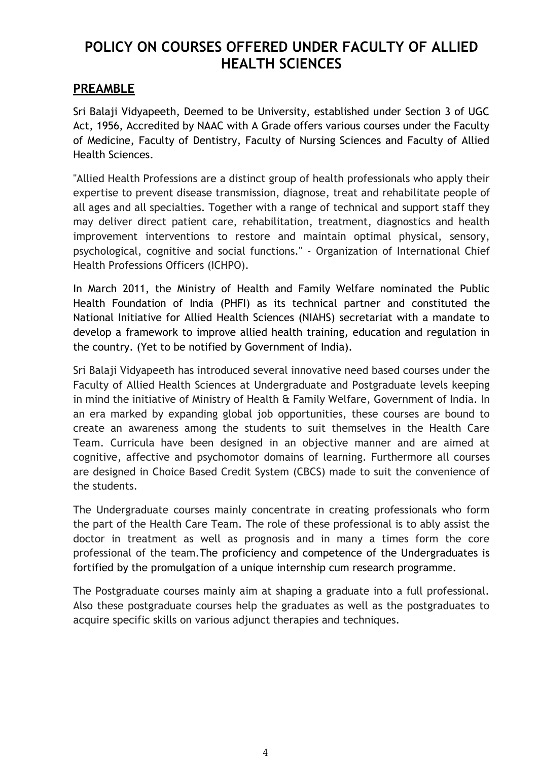# POLICY ON COURSES OFFERED UNDER FACULTY OF ALLIED HEALTH SCIENCES

## PREAMBLE

Sri Balaji Vidyapeeth, Deemed to be University, established under Section 3 of UGC Act, 1956, Accredited by NAAC with A Grade offers various courses under the Faculty of Medicine, Faculty of Dentistry, Faculty of Nursing Sciences and Faculty of Allied Health Sciences.

"Allied Health Professions are a distinct group of health professionals who apply their expertise to prevent disease transmission, diagnose, treat and rehabilitate people of all ages and all specialties. Together with a range of technical and support staff they may deliver direct patient care, rehabilitation, treatment, diagnostics and health improvement interventions to restore and maintain optimal physical, sensory, psychological, cognitive and social functions." - Organization of International Chief Health Professions Officers (ICHPO).

In March 2011, the Ministry of Health and Family Welfare nominated the Public Health Foundation of India (PHFI) as its technical partner and constituted the National Initiative for Allied Health Sciences (NIAHS) secretariat with a mandate to develop a framework to improve allied health training, education and regulation in the country. (Yet to be notified by Government of India).

Sri Balaji Vidyapeeth has introduced several innovative need based courses under the Faculty of Allied Health Sciences at Undergraduate and Postgraduate levels keeping in mind the initiative of Ministry of Health & Family Welfare, Government of India. In an era marked by expanding global job opportunities, these courses are bound to create an awareness among the students to suit themselves in the Health Care Team. Curricula have been designed in an objective manner and are aimed at cognitive, affective and psychomotor domains of learning. Furthermore all courses are designed in Choice Based Credit System (CBCS) made to suit the convenience of the students.

The Undergraduate courses mainly concentrate in creating professionals who form the part of the Health Care Team. The role of these professional is to ably assist the doctor in treatment as well as prognosis and in many a times form the core professional of the team.The proficiency and competence of the Undergraduates is fortified by the promulgation of a unique internship cum research programme.

The Postgraduate courses mainly aim at shaping a graduate into a full professional. Also these postgraduate courses help the graduates as well as the postgraduates to acquire specific skills on various adjunct therapies and techniques.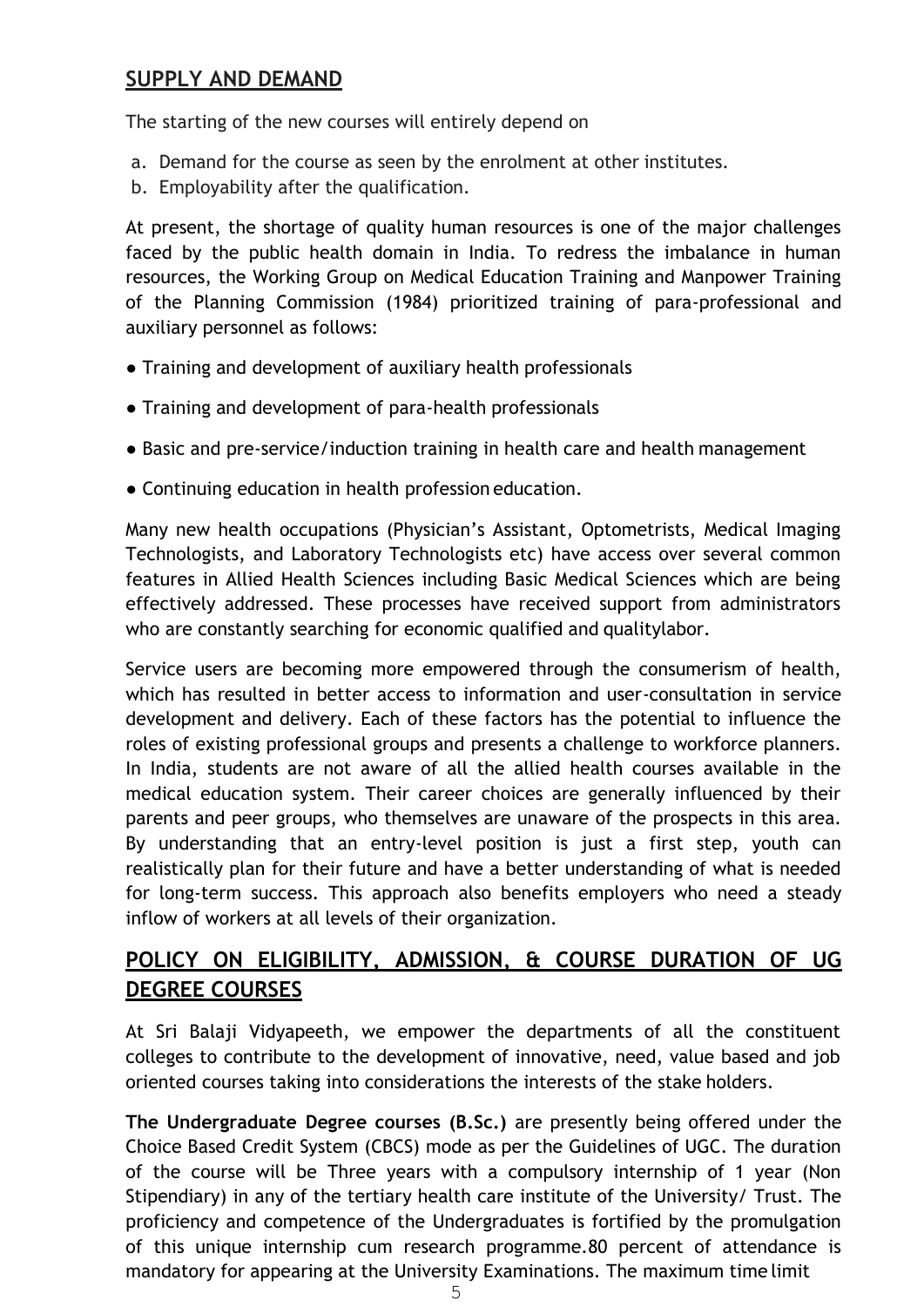## SUPPLY AND DEMAND

The starting of the new courses will entirely depend on

a. Demand for the course as seen by the enrolment at other institutes.
b. Employability after the qualification.

At present, the shortage of quality human resources is one of the major challenges faced by the public health domain in India. To redress the imbalance in human resources, the Working Group on Medical Education Training and Manpower Training of the Planning Commission (1984) prioritized training of para-professional and auxiliary personnel as follows:

- Training and development of auxiliary health professionals
- Training and development of para-health professionals
- Basic and pre-service/induction training in health care and health management
- Continuing education in health profession education.

Many new health occupations (Physician's Assistant, Optometrists, Medical Imaging Technologists, and Laboratory Technologists etc) have access over several common features in Allied Health Sciences including Basic Medical Sciences which are being effectively addressed. These processes have received support from administrators who are constantly searching for economic qualified and qualitylabor.

Service users are becoming more empowered through the consumerism of health, which has resulted in better access to information and user-consultation in service development and delivery. Each of these factors has the potential to influence the roles of existing professional groups and presents a challenge to workforce planners. In India, students are not aware of all the allied health courses available in the medical education system. Their career choices are generally influenced by their parents and peer groups, who themselves are unaware of the prospects in this area. By understanding that an entry-level position is just a first step, youth can realistically plan for their future and have a better understanding of what is needed for long-term success. This approach also benefits employers who need a steady inflow of workers at all levels of their organization.

## POLICY ON ELIGIBILITY, ADMISSION, & COURSE DURATION OF UG DEGREE COURSES

At Sri Balaji Vidyapeeth, we empower the departments of all the constituent colleges to contribute to the development of innovative, need, value based and job oriented courses taking into considerations the interests of the stake holders.

**The Undergraduate Degree courses (B.Sc.)** are presently being offered under the Choice Based Credit System (CBCS) mode as per the Guidelines of UGC. The duration of the course will be Three years with a compulsory internship of 1 year (Non Stipendiary) in any of the tertiary health care institute of the University/ Trust. The proficiency and competence of the Undergraduates is fortified by the promulgation of this unique internship cum research programme.80 percent of attendance is mandatory for appearing at the University Examinations. The maximum time limit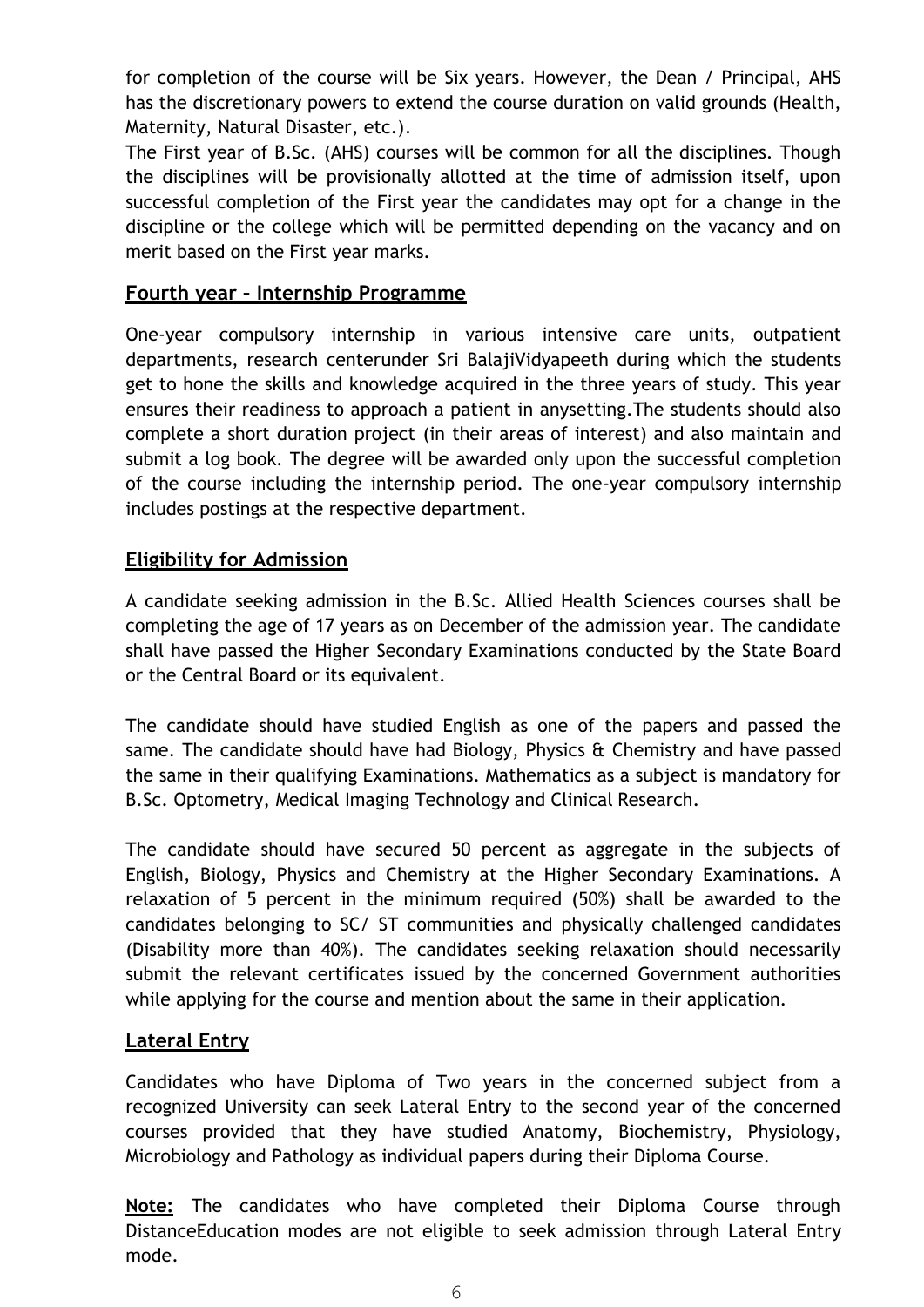for completion of the course will be Six years. However, the Dean / Principal, AHS has the discretionary powers to extend the course duration on valid grounds (Health, Maternity, Natural Disaster, etc.).

The First year of B.Sc. (AHS) courses will be common for all the disciplines. Though the disciplines will be provisionally allotted at the time of admission itself, upon successful completion of the First year the candidates may opt for a change in the discipline or the college which will be permitted depending on the vacancy and on merit based on the First year marks.

## Fourth year – Internship Programme

One-year compulsory internship in various intensive care units, outpatient departments, research centerunder Sri BalajiVidyapeeth during which the students get to hone the skills and knowledge acquired in the three years of study. This year ensures their readiness to approach a patient in anysetting.The students should also complete a short duration project (in their areas of interest) and also maintain and submit a log book. The degree will be awarded only upon the successful completion of the course including the internship period. The one-year compulsory internship includes postings at the respective department.

## Eligibility for Admission

A candidate seeking admission in the B.Sc. Allied Health Sciences courses shall be completing the age of 17 years as on December of the admission year. The candidate shall have passed the Higher Secondary Examinations conducted by the State Board or the Central Board or its equivalent.

The candidate should have studied English as one of the papers and passed the same. The candidate should have had Biology, Physics & Chemistry and have passed the same in their qualifying Examinations. Mathematics as a subject is mandatory for B.Sc. Optometry, Medical Imaging Technology and Clinical Research.

The candidate should have secured 50 percent as aggregate in the subjects of English, Biology, Physics and Chemistry at the Higher Secondary Examinations. A relaxation of 5 percent in the minimum required (50%) shall be awarded to the candidates belonging to SC/ ST communities and physically challenged candidates (Disability more than 40%). The candidates seeking relaxation should necessarily submit the relevant certificates issued by the concerned Government authorities while applying for the course and mention about the same in their application.

## Lateral Entry

Candidates who have Diploma of Two years in the concerned subject from a recognized University can seek Lateral Entry to the second year of the concerned courses provided that they have studied Anatomy, Biochemistry, Physiology, Microbiology and Pathology as individual papers during their Diploma Course.

**Note:** The candidates who have completed their Diploma Course through DistanceEducation modes are not eligible to seek admission through Lateral Entry mode.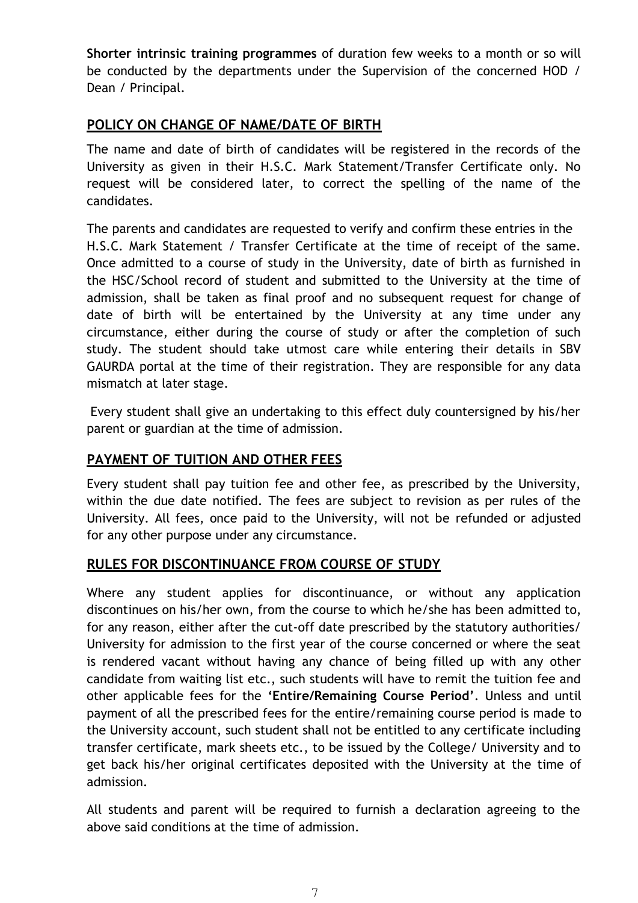**Shorter intrinsic training programmes** of duration few weeks to a month or so will be conducted by the departments under the Supervision of the concerned HOD / Dean / Principal.

## POLICY ON CHANGE OF NAME/DATE OF BIRTH

The name and date of birth of candidates will be registered in the records of the University as given in their H.S.C. Mark Statement/Transfer Certificate only. No request will be considered later, to correct the spelling of the name of the candidates.

The parents and candidates are requested to verify and confirm these entries in the H.S.C. Mark Statement / Transfer Certificate at the time of receipt of the same. Once admitted to a course of study in the University, date of birth as furnished in the HSC/School record of student and submitted to the University at the time of admission, shall be taken as final proof and no subsequent request for change of date of birth will be entertained by the University at any time under any circumstance, either during the course of study or after the completion of such study. The student should take utmost care while entering their details in SBV GAURDA portal at the time of their registration. They are responsible for any data mismatch at later stage.

Every student shall give an undertaking to this effect duly countersigned by his/her parent or guardian at the time of admission.

## PAYMENT OF TUITION AND OTHER FEES

Every student shall pay tuition fee and other fee, as prescribed by the University, within the due date notified. The fees are subject to revision as per rules of the University. All fees, once paid to the University, will not be refunded or adjusted for any other purpose under any circumstance.

## RULES FOR DISCONTINUANCE FROM COURSE OF STUDY

Where any student applies for discontinuance, or without any application discontinues on his/her own, from the course to which he/she has been admitted to, for any reason, either after the cut-off date prescribed by the statutory authorities/ University for admission to the first year of the course concerned or where the seat is rendered vacant without having any chance of being filled up with any other candidate from waiting list etc., such students will have to remit the tuition fee and other applicable fees for the **'Entire/Remaining Course Period'**. Unless and until payment of all the prescribed fees for the entire/remaining course period is made to the University account, such student shall not be entitled to any certificate including transfer certificate, mark sheets etc., to be issued by the College/ University and to get back his/her original certificates deposited with the University at the time of admission.

All students and parent will be required to furnish a declaration agreeing to the above said conditions at the time of admission.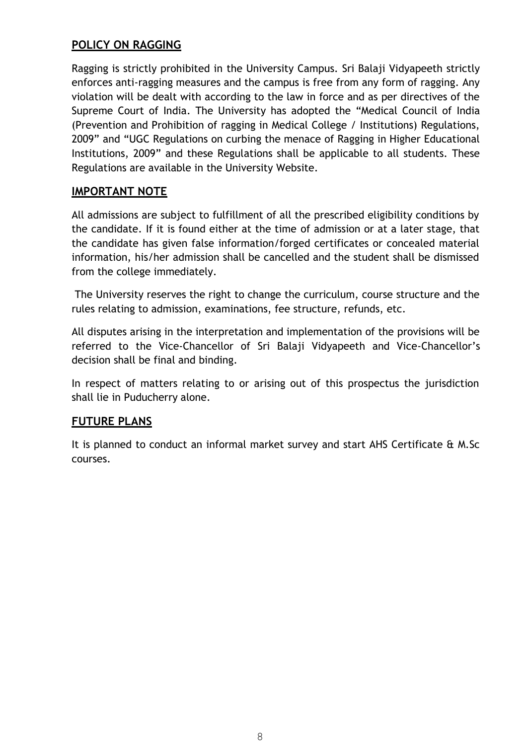## POLICY ON RAGGING

Ragging is strictly prohibited in the University Campus. Sri Balaji Vidyapeeth strictly enforces anti-ragging measures and the campus is free from any form of ragging. Any violation will be dealt with according to the law in force and as per directives of the Supreme Court of India. The University has adopted the "Medical Council of India (Prevention and Prohibition of ragging in Medical College / Institutions) Regulations, 2009" and "UGC Regulations on curbing the menace of Ragging in Higher Educational Institutions, 2009" and these Regulations shall be applicable to all students. These Regulations are available in the University Website.

## IMPORTANT NOTE

All admissions are subject to fulfillment of all the prescribed eligibility conditions by the candidate. If it is found either at the time of admission or at a later stage, that the candidate has given false information/forged certificates or concealed material information, his/her admission shall be cancelled and the student shall be dismissed from the college immediately.

The University reserves the right to change the curriculum, course structure and the rules relating to admission, examinations, fee structure, refunds, etc.

All disputes arising in the interpretation and implementation of the provisions will be referred to the Vice-Chancellor of Sri Balaji Vidyapeeth and Vice-Chancellor's decision shall be final and binding.

In respect of matters relating to or arising out of this prospectus the jurisdiction shall lie in Puducherry alone.

## FUTURE PLANS

It is planned to conduct an informal market survey and start AHS Certificate & M.Sc courses.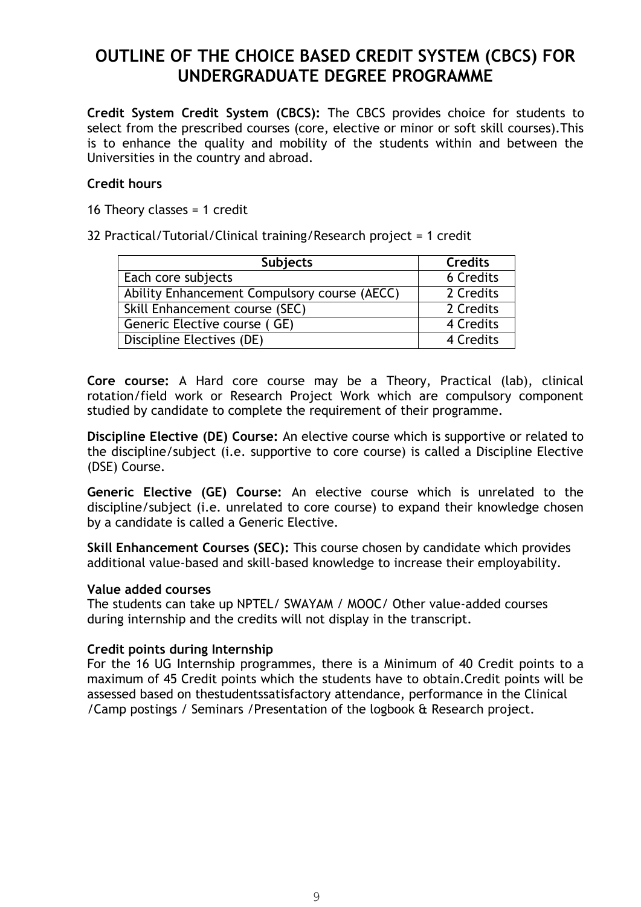# OUTLINE OF THE CHOICE BASED CREDIT SYSTEM (CBCS) FOR UNDERGRADUATE DEGREE PROGRAMME

**Credit System Credit System (CBCS):** The CBCS provides choice for students to select from the prescribed courses (core, elective or minor or soft skill courses).This is to enhance the quality and mobility of the students within and between the Universities in the country and abroad.

**Credit hours**

16 Theory classes = 1 credit

32 Practical/Tutorial/Clinical training/Research project = 1 credit

| Subjects | Credits |
|---|---|
| Each core subjects | 6 Credits |
| Ability Enhancement Compulsory course (AECC) | 2 Credits |
| Skill Enhancement course (SEC) | 2 Credits |
| Generic Elective course ( GE) | 4 Credits |
| Discipline Electives (DE) | 4 Credits |

**Core course:** A Hard core course may be a Theory, Practical (lab), clinical rotation/field work or Research Project Work which are compulsory component studied by candidate to complete the requirement of their programme.

**Discipline Elective (DE) Course:** An elective course which is supportive or related to the discipline/subject (i.e. supportive to core course) is called a Discipline Elective (DSE) Course.

**Generic Elective (GE) Course:** An elective course which is unrelated to the discipline/subject (i.e. unrelated to core course) to expand their knowledge chosen by a candidate is called a Generic Elective.

**Skill Enhancement Courses (SEC):** This course chosen by candidate which provides additional value-based and skill-based knowledge to increase their employability.

**Value added courses**
The students can take up NPTEL/ SWAYAM / MOOC/ Other value-added courses during internship and the credits will not display in the transcript.

**Credit points during Internship**
For the 16 UG Internship programmes, there is a Minimum of 40 Credit points to a maximum of 45 Credit points which the students have to obtain.Credit points will be assessed based on thestudentssatisfactory attendance, performance in the Clinical /Camp postings / Seminars /Presentation of the logbook & Research project.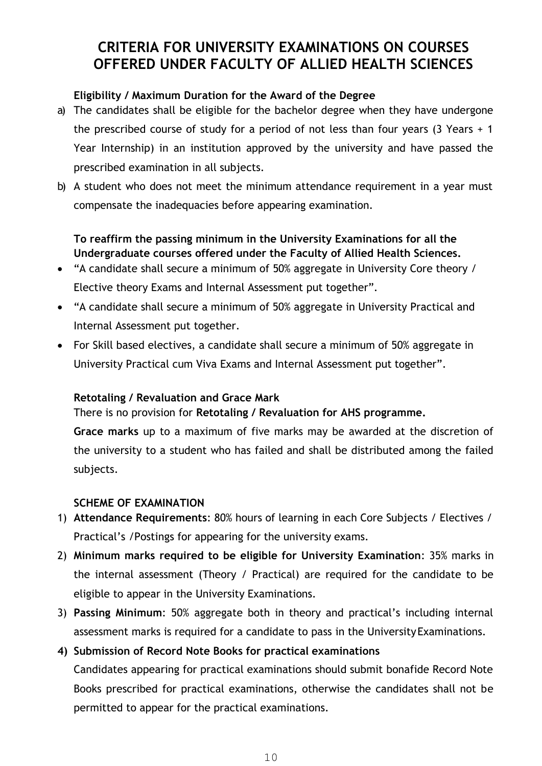# CRITERIA FOR UNIVERSITY EXAMINATIONS ON COURSES OFFERED UNDER FACULTY OF ALLIED HEALTH SCIENCES

**Eligibility / Maximum Duration for the Award of the Degree**

a) The candidates shall be eligible for the bachelor degree when they have undergone the prescribed course of study for a period of not less than four years (3 Years + 1 Year Internship) in an institution approved by the university and have passed the prescribed examination in all subjects.

b) A student who does not meet the minimum attendance requirement in a year must compensate the inadequacies before appearing examination.

**To reaffirm the passing minimum in the University Examinations for all the Undergraduate courses offered under the Faculty of Allied Health Sciences.**

- "A candidate shall secure a minimum of 50% aggregate in University Core theory / Elective theory Exams and Internal Assessment put together".
- "A candidate shall secure a minimum of 50% aggregate in University Practical and Internal Assessment put together.
- For Skill based electives, a candidate shall secure a minimum of 50% aggregate in University Practical cum Viva Exams and Internal Assessment put together".

**Retotaling / Revaluation and Grace Mark**

There is no provision for **Retotaling / Revaluation for AHS programme.**

**Grace marks** up to a maximum of five marks may be awarded at the discretion of the university to a student who has failed and shall be distributed among the failed subjects.

**SCHEME OF EXAMINATION**

1) **Attendance Requirements**: 80% hours of learning in each Core Subjects / Electives / Practical's /Postings for appearing for the university exams.
2) **Minimum marks required to be eligible for University Examination**: 35% marks in the internal assessment (Theory / Practical) are required for the candidate to be eligible to appear in the University Examinations.
3) **Passing Minimum**: 50% aggregate both in theory and practical's including internal assessment marks is required for a candidate to pass in the University Examinations.
4) **Submission of Record Note Books for practical examinations**

   Candidates appearing for practical examinations should submit bonafide Record Note Books prescribed for practical examinations, otherwise the candidates shall not be permitted to appear for the practical examinations.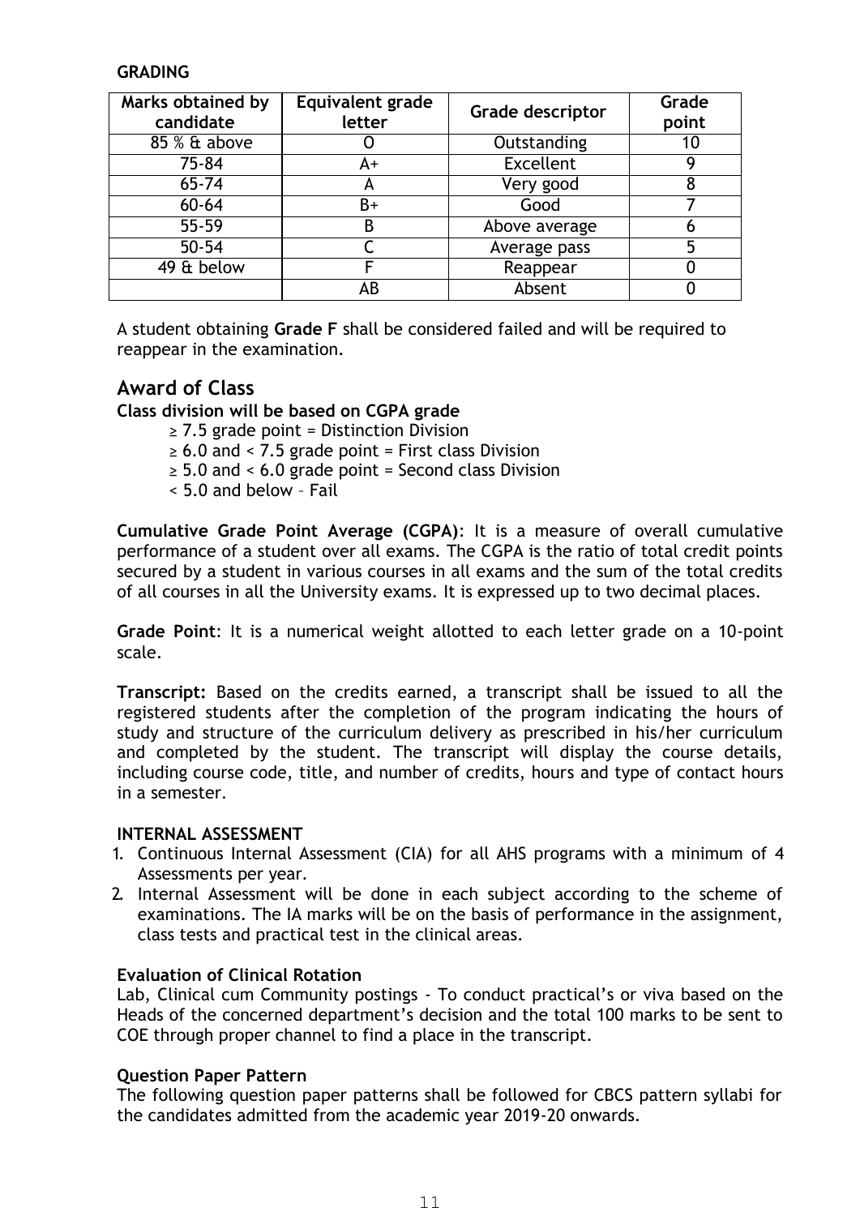**GRADING**

| Marks obtained by candidate | Equivalent grade letter | Grade descriptor | Grade point |
|---|---|---|---|
| 85 % & above | O | Outstanding | 10 |
| 75-84 | A+ | Excellent | 9 |
| 65-74 | A | Very good | 8 |
| 60-64 | B+ | Good | 7 |
| 55-59 | B | Above average | 6 |
| 50-54 | C | Average pass | 5 |
| 49 & below | F | Reappear | 0 |
| | AB | Absent | 0 |

A student obtaining **Grade F** shall be considered failed and will be required to reappear in the examination.

## Award of Class

**Class division will be based on CGPA grade**

- ≥ 7.5 grade point = Distinction Division
- ≥ 6.0 and < 7.5 grade point = First class Division
- ≥ 5.0 and < 6.0 grade point = Second class Division
- < 5.0 and below – Fail

**Cumulative Grade Point Average (CGPA)**: It is a measure of overall cumulative performance of a student over all exams. The CGPA is the ratio of total credit points secured by a student in various courses in all exams and the sum of the total credits of all courses in all the University exams. It is expressed up to two decimal places.

**Grade Point**: It is a numerical weight allotted to each letter grade on a 10-point scale.

**Transcript:** Based on the credits earned, a transcript shall be issued to all the registered students after the completion of the program indicating the hours of study and structure of the curriculum delivery as prescribed in his/her curriculum and completed by the student. The transcript will display the course details, including course code, title, and number of credits, hours and type of contact hours in a semester.

**INTERNAL ASSESSMENT**

1. Continuous Internal Assessment (CIA) for all AHS programs with a minimum of 4 Assessments per year.
2. Internal Assessment will be done in each subject according to the scheme of examinations. The IA marks will be on the basis of performance in the assignment, class tests and practical test in the clinical areas.

**Evaluation of Clinical Rotation**

Lab, Clinical cum Community postings - To conduct practical's or viva based on the Heads of the concerned department's decision and the total 100 marks to be sent to COE through proper channel to find a place in the transcript.

**Question Paper Pattern**

The following question paper patterns shall be followed for CBCS pattern syllabi for the candidates admitted from the academic year 2019-20 onwards.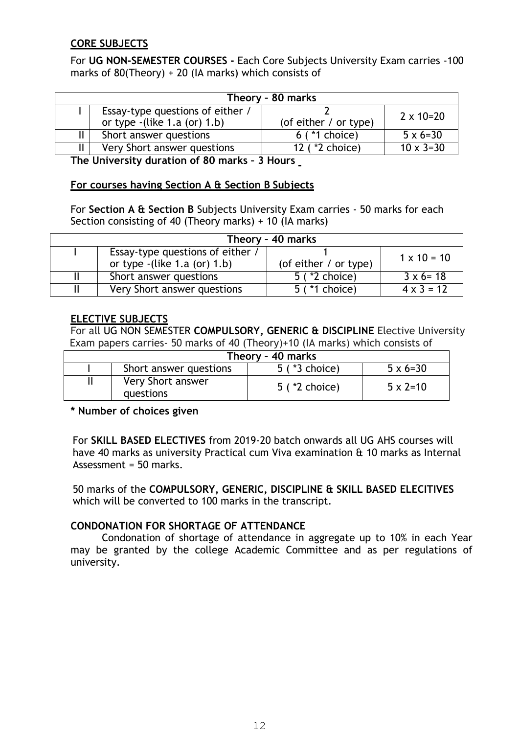**CORE SUBJECTS**

For **UG NON-SEMESTER COURSES -** Each Core Subjects University Exam carries -100 marks of 80(Theory) + 20 (IA marks) which consists of

| Theory – 80 marks | | | |
|---|---|---|---|
| I | Essay-type questions of either / or type -(like 1.a (or) 1.b) | 2 (of either / or type) | 2 x 10=20 |
| II | Short answer questions | 6 ( *1 choice) | 5 x 6=30 |
| II | Very Short answer questions | 12 ( *2 choice) | 10 x 3=30 |

**The University duration of 80 marks – 3 Hours**

**For courses having Section A & Section B Subjects**

For **Section A & Section B** Subjects University Exam carries - 50 marks for each Section consisting of 40 (Theory marks) + 10 (IA marks)

| Theory – 40 marks | | | |
|---|---|---|---|
| I | Essay-type questions of either / or type -(like 1.a (or) 1.b) | 1 (of either / or type) | 1 x 10 = 10 |
| II | Short answer questions | 5 ( *2 choice) | 3 x 6= 18 |
| II | Very Short answer questions | 5 ( *1 choice) | 4 x 3 = 12 |

**ELECTIVE SUBJECTS**

For all UG NON SEMESTER **COMPULSORY, GENERIC & DISCIPLINE** Elective University Exam papers carries- 50 marks of 40 (Theory)+10 (IA marks) which consists of

| Theory – 40 marks | | | |
|---|---|---|---|
| I | Short answer questions | 5 ( *3 choice) | 5 x 6=30 |
| II | Very Short answer questions | 5 ( *2 choice) | 5 x 2=10 |

**\* Number of choices given**

For **SKILL BASED ELECTIVES** from 2019-20 batch onwards all UG AHS courses will have 40 marks as university Practical cum Viva examination & 10 marks as Internal Assessment = 50 marks.

50 marks of the **COMPULSORY, GENERIC, DISCIPLINE & SKILL BASED ELECITIVES** which will be converted to 100 marks in the transcript.

**CONDONATION FOR SHORTAGE OF ATTENDANCE**

Condonation of shortage of attendance in aggregate up to 10% in each Year may be granted by the college Academic Committee and as per regulations of university.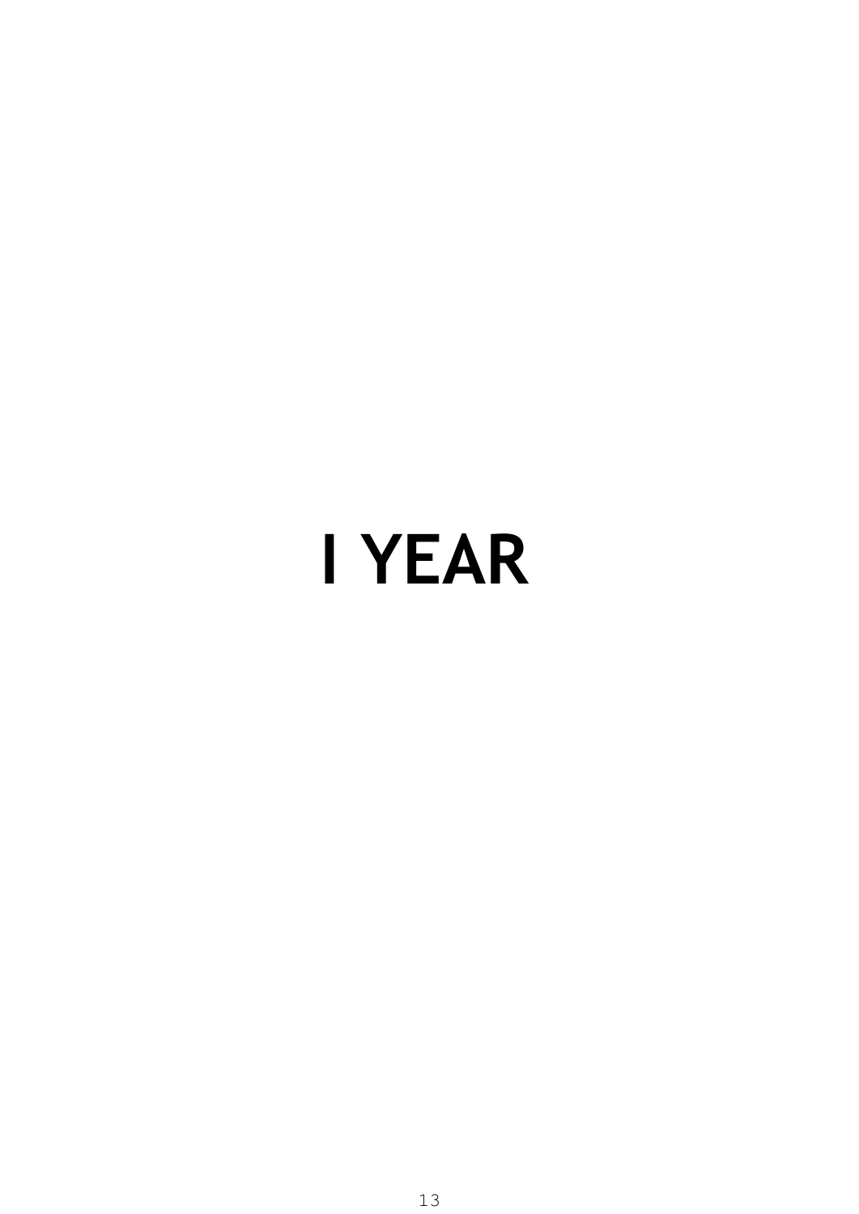# I YEAR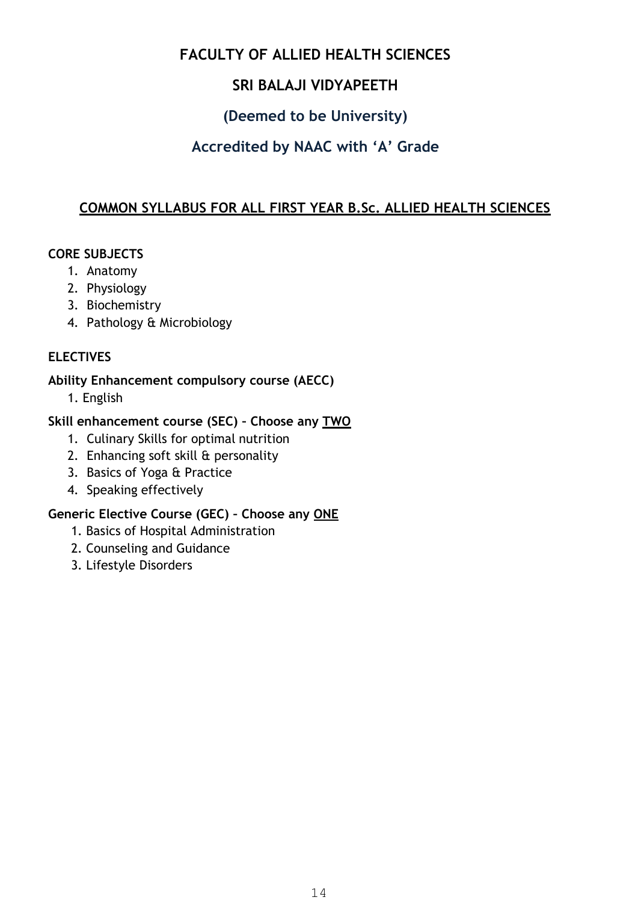# FACULTY OF ALLIED HEALTH SCIENCES

## SRI BALAJI VIDYAPEETH

### (Deemed to be University)

### Accredited by NAAC with 'A' Grade

**COMMON SYLLABUS FOR ALL FIRST YEAR B.Sc. ALLIED HEALTH SCIENCES**

**CORE SUBJECTS**

1. Anatomy
2. Physiology
3. Biochemistry
4. Pathology & Microbiology

**ELECTIVES**

**Ability Enhancement compulsory course (AECC)**

1. English

**Skill enhancement course (SEC) – Choose any TWO**

1. Culinary Skills for optimal nutrition
2. Enhancing soft skill & personality
3. Basics of Yoga & Practice
4. Speaking effectively

**Generic Elective Course (GEC) – Choose any ONE**

1. Basics of Hospital Administration
2. Counseling and Guidance
3. Lifestyle Disorders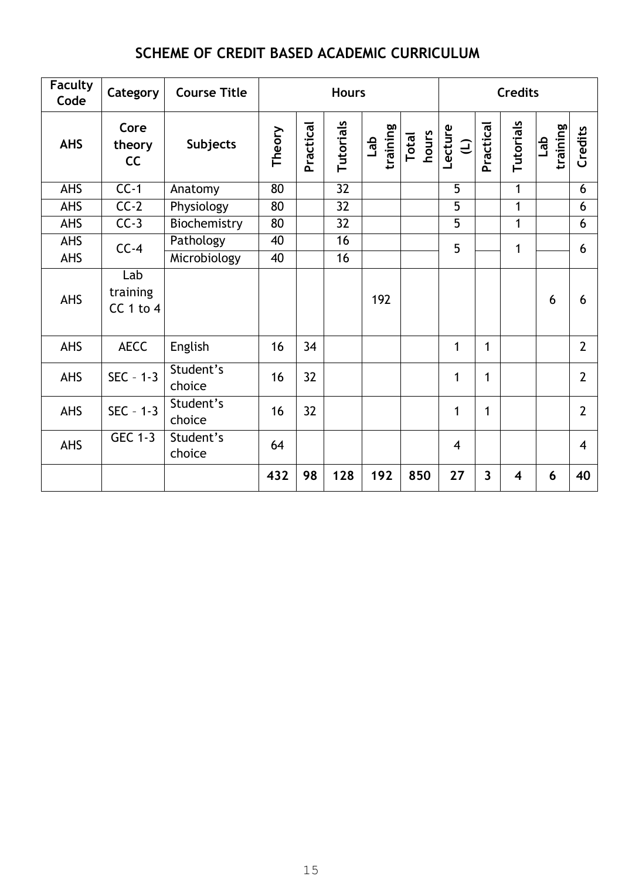## SCHEME OF CREDIT BASED ACADEMIC CURRICULUM

| Faculty Code | Category | Course Title | Hours | | | | | Credits | | | | |
|---|---|---|---|---|---|---|---|---|---|---|---|---|
| **AHS** | **Core theory CC** | **Subjects** | **Theory** | **Practical** | **Tutorials** | **Lab training** | **Total hours** | **Lecture (L)** | **Practical** | **Tutorials** | **Lab training** | **Credits** |
| AHS | CC-1 | Anatomy | 80 | | 32 | | | 5 | | 1 | | 6 |
| AHS | CC-2 | Physiology | 80 | | 32 | | | 5 | | 1 | | 6 |
| AHS | CC-3 | Biochemistry | 80 | | 32 | | | 5 | | 1 | | 6 |
| AHS | CC-4 | Pathology | 40 | | 16 | | | 5 | | 1 | | 6 |
| AHS | | Microbiology | 40 | | 16 | | | | | | | |
| AHS | Lab training CC 1 to 4 | | | | | 192 | | | | | 6 | 6 |
| AHS | AECC | English | 16 | 34 | | | | 1 | 1 | | | 2 |
| AHS | SEC – 1-3 | Student's choice | 16 | 32 | | | | 1 | 1 | | | 2 |
| AHS | SEC – 1-3 | Student's choice | 16 | 32 | | | | 1 | 1 | | | 2 |
| AHS | GEC 1-3 | Student's choice | 64 | | | | | 4 | | | | 4 |
| | | | **432** | **98** | **128** | **192** | **850** | **27** | **3** | **4** | **6** | **40** |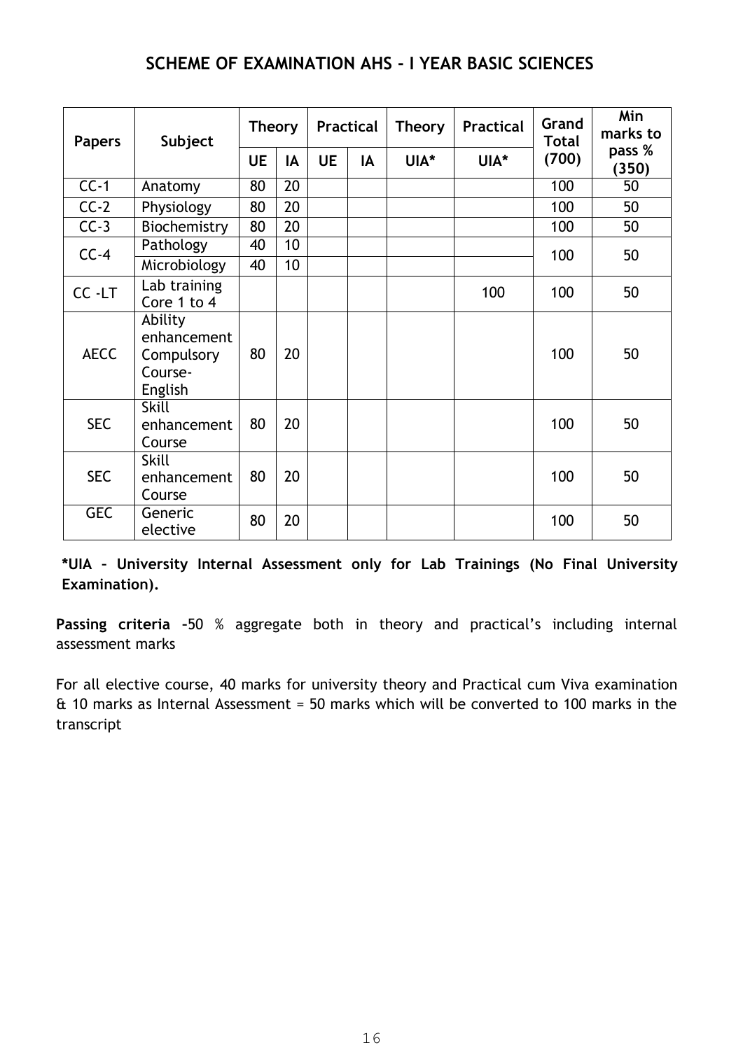## SCHEME OF EXAMINATION AHS - I YEAR BASIC SCIENCES

| Papers | Subject | Theory | | Practical | | Theory | Practical | Grand Total | Min marks to pass % |
|---|---|---|---|---|---|---|---|---|---|
| | | UE | IA | UE | IA | UIA* | UIA* | (700) | (350) |
| CC-1 | Anatomy | 80 | 20 | | | | | 100 | 50 |
| CC-2 | Physiology | 80 | 20 | | | | | 100 | 50 |
| CC-3 | Biochemistry | 80 | 20 | | | | | 100 | 50 |
| CC-4 | Pathology | 40 | 10 | | | | | 100 | 50 |
| | Microbiology | 40 | 10 | | | | | | |
| CC -LT | Lab training Core 1 to 4 | | | | | | 100 | 100 | 50 |
| AECC | Ability enhancement Compulsory Course-English | 80 | 20 | | | | | 100 | 50 |
| SEC | Skill enhancement Course | 80 | 20 | | | | | 100 | 50 |
| SEC | Skill enhancement Course | 80 | 20 | | | | | 100 | 50 |
| GEC | Generic elective | 80 | 20 | | | | | 100 | 50 |

**\*UIA – University Internal Assessment only for Lab Trainings (No Final University Examination).**

**Passing criteria** –50 % aggregate both in theory and practical's including internal assessment marks

For all elective course, 40 marks for university theory and Practical cum Viva examination & 10 marks as Internal Assessment = 50 marks which will be converted to 100 marks in the transcript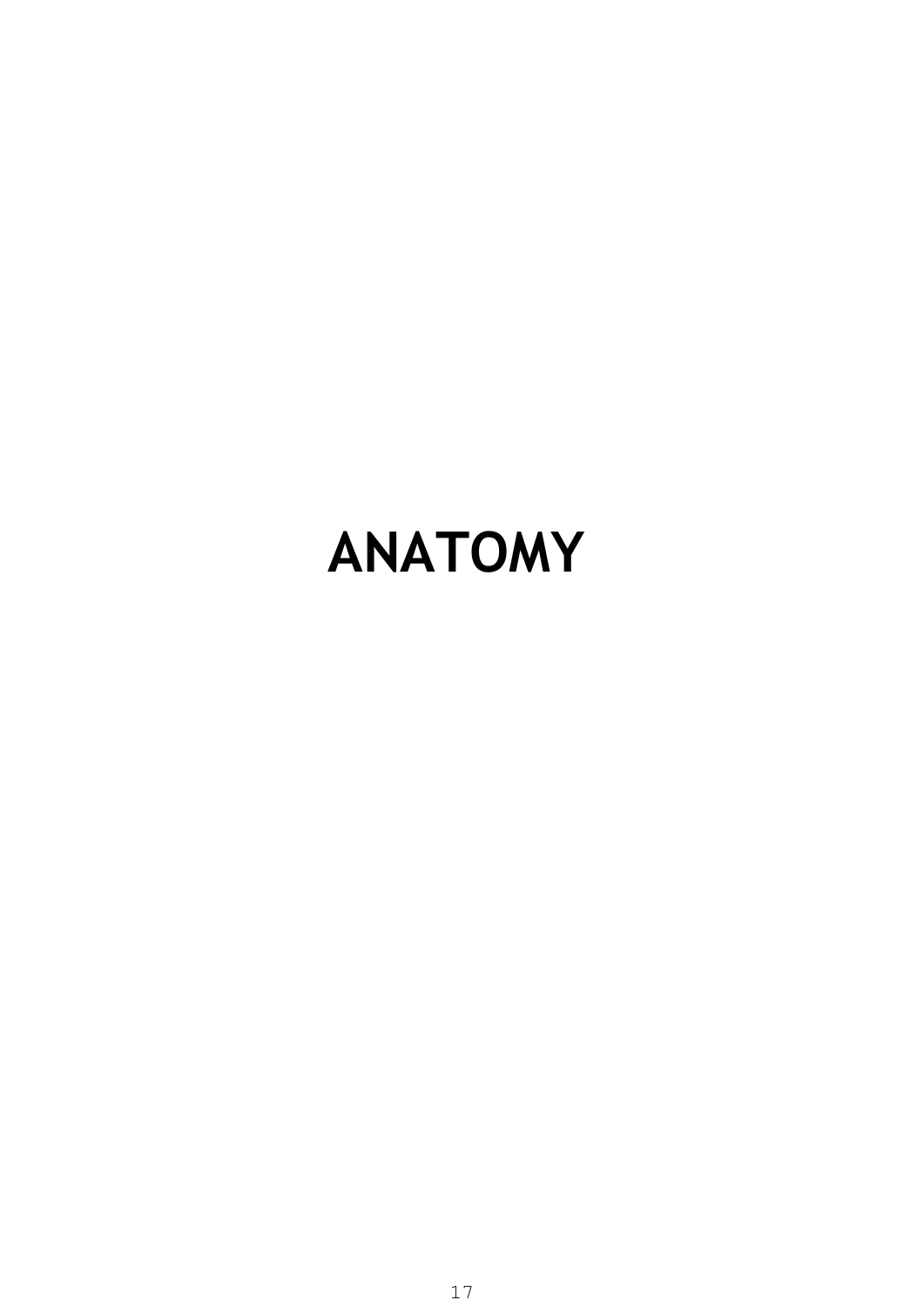# ANATOMY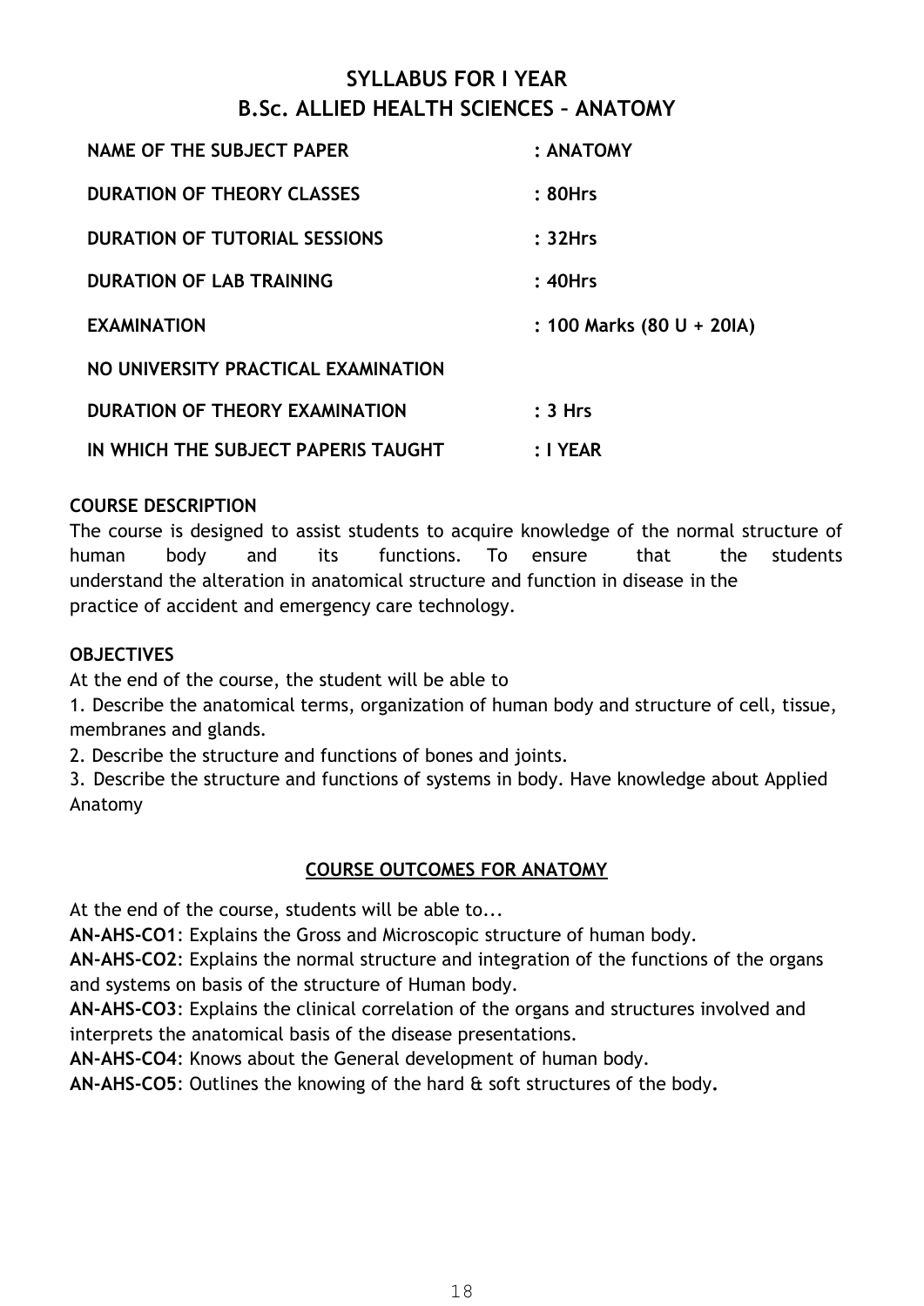# SYLLABUS FOR I YEAR
# B.Sc. ALLIED HEALTH SCIENCES – ANATOMY

| | |
|---|---|
| **NAME OF THE SUBJECT PAPER** | **: ANATOMY** |
| **DURATION OF THEORY CLASSES** | **: 80Hrs** |
| **DURATION OF TUTORIAL SESSIONS** | **: 32Hrs** |
| **DURATION OF LAB TRAINING** | **: 40Hrs** |
| **EXAMINATION** | **: 100 Marks (80 U + 20IA)** |
| **NO UNIVERSITY PRACTICAL EXAMINATION** | |
| **DURATION OF THEORY EXAMINATION** | **: 3 Hrs** |
| **IN WHICH THE SUBJECT PAPERIS TAUGHT** | **: I YEAR** |

**COURSE DESCRIPTION**

The course is designed to assist students to acquire knowledge of the normal structure of human body and its functions. To ensure that the students understand the alteration in anatomical structure and function in disease in the practice of accident and emergency care technology.

**OBJECTIVES**

At the end of the course, the student will be able to

1. Describe the anatomical terms, organization of human body and structure of cell, tissue, membranes and glands.
2. Describe the structure and functions of bones and joints.
3. Describe the structure and functions of systems in body. Have knowledge about Applied Anatomy

## COURSE OUTCOMES FOR ANATOMY

At the end of the course, students will be able to...

**AN-AHS-CO1**: Explains the Gross and Microscopic structure of human body.

**AN-AHS-CO2**: Explains the normal structure and integration of the functions of the organs and systems on basis of the structure of Human body.

**AN-AHS-CO3**: Explains the clinical correlation of the organs and structures involved and interprets the anatomical basis of the disease presentations.

**AN-AHS-CO4**: Knows about the General development of human body.

**AN-AHS-CO5**: Outlines the knowing of the hard & soft structures of the body**.**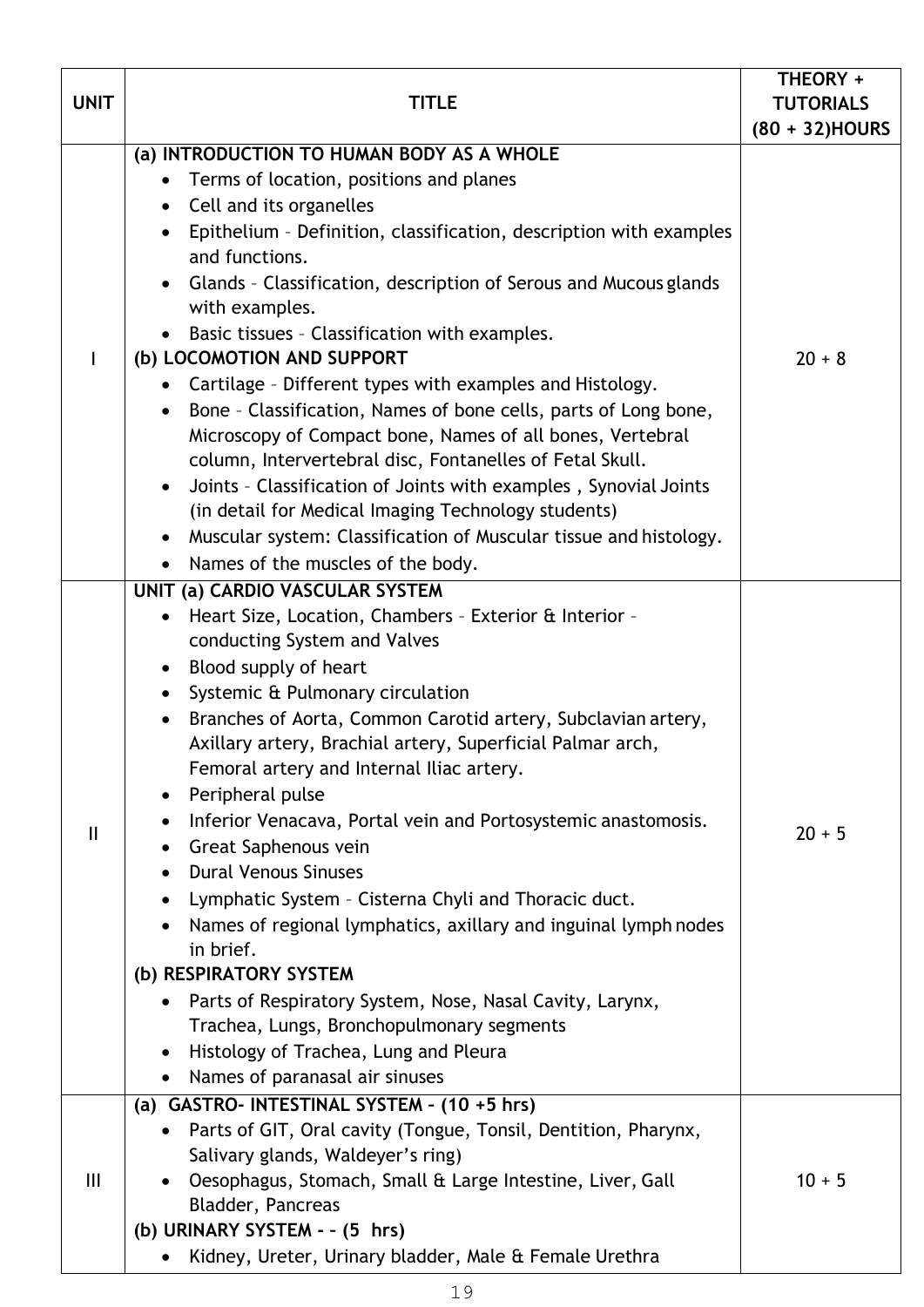| UNIT | TITLE | THEORY + TUTORIALS (80 + 32)HOURS |
| --- | --- | --- |
| I | **(a) INTRODUCTION TO HUMAN BODY AS A WHOLE**<br>• Terms of location, positions and planes<br>• Cell and its organelles<br>• Epithelium – Definition, classification, description with examples and functions.<br>• Glands – Classification, description of Serous and Mucous glands with examples.<br>• Basic tissues – Classification with examples.<br>**(b) LOCOMOTION AND SUPPORT**<br>• Cartilage – Different types with examples and Histology.<br>• Bone – Classification, Names of bone cells, parts of Long bone, Microscopy of Compact bone, Names of all bones, Vertebral column, Intervertebral disc, Fontanelles of Fetal Skull.<br>• Joints – Classification of Joints with examples , Synovial Joints (in detail for Medical Imaging Technology students)<br>• Muscular system: Classification of Muscular tissue and histology.<br>• Names of the muscles of the body. | 20 + 8 |
| II | **UNIT (a) CARDIO VASCULAR SYSTEM**<br>• Heart Size, Location, Chambers – Exterior & Interior – conducting System and Valves<br>• Blood supply of heart<br>• Systemic & Pulmonary circulation<br>• Branches of Aorta, Common Carotid artery, Subclavian artery, Axillary artery, Brachial artery, Superficial Palmar arch, Femoral artery and Internal Iliac artery.<br>• Peripheral pulse<br>• Inferior Venacava, Portal vein and Portosystemic anastomosis.<br>• Great Saphenous vein<br>• Dural Venous Sinuses<br>• Lymphatic System – Cisterna Chyli and Thoracic duct.<br>• Names of regional lymphatics, axillary and inguinal lymph nodes in brief.<br>**(b) RESPIRATORY SYSTEM**<br>• Parts of Respiratory System, Nose, Nasal Cavity, Larynx, Trachea, Lungs, Bronchopulmonary segments<br>• Histology of Trachea, Lung and Pleura<br>• Names of paranasal air sinuses | 20 + 5 |
| III | **(a) GASTRO- INTESTINAL SYSTEM – (10 +5 hrs)**<br>• Parts of GIT, Oral cavity (Tongue, Tonsil, Dentition, Pharynx, Salivary glands, Waldeyer's ring)<br>• Oesophagus, Stomach, Small & Large Intestine, Liver, Gall Bladder, Pancreas<br>**(b) URINARY SYSTEM - – (5 hrs)**<br>• Kidney, Ureter, Urinary bladder, Male & Female Urethra | 10 + 5 |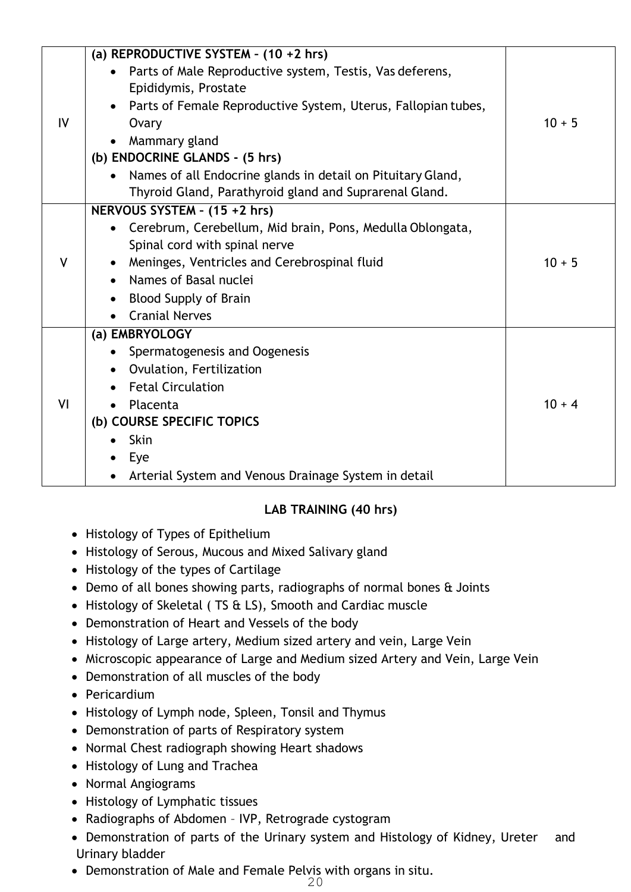| | | |
|---|---|---|
| IV | **(a) REPRODUCTIVE SYSTEM – (10 +2 hrs)**<br>• Parts of Male Reproductive system, Testis, Vas deferens, Epididymis, Prostate<br>• Parts of Female Reproductive System, Uterus, Fallopian tubes, Ovary<br>• Mammary gland<br>**(b) ENDOCRINE GLANDS - (5 hrs)**<br>• Names of all Endocrine glands in detail on Pituitary Gland, Thyroid Gland, Parathyroid gland and Suprarenal Gland. | 10 + 5 |
| V | **NERVOUS SYSTEM – (15 +2 hrs)**<br>• Cerebrum, Cerebellum, Mid brain, Pons, Medulla Oblongata, Spinal cord with spinal nerve<br>• Meninges, Ventricles and Cerebrospinal fluid<br>• Names of Basal nuclei<br>• Blood Supply of Brain<br>• Cranial Nerves | 10 + 5 |
| VI | **(a) EMBRYOLOGY**<br>• Spermatogenesis and Oogenesis<br>• Ovulation, Fertilization<br>• Fetal Circulation<br>• Placenta<br>**(b) COURSE SPECIFIC TOPICS**<br>• Skin<br>• Eye<br>• Arterial System and Venous Drainage System in detail | 10 + 4 |

**LAB TRAINING (40 hrs)**

- Histology of Types of Epithelium
- Histology of Serous, Mucous and Mixed Salivary gland
- Histology of the types of Cartilage
- Demo of all bones showing parts, radiographs of normal bones & Joints
- Histology of Skeletal ( TS & LS), Smooth and Cardiac muscle
- Demonstration of Heart and Vessels of the body
- Histology of Large artery, Medium sized artery and vein, Large Vein
- Microscopic appearance of Large and Medium sized Artery and Vein, Large Vein
- Demonstration of all muscles of the body
- Pericardium
- Histology of Lymph node, Spleen, Tonsil and Thymus
- Demonstration of parts of Respiratory system
- Normal Chest radiograph showing Heart shadows
- Histology of Lung and Trachea
- Normal Angiograms
- Histology of Lymphatic tissues
- Radiographs of Abdomen – IVP, Retrograde cystogram
- Demonstration of parts of the Urinary system and Histology of Kidney, Ureter and Urinary bladder
- Demonstration of Male and Female Pelvis with organs in situ.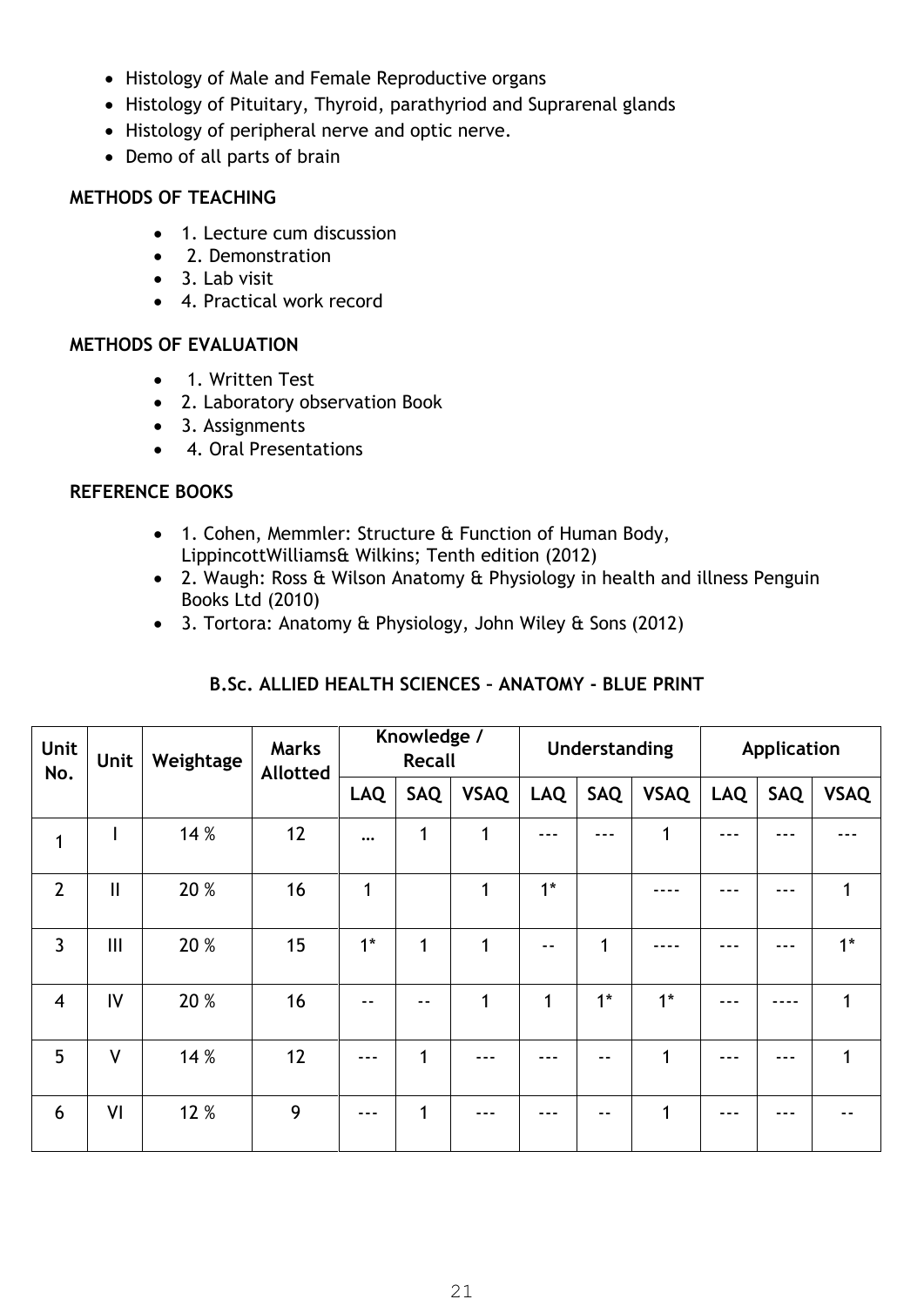- Histology of Male and Female Reproductive organs
- Histology of Pituitary, Thyroid, parathyriod and Suprarenal glands
- Histology of peripheral nerve and optic nerve.
- Demo of all parts of brain

**METHODS OF TEACHING**

- 1. Lecture cum discussion
- 2. Demonstration
- 3. Lab visit
- 4. Practical work record

**METHODS OF EVALUATION**

- 1. Written Test
- 2. Laboratory observation Book
- 3. Assignments
- 4. Oral Presentations

**REFERENCE BOOKS**

- 1. Cohen, Memmler: Structure & Function of Human Body, LippincottWilliams& Wilkins; Tenth edition (2012)
- 2. Waugh: Ross & Wilson Anatomy & Physiology in health and illness Penguin Books Ltd (2010)
- 3. Tortora: Anatomy & Physiology, John Wiley & Sons (2012)

**B.Sc. ALLIED HEALTH SCIENCES – ANATOMY - BLUE PRINT**

| Unit No. | Unit | Weightage | Marks Allotted | Knowledge / Recall | | | Understanding | | | Application | | |
|---|---|---|---|---|---|---|---|---|---|---|---|---|
| | | | | LAQ | SAQ | VSAQ | LAQ | SAQ | VSAQ | LAQ | SAQ | VSAQ |
| 1 | I | 14 % | 12 | … | 1 | 1 | --- | --- | 1 | --- | --- | --- |
| 2 | II | 20 % | 16 | 1 | | 1 | 1* | | ---- | --- | --- | 1 |
| 3 | III | 20 % | 15 | 1* | 1 | 1 | -- | 1 | ---- | --- | --- | 1* |
| 4 | IV | 20 % | 16 | -- | -- | 1 | 1 | 1* | 1* | --- | ---- | 1 |
| 5 | V | 14 % | 12 | --- | 1 | --- | --- | -- | 1 | --- | --- | 1 |
| 6 | VI | 12 % | 9 | --- | 1 | --- | --- | -- | 1 | --- | --- | -- |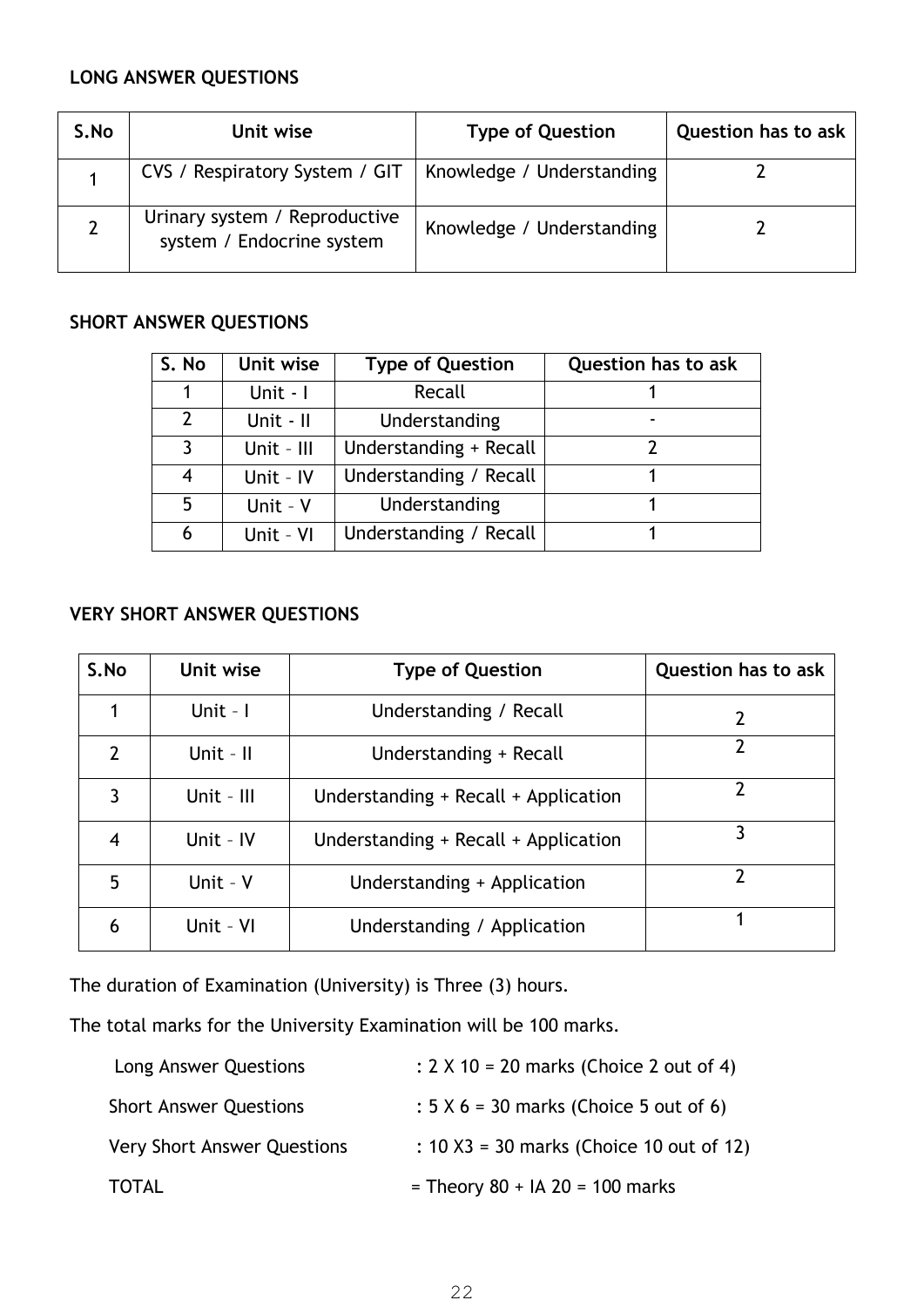**LONG ANSWER QUESTIONS**

| S.No | Unit wise | Type of Question | Question has to ask |
|---|---|---|---|
| 1 | CVS / Respiratory System / GIT | Knowledge / Understanding | 2 |
| 2 | Urinary system / Reproductive system / Endocrine system | Knowledge / Understanding | 2 |

**SHORT ANSWER QUESTIONS**

| S. No | Unit wise | Type of Question | Question has to ask |
|---|---|---|---|
| 1 | Unit - I | Recall | 1 |
| 2 | Unit - II | Understanding | - |
| 3 | Unit – III | Understanding + Recall | 2 |
| 4 | Unit – IV | Understanding / Recall | 1 |
| 5 | Unit – V | Understanding | 1 |
| 6 | Unit – VI | Understanding / Recall | 1 |

**VERY SHORT ANSWER QUESTIONS**

| S.No | Unit wise | Type of Question | Question has to ask |
|---|---|---|---|
| 1 | Unit – I | Understanding / Recall | 2 |
| 2 | Unit – II | Understanding + Recall | 2 |
| 3 | Unit – III | Understanding + Recall + Application | 2 |
| 4 | Unit – IV | Understanding + Recall + Application | 3 |
| 5 | Unit – V | Understanding + Application | 2 |
| 6 | Unit – VI | Understanding / Application | 1 |

The duration of Examination (University) is Three (3) hours.

The total marks for the University Examination will be 100 marks.

Long Answer Questions : 2 X 10 = 20 marks (Choice 2 out of 4)

Short Answer Questions : 5 X 6 = 30 marks (Choice 5 out of 6)

Very Short Answer Questions : 10 X3 = 30 marks (Choice 10 out of 12)

TOTAL = Theory 80 + IA 20 = 100 marks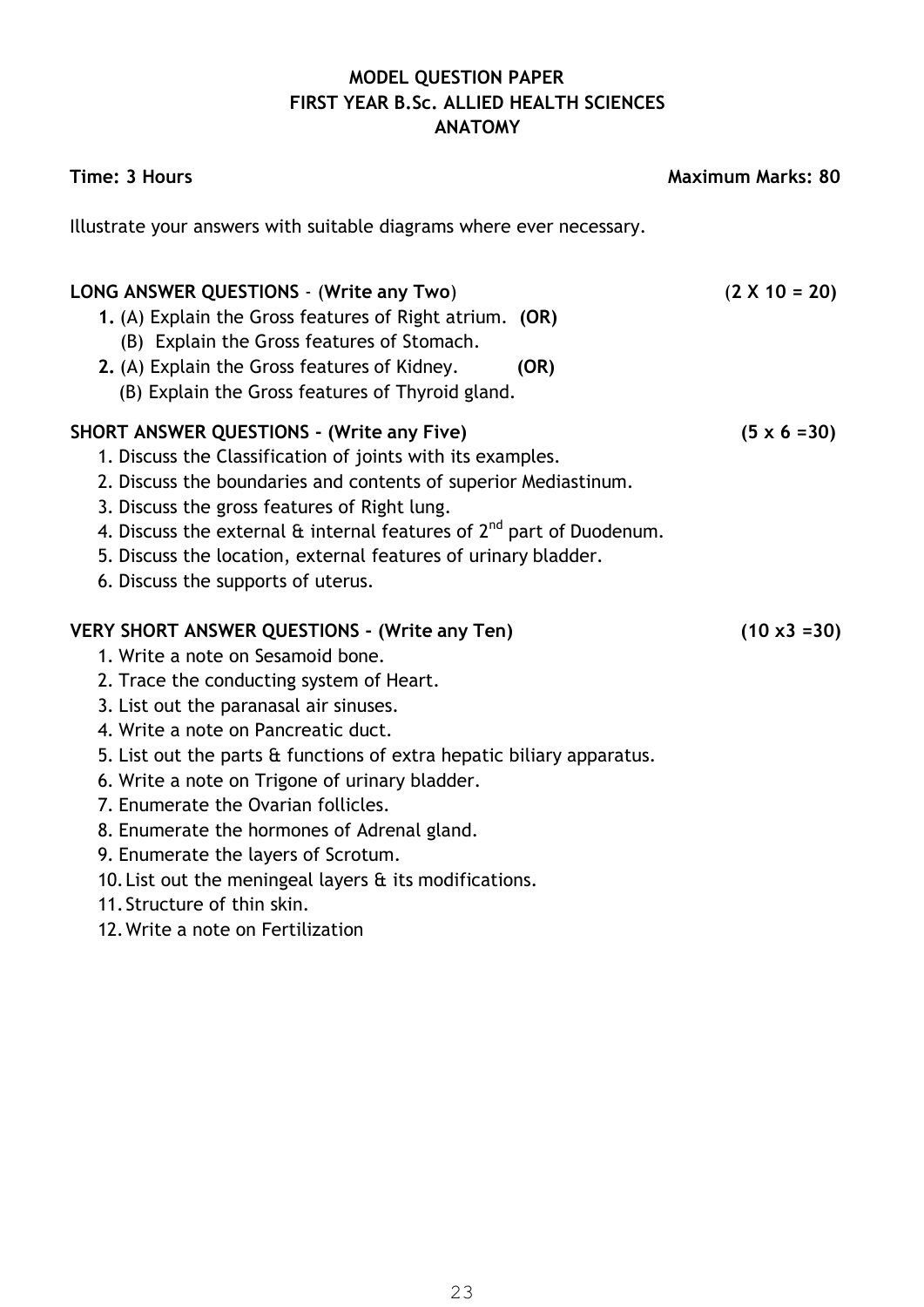# MODEL QUESTION PAPER
## FIRST YEAR B.Sc. ALLIED HEALTH SCIENCES
## ANATOMY

**Time: 3 Hours** **Maximum Marks: 80**

Illustrate your answers with suitable diagrams where ever necessary.

**LONG ANSWER QUESTIONS** - (**Write any Two**) (**2 X 10 = 20**)

**1.** (A) Explain the Gross features of Right atrium. **(OR)**
   (B) Explain the Gross features of Stomach.

**2.** (A) Explain the Gross features of Kidney. **(OR)**
   (B) Explain the Gross features of Thyroid gland.

**SHORT ANSWER QUESTIONS - (Write any Five)** **(5 x 6 =30)**

1. Discuss the Classification of joints with its examples.
2. Discuss the boundaries and contents of superior Mediastinum.
3. Discuss the gross features of Right lung.
4. Discuss the external & internal features of $2^{nd}$ part of Duodenum.
5. Discuss the location, external features of urinary bladder.
6. Discuss the supports of uterus.

**VERY SHORT ANSWER QUESTIONS - (Write any Ten)** **(10 x3 =30)**

1. Write a note on Sesamoid bone.
2. Trace the conducting system of Heart.
3. List out the paranasal air sinuses.
4. Write a note on Pancreatic duct.
5. List out the parts & functions of extra hepatic biliary apparatus.
6. Write a note on Trigone of urinary bladder.
7. Enumerate the Ovarian follicles.
8. Enumerate the hormones of Adrenal gland.
9. Enumerate the layers of Scrotum.
10. List out the meningeal layers & its modifications.
11. Structure of thin skin.
12. Write a note on Fertilization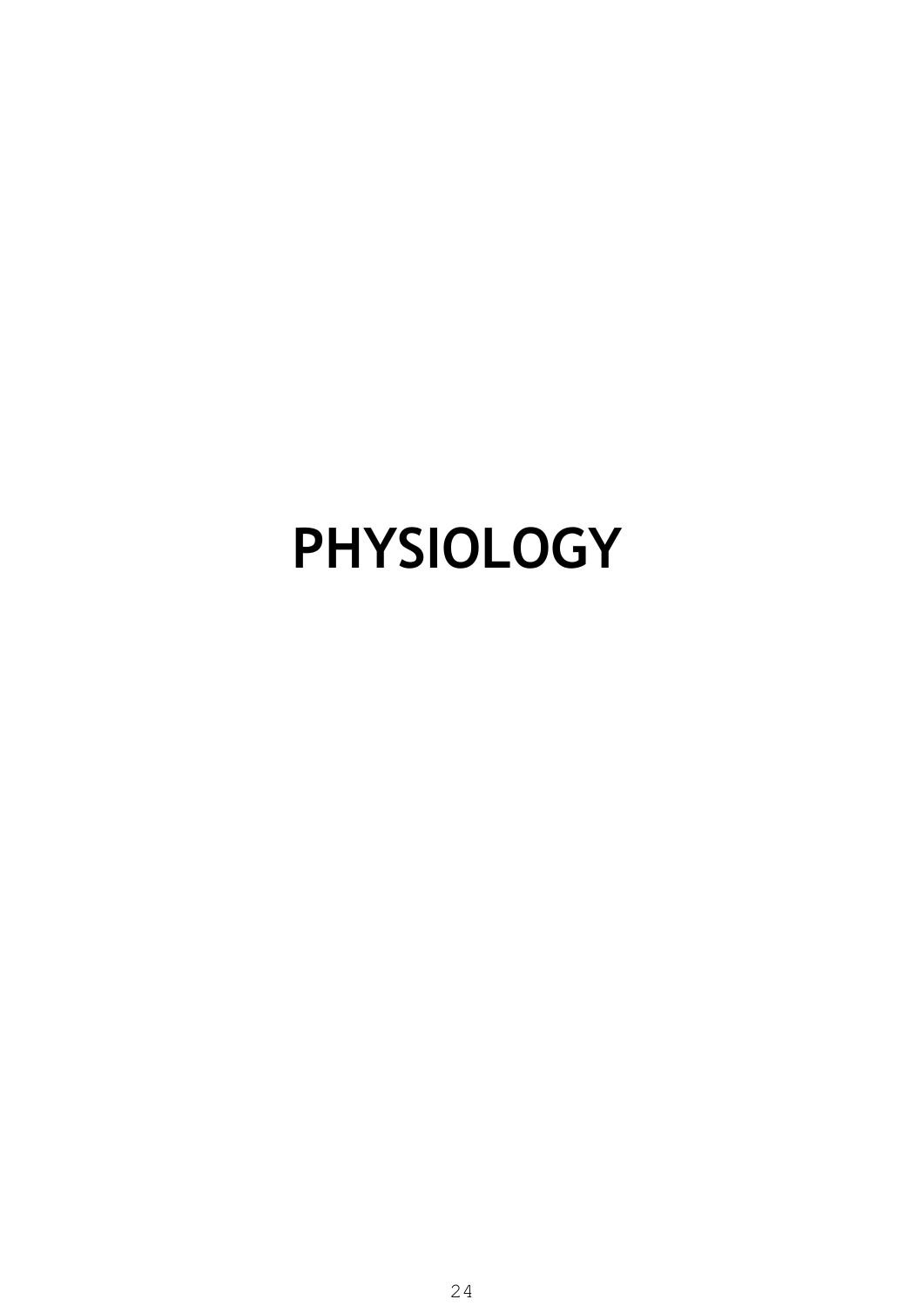# PHYSIOLOGY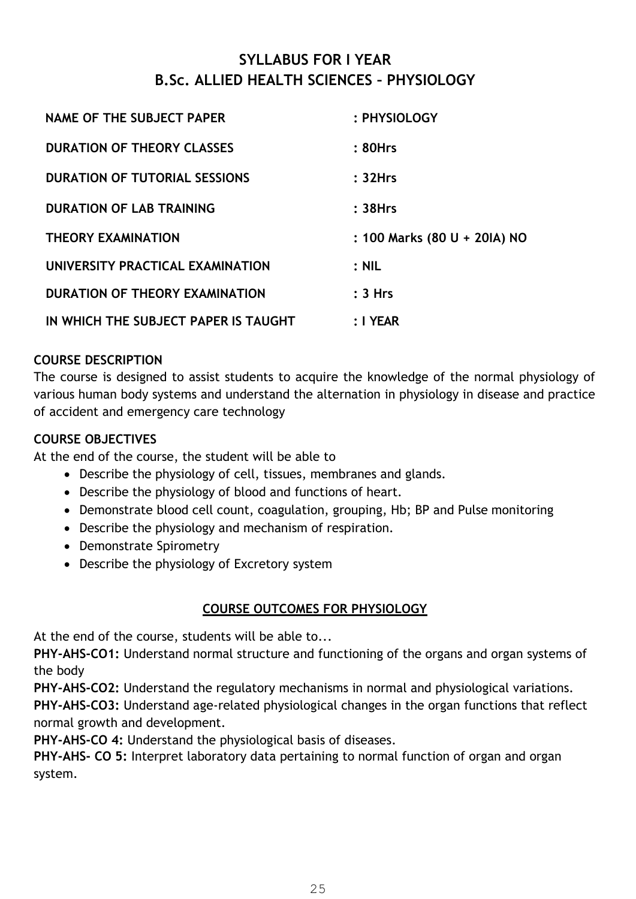# SYLLABUS FOR I YEAR
# B.Sc. ALLIED HEALTH SCIENCES – PHYSIOLOGY

| | |
|---|---|
| **NAME OF THE SUBJECT PAPER** | **: PHYSIOLOGY** |
| **DURATION OF THEORY CLASSES** | **: 80Hrs** |
| **DURATION OF TUTORIAL SESSIONS** | **: 32Hrs** |
| **DURATION OF LAB TRAINING** | **: 38Hrs** |
| **THEORY EXAMINATION** | **: 100 Marks (80 U + 20IA) NO** |
| **UNIVERSITY PRACTICAL EXAMINATION** | **: NIL** |
| **DURATION OF THEORY EXAMINATION** | **: 3 Hrs** |
| **IN WHICH THE SUBJECT PAPER IS TAUGHT** | **: I YEAR** |

**COURSE DESCRIPTION**

The course is designed to assist students to acquire the knowledge of the normal physiology of various human body systems and understand the alternation in physiology in disease and practice of accident and emergency care technology

**COURSE OBJECTIVES**

At the end of the course, the student will be able to

- Describe the physiology of cell, tissues, membranes and glands.
- Describe the physiology of blood and functions of heart.
- Demonstrate blood cell count, coagulation, grouping, Hb; BP and Pulse monitoring
- Describe the physiology and mechanism of respiration.
- Demonstrate Spirometry
- Describe the physiology of Excretory system

**COURSE OUTCOMES FOR PHYSIOLOGY**

At the end of the course, students will be able to...

**PHY-AHS-CO1:** Understand normal structure and functioning of the organs and organ systems of the body

**PHY-AHS-CO2:** Understand the regulatory mechanisms in normal and physiological variations.

**PHY-AHS-CO3:** Understand age-related physiological changes in the organ functions that reflect normal growth and development.

**PHY-AHS-CO 4:** Understand the physiological basis of diseases.

**PHY-AHS- CO 5:** Interpret laboratory data pertaining to normal function of organ and organ system.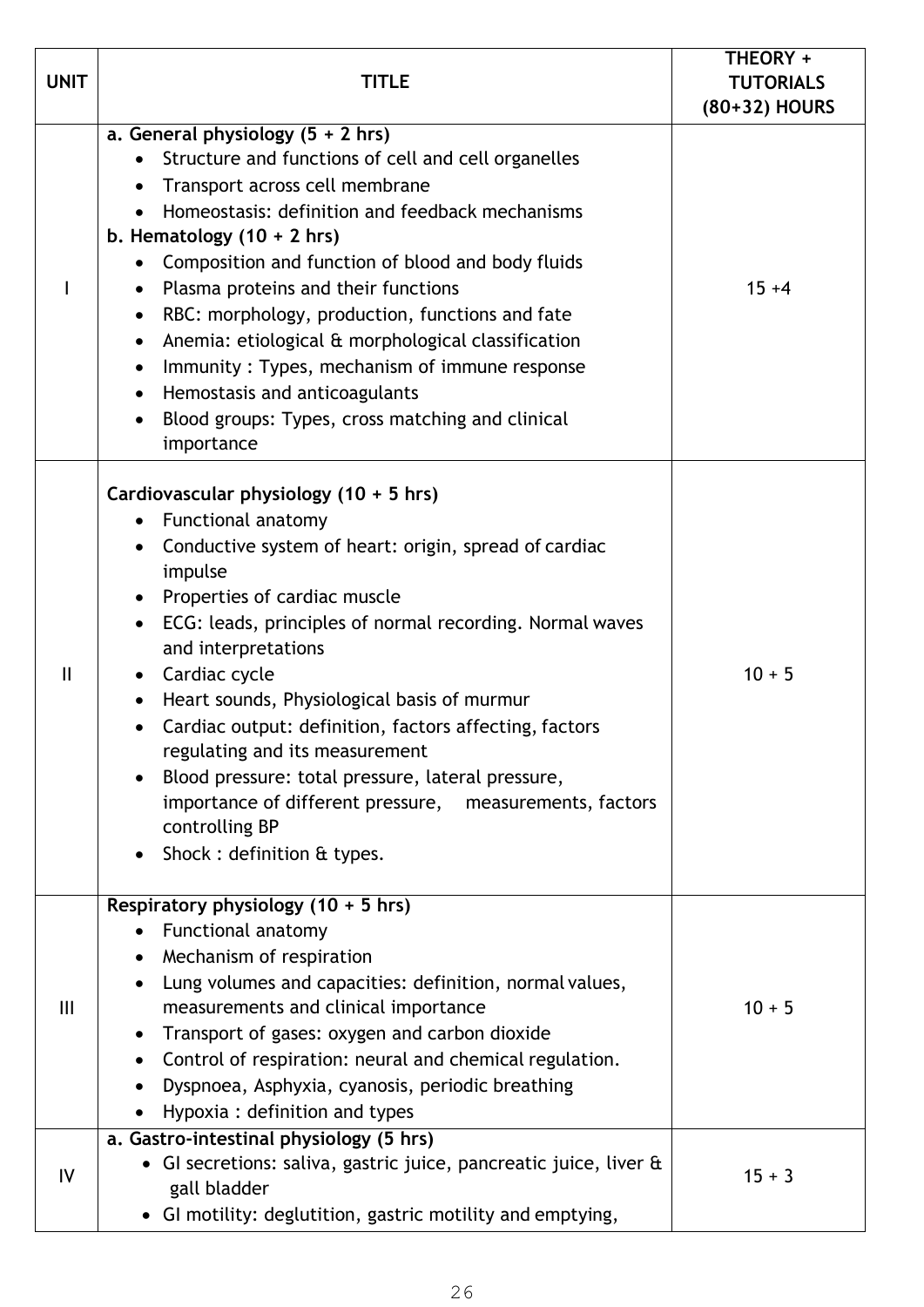| UNIT | TITLE | THEORY + TUTORIALS (80+32) HOURS |
|---|---|---|
| I | **a. General physiology (5 + 2 hrs)**<br>• Structure and functions of cell and cell organelles<br>• Transport across cell membrane<br>• Homeostasis: definition and feedback mechanisms<br>**b. Hematology (10 + 2 hrs)**<br>• Composition and function of blood and body fluids<br>• Plasma proteins and their functions<br>• RBC: morphology, production, functions and fate<br>• Anemia: etiological & morphological classification<br>• Immunity : Types, mechanism of immune response<br>• Hemostasis and anticoagulants<br>• Blood groups: Types, cross matching and clinical importance | 15 +4 |
| II | **Cardiovascular physiology (10 + 5 hrs)**<br>• Functional anatomy<br>• Conductive system of heart: origin, spread of cardiac impulse<br>• Properties of cardiac muscle<br>• ECG: leads, principles of normal recording. Normal waves and interpretations<br>• Cardiac cycle<br>• Heart sounds, Physiological basis of murmur<br>• Cardiac output: definition, factors affecting, factors regulating and its measurement<br>• Blood pressure: total pressure, lateral pressure, importance of different pressure, measurements, factors controlling BP<br>• Shock : definition & types. | 10 + 5 |
| III | **Respiratory physiology (10 + 5 hrs)**<br>• Functional anatomy<br>• Mechanism of respiration<br>• Lung volumes and capacities: definition, normal values, measurements and clinical importance<br>• Transport of gases: oxygen and carbon dioxide<br>• Control of respiration: neural and chemical regulation.<br>• Dyspnoea, Asphyxia, cyanosis, periodic breathing<br>• Hypoxia : definition and types | 10 + 5 |
| IV | **a. Gastro-intestinal physiology (5 hrs)**<br>• GI secretions: saliva, gastric juice, pancreatic juice, liver & gall bladder<br>• GI motility: deglutition, gastric motility and emptying, | 15 + 3 |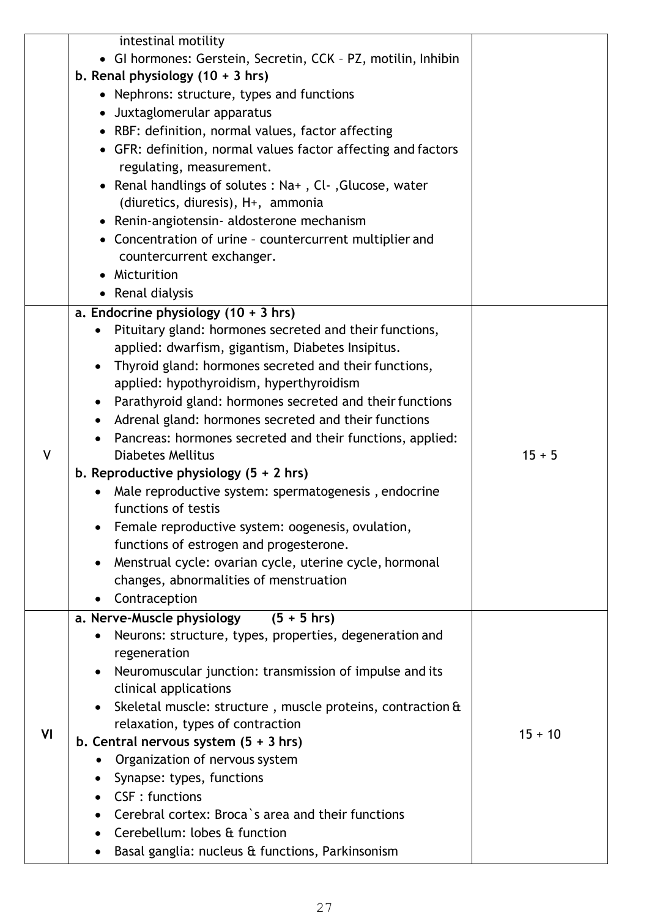| | | |
|---|---|---|
| | intestinal motility<br>• GI hormones: Gerstein, Secretin, CCK – PZ, motilin, Inhibin<br>**b. Renal physiology (10 + 3 hrs)**<br>• Nephrons: structure, types and functions<br>• Juxtaglomerular apparatus<br>• RBF: definition, normal values, factor affecting<br>• GFR: definition, normal values factor affecting and factors regulating, measurement.<br>• Renal handlings of solutes : Na+ , Cl- ,Glucose, water (diuretics, diuresis), H+, ammonia<br>• Renin-angiotensin- aldosterone mechanism<br>• Concentration of urine – countercurrent multiplier and countercurrent exchanger.<br>• Micturition<br>• Renal dialysis | |
| V | **a. Endocrine physiology (10 + 3 hrs)**<br>• Pituitary gland: hormones secreted and their functions, applied: dwarfism, gigantism, Diabetes Insipitus.<br>• Thyroid gland: hormones secreted and their functions, applied: hypothyroidism, hyperthyroidism<br>• Parathyroid gland: hormones secreted and their functions<br>• Adrenal gland: hormones secreted and their functions<br>• Pancreas: hormones secreted and their functions, applied: Diabetes Mellitus<br>**b. Reproductive physiology (5 + 2 hrs)**<br>• Male reproductive system: spermatogenesis , endocrine functions of testis<br>• Female reproductive system: oogenesis, ovulation, functions of estrogen and progesterone.<br>• Menstrual cycle: ovarian cycle, uterine cycle, hormonal changes, abnormalities of menstruation<br>• Contraception | 15 + 5 |
| VI | **a. Nerve-Muscle physiology (5 + 5 hrs)**<br>• Neurons: structure, types, properties, degeneration and regeneration<br>• Neuromuscular junction: transmission of impulse and its clinical applications<br>• Skeletal muscle: structure , muscle proteins, contraction & relaxation, types of contraction<br>**b. Central nervous system (5 + 3 hrs)**<br>• Organization of nervous system<br>• Synapse: types, functions<br>• CSF : functions<br>• Cerebral cortex: Broca`s area and their functions<br>• Cerebellum: lobes & function<br>• Basal ganglia: nucleus & functions, Parkinsonism | 15 + 10 |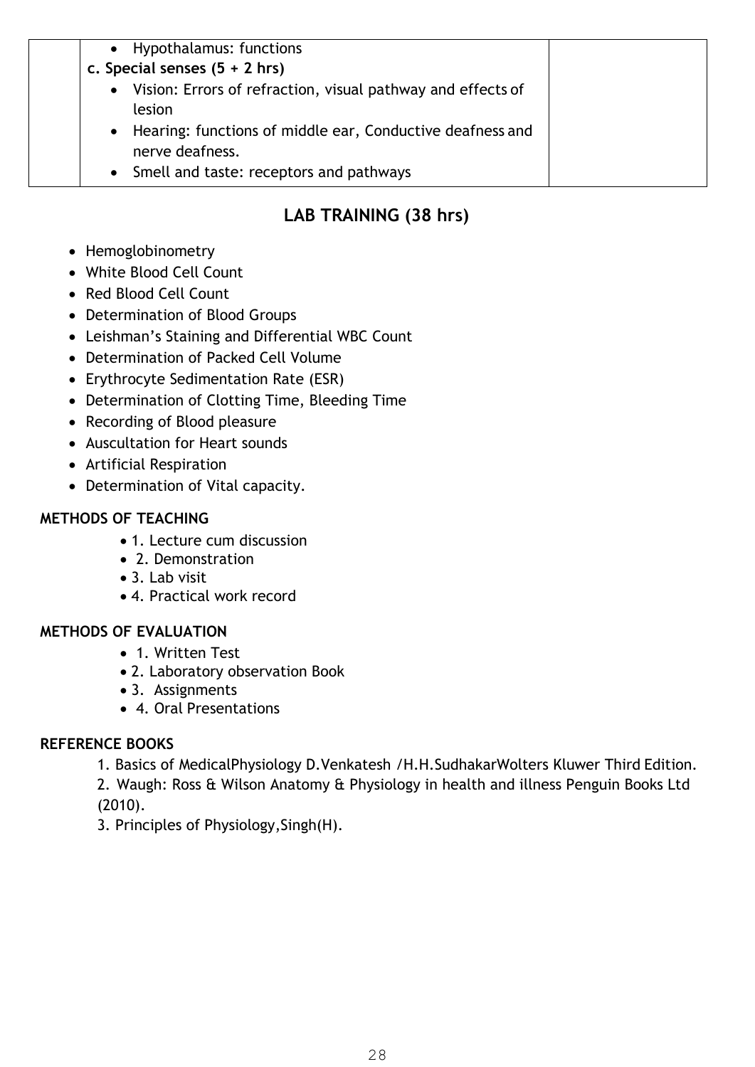| | • Hypothalamus: functions<br>**c. Special senses (5 + 2 hrs)**<br>• Vision: Errors of refraction, visual pathway and effects of lesion<br>• Hearing: functions of middle ear, Conductive deafness and nerve deafness.<br>• Smell and taste: receptors and pathways | |
|---|---|---|

## LAB TRAINING (38 hrs)

- Hemoglobinometry
- White Blood Cell Count
- Red Blood Cell Count
- Determination of Blood Groups
- Leishman's Staining and Differential WBC Count
- Determination of Packed Cell Volume
- Erythrocyte Sedimentation Rate (ESR)
- Determination of Clotting Time, Bleeding Time
- Recording of Blood pleasure
- Auscultation for Heart sounds
- Artificial Respiration
- Determination of Vital capacity.

**METHODS OF TEACHING**

- 1. Lecture cum discussion
- 2. Demonstration
- 3. Lab visit
- 4. Practical work record

**METHODS OF EVALUATION**

- 1. Written Test
- 2. Laboratory observation Book
- 3. Assignments
- 4. Oral Presentations

**REFERENCE BOOKS**

1. Basics of MedicalPhysiology D.Venkatesh /H.H.SudhakarWolters Kluwer Third Edition.
2. Waugh: Ross & Wilson Anatomy & Physiology in health and illness Penguin Books Ltd (2010).
3. Principles of Physiology,Singh(H).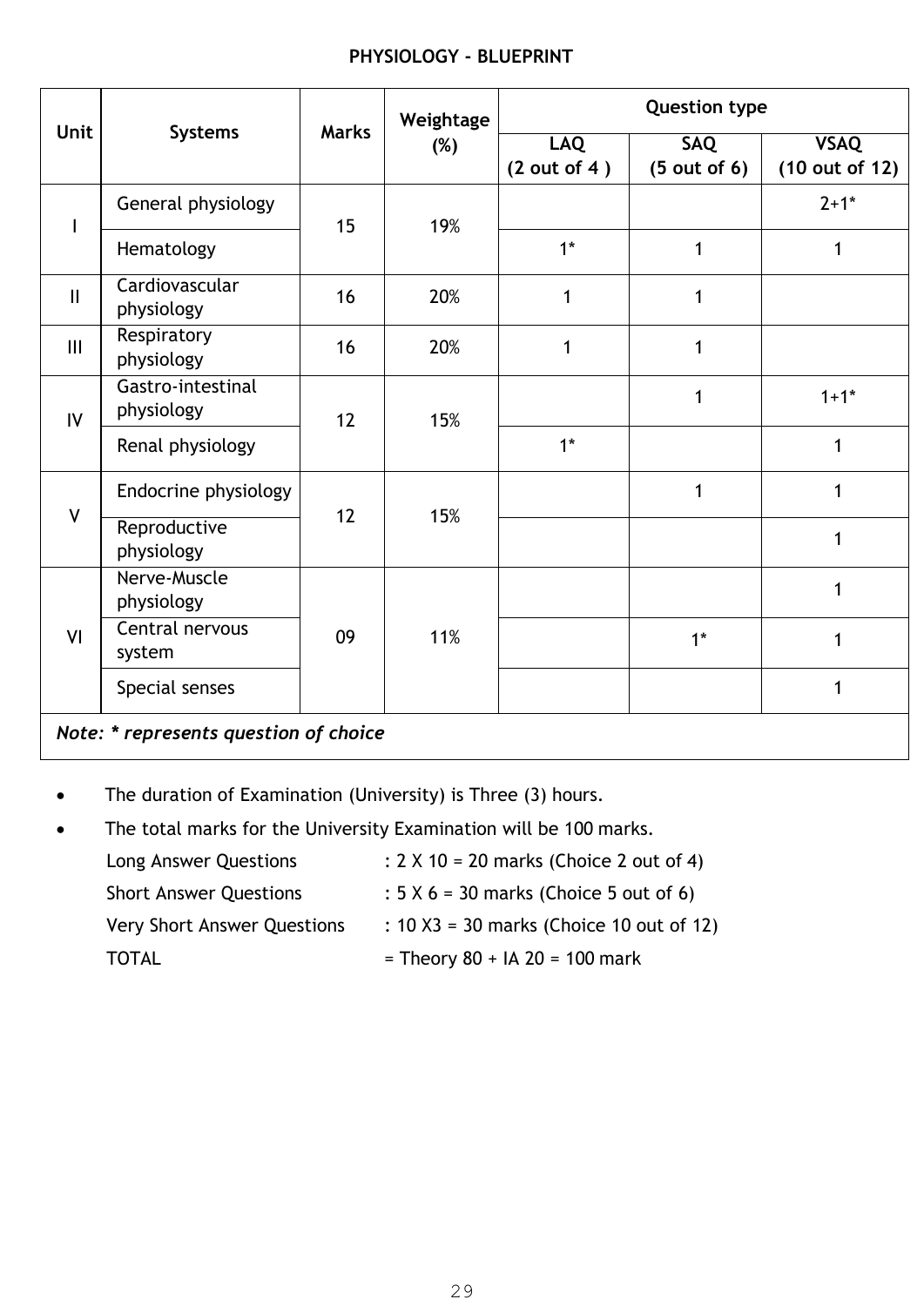**PHYSIOLOGY - BLUEPRINT**

| Unit | Systems | Marks | Weightage (%) | Question type | | |
|---|---|---|---|---|---|---|
| | | | | LAQ (2 out of 4 ) | SAQ (5 out of 6) | VSAQ (10 out of 12) |
| I | General physiology | 15 | 19% | | | 2+1* |
| | Hematology | | | 1* | 1 | 1 |
| II | Cardiovascular physiology | 16 | 20% | 1 | 1 | |
| III | Respiratory physiology | 16 | 20% | 1 | 1 | |
| IV | Gastro-intestinal physiology | 12 | 15% | | 1 | 1+1* |
| | Renal physiology | | | 1* | | 1 |
| V | Endocrine physiology | 12 | 15% | | 1 | 1 |
| | Reproductive physiology | | | | | 1 |
| VI | Nerve-Muscle physiology | 09 | 11% | | | 1 |
| | Central nervous system | | | | 1* | 1 |
| | Special senses | | | | | 1 |

*Note: * represents question of choice*

- The duration of Examination (University) is Three (3) hours.
- The total marks for the University Examination will be 100 marks.

Long Answer Questions : 2 X 10 = 20 marks (Choice 2 out of 4)

Short Answer Questions : 5 X 6 = 30 marks (Choice 5 out of 6)

Very Short Answer Questions : 10 X3 = 30 marks (Choice 10 out of 12)

TOTAL = Theory 80 + IA 20 = 100 mark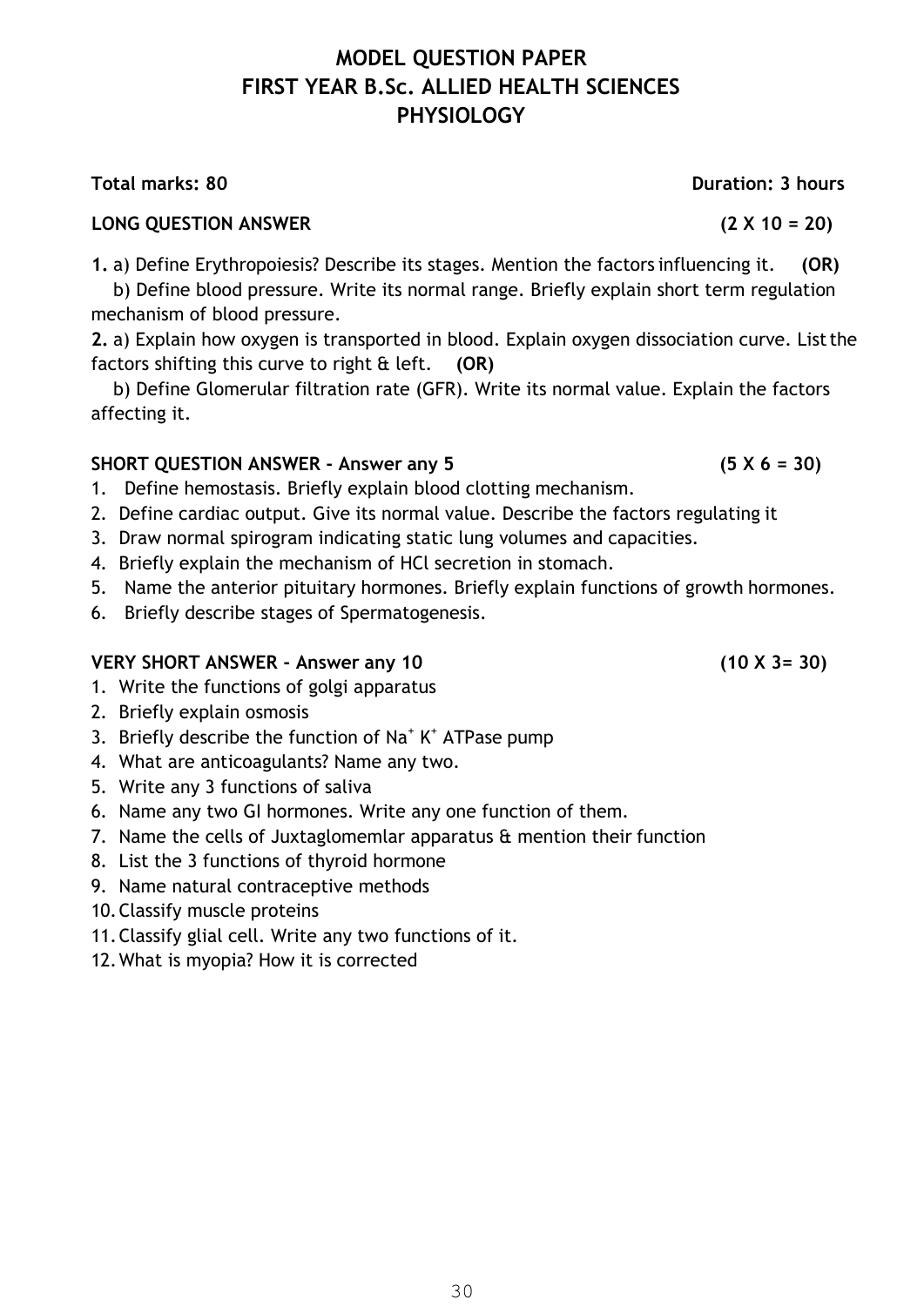# MODEL QUESTION PAPER
# FIRST YEAR B.Sc. ALLIED HEALTH SCIENCES
# PHYSIOLOGY

**Total marks: 80** **Duration: 3 hours**

**LONG QUESTION ANSWER** **(2 X 10 = 20)**

**1.** a) Define Erythropoiesis? Describe its stages. Mention the factors influencing it. **(OR)**

b) Define blood pressure. Write its normal range. Briefly explain short term regulation mechanism of blood pressure.

**2.** a) Explain how oxygen is transported in blood. Explain oxygen dissociation curve. List the factors shifting this curve to right & left. **(OR)**

b) Define Glomerular filtration rate (GFR). Write its normal value. Explain the factors affecting it.

**SHORT QUESTION ANSWER - Answer any 5** **(5 X 6 = 30)**

1. Define hemostasis. Briefly explain blood clotting mechanism.
2. Define cardiac output. Give its normal value. Describe the factors regulating it
3. Draw normal spirogram indicating static lung volumes and capacities.
4. Briefly explain the mechanism of HCl secretion in stomach.
5. Name the anterior pituitary hormones. Briefly explain functions of growth hormones.
6. Briefly describe stages of Spermatogenesis.

**VERY SHORT ANSWER - Answer any 10** **(10 X 3= 30)**

1. Write the functions of golgi apparatus
2. Briefly explain osmosis
3. Briefly describe the function of $Na^+$ $K^+$ ATPase pump
4. What are anticoagulants? Name any two.
5. Write any 3 functions of saliva
6. Name any two GI hormones. Write any one function of them.
7. Name the cells of Juxtaglomemlar apparatus & mention their function
8. List the 3 functions of thyroid hormone
9. Name natural contraceptive methods
10. Classify muscle proteins
11. Classify glial cell. Write any two functions of it.
12. What is myopia? How it is corrected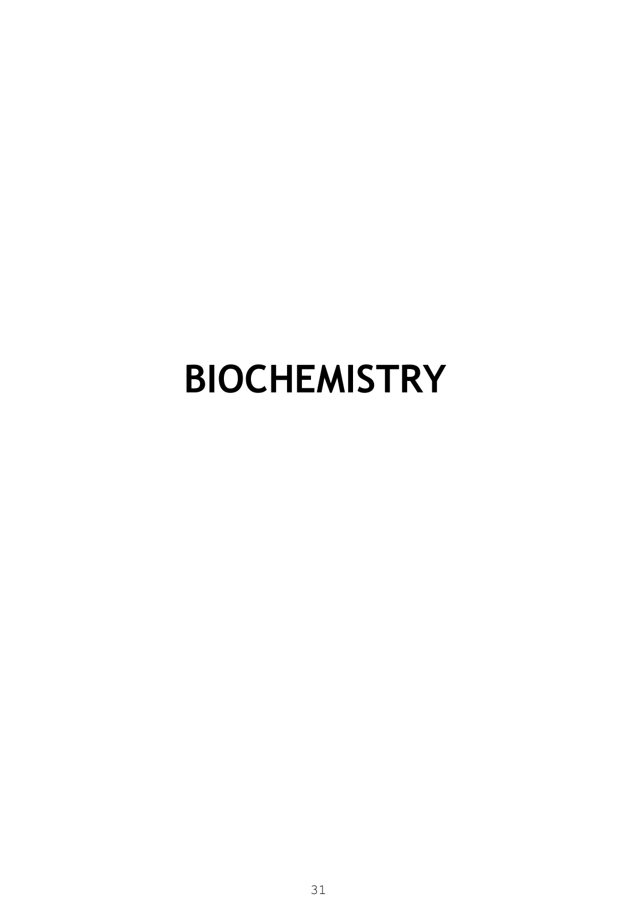# BIOCHEMISTRY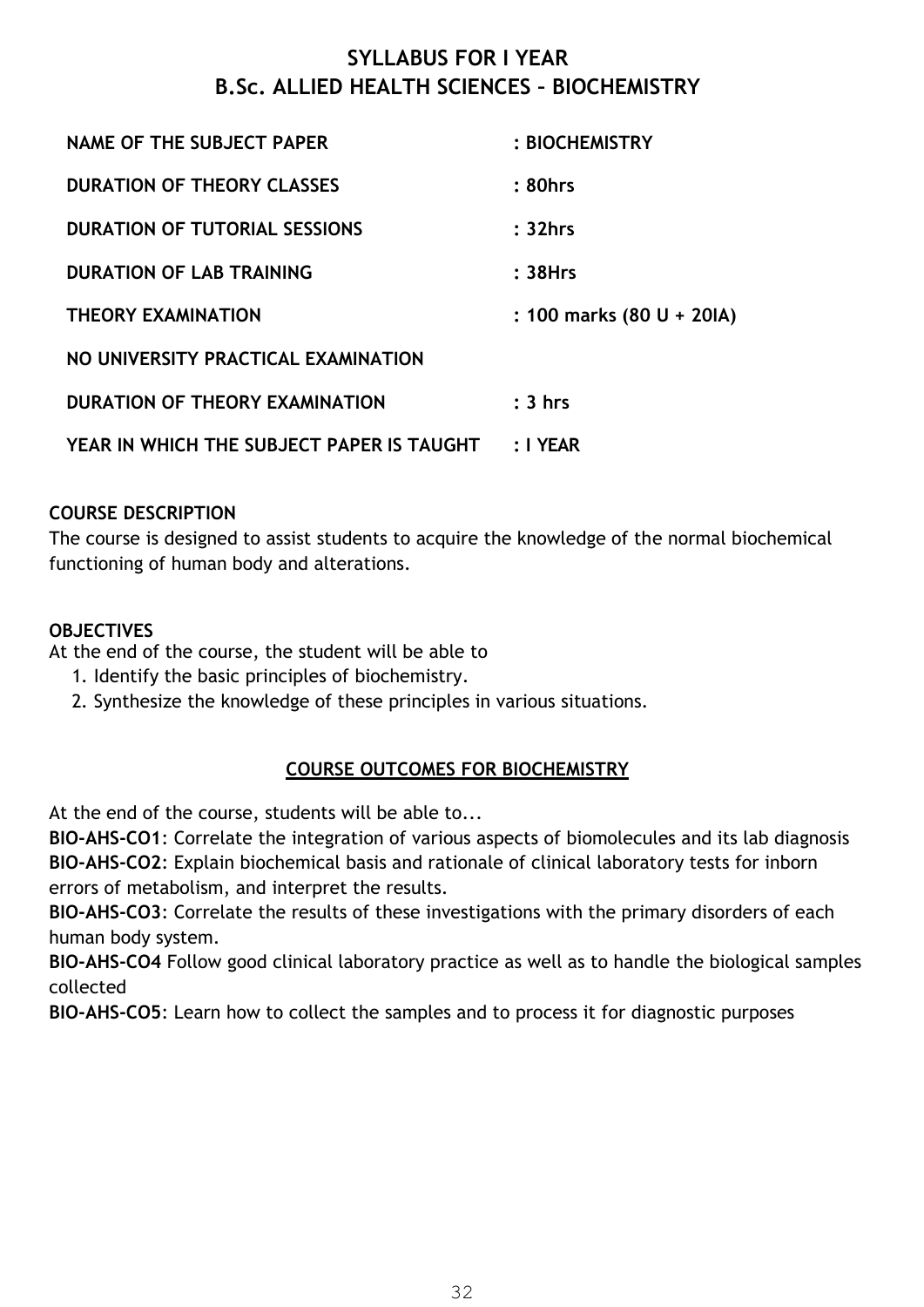# SYLLABUS FOR I YEAR
# B.Sc. ALLIED HEALTH SCIENCES – BIOCHEMISTRY

| | |
|---|---|
| **NAME OF THE SUBJECT PAPER** | **: BIOCHEMISTRY** |
| **DURATION OF THEORY CLASSES** | **: 80hrs** |
| **DURATION OF TUTORIAL SESSIONS** | **: 32hrs** |
| **DURATION OF LAB TRAINING** | **: 38Hrs** |
| **THEORY EXAMINATION** | **: 100 marks (80 U + 20IA)** |
| **NO UNIVERSITY PRACTICAL EXAMINATION** | |
| **DURATION OF THEORY EXAMINATION** | **: 3 hrs** |
| **YEAR IN WHICH THE SUBJECT PAPER IS TAUGHT** | **: I YEAR** |

**COURSE DESCRIPTION**

The course is designed to assist students to acquire the knowledge of the normal biochemical functioning of human body and alterations.

**OBJECTIVES**

At the end of the course, the student will be able to

1. Identify the basic principles of biochemistry.
2. Synthesize the knowledge of these principles in various situations.

## COURSE OUTCOMES FOR BIOCHEMISTRY

At the end of the course, students will be able to...

**BIO-AHS-CO1**: Correlate the integration of various aspects of biomolecules and its lab diagnosis

**BIO-AHS-CO2**: Explain biochemical basis and rationale of clinical laboratory tests for inborn errors of metabolism, and interpret the results.

**BIO-AHS-CO3**: Correlate the results of these investigations with the primary disorders of each human body system.

**BIO-AHS-CO4** Follow good clinical laboratory practice as well as to handle the biological samples collected

**BIO-AHS-CO5**: Learn how to collect the samples and to process it for diagnostic purposes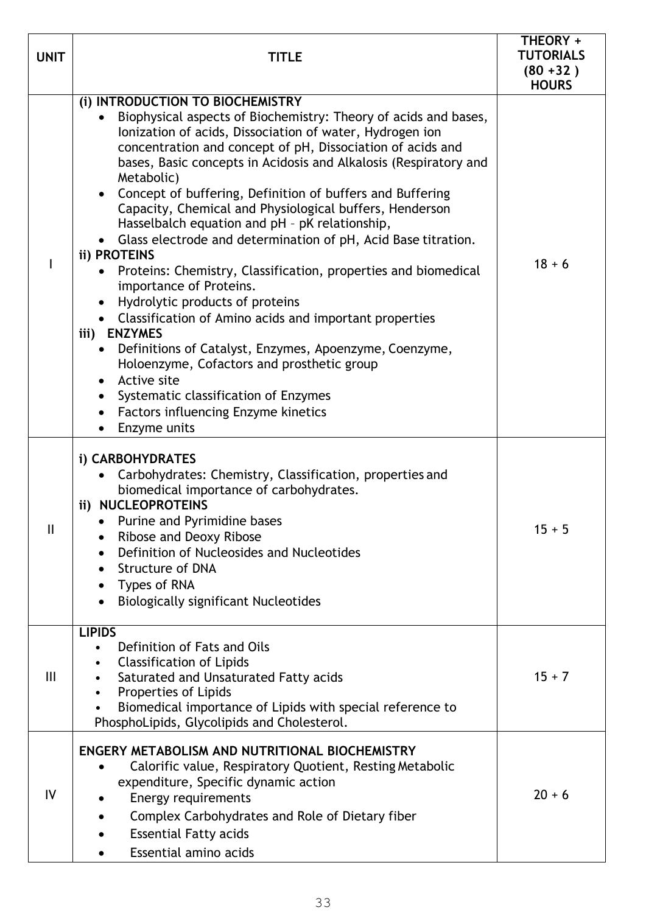| UNIT | TITLE | THEORY + TUTORIALS (80 +32 ) HOURS |
| --- | --- | --- |
| I | **(i) INTRODUCTION TO BIOCHEMISTRY**<br>• Biophysical aspects of Biochemistry: Theory of acids and bases, Ionization of acids, Dissociation of water, Hydrogen ion concentration and concept of pH, Dissociation of acids and bases, Basic concepts in Acidosis and Alkalosis (Respiratory and Metabolic)<br>• Concept of buffering, Definition of buffers and Buffering Capacity, Chemical and Physiological buffers, Henderson Hasselbalch equation and pH – pK relationship,<br>• Glass electrode and determination of pH, Acid Base titration.<br>**ii) PROTEINS**<br>• Proteins: Chemistry, Classification, properties and biomedical importance of Proteins.<br>• Hydrolytic products of proteins<br>• Classification of Amino acids and important properties<br>**iii) ENZYMES**<br>• Definitions of Catalyst, Enzymes, Apoenzyme, Coenzyme, Holoenzyme, Cofactors and prosthetic group<br>• Active site<br>• Systematic classification of Enzymes<br>• Factors influencing Enzyme kinetics<br>• Enzyme units | 18 + 6 |
| II | **i) CARBOHYDRATES**<br>• Carbohydrates: Chemistry, Classification, properties and biomedical importance of carbohydrates.<br>**ii) NUCLEOPROTEINS**<br>• Purine and Pyrimidine bases<br>• Ribose and Deoxy Ribose<br>• Definition of Nucleosides and Nucleotides<br>• Structure of DNA<br>• Types of RNA<br>• Biologically significant Nucleotides | 15 + 5 |
| III | **LIPIDS**<br>• Definition of Fats and Oils<br>• Classification of Lipids<br>• Saturated and Unsaturated Fatty acids<br>• Properties of Lipids<br>• Biomedical importance of Lipids with special reference to PhosphoLipids, Glycolipids and Cholesterol. | 15 + 7 |
| IV | **ENGERY METABOLISM AND NUTRITIONAL BIOCHEMISTRY**<br>• Calorific value, Respiratory Quotient, Resting Metabolic expenditure, Specific dynamic action<br>• Energy requirements<br>• Complex Carbohydrates and Role of Dietary fiber<br>• Essential Fatty acids<br>• Essential amino acids | 20 + 6 |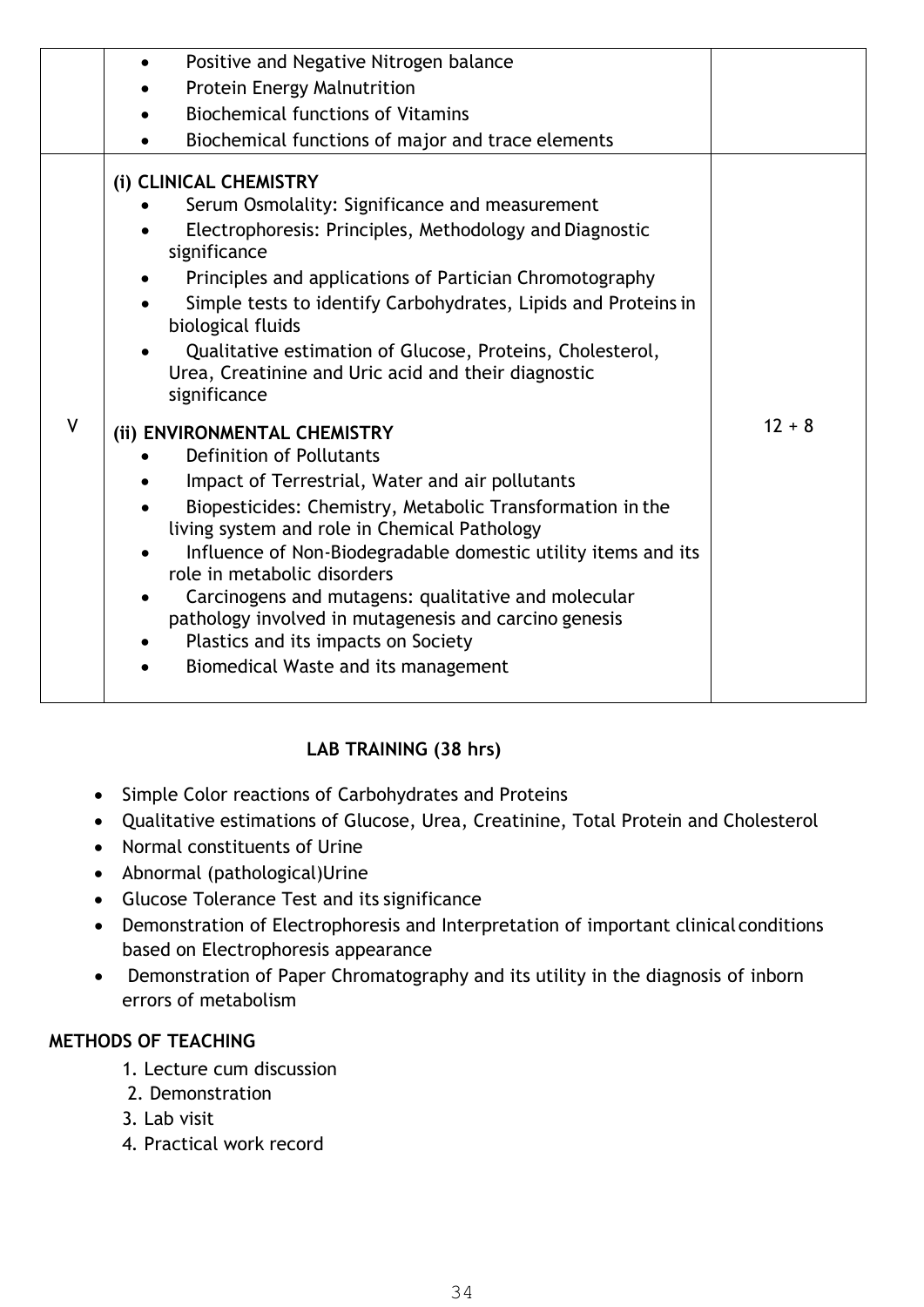| | | |
|---|---|---|
| | • Positive and Negative Nitrogen balance<br>• Protein Energy Malnutrition<br>• Biochemical functions of Vitamins<br>• Biochemical functions of major and trace elements | |
| V | **(i) CLINICAL CHEMISTRY**<br>• Serum Osmolality: Significance and measurement<br>• Electrophoresis: Principles, Methodology and Diagnostic significance<br>• Principles and applications of Partician Chromotography<br>• Simple tests to identify Carbohydrates, Lipids and Proteins in biological fluids<br>• Qualitative estimation of Glucose, Proteins, Cholesterol, Urea, Creatinine and Uric acid and their diagnostic significance<br><br>**(ii) ENVIRONMENTAL CHEMISTRY**<br>• Definition of Pollutants<br>• Impact of Terrestrial, Water and air pollutants<br>• Biopesticides: Chemistry, Metabolic Transformation in the living system and role in Chemical Pathology<br>• Influence of Non-Biodegradable domestic utility items and its role in metabolic disorders<br>• Carcinogens and mutagens: qualitative and molecular pathology involved in mutagenesis and carcino genesis<br>• Plastics and its impacts on Society<br>• Biomedical Waste and its management | 12 + 8 |

**LAB TRAINING (38 hrs)**

- Simple Color reactions of Carbohydrates and Proteins
- Qualitative estimations of Glucose, Urea, Creatinine, Total Protein and Cholesterol
- Normal constituents of Urine
- Abnormal (pathological)Urine
- Glucose Tolerance Test and its significance
- Demonstration of Electrophoresis and Interpretation of important clinical conditions based on Electrophoresis appearance
- Demonstration of Paper Chromatography and its utility in the diagnosis of inborn errors of metabolism

**METHODS OF TEACHING**

1. Lecture cum discussion
2. Demonstration
3. Lab visit
4. Practical work record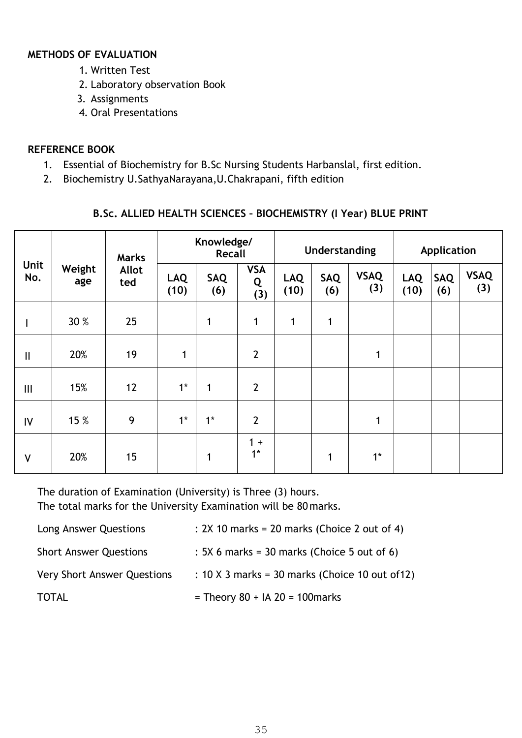**METHODS OF EVALUATION**

1. Written Test
2. Laboratory observation Book
3. Assignments
4. Oral Presentations

**REFERENCE BOOK**

1. Essential of Biochemistry for B.Sc Nursing Students Harbanslal, first edition.
2. Biochemistry U.SathyaNarayana,U.Chakrapani, fifth edition

**B.Sc. ALLIED HEALTH SCIENCES – BIOCHEMISTRY (I Year) BLUE PRINT**

| Unit No. | Weightage | Marks Allotted | Knowledge/ Recall | | | Understanding | | | Application | | |
|---|---|---|---|---|---|---|---|---|---|---|---|
| | | | LAQ (10) | SAQ (6) | VSAQ (3) | LAQ (10) | SAQ (6) | VSAQ (3) | LAQ (10) | SAQ (6) | VSAQ (3) |
| I | 30 % | 25 | | 1 | 1 | 1 | 1 | | | | |
| II | 20% | 19 | 1 | | 2 | | | 1 | | | |
| III | 15% | 12 | 1* | 1 | 2 | | | | | | |
| IV | 15 % | 9 | 1* | 1* | 2 | | | 1 | | | |
| V | 20% | 15 | | 1 | 1 + 1* | | 1 | 1* | | | |

The duration of Examination (University) is Three (3) hours.
The total marks for the University Examination will be 80 marks.

| | |
|---|---|
| Long Answer Questions | : 2X 10 marks = 20 marks (Choice 2 out of 4) |
| Short Answer Questions | : 5X 6 marks = 30 marks (Choice 5 out of 6) |
| Very Short Answer Questions | : 10 X 3 marks = 30 marks (Choice 10 out of12) |
| TOTAL | = Theory 80 + IA 20 = 100marks |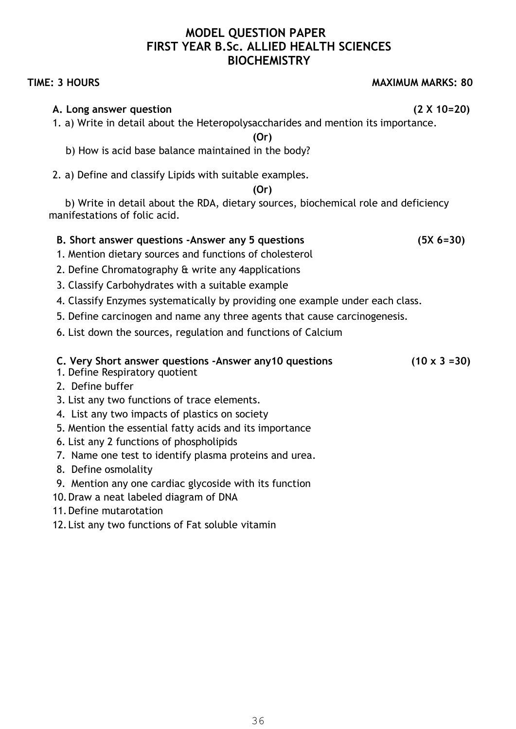# MODEL QUESTION PAPER
# FIRST YEAR B.Sc. ALLIED HEALTH SCIENCES
# BIOCHEMISTRY

**TIME: 3 HOURS** **MAXIMUM MARKS: 80**

**A. Long answer question (2 X 10=20)**

1. a) Write in detail about the Heteropolysaccharides and mention its importance.

   **(Or)**

   b) How is acid base balance maintained in the body?

2. a) Define and classify Lipids with suitable examples.

   **(Or)**

   b) Write in detail about the RDA, dietary sources, biochemical role and deficiency manifestations of folic acid.

**B. Short answer questions -Answer any 5 questions (5X 6=30)**

1. Mention dietary sources and functions of cholesterol
2. Define Chromatography & write any 4applications
3. Classify Carbohydrates with a suitable example
4. Classify Enzymes systematically by providing one example under each class.
5. Define carcinogen and name any three agents that cause carcinogenesis.
6. List down the sources, regulation and functions of Calcium

**C. Very Short answer questions -Answer any10 questions (10 x 3 =30)**

1. Define Respiratory quotient
2. Define buffer
3. List any two functions of trace elements.
4. List any two impacts of plastics on society
5. Mention the essential fatty acids and its importance
6. List any 2 functions of phospholipids
7. Name one test to identify plasma proteins and urea.
8. Define osmolality
9. Mention any one cardiac glycoside with its function
10. Draw a neat labeled diagram of DNA
11. Define mutarotation
12. List any two functions of Fat soluble vitamin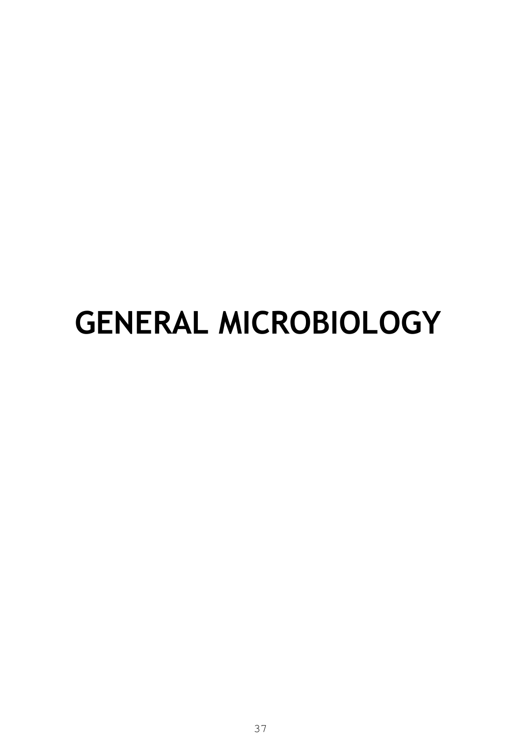# GENERAL MICROBIOLOGY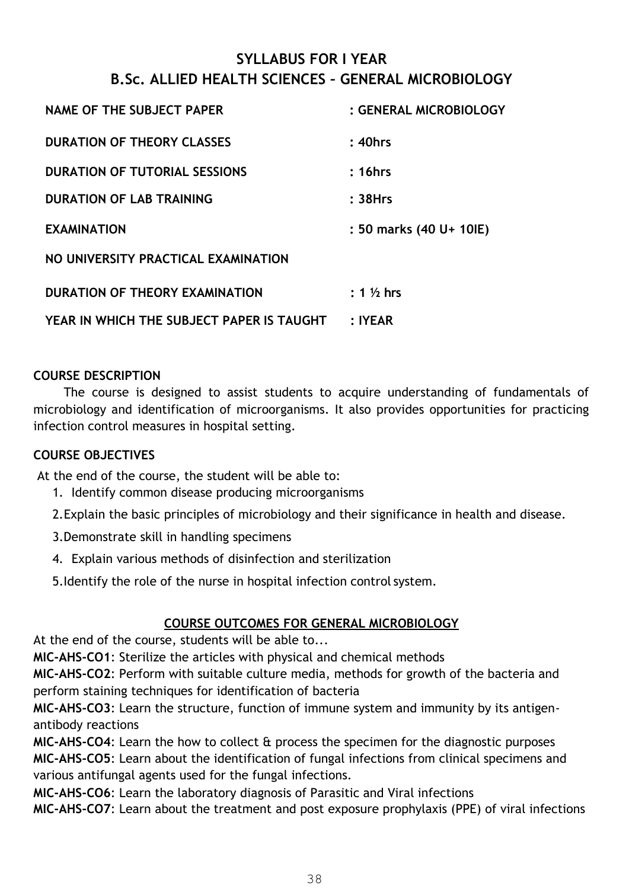# SYLLABUS FOR I YEAR
# B.Sc. ALLIED HEALTH SCIENCES – GENERAL MICROBIOLOGY

| | |
|---|---|
| **NAME OF THE SUBJECT PAPER** | **: GENERAL MICROBIOLOGY** |
| **DURATION OF THEORY CLASSES** | **: 40hrs** |
| **DURATION OF TUTORIAL SESSIONS** | **: 16hrs** |
| **DURATION OF LAB TRAINING** | **: 38Hrs** |
| **EXAMINATION** | **: 50 marks (40 U+ 10IE)** |
| **NO UNIVERSITY PRACTICAL EXAMINATION** | |
| **DURATION OF THEORY EXAMINATION** | **: 1 ½ hrs** |
| **YEAR IN WHICH THE SUBJECT PAPER IS TAUGHT** | **: IYEAR** |

**COURSE DESCRIPTION**

The course is designed to assist students to acquire understanding of fundamentals of microbiology and identification of microorganisms. It also provides opportunities for practicing infection control measures in hospital setting.

**COURSE OBJECTIVES**

At the end of the course, the student will be able to:

1. Identify common disease producing microorganisms
2. Explain the basic principles of microbiology and their significance in health and disease.
3. Demonstrate skill in handling specimens
4. Explain various methods of disinfection and sterilization
5. Identify the role of the nurse in hospital infection control system.

**COURSE OUTCOMES FOR GENERAL MICROBIOLOGY**

At the end of the course, students will be able to...

**MIC-AHS-CO1**: Sterilize the articles with physical and chemical methods
**MIC-AHS-CO2**: Perform with suitable culture media, methods for growth of the bacteria and perform staining techniques for identification of bacteria
**MIC-AHS-CO3**: Learn the structure, function of immune system and immunity by its antigen-antibody reactions
**MIC-AHS-CO4**: Learn the how to collect & process the specimen for the diagnostic purposes
**MIC-AHS-CO5**: Learn about the identification of fungal infections from clinical specimens and various antifungal agents used for the fungal infections.
**MIC-AHS-CO6**: Learn the laboratory diagnosis of Parasitic and Viral infections
**MIC-AHS-CO7**: Learn about the treatment and post exposure prophylaxis (PPE) of viral infections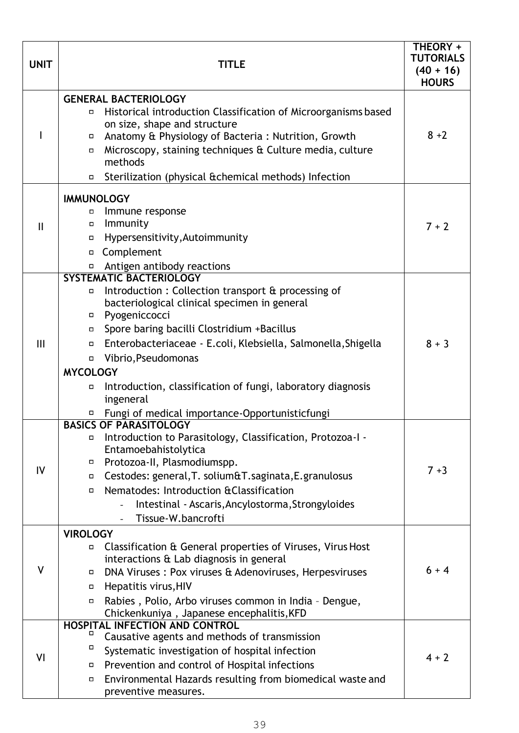| UNIT | TITLE | THEORY + TUTORIALS (40 + 16) HOURS |
|---|---|---|
| I | **GENERAL BACTERIOLOGY**<br>▫ Historical introduction Classification of Microorganisms based on size, shape and structure<br>▫ Anatomy & Physiology of Bacteria : Nutrition, Growth<br>▫ Microscopy, staining techniques & Culture media, culture methods<br>▫ Sterilization (physical &chemical methods) Infection | 8 +2 |
| II | **IMMUNOLOGY**<br>▫ Immune response<br>▫ Immunity<br>▫ Hypersensitivity,Autoimmunity<br>▫ Complement<br>▫ Antigen antibody reactions | 7 + 2 |
| III | **SYSTEMATIC BACTERIOLOGY**<br>▫ Introduction : Collection transport & processing of bacteriological clinical specimen in general<br>▫ Pyogeniccocci<br>▫ Spore baring bacilli Clostridium +Bacillus<br>▫ Enterobacteriaceae - E.coli, Klebsiella, Salmonella,Shigella<br>▫ Vibrio,Pseudomonas<br>**MYCOLOGY**<br>▫ Introduction, classification of fungi, laboratory diagnosis ingeneral<br>▫ Fungi of medical importance-Opportunisticfungi | 8 + 3 |
| IV | **BASICS OF PARASITOLOGY**<br>▫ Introduction to Parasitology, Classification, Protozoa-I - Entamoebahistolytica<br>▫ Protozoa-II, Plasmodiumspp.<br>▫ Cestodes: general,T. solium&T.saginata,E.granulosus<br>▫ Nematodes: Introduction &Classification<br>- Intestinal - Ascaris,Ancylostorma,Strongyloides<br>- Tissue-W.bancrofti | 7 +3 |
| V | **VIROLOGY**<br>▫ Classification & General properties of Viruses, Virus Host interactions & Lab diagnosis in general<br>▫ DNA Viruses : Pox viruses & Adenoviruses, Herpesviruses<br>▫ Hepatitis virus,HIV<br>▫ Rabies , Polio, Arbo viruses common in India – Dengue, Chickenkuniya , Japanese encephalitis,KFD | 6 + 4 |
| VI | **HOSPITAL INFECTION AND CONTROL**<br>▫ Causative agents and methods of transmission<br>▫ Systematic investigation of hospital infection<br>▫ Prevention and control of Hospital infections<br>▫ Environmental Hazards resulting from biomedical waste and preventive measures. | 4 + 2 |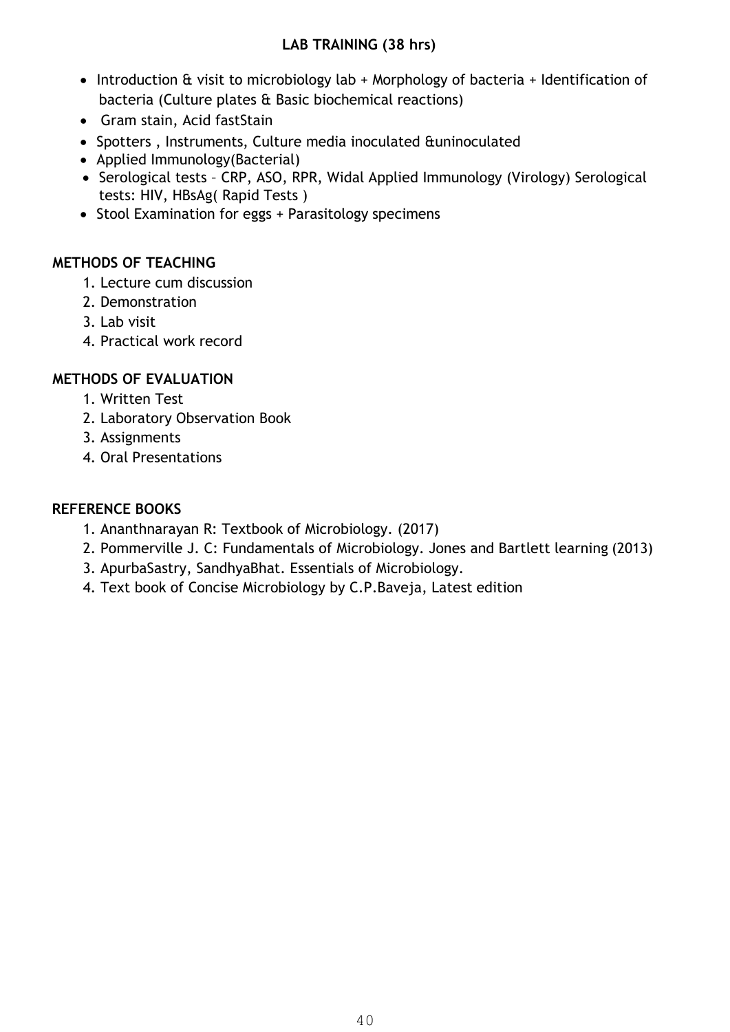**LAB TRAINING (38 hrs)**

- Introduction & visit to microbiology lab + Morphology of bacteria + Identification of bacteria (Culture plates & Basic biochemical reactions)
- Gram stain, Acid fastStain
- Spotters , Instruments, Culture media inoculated &uninoculated
- Applied Immunology(Bacterial)
- Serological tests – CRP, ASO, RPR, Widal Applied Immunology (Virology) Serological tests: HIV, HBsAg( Rapid Tests )
- Stool Examination for eggs + Parasitology specimens

**METHODS OF TEACHING**

1. Lecture cum discussion
2. Demonstration
3. Lab visit
4. Practical work record

**METHODS OF EVALUATION**

1. Written Test
2. Laboratory Observation Book
3. Assignments
4. Oral Presentations

**REFERENCE BOOKS**

1. Ananthnarayan R: Textbook of Microbiology. (2017)
2. Pommerville J. C: Fundamentals of Microbiology. Jones and Bartlett learning (2013)
3. ApurbaSastry, SandhyaBhat. Essentials of Microbiology.
4. Text book of Concise Microbiology by C.P.Baveja, Latest edition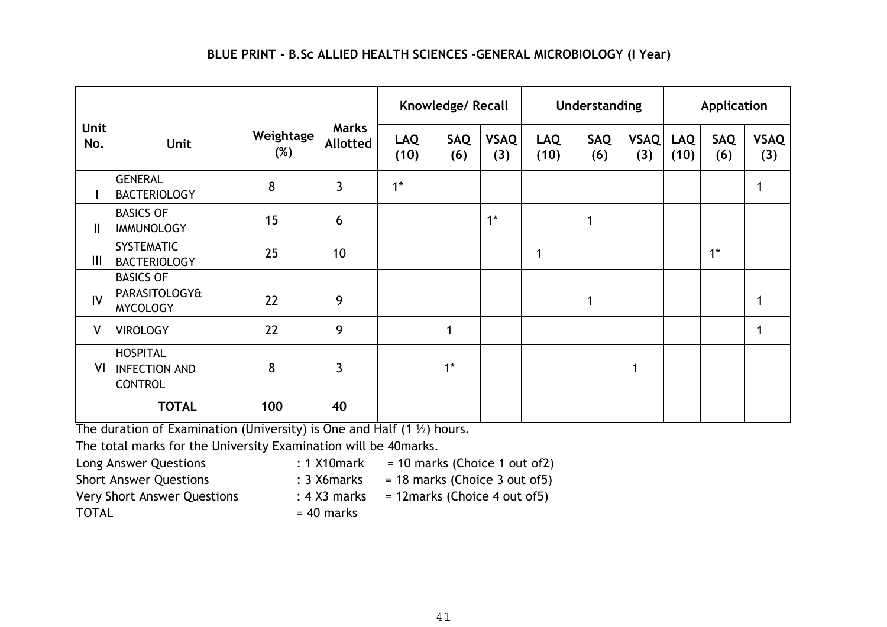**BLUE PRINT - B.Sc ALLIED HEALTH SCIENCES –GENERAL MICROBIOLOGY (I Year)**

| Unit No. | Unit | Weightage (%) | Marks Allotted | Knowledge/ Recall | | | Understanding | | | Application | | |
|---|---|---|---|---|---|---|---|---|---|---|---|---|
| | | | | LAQ (10) | SAQ (6) | VSAQ (3) | LAQ (10) | SAQ (6) | VSAQ (3) | LAQ (10) | SAQ (6) | VSAQ (3) |
| I | GENERAL BACTERIOLOGY | 8 | 3 | 1* | | | | | | | | 1 |
| II | BASICS OF IMMUNOLOGY | 15 | 6 | | | 1* | | 1 | | | | |
| III | SYSTEMATIC BACTERIOLOGY | 25 | 10 | | | | 1 | | | | 1* | |
| IV | BASICS OF PARASITOLOGY& MYCOLOGY | 22 | 9 | | | | | 1 | | | | 1 |
| V | VIROLOGY | 22 | 9 | | 1 | | | | | | | 1 |
| VI | HOSPITAL INFECTION AND CONTROL | 8 | 3 | | 1* | | | | 1 | | | |
| | **TOTAL** | **100** | **40** | | | | | | | | | |

The duration of Examination (University) is One and Half (1 ½) hours.

The total marks for the University Examination will be 40marks.

| | | |
|---|---|---|
| Long Answer Questions | : 1 X10mark | = 10 marks (Choice 1 out of2) |
| Short Answer Questions | : 3 X6marks | = 18 marks (Choice 3 out of5) |
| Very Short Answer Questions | : 4 X3 marks | = 12marks (Choice 4 out of5) |
| TOTAL | = 40 marks | |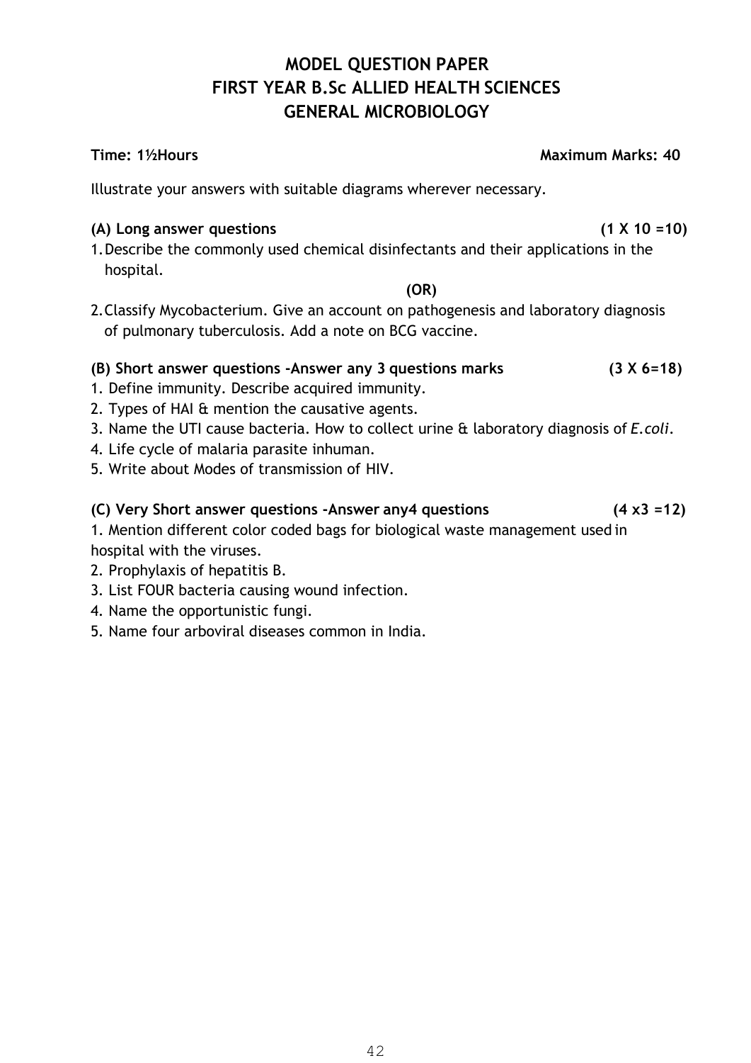# MODEL QUESTION PAPER
# FIRST YEAR B.Sc ALLIED HEALTH SCIENCES
# GENERAL MICROBIOLOGY

**Time: 1½Hours** **Maximum Marks: 40**

Illustrate your answers with suitable diagrams wherever necessary.

**(A) Long answer questions** **(1 X 10 =10)**

1. Describe the commonly used chemical disinfectants and their applications in the hospital.

**(OR)**

2. Classify Mycobacterium. Give an account on pathogenesis and laboratory diagnosis of pulmonary tuberculosis. Add a note on BCG vaccine.

**(B) Short answer questions -Answer any 3 questions marks** **(3 X 6=18)**

1. Define immunity. Describe acquired immunity.
2. Types of HAI & mention the causative agents.
3. Name the UTI cause bacteria. How to collect urine & laboratory diagnosis of *E.coli*.
4. Life cycle of malaria parasite inhuman.
5. Write about Modes of transmission of HIV.

**(C) Very Short answer questions -Answer any4 questions** **(4 x3 =12)**

1. Mention different color coded bags for biological waste management used in hospital with the viruses.
2. Prophylaxis of hepatitis B.
3. List FOUR bacteria causing wound infection.
4. Name the opportunistic fungi.
5. Name four arboviral diseases common in India.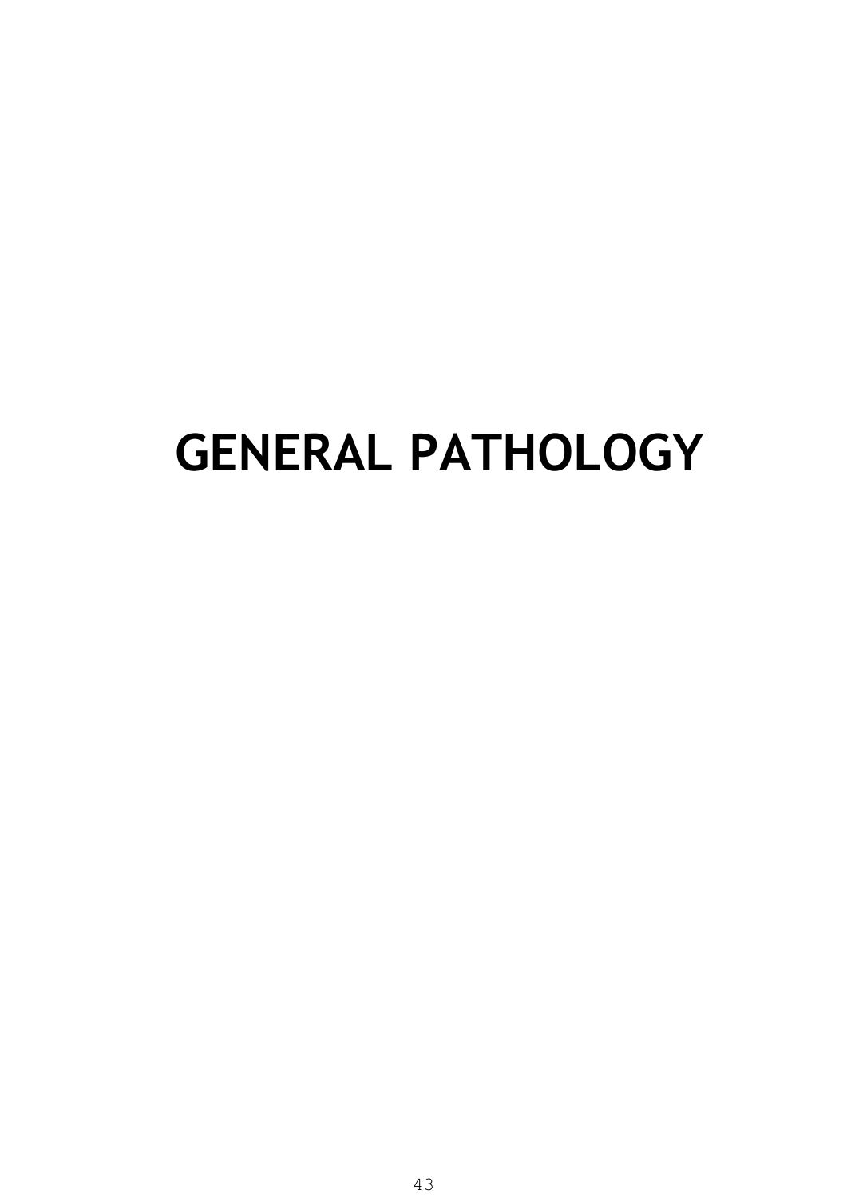# GENERAL PATHOLOGY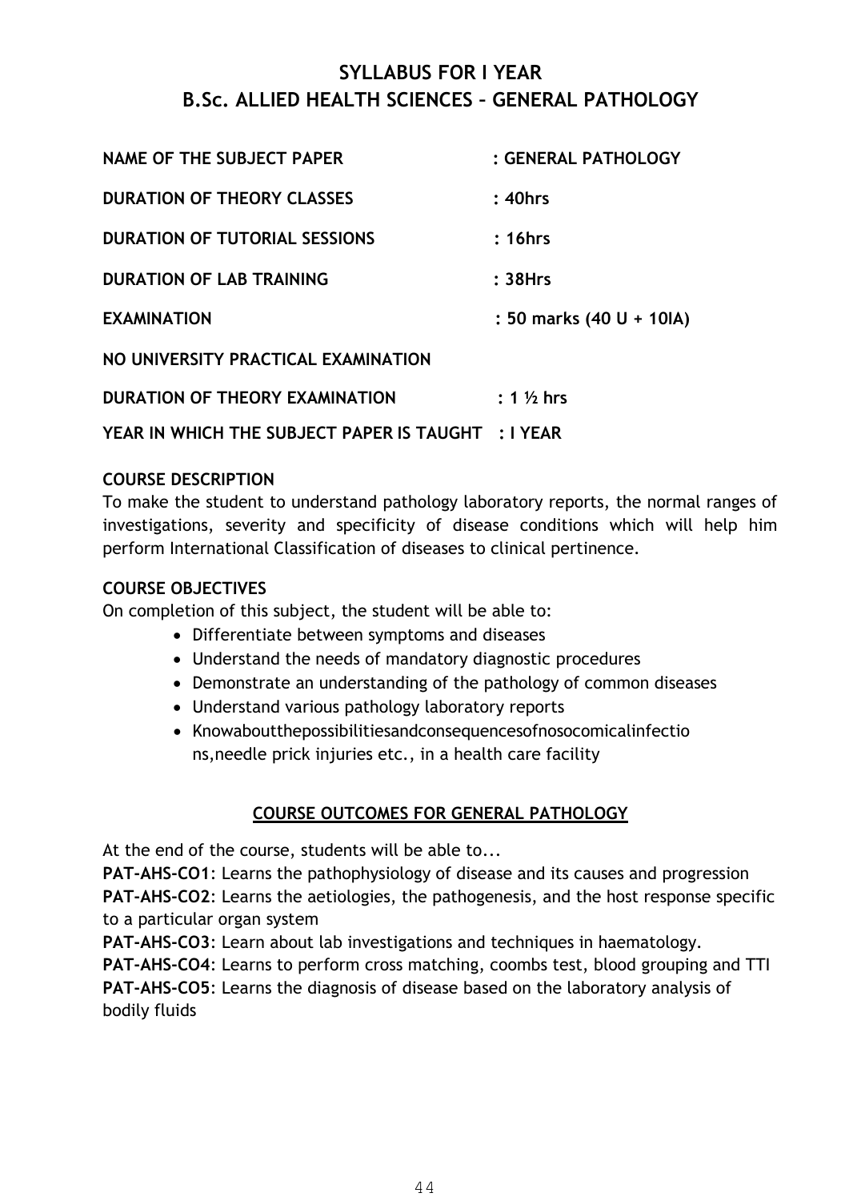# SYLLABUS FOR I YEAR
# B.Sc. ALLIED HEALTH SCIENCES – GENERAL PATHOLOGY

**NAME OF THE SUBJECT PAPER** : **GENERAL PATHOLOGY**

**DURATION OF THEORY CLASSES** : **40hrs**

**DURATION OF TUTORIAL SESSIONS** : **16hrs**

**DURATION OF LAB TRAINING** : **38Hrs**

**EXAMINATION** : **50 marks (40 U + 10IA)**

**NO UNIVERSITY PRACTICAL EXAMINATION**

**DURATION OF THEORY EXAMINATION** : **1 ½ hrs**

**YEAR IN WHICH THE SUBJECT PAPER IS TAUGHT** : **I YEAR**

**COURSE DESCRIPTION**

To make the student to understand pathology laboratory reports, the normal ranges of investigations, severity and specificity of disease conditions which will help him perform International Classification of diseases to clinical pertinence.

**COURSE OBJECTIVES**

On completion of this subject, the student will be able to:

- Differentiate between symptoms and diseases
- Understand the needs of mandatory diagnostic procedures
- Demonstrate an understanding of the pathology of common diseases
- Understand various pathology laboratory reports
- Knowaboutthepossibilitiesandconsequencesofnosocomicalinfectio ns,needle prick injuries etc., in a health care facility

## COURSE OUTCOMES FOR GENERAL PATHOLOGY

At the end of the course, students will be able to...

**PAT-AHS-CO1**: Learns the pathophysiology of disease and its causes and progression

**PAT-AHS-CO2**: Learns the aetiologies, the pathogenesis, and the host response specific to a particular organ system

**PAT-AHS-CO3**: Learn about lab investigations and techniques in haematology.

**PAT-AHS-CO4**: Learns to perform cross matching, coombs test, blood grouping and TTI

**PAT-AHS-CO5**: Learns the diagnosis of disease based on the laboratory analysis of bodily fluids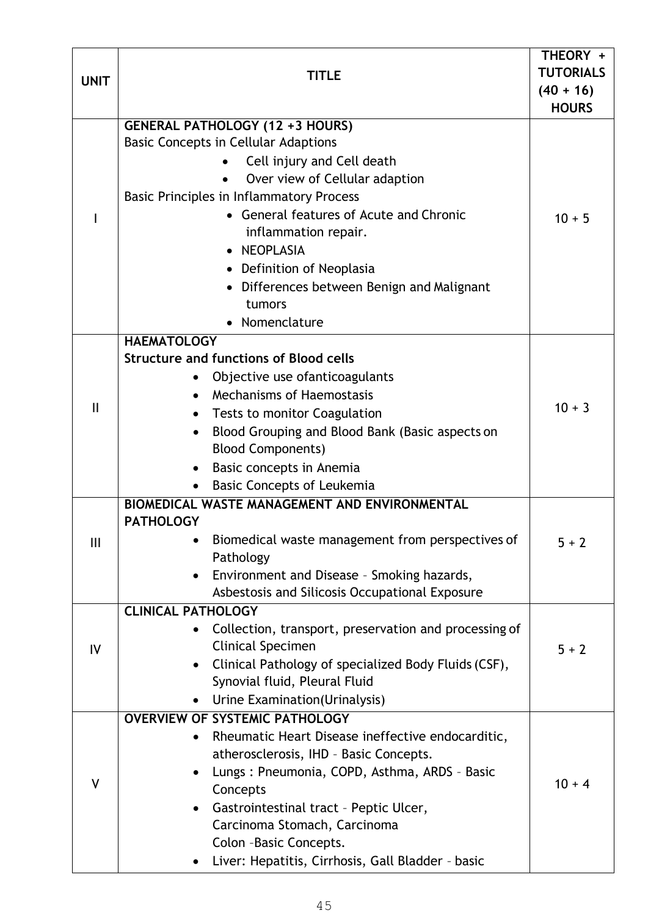| UNIT | TITLE | THEORY + TUTORIALS (40 + 16) HOURS |
|---|---|---|
| I | **GENERAL PATHOLOGY (12 +3 HOURS)**<br>Basic Concepts in Cellular Adaptions<br>• Cell injury and Cell death<br>• Over view of Cellular adaption<br>Basic Principles in Inflammatory Process<br>• General features of Acute and Chronic inflammation repair.<br>• NEOPLASIA<br>• Definition of Neoplasia<br>• Differences between Benign and Malignant tumors<br>• Nomenclature | 10 + 5 |
| II | **HAEMATOLOGY**<br>**Structure and functions of Blood cells**<br>• Objective use ofanticoagulants<br>• Mechanisms of Haemostasis<br>• Tests to monitor Coagulation<br>• Blood Grouping and Blood Bank (Basic aspects on Blood Components)<br>• Basic concepts in Anemia<br>• Basic Concepts of Leukemia | 10 + 3 |
| III | **BIOMEDICAL WASTE MANAGEMENT AND ENVIRONMENTAL PATHOLOGY**<br>• Biomedical waste management from perspectives of Pathology<br>• Environment and Disease – Smoking hazards, Asbestosis and Silicosis Occupational Exposure | 5 + 2 |
| IV | **CLINICAL PATHOLOGY**<br>• Collection, transport, preservation and processing of Clinical Specimen<br>• Clinical Pathology of specialized Body Fluids (CSF), Synovial fluid, Pleural Fluid<br>• Urine Examination(Urinalysis) | 5 + 2 |
| V | **OVERVIEW OF SYSTEMIC PATHOLOGY**<br>• Rheumatic Heart Disease ineffective endocarditic, atherosclerosis, IHD – Basic Concepts.<br>• Lungs : Pneumonia, COPD, Asthma, ARDS – Basic Concepts<br>• Gastrointestinal tract – Peptic Ulcer, Carcinoma Stomach, Carcinoma Colon –Basic Concepts.<br>• Liver: Hepatitis, Cirrhosis, Gall Bladder – basic | 10 + 4 |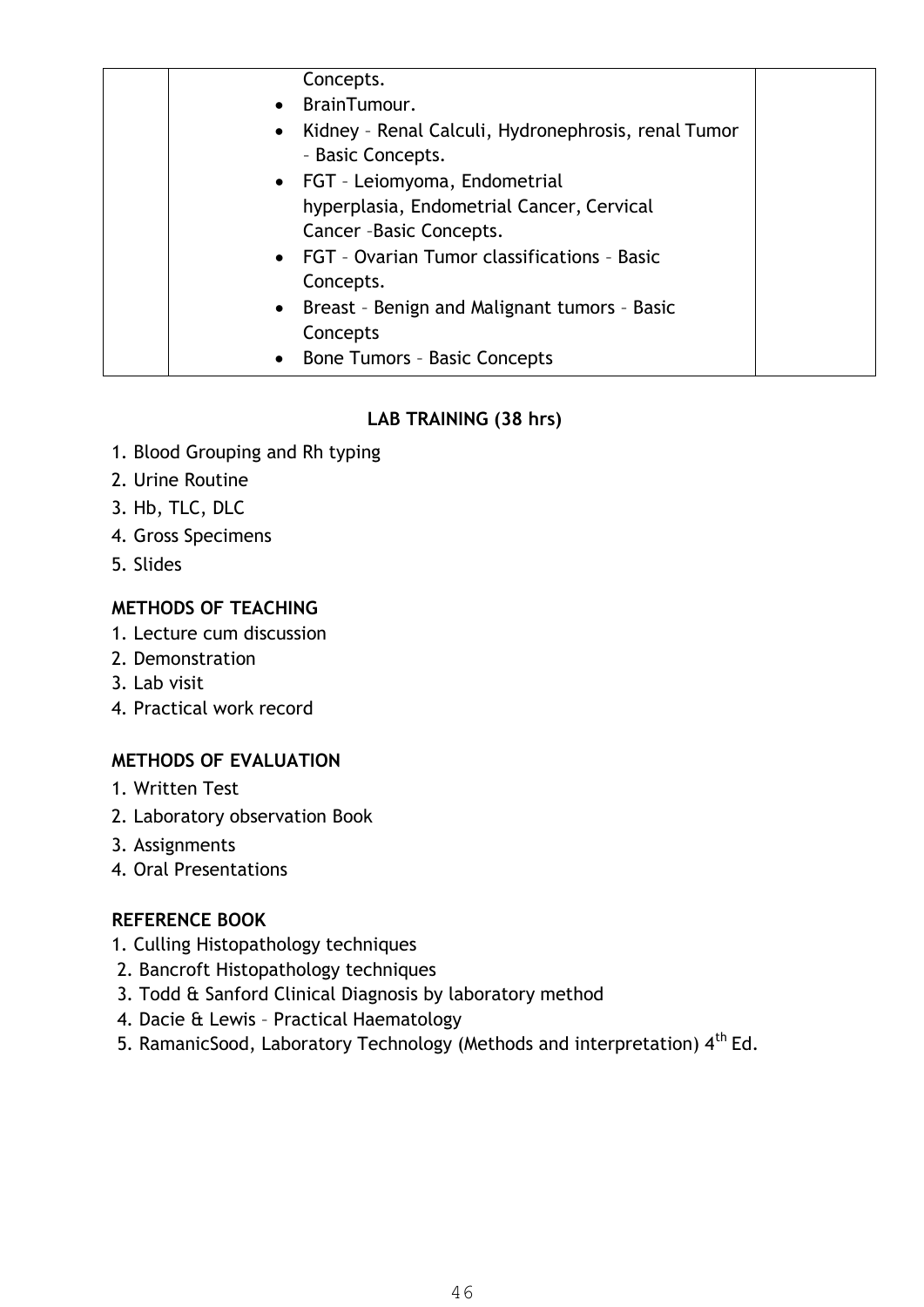|  | Concepts.<br>• BrainTumour.<br>• Kidney – Renal Calculi, Hydronephrosis, renal Tumor – Basic Concepts.<br>• FGT – Leiomyoma, Endometrial hyperplasia, Endometrial Cancer, Cervical Cancer –Basic Concepts.<br>• FGT – Ovarian Tumor classifications – Basic Concepts.<br>• Breast – Benign and Malignant tumors – Basic Concepts<br>• Bone Tumors – Basic Concepts |  |
|---|---|---|

**LAB TRAINING (38 hrs)**

1. Blood Grouping and Rh typing
2. Urine Routine
3. Hb, TLC, DLC
4. Gross Specimens
5. Slides

**METHODS OF TEACHING**

1. Lecture cum discussion
2. Demonstration
3. Lab visit
4. Practical work record

**METHODS OF EVALUATION**

1. Written Test
2. Laboratory observation Book
3. Assignments
4. Oral Presentations

**REFERENCE BOOK**

1. Culling Histopathology techniques
2. Bancroft Histopathology techniques
3. Todd & Sanford Clinical Diagnosis by laboratory method
4. Dacie & Lewis – Practical Haematology
5. RamanicSood, Laboratory Technology (Methods and interpretation) 4th Ed.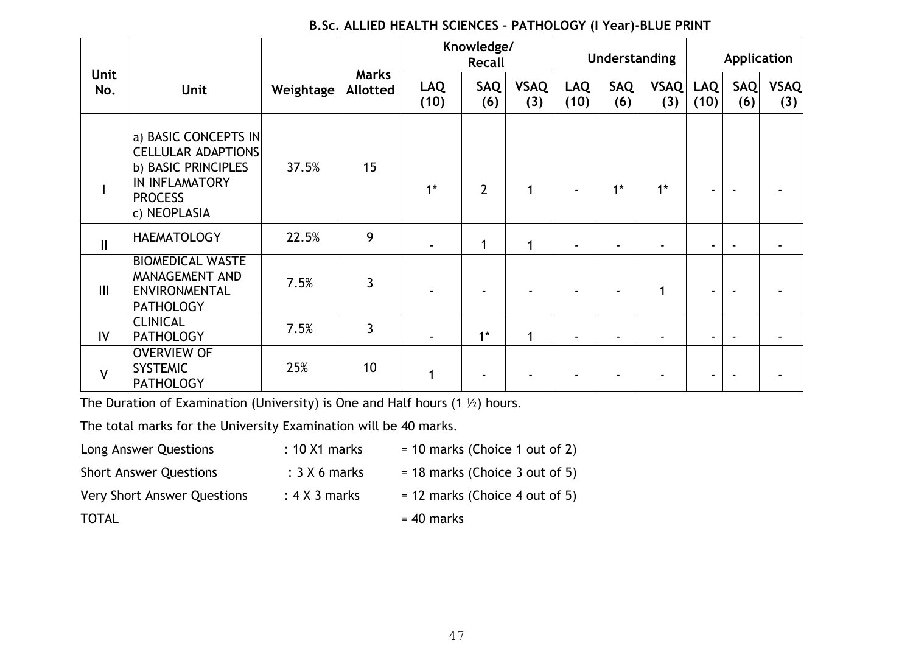**B.Sc. ALLIED HEALTH SCIENCES – PATHOLOGY (I Year)-BLUE PRINT**

| Unit No. | Unit | Weightage | Marks Allotted | Knowledge/ Recall | | | Understanding | | | Application | | |
|---|---|---|---|---|---|---|---|---|---|---|---|---|
| | | | | LAQ (10) | SAQ (6) | VSAQ (3) | LAQ (10) | SAQ (6) | VSAQ (3) | LAQ (10) | SAQ (6) | VSAQ (3) |
| I | a) BASIC CONCEPTS IN CELLULAR ADAPTIONS b) BASIC PRINCIPLES IN INFLAMATORY PROCESS c) NEOPLASIA | 37.5% | 15 | 1* | 2 | 1 | - | 1* | 1* | - | - | - |
| II | HAEMATOLOGY | 22.5% | 9 | - | 1 | 1 | - | - | - | - | - | - |
| III | BIOMEDICAL WASTE MANAGEMENT AND ENVIRONMENTAL PATHOLOGY | 7.5% | 3 | - | - | - | - | - | 1 | - | - | - |
| IV | CLINICAL PATHOLOGY | 7.5% | 3 | - | 1* | 1 | - | - | - | - | - | - |
| V | OVERVIEW OF SYSTEMIC PATHOLOGY | 25% | 10 | 1 | - | - | - | - | - | - | - | - |

The Duration of Examination (University) is One and Half hours (1 ½) hours.

The total marks for the University Examination will be 40 marks.

| | | |
|---|---|---|
| Long Answer Questions | : 10 X1 marks | = 10 marks (Choice 1 out of 2) |
| Short Answer Questions | : 3 X 6 marks | = 18 marks (Choice 3 out of 5) |
| Very Short Answer Questions | : 4 X 3 marks | = 12 marks (Choice 4 out of 5) |
| TOTAL | | = 40 marks |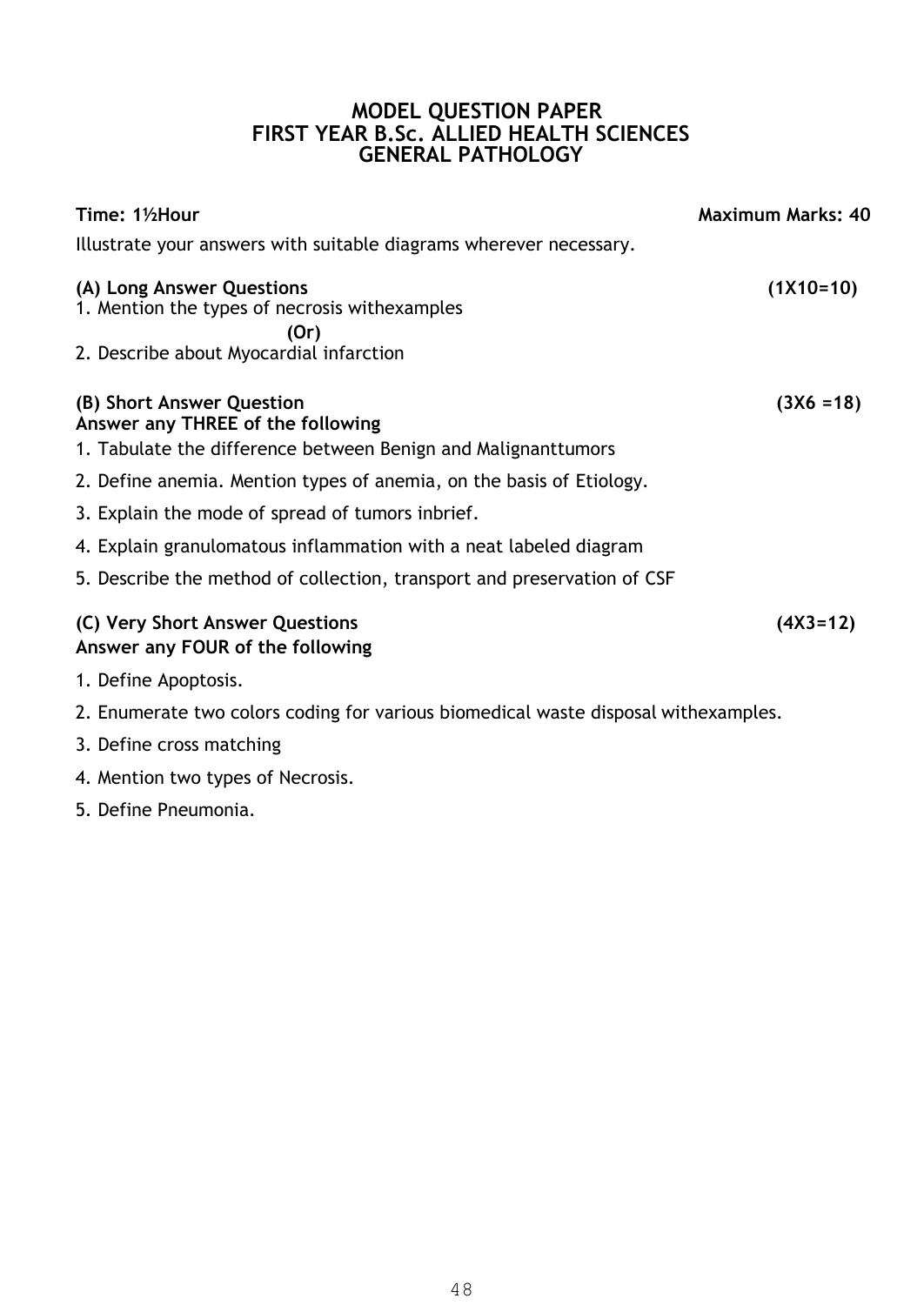# MODEL QUESTION PAPER
## FIRST YEAR B.Sc. ALLIED HEALTH SCIENCES
## GENERAL PATHOLOGY

**Time: 1½Hour** **Maximum Marks: 40**

Illustrate your answers with suitable diagrams wherever necessary.

**(A) Long Answer Questions** **(1X10=10)**

1. Mention the types of necrosis withexamples

**(Or)**

2. Describe about Myocardial infarction

**(B) Short Answer Question** **(3X6 =18)**
**Answer any THREE of the following**

1. Tabulate the difference between Benign and Malignanttumors
2. Define anemia. Mention types of anemia, on the basis of Etiology.
3. Explain the mode of spread of tumors inbrief.
4. Explain granulomatous inflammation with a neat labeled diagram
5. Describe the method of collection, transport and preservation of CSF

**(C) Very Short Answer Questions** **(4X3=12)**
**Answer any FOUR of the following**

1. Define Apoptosis.
2. Enumerate two colors coding for various biomedical waste disposal withexamples.
3. Define cross matching
4. Mention two types of Necrosis.
5. Define Pneumonia.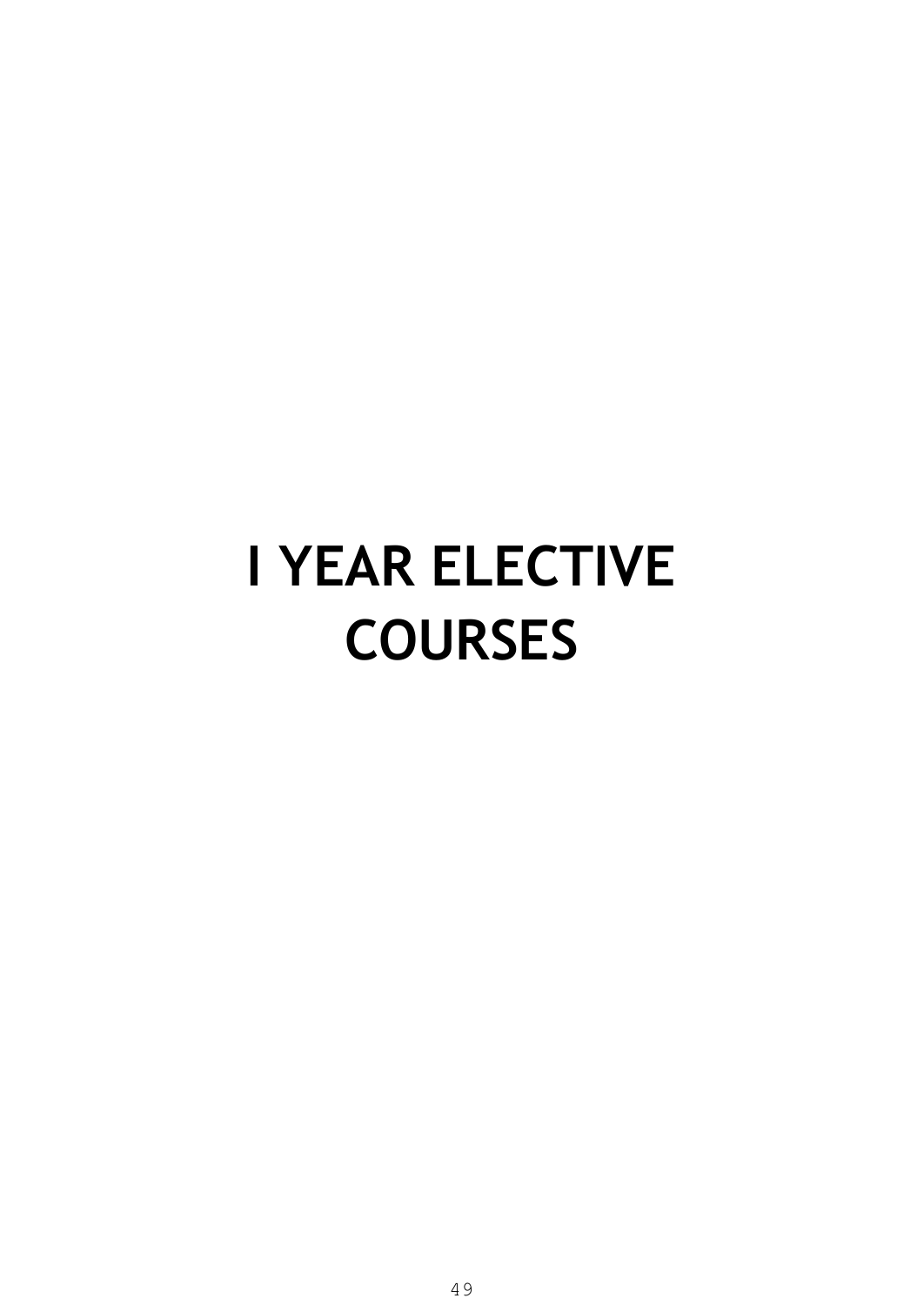# I YEAR ELECTIVE COURSES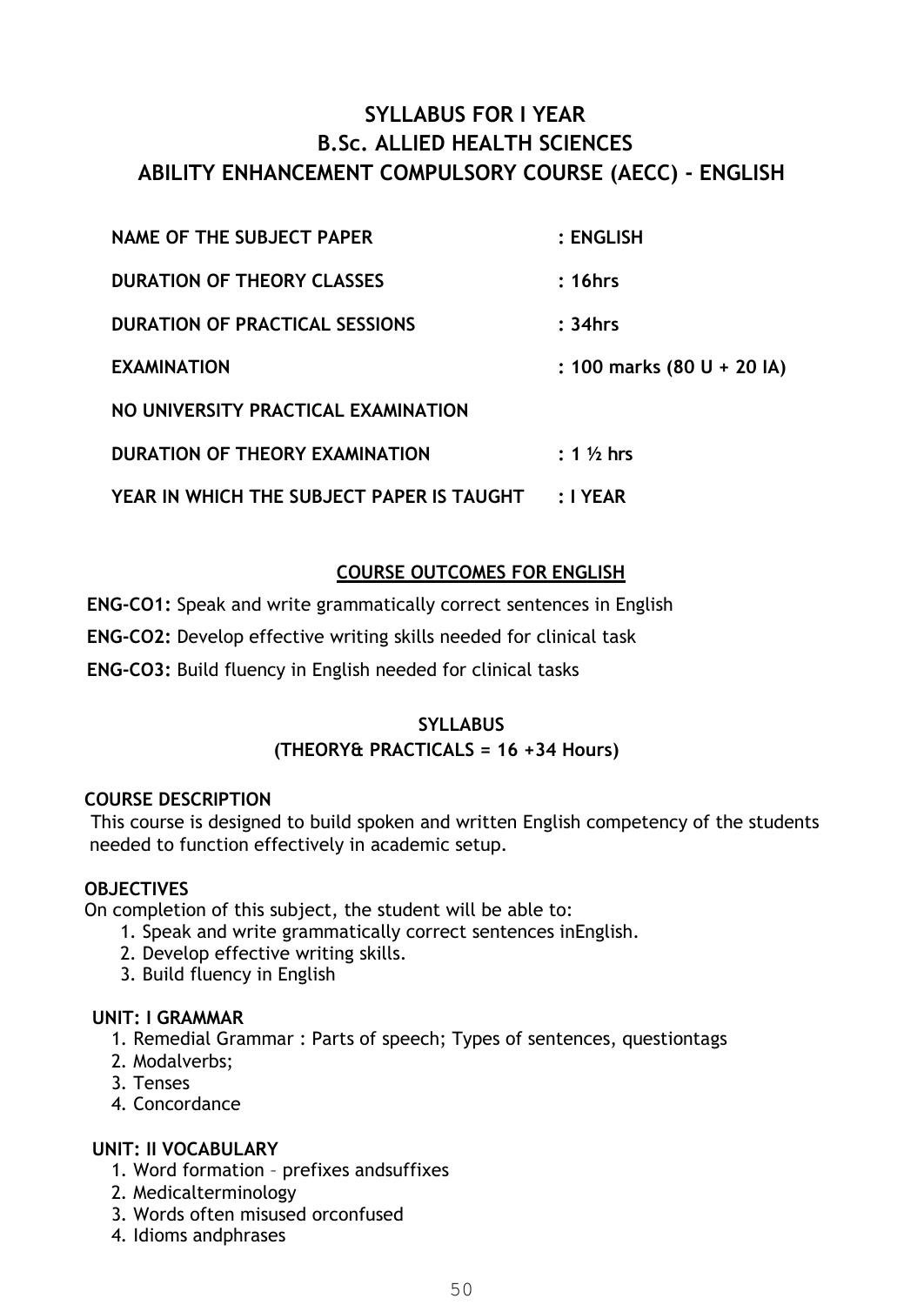# SYLLABUS FOR I YEAR
# B.Sc. ALLIED HEALTH SCIENCES
# ABILITY ENHANCEMENT COMPULSORY COURSE (AECC) - ENGLISH

| | |
|---|---|
| **NAME OF THE SUBJECT PAPER** | **: ENGLISH** |
| **DURATION OF THEORY CLASSES** | **: 16hrs** |
| **DURATION OF PRACTICAL SESSIONS** | **: 34hrs** |
| **EXAMINATION** | **: 100 marks (80 U + 20 IA)** |
| **NO UNIVERSITY PRACTICAL EXAMINATION** | |
| **DURATION OF THEORY EXAMINATION** | **: 1 ½ hrs** |
| **YEAR IN WHICH THE SUBJECT PAPER IS TAUGHT** | **: I YEAR** |

## COURSE OUTCOMES FOR ENGLISH

**ENG-CO1:** Speak and write grammatically correct sentences in English

**ENG-CO2:** Develop effective writing skills needed for clinical task

**ENG-CO3:** Build fluency in English needed for clinical tasks

## SYLLABUS
### (THEORY& PRACTICALS = 16 +34 Hours)

**COURSE DESCRIPTION**

This course is designed to build spoken and written English competency of the students needed to function effectively in academic setup.

**OBJECTIVES**

On completion of this subject, the student will be able to:

1. Speak and write grammatically correct sentences inEnglish.
2. Develop effective writing skills.
3. Build fluency in English

**UNIT: I GRAMMAR**

1. Remedial Grammar : Parts of speech; Types of sentences, questiontags
2. Modalverbs;
3. Tenses
4. Concordance

**UNIT: II VOCABULARY**

1. Word formation – prefixes andsuffixes
2. Medicalterminology
3. Words often misused orconfused
4. Idioms andphrases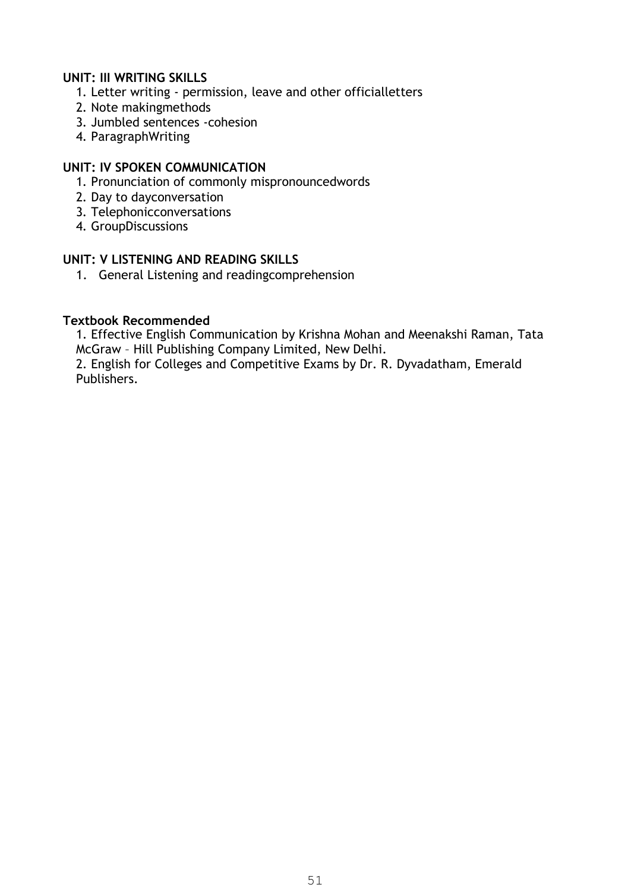**UNIT: III WRITING SKILLS**

1. Letter writing - permission, leave and other officialletters
2. Note makingmethods
3. Jumbled sentences -cohesion
4. ParagraphWriting

**UNIT: IV SPOKEN COMMUNICATION**

1. Pronunciation of commonly mispronouncedwords
2. Day to dayconversation
3. Telephonicconversations
4. GroupDiscussions

**UNIT: V LISTENING AND READING SKILLS**

1. General Listening and readingcomprehension

**Textbook Recommended**

1. Effective English Communication by Krishna Mohan and Meenakshi Raman, Tata McGraw – Hill Publishing Company Limited, New Delhi.
2. English for Colleges and Competitive Exams by Dr. R. Dyvadatham, Emerald Publishers.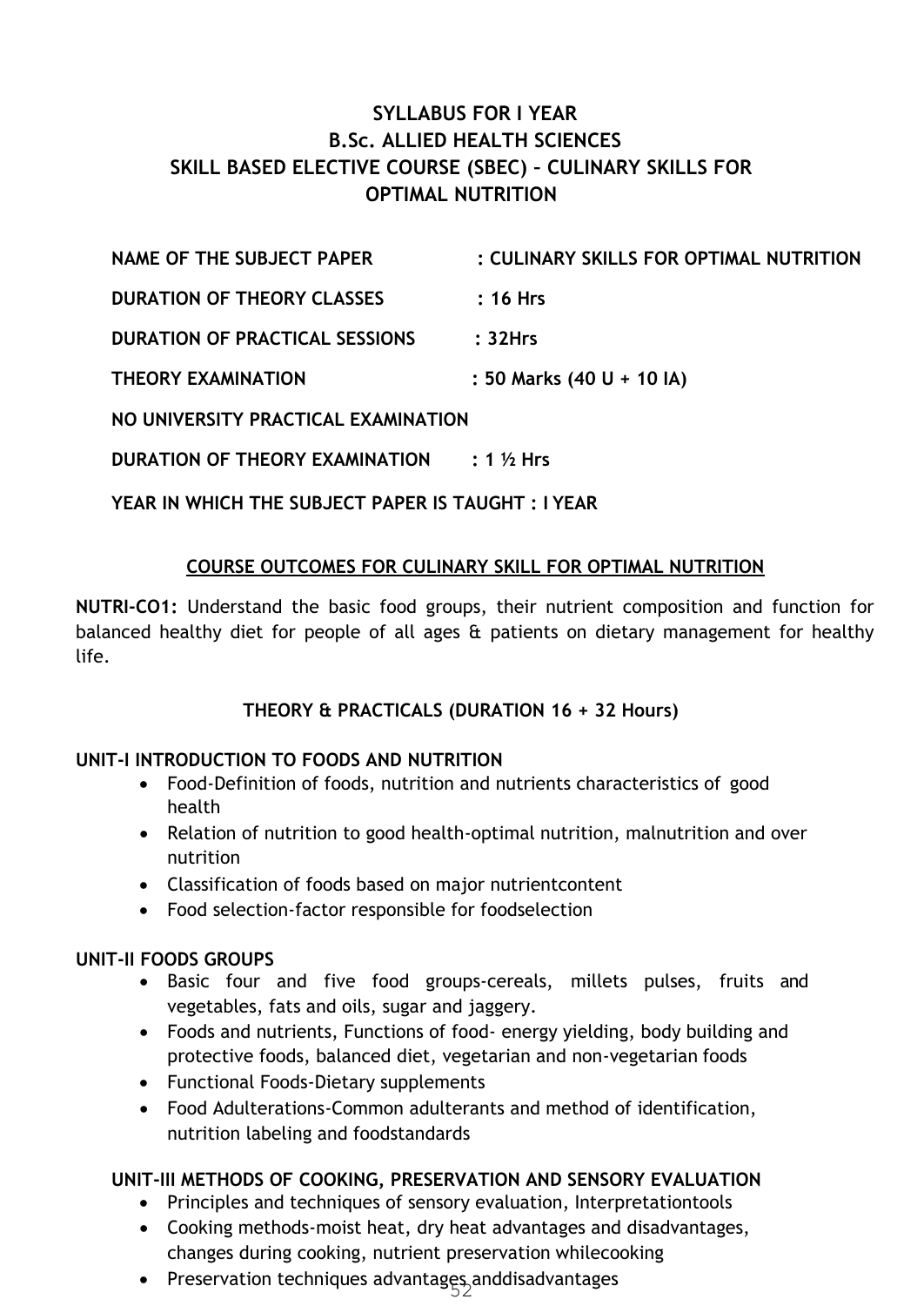## SYLLABUS FOR I YEAR
## B.Sc. ALLIED HEALTH SCIENCES
## SKILL BASED ELECTIVE COURSE (SBEC) – CULINARY SKILLS FOR OPTIMAL NUTRITION

**NAME OF THE SUBJECT PAPER : CULINARY SKILLS FOR OPTIMAL NUTRITION**

**DURATION OF THEORY CLASSES : 16 Hrs**

**DURATION OF PRACTICAL SESSIONS : 32Hrs**

**THEORY EXAMINATION : 50 Marks (40 U + 10 IA)**

**NO UNIVERSITY PRACTICAL EXAMINATION**

**DURATION OF THEORY EXAMINATION : 1 ½ Hrs**

**YEAR IN WHICH THE SUBJECT PAPER IS TAUGHT : I YEAR**

### COURSE OUTCOMES FOR CULINARY SKILL FOR OPTIMAL NUTRITION

**NUTRI-CO1:** Understand the basic food groups, their nutrient composition and function for balanced healthy diet for people of all ages & patients on dietary management for healthy life.

### THEORY & PRACTICALS (DURATION 16 + 32 Hours)

**UNIT-I INTRODUCTION TO FOODS AND NUTRITION**

- Food-Definition of foods, nutrition and nutrients characteristics of good health
- Relation of nutrition to good health-optimal nutrition, malnutrition and over nutrition
- Classification of foods based on major nutrientcontent
- Food selection-factor responsible for foodselection

**UNIT-II FOODS GROUPS**

- Basic four and five food groups-cereals, millets pulses, fruits and vegetables, fats and oils, sugar and jaggery.
- Foods and nutrients, Functions of food- energy yielding, body building and protective foods, balanced diet, vegetarian and non-vegetarian foods
- Functional Foods-Dietary supplements
- Food Adulterations-Common adulterants and method of identification, nutrition labeling and foodstandards

**UNIT-III METHODS OF COOKING, PRESERVATION AND SENSORY EVALUATION**

- Principles and techniques of sensory evaluation, Interpretationtools
- Cooking methods-moist heat, dry heat advantages and disadvantages, changes during cooking, nutrient preservation whilecooking
- Preservation techniques advantages anddisadvantages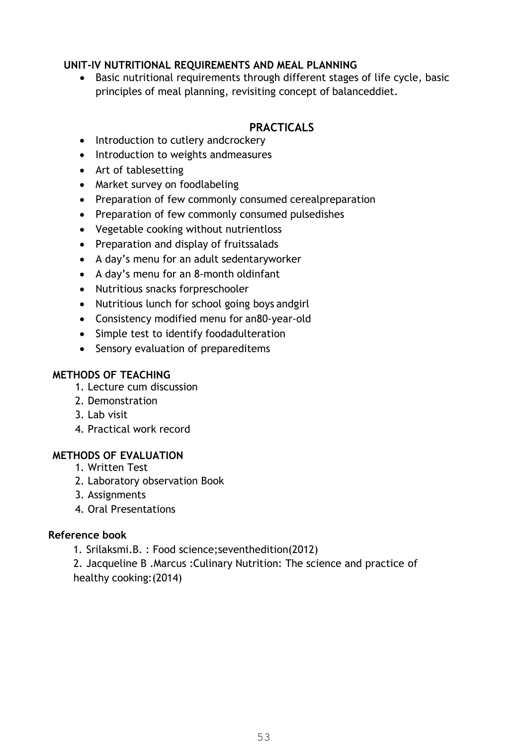**UNIT-IV NUTRITIONAL REQUIREMENTS AND MEAL PLANNING**

- Basic nutritional requirements through different stages of life cycle, basic principles of meal planning, revisiting concept of balanceddiet.

## PRACTICALS

- Introduction to cutlery andcrockery
- Introduction to weights andmeasures
- Art of tablesetting
- Market survey on foodlabeling
- Preparation of few commonly consumed cerealpreparation
- Preparation of few commonly consumed pulsedishes
- Vegetable cooking without nutrientloss
- Preparation and display of fruitssalads
- A day's menu for an adult sedentaryworker
- A day's menu for an 8-month oldinfant
- Nutritious snacks forpreschooler
- Nutritious lunch for school going boys andgirl
- Consistency modified menu for an80-year-old
- Simple test to identify foodadulteration
- Sensory evaluation of prepareditems

**METHODS OF TEACHING**

1. Lecture cum discussion
2. Demonstration
3. Lab visit
4. Practical work record

**METHODS OF EVALUATION**

1. Written Test
2. Laboratory observation Book
3. Assignments
4. Oral Presentations

**Reference book**

1. Srilaksmi.B. : Food science;seventhedition(2012)
2. Jacqueline B .Marcus :Culinary Nutrition: The science and practice of healthy cooking:(2014)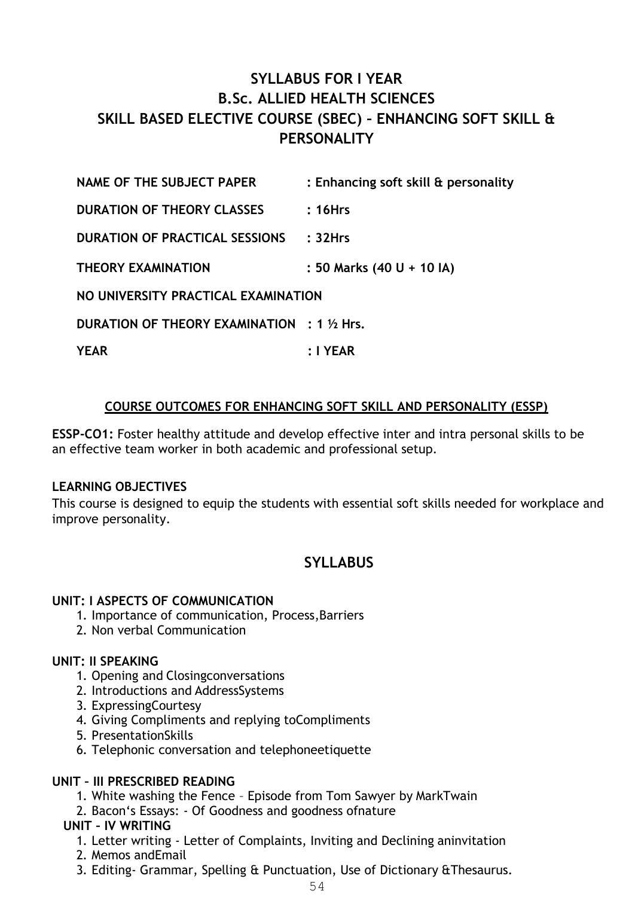# SYLLABUS FOR I YEAR
# B.Sc. ALLIED HEALTH SCIENCES
# SKILL BASED ELECTIVE COURSE (SBEC) – ENHANCING SOFT SKILL & PERSONALITY

**NAME OF THE SUBJECT PAPER : Enhancing soft skill & personality**

**DURATION OF THEORY CLASSES : 16Hrs**

**DURATION OF PRACTICAL SESSIONS : 32Hrs**

**THEORY EXAMINATION : 50 Marks (40 U + 10 IA)**

**NO UNIVERSITY PRACTICAL EXAMINATION**

**DURATION OF THEORY EXAMINATION : 1 ½ Hrs.**

**YEAR : I YEAR**

## COURSE OUTCOMES FOR ENHANCING SOFT SKILL AND PERSONALITY (ESSP)

**ESSP-CO1:** Foster healthy attitude and develop effective inter and intra personal skills to be an effective team worker in both academic and professional setup.

### LEARNING OBJECTIVES

This course is designed to equip the students with essential soft skills needed for workplace and improve personality.

## SYLLABUS

**UNIT: I ASPECTS OF COMMUNICATION**

1. Importance of communication, Process,Barriers
2. Non verbal Communication

**UNIT: II SPEAKING**

1. Opening and Closingconversations
2. Introductions and AddressSystems
3. ExpressingCourtesy
4. Giving Compliments and replying toCompliments
5. PresentationSkills
6. Telephonic conversation and telephoneetiquette

**UNIT – III PRESCRIBED READING**

1. White washing the Fence – Episode from Tom Sawyer by MarkTwain
2. Bacon‘s Essays: - Of Goodness and goodness ofnature

**UNIT – IV WRITING**

1. Letter writing - Letter of Complaints, Inviting and Declining aninvitation
2. Memos andEmail
3. Editing- Grammar, Spelling & Punctuation, Use of Dictionary &Thesaurus.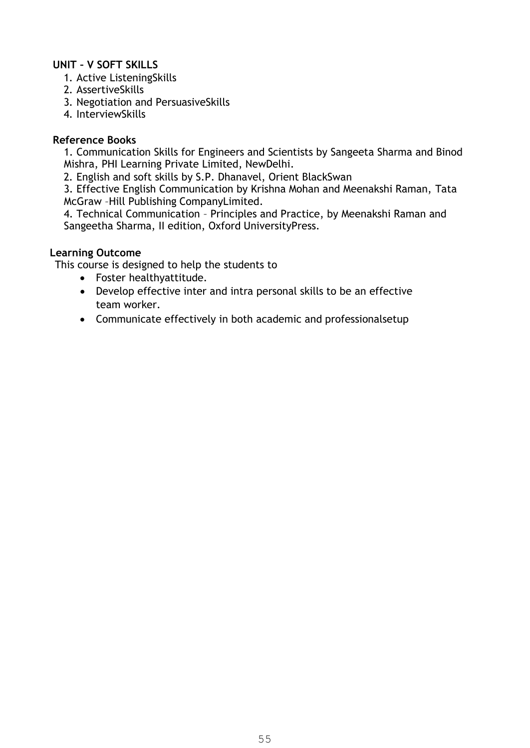**UNIT – V SOFT SKILLS**

1. Active ListeningSkills
2. AssertiveSkills
3. Negotiation and PersuasiveSkills
4. InterviewSkills

**Reference Books**

1. Communication Skills for Engineers and Scientists by Sangeeta Sharma and Binod Mishra, PHI Learning Private Limited, NewDelhi.
2. English and soft skills by S.P. Dhanavel, Orient BlackSwan
3. Effective English Communication by Krishna Mohan and Meenakshi Raman, Tata McGraw –Hill Publishing CompanyLimited.
4. Technical Communication – Principles and Practice, by Meenakshi Raman and Sangeetha Sharma, II edition, Oxford UniversityPress.

**Learning Outcome**

This course is designed to help the students to

- Foster healthyattitude.
- Develop effective inter and intra personal skills to be an effective team worker.
- Communicate effectively in both academic and professionalsetup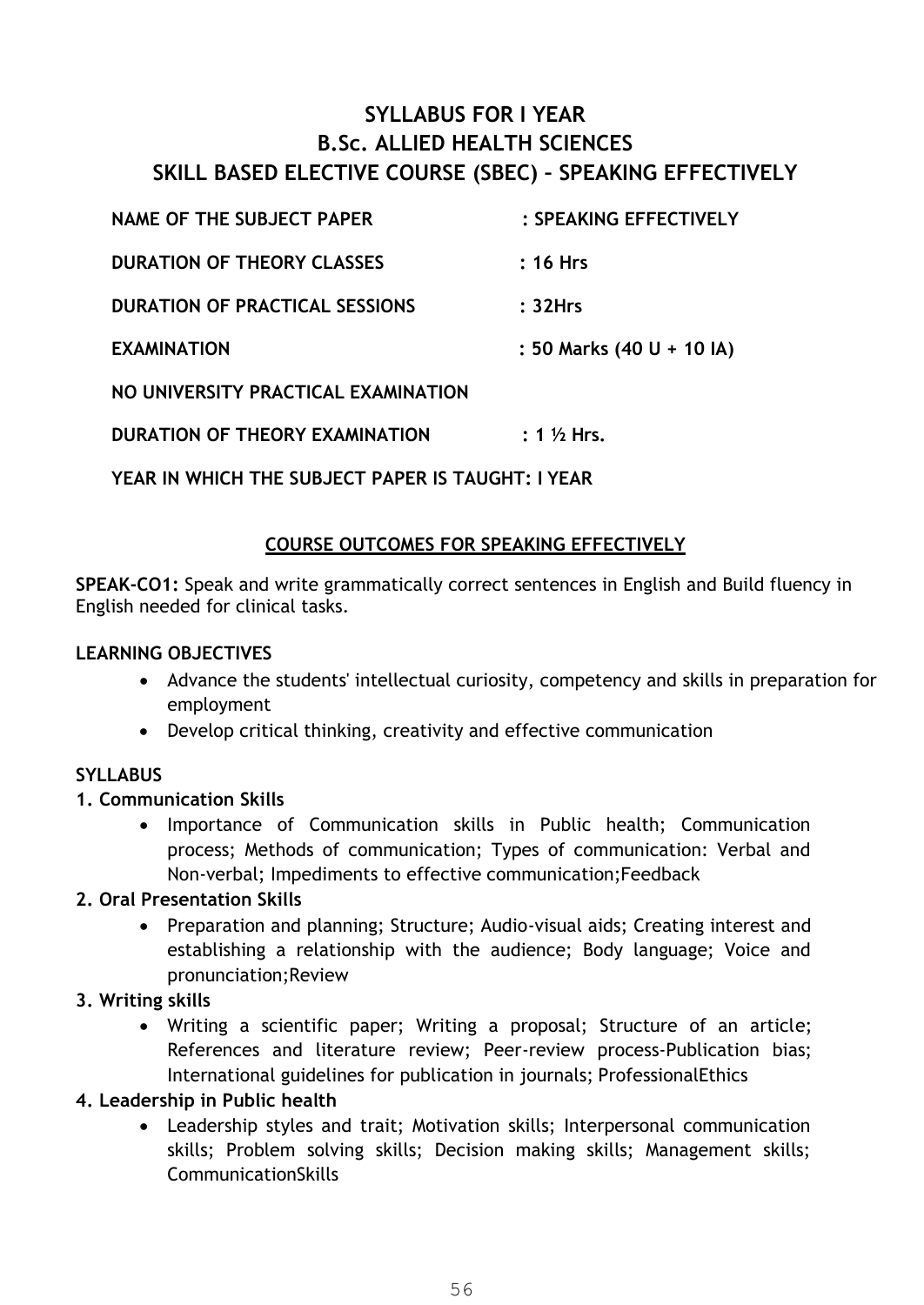# SYLLABUS FOR I YEAR
# B.Sc. ALLIED HEALTH SCIENCES
# SKILL BASED ELECTIVE COURSE (SBEC) – SPEAKING EFFECTIVELY

**NAME OF THE SUBJECT PAPER** : **SPEAKING EFFECTIVELY**

**DURATION OF THEORY CLASSES** : **16 Hrs**

**DURATION OF PRACTICAL SESSIONS** : **32Hrs**

**EXAMINATION** : **50 Marks (40 U + 10 IA)**

**NO UNIVERSITY PRACTICAL EXAMINATION**

**DURATION OF THEORY EXAMINATION** : **1 ½ Hrs.**

**YEAR IN WHICH THE SUBJECT PAPER IS TAUGHT: I YEAR**

## COURSE OUTCOMES FOR SPEAKING EFFECTIVELY

**SPEAK-CO1:** Speak and write grammatically correct sentences in English and Build fluency in English needed for clinical tasks.

**LEARNING OBJECTIVES**

- Advance the students' intellectual curiosity, competency and skills in preparation for employment
- Develop critical thinking, creativity and effective communication

**SYLLABUS**

**1. Communication Skills**

- Importance of Communication skills in Public health; Communication process; Methods of communication; Types of communication: Verbal and Non-verbal; Impediments to effective communication;Feedback

**2. Oral Presentation Skills**

- Preparation and planning; Structure; Audio-visual aids; Creating interest and establishing a relationship with the audience; Body language; Voice and pronunciation;Review

**3. Writing skills**

- Writing a scientific paper; Writing a proposal; Structure of an article; References and literature review; Peer-review process-Publication bias; International guidelines for publication in journals; ProfessionalEthics

**4. Leadership in Public health**

- Leadership styles and trait; Motivation skills; Interpersonal communication skills; Problem solving skills; Decision making skills; Management skills; CommunicationSkills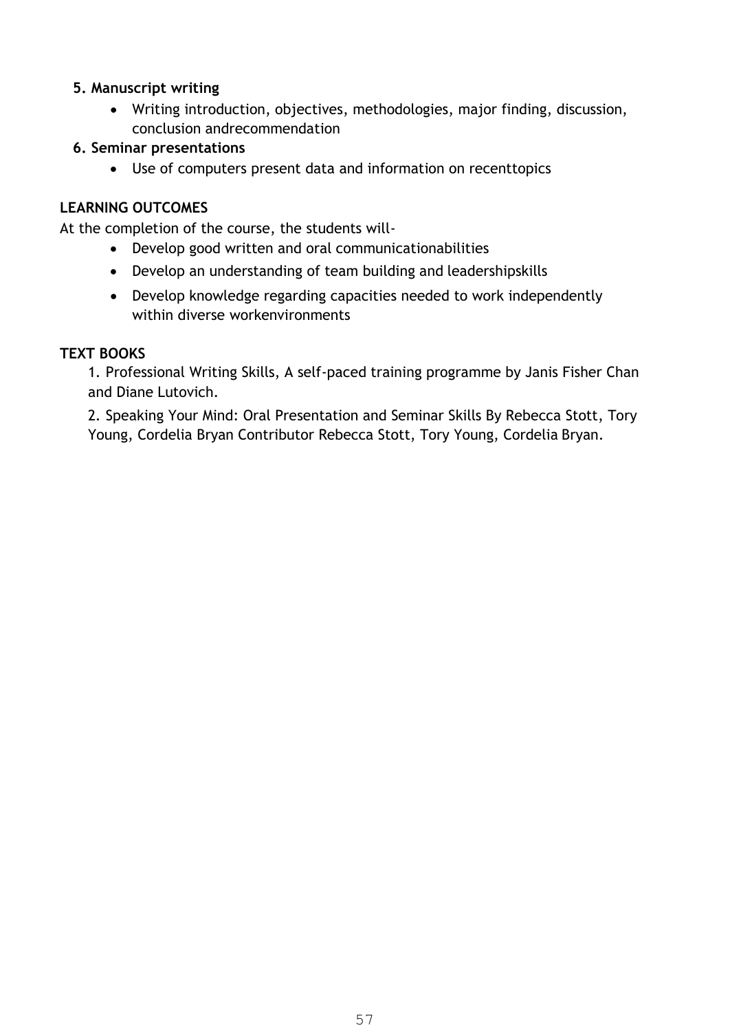**5. Manuscript writing**

- Writing introduction, objectives, methodologies, major finding, discussion, conclusion andrecommendation

**6. Seminar presentations**

- Use of computers present data and information on recenttopics

**LEARNING OUTCOMES**

At the completion of the course, the students will-

- Develop good written and oral communicationabilities
- Develop an understanding of team building and leadershipskills
- Develop knowledge regarding capacities needed to work independently within diverse workenvironments

**TEXT BOOKS**

1. Professional Writing Skills, A self-paced training programme by Janis Fisher Chan and Diane Lutovich.

2. Speaking Your Mind: Oral Presentation and Seminar Skills By Rebecca Stott, Tory Young, Cordelia Bryan Contributor Rebecca Stott, Tory Young, Cordelia Bryan.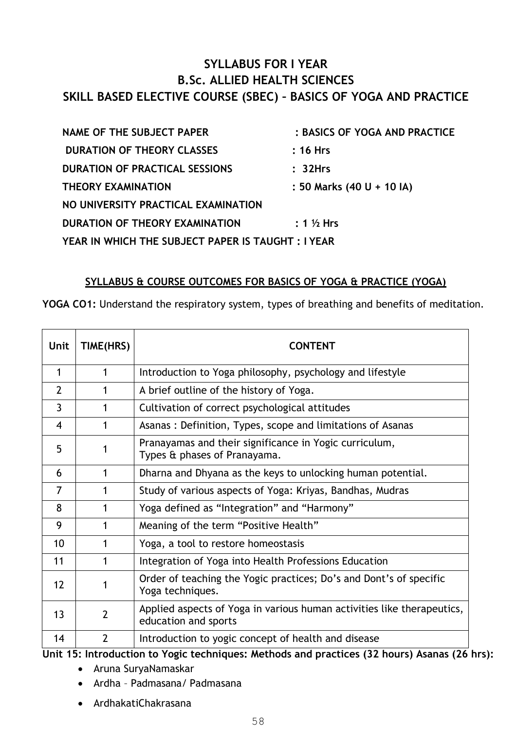# SYLLABUS FOR I YEAR
# B.Sc. ALLIED HEALTH SCIENCES
## SKILL BASED ELECTIVE COURSE (SBEC) – BASICS OF YOGA AND PRACTICE

**NAME OF THE SUBJECT PAPER : BASICS OF YOGA AND PRACTICE**
**DURATION OF THEORY CLASSES : 16 Hrs**
**DURATION OF PRACTICAL SESSIONS : 32Hrs**
**THEORY EXAMINATION : 50 Marks (40 U + 10 IA)**
**NO UNIVERSITY PRACTICAL EXAMINATION**
**DURATION OF THEORY EXAMINATION : 1 ½ Hrs**
**YEAR IN WHICH THE SUBJECT PAPER IS TAUGHT : I YEAR**

### SYLLABUS & COURSE OUTCOMES FOR BASICS OF YOGA & PRACTICE (YOGA)

**YOGA CO1:** Understand the respiratory system, types of breathing and benefits of meditation.

| Unit | TIME(HRS) | CONTENT |
|---|---|---|
| 1 | 1 | Introduction to Yoga philosophy, psychology and lifestyle |
| 2 | 1 | A brief outline of the history of Yoga. |
| 3 | 1 | Cultivation of correct psychological attitudes |
| 4 | 1 | Asanas : Definition, Types, scope and limitations of Asanas |
| 5 | 1 | Pranayamas and their significance in Yogic curriculum, Types & phases of Pranayama. |
| 6 | 1 | Dharna and Dhyana as the keys to unlocking human potential. |
| 7 | 1 | Study of various aspects of Yoga: Kriyas, Bandhas, Mudras |
| 8 | 1 | Yoga defined as "Integration" and "Harmony" |
| 9 | 1 | Meaning of the term "Positive Health" |
| 10 | 1 | Yoga, a tool to restore homeostasis |
| 11 | 1 | Integration of Yoga into Health Professions Education |
| 12 | 1 | Order of teaching the Yogic practices; Do's and Dont's of specific Yoga techniques. |
| 13 | 2 | Applied aspects of Yoga in various human activities like therapeutics, education and sports |
| 14 | 2 | Introduction to yogic concept of health and disease |

**Unit 15: Introduction to Yogic techniques: Methods and practices (32 hours) Asanas (26 hrs):**

- Aruna SuryaNamaskar
- Ardha – Padmasana/ Padmasana
- ArdhakatiChakrasana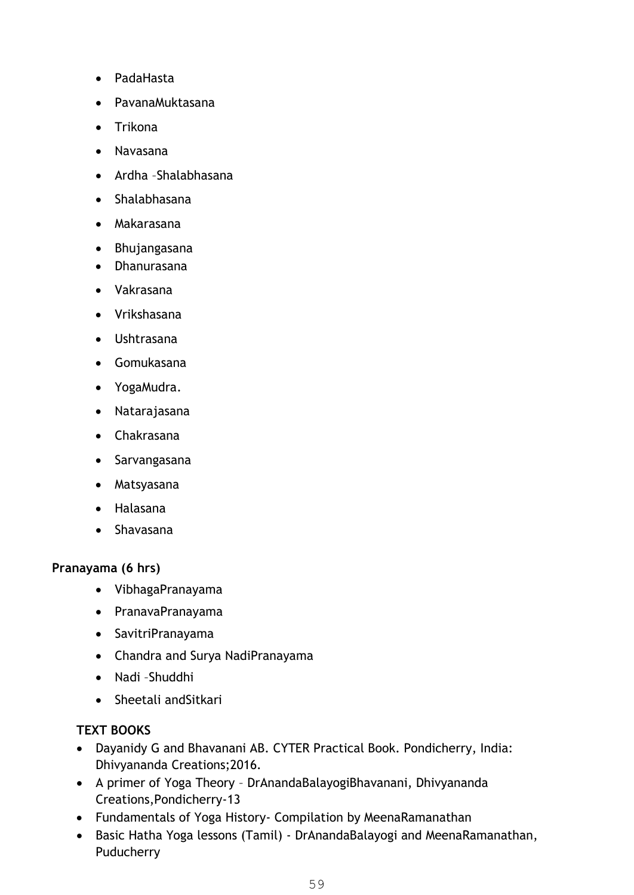- PadaHasta
- PavanaMuktasana
- Trikona
- Navasana
- Ardha –Shalabhasana
- Shalabhasana
- Makarasana
- Bhujangasana
- Dhanurasana
- Vakrasana
- Vrikshasana
- Ushtrasana
- Gomukasana
- YogaMudra.
- Natarajasana
- Chakrasana
- Sarvangasana
- Matsyasana
- Halasana
- Shavasana

**Pranayama (6 hrs)**

- VibhagaPranayama
- PranavaPranayama
- SavitriPranayama
- Chandra and Surya NadiPranayama
- Nadi –Shuddhi
- Sheetali andSitkari

**TEXT BOOKS**

- Dayanidy G and Bhavanani AB. CYTER Practical Book. Pondicherry, India: Dhivyananda Creations;2016.
- A primer of Yoga Theory – DrAnandaBalayogiBhavanani, Dhivyananda Creations,Pondicherry-13
- Fundamentals of Yoga History- Compilation by MeenaRamanathan
- Basic Hatha Yoga lessons (Tamil) - DrAnandaBalayogi and MeenaRamanathan, Puducherry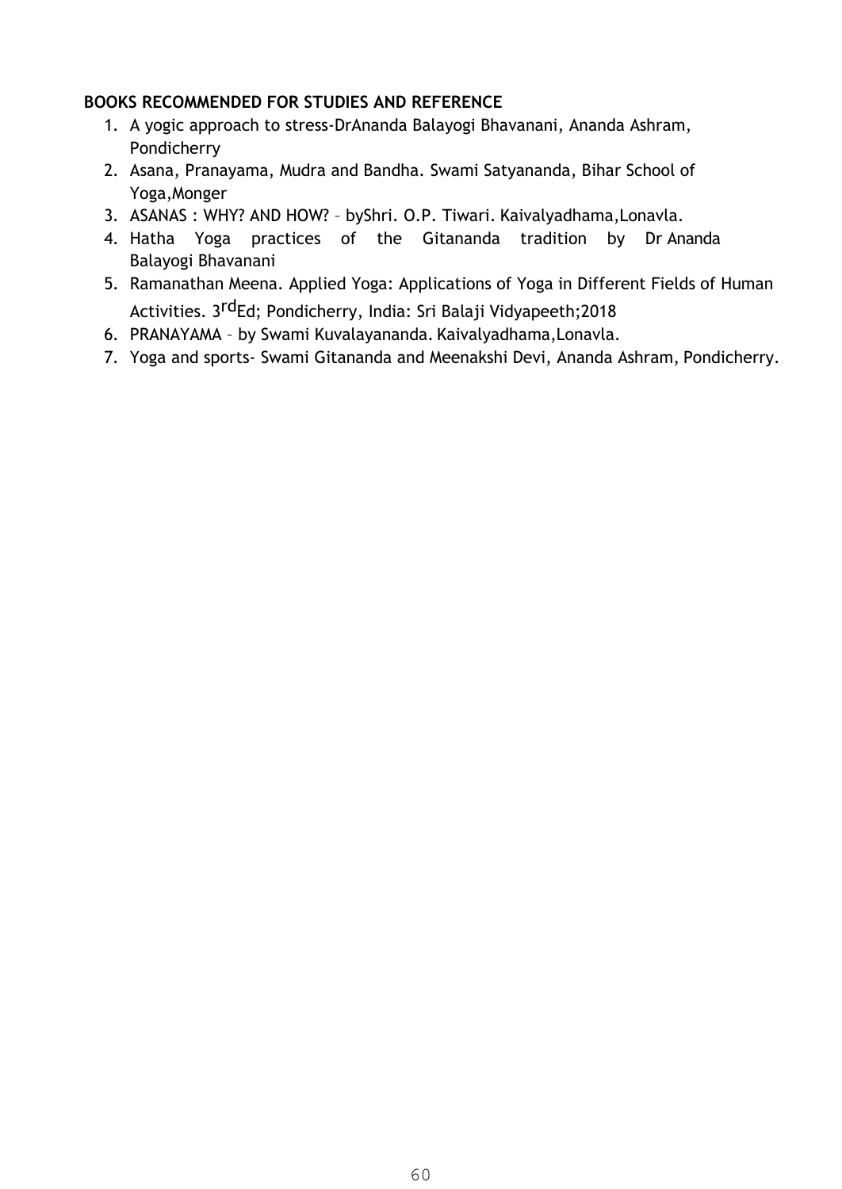**BOOKS RECOMMENDED FOR STUDIES AND REFERENCE**

1. A yogic approach to stress-DrAnanda Balayogi Bhavanani, Ananda Ashram, Pondicherry
2. Asana, Pranayama, Mudra and Bandha. Swami Satyananda, Bihar School of Yoga,Monger
3. ASANAS : WHY? AND HOW? – byShri. O.P. Tiwari. Kaivalyadhama,Lonavla.
4. Hatha Yoga practices of the Gitananda tradition by Dr Ananda Balayogi Bhavanani
5. Ramanathan Meena. Applied Yoga: Applications of Yoga in Different Fields of Human Activities. 3rdEd; Pondicherry, India: Sri Balaji Vidyapeeth;2018
6. PRANAYAMA – by Swami Kuvalayananda. Kaivalyadhama,Lonavla.
7. Yoga and sports- Swami Gitananda and Meenakshi Devi, Ananda Ashram, Pondicherry.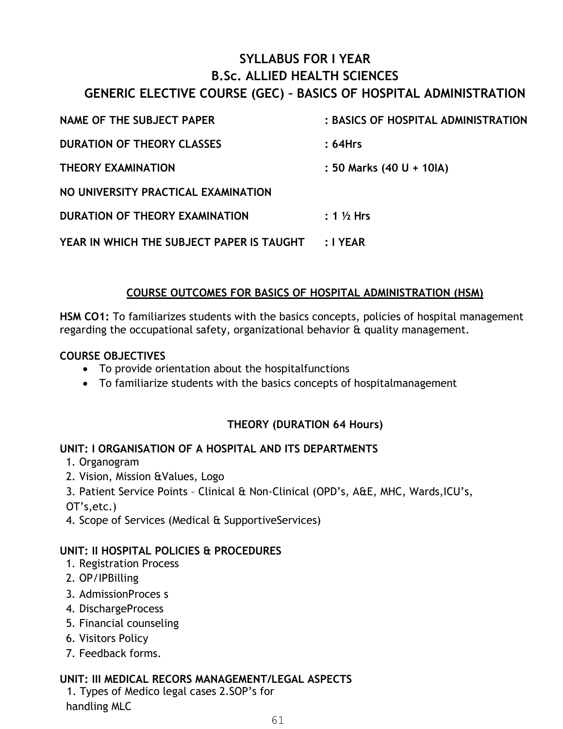# SYLLABUS FOR I YEAR
# B.Sc. ALLIED HEALTH SCIENCES
# GENERIC ELECTIVE COURSE (GEC) – BASICS OF HOSPITAL ADMINISTRATION

| | |
|---|---|
| **NAME OF THE SUBJECT PAPER** | **: BASICS OF HOSPITAL ADMINISTRATION** |
| **DURATION OF THEORY CLASSES** | **: 64Hrs** |
| **THEORY EXAMINATION** | **: 50 Marks (40 U + 10IA)** |
| **NO UNIVERSITY PRACTICAL EXAMINATION** | |
| **DURATION OF THEORY EXAMINATION** | **: 1 ½ Hrs** |
| **YEAR IN WHICH THE SUBJECT PAPER IS TAUGHT** | **: I YEAR** |

## COURSE OUTCOMES FOR BASICS OF HOSPITAL ADMINISTRATION (HSM)

**HSM CO1:** To familiarizes students with the basics concepts, policies of hospital management regarding the occupational safety, organizational behavior & quality management.

**COURSE OBJECTIVES**

- To provide orientation about the hospitalfunctions
- To familiarize students with the basics concepts of hospitalmanagement

### THEORY (DURATION 64 Hours)

**UNIT: I ORGANISATION OF A HOSPITAL AND ITS DEPARTMENTS**

1. Organogram
2. Vision, Mission &Values, Logo
3. Patient Service Points – Clinical & Non-Clinical (OPD's, A&E, MHC, Wards,ICU's, OT's,etc.)
4. Scope of Services (Medical & SupportiveServices)

**UNIT: II HOSPITAL POLICIES & PROCEDURES**

1. Registration Process
2. OP/IPBilling
3. AdmissionProces s
4. DischargeProcess
5. Financial counseling
6. Visitors Policy
7. Feedback forms.

**UNIT: III MEDICAL RECORS MANAGEMENT/LEGAL ASPECTS**

1. Types of Medico legal cases 2.SOP's for handling MLC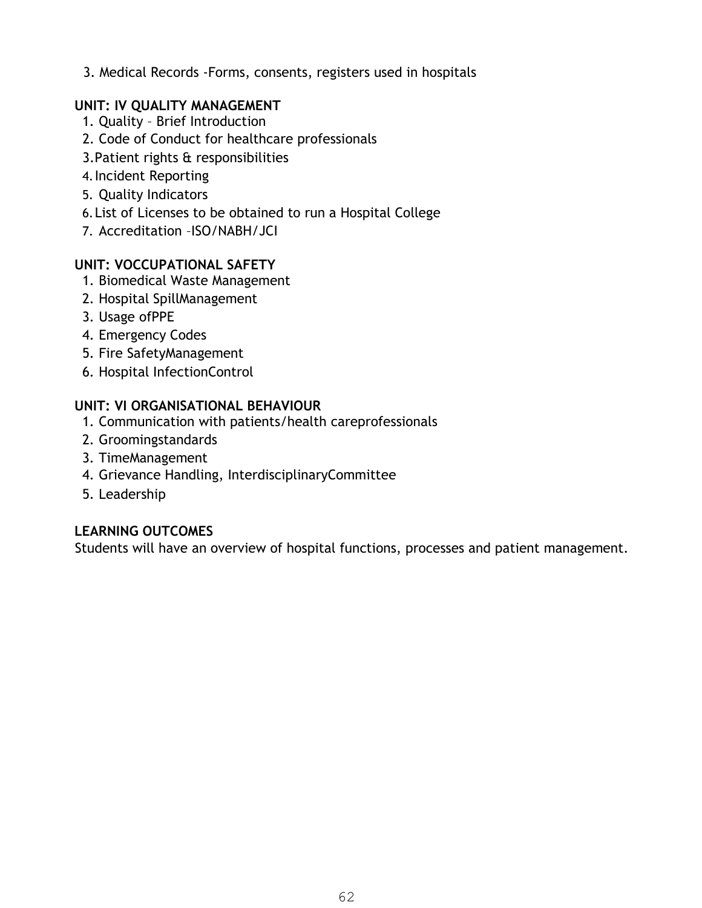3. Medical Records -Forms, consents, registers used in hospitals

**UNIT: IV QUALITY MANAGEMENT**

1. Quality – Brief Introduction
2. Code of Conduct for healthcare professionals
3. Patient rights & responsibilities
4. Incident Reporting
5. Quality Indicators
6. List of Licenses to be obtained to run a Hospital College
7. Accreditation –ISO/NABH/JCI

**UNIT: VOCCUPATIONAL SAFETY**

1. Biomedical Waste Management
2. Hospital SpillManagement
3. Usage ofPPE
4. Emergency Codes
5. Fire SafetyManagement
6. Hospital InfectionControl

**UNIT: VI ORGANISATIONAL BEHAVIOUR**

1. Communication with patients/health careprofessionals
2. Groomingstandards
3. TimeManagement
4. Grievance Handling, InterdisciplinaryCommittee
5. Leadership

**LEARNING OUTCOMES**

Students will have an overview of hospital functions, processes and patient management.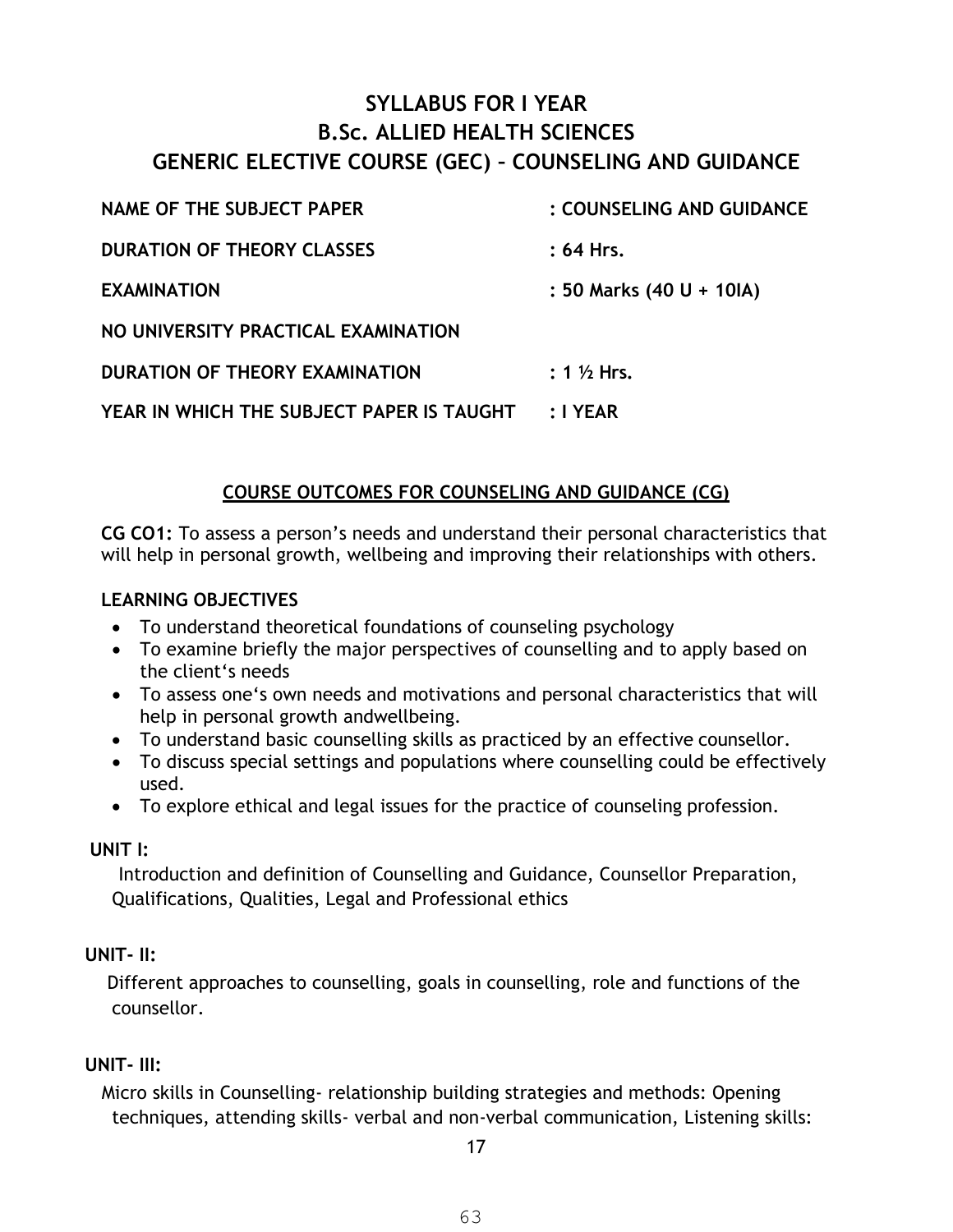# SYLLABUS FOR I YEAR
# B.Sc. ALLIED HEALTH SCIENCES
# GENERIC ELECTIVE COURSE (GEC) – COUNSELING AND GUIDANCE

| | |
|---|---|
| **NAME OF THE SUBJECT PAPER** | **: COUNSELING AND GUIDANCE** |
| **DURATION OF THEORY CLASSES** | **: 64 Hrs.** |
| **EXAMINATION** | **: 50 Marks (40 U + 10IA)** |
| **NO UNIVERSITY PRACTICAL EXAMINATION** | |
| **DURATION OF THEORY EXAMINATION** | **: 1 ½ Hrs.** |
| **YEAR IN WHICH THE SUBJECT PAPER IS TAUGHT** | **: I YEAR** |

## COURSE OUTCOMES FOR COUNSELING AND GUIDANCE (CG)

**CG CO1:** To assess a person's needs and understand their personal characteristics that will help in personal growth, wellbeing and improving their relationships with others.

### LEARNING OBJECTIVES

- To understand theoretical foundations of counseling psychology
- To examine briefly the major perspectives of counselling and to apply based on the client's needs
- To assess one's own needs and motivations and personal characteristics that will help in personal growth andwellbeing.
- To understand basic counselling skills as practiced by an effective counsellor.
- To discuss special settings and populations where counselling could be effectively used.
- To explore ethical and legal issues for the practice of counseling profession.

### UNIT I:

Introduction and definition of Counselling and Guidance, Counsellor Preparation, Qualifications, Qualities, Legal and Professional ethics

### UNIT- II:

Different approaches to counselling, goals in counselling, role and functions of the counsellor.

### UNIT- III:

Micro skills in Counselling- relationship building strategies and methods: Opening techniques, attending skills- verbal and non-verbal communication, Listening skills: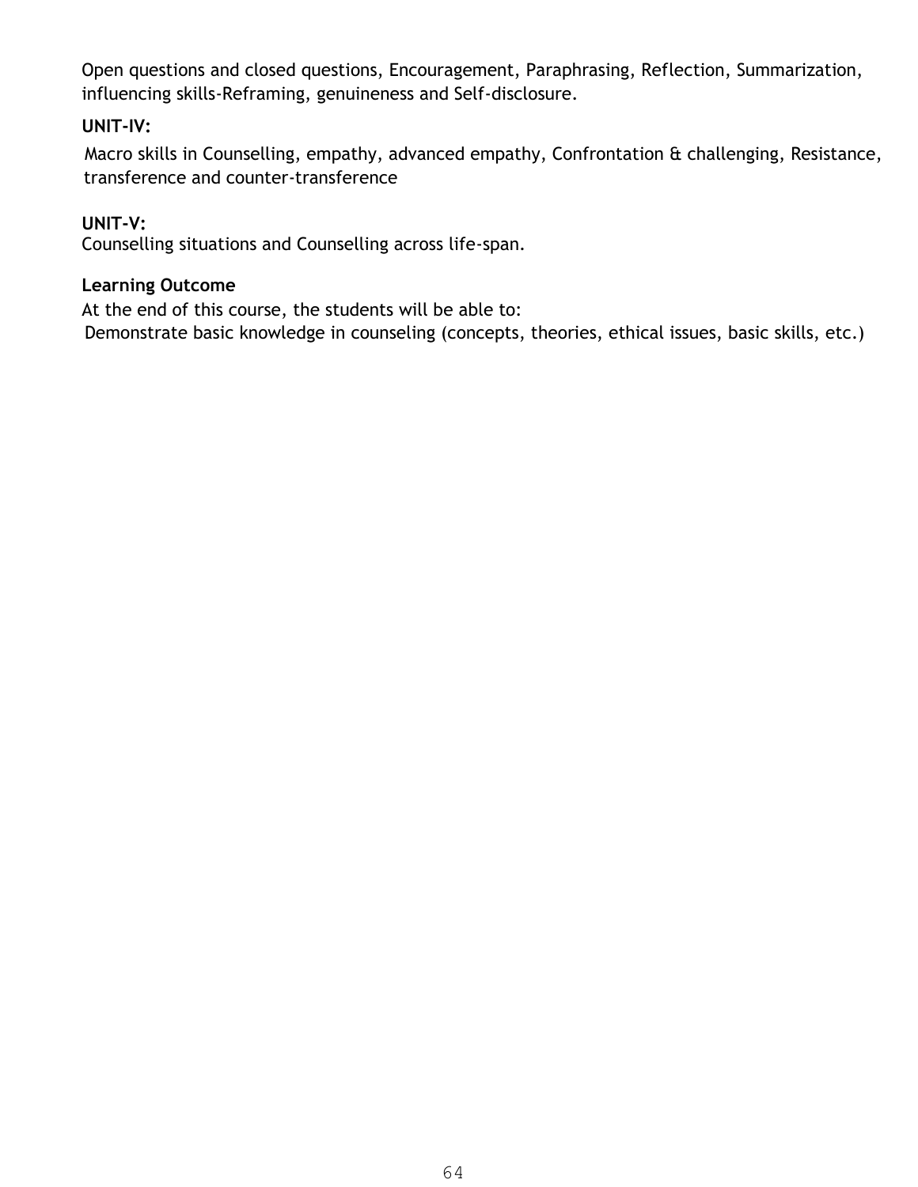Open questions and closed questions, Encouragement, Paraphrasing, Reflection, Summarization, influencing skills-Reframing, genuineness and Self-disclosure.

**UNIT-IV:**

Macro skills in Counselling, empathy, advanced empathy, Confrontation & challenging, Resistance, transference and counter-transference

**UNIT-V:**

Counselling situations and Counselling across life-span.

**Learning Outcome**

At the end of this course, the students will be able to:

Demonstrate basic knowledge in counseling (concepts, theories, ethical issues, basic skills, etc.)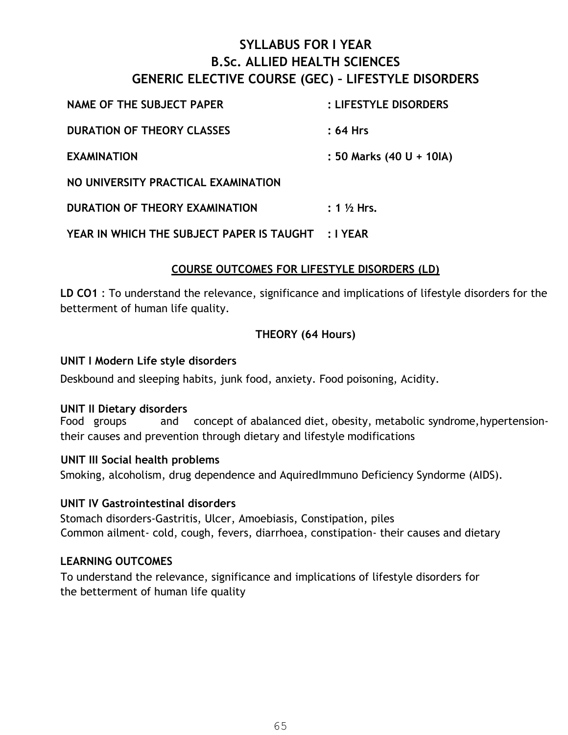# SYLLABUS FOR I YEAR
# B.Sc. ALLIED HEALTH SCIENCES
# GENERIC ELECTIVE COURSE (GEC) – LIFESTYLE DISORDERS

| | |
|---|---|
| **NAME OF THE SUBJECT PAPER** | **: LIFESTYLE DISORDERS** |
| **DURATION OF THEORY CLASSES** | **: 64 Hrs** |
| **EXAMINATION** | **: 50 Marks (40 U + 10IA)** |
| **NO UNIVERSITY PRACTICAL EXAMINATION** | |
| **DURATION OF THEORY EXAMINATION** | **: 1 ½ Hrs.** |
| **YEAR IN WHICH THE SUBJECT PAPER IS TAUGHT** | **: I YEAR** |

## COURSE OUTCOMES FOR LIFESTYLE DISORDERS (LD)

**LD CO1** : To understand the relevance, significance and implications of lifestyle disorders for the betterment of human life quality.

## THEORY (64 Hours)

### UNIT I Modern Life style disorders

Deskbound and sleeping habits, junk food, anxiety. Food poisoning, Acidity.

### UNIT II Dietary disorders

Food groups and concept of abalanced diet, obesity, metabolic syndrome, hypertension- their causes and prevention through dietary and lifestyle modifications

### UNIT III Social health problems

Smoking, alcoholism, drug dependence and AquiredImmuno Deficiency Syndorme (AIDS).

### UNIT IV Gastrointestinal disorders

Stomach disorders-Gastritis, Ulcer, Amoebiasis, Constipation, piles
Common ailment- cold, cough, fevers, diarrhoea, constipation- their causes and dietary

### LEARNING OUTCOMES

To understand the relevance, significance and implications of lifestyle disorders for the betterment of human life quality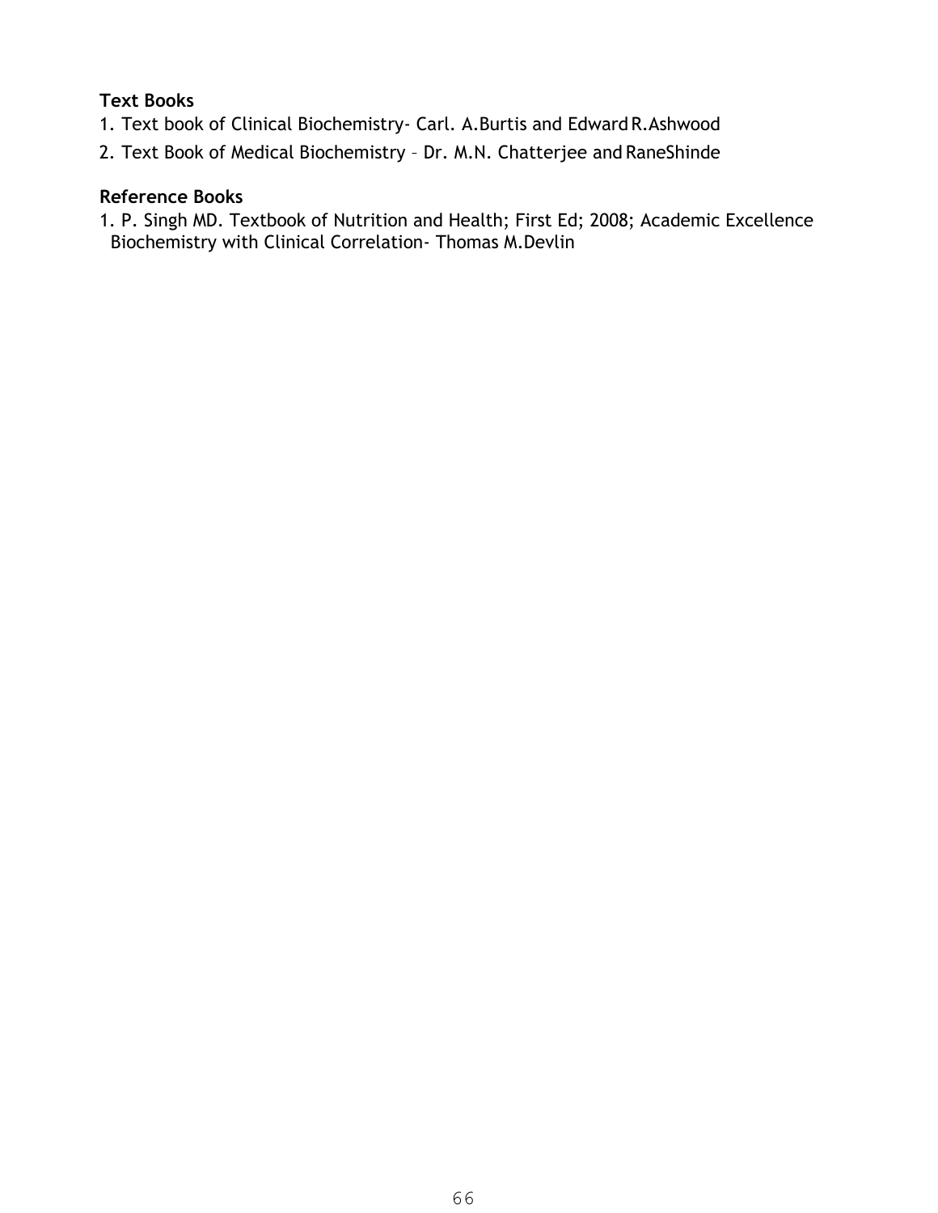**Text Books**

1. Text book of Clinical Biochemistry- Carl. A.Burtis and Edward R.Ashwood
2. Text Book of Medical Biochemistry – Dr. M.N. Chatterjee and RaneShinde

**Reference Books**

1. P. Singh MD. Textbook of Nutrition and Health; First Ed; 2008; Academic Excellence
   Biochemistry with Clinical Correlation- Thomas M.Devlin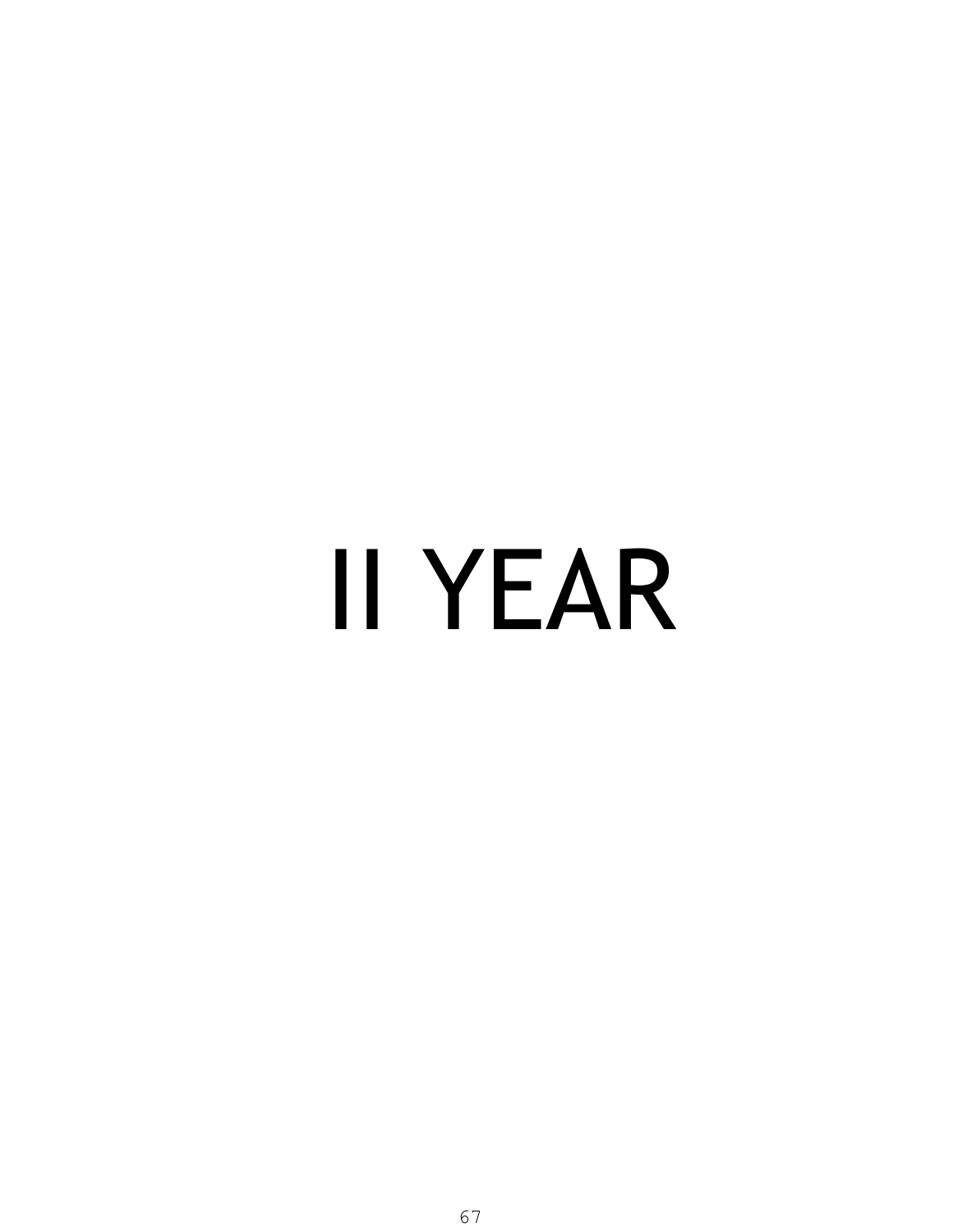# II YEAR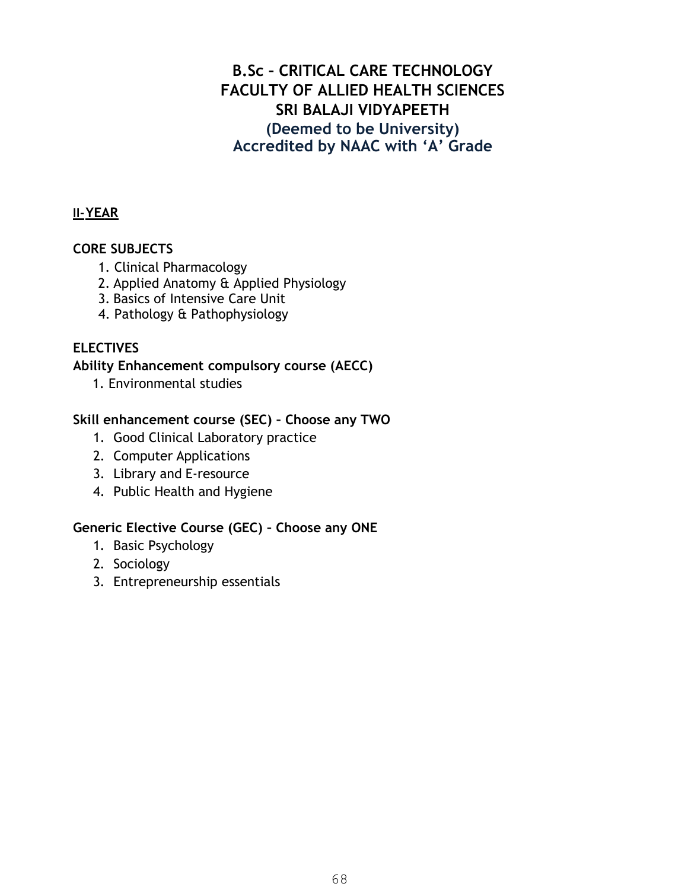# B.Sc – CRITICAL CARE TECHNOLOGY
# FACULTY OF ALLIED HEALTH SCIENCES
# SRI BALAJI VIDYAPEETH
## (Deemed to be University)
## Accredited by NAAC with 'A' Grade

**II-YEAR**

**CORE SUBJECTS**

1. Clinical Pharmacology
2. Applied Anatomy & Applied Physiology
3. Basics of Intensive Care Unit
4. Pathology & Pathophysiology

**ELECTIVES**

**Ability Enhancement compulsory course (AECC)**

1. Environmental studies

**Skill enhancement course (SEC) – Choose any TWO**

1. Good Clinical Laboratory practice
2. Computer Applications
3. Library and E-resource
4. Public Health and Hygiene

**Generic Elective Course (GEC) – Choose any ONE**

1. Basic Psychology
2. Sociology
3. Entrepreneurship essentials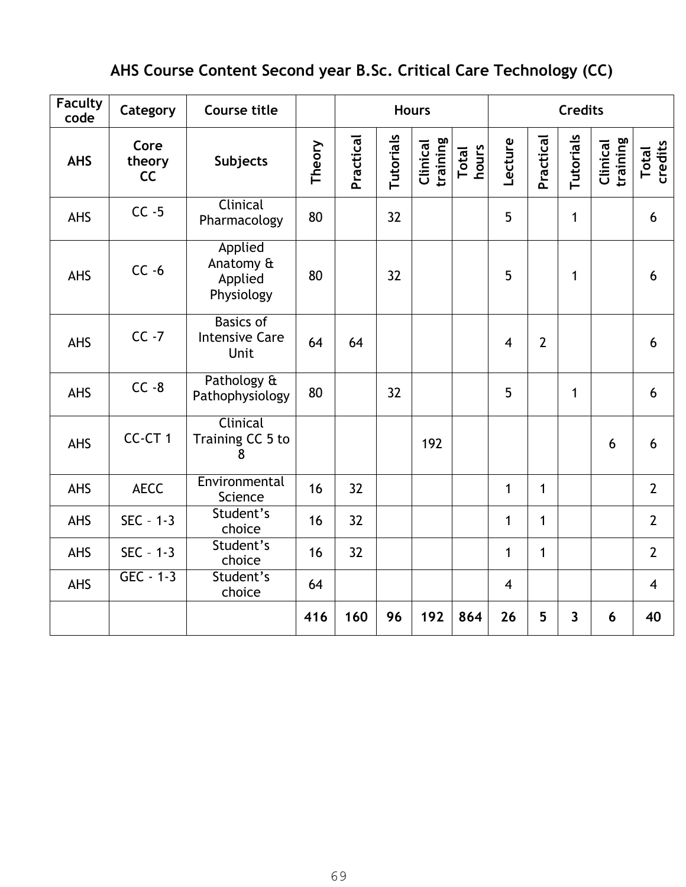## AHS Course Content Second year B.Sc. Critical Care Technology (CC)

| Faculty code | Category | Course title | | Hours | | | | | Credits | | | | |
|---|---|---|---|---|---|---|---|---|---|---|---|---|---|
| AHS | Core theory CC | Subjects | Theory | Practical | Tutorials | Clinical training | Total hours | Lecture | Practical | Tutorials | Clinical training | Total credits |
| AHS | CC -5 | Clinical Pharmacology | 80 | | 32 | | | 5 | | 1 | | 6 |
| AHS | CC -6 | Applied Anatomy & Applied Physiology | 80 | | 32 | | | 5 | | 1 | | 6 |
| AHS | CC -7 | Basics of Intensive Care Unit | 64 | 64 | | | | 4 | 2 | | | 6 |
| AHS | CC -8 | Pathology & Pathophysiology | 80 | | 32 | | | 5 | | 1 | | 6 |
| AHS | CC-CT 1 | Clinical Training CC 5 to 8 | | | | 192 | | | | | 6 | 6 |
| AHS | AECC | Environmental Science | 16 | 32 | | | | 1 | 1 | | | 2 |
| AHS | SEC – 1-3 | Student's choice | 16 | 32 | | | | 1 | 1 | | | 2 |
| AHS | SEC – 1-3 | Student's choice | 16 | 32 | | | | 1 | 1 | | | 2 |
| AHS | GEC - 1-3 | Student's choice | 64 | | | | | 4 | | | | 4 |
| | | | **416** | **160** | **96** | **192** | **864** | **26** | **5** | **3** | **6** | **40** |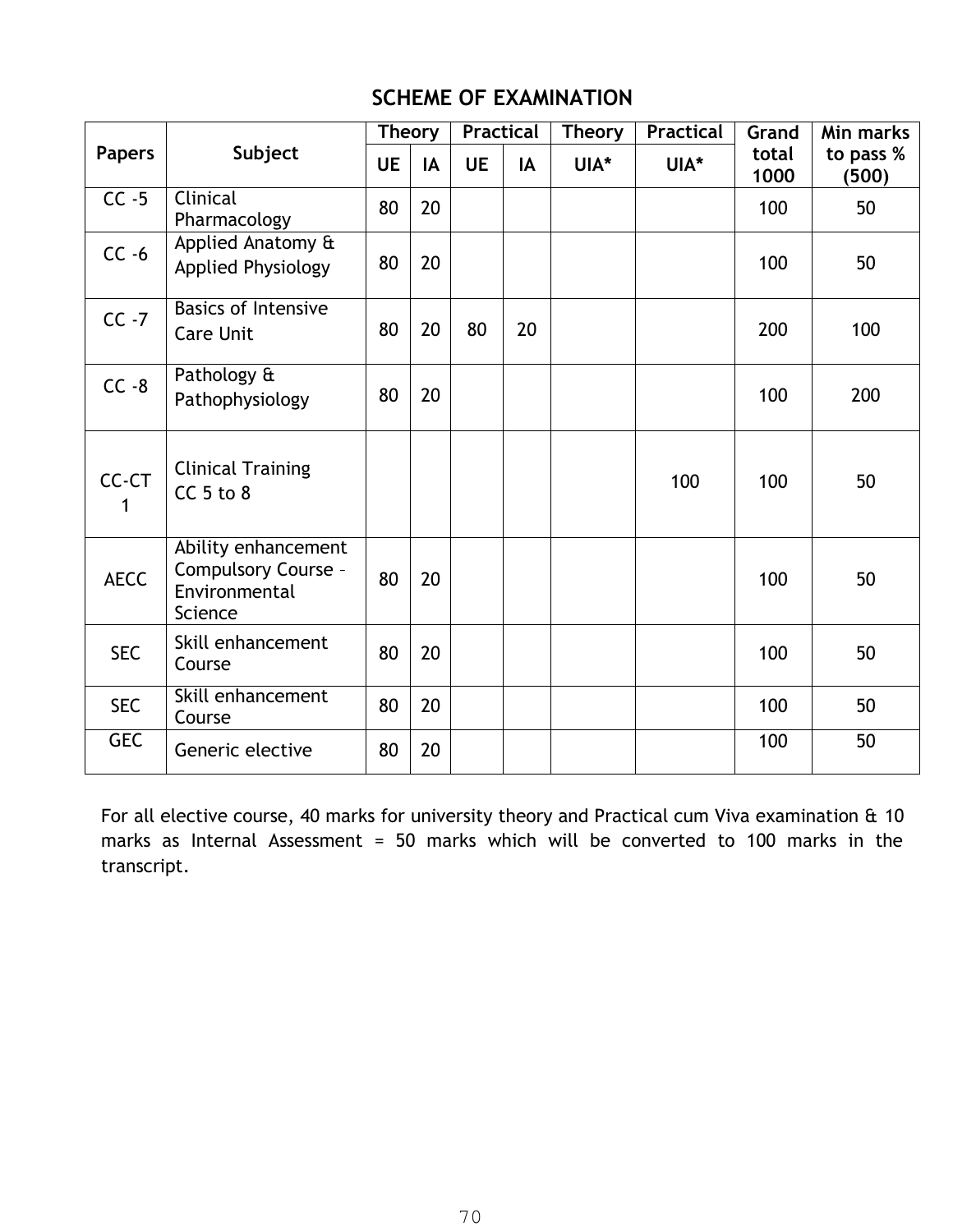## SCHEME OF EXAMINATION

| Papers | Subject | Theory | | Practical | | Theory | Practical | Grand total 1000 | Min marks to pass % (500) |
|---|---|---|---|---|---|---|---|---|---|
| | | UE | IA | UE | IA | UIA* | UIA* | | |
| CC -5 | Clinical Pharmacology | 80 | 20 | | | | | 100 | 50 |
| CC -6 | Applied Anatomy & Applied Physiology | 80 | 20 | | | | | 100 | 50 |
| CC -7 | Basics of Intensive Care Unit | 80 | 20 | 80 | 20 | | | 200 | 100 |
| CC -8 | Pathology & Pathophysiology | 80 | 20 | | | | | 100 | 200 |
| CC-CT 1 | Clinical Training CC 5 to 8 | | | | | | 100 | 100 | 50 |
| AECC | Ability enhancement Compulsory Course – Environmental Science | 80 | 20 | | | | | 100 | 50 |
| SEC | Skill enhancement Course | 80 | 20 | | | | | 100 | 50 |
| SEC | Skill enhancement Course | 80 | 20 | | | | | 100 | 50 |
| GEC | Generic elective | 80 | 20 | | | | | 100 | 50 |

For all elective course, 40 marks for university theory and Practical cum Viva examination & 10 marks as Internal Assessment = 50 marks which will be converted to 100 marks in the transcript.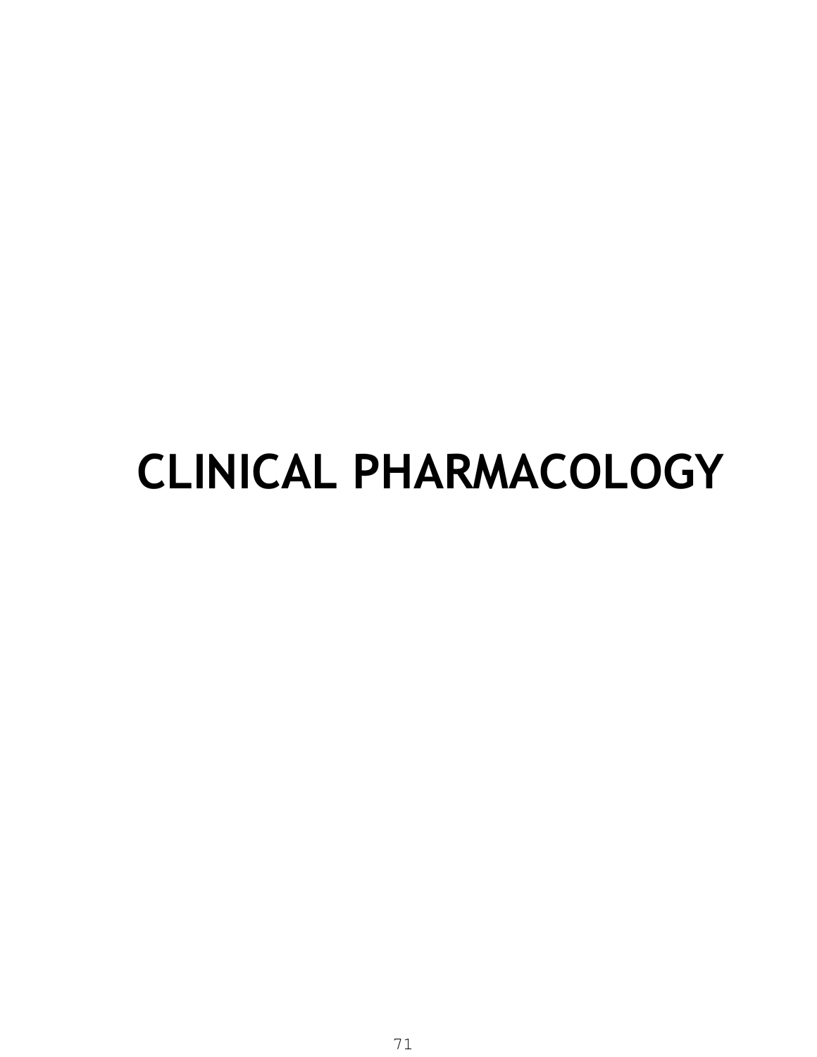# CLINICAL PHARMACOLOGY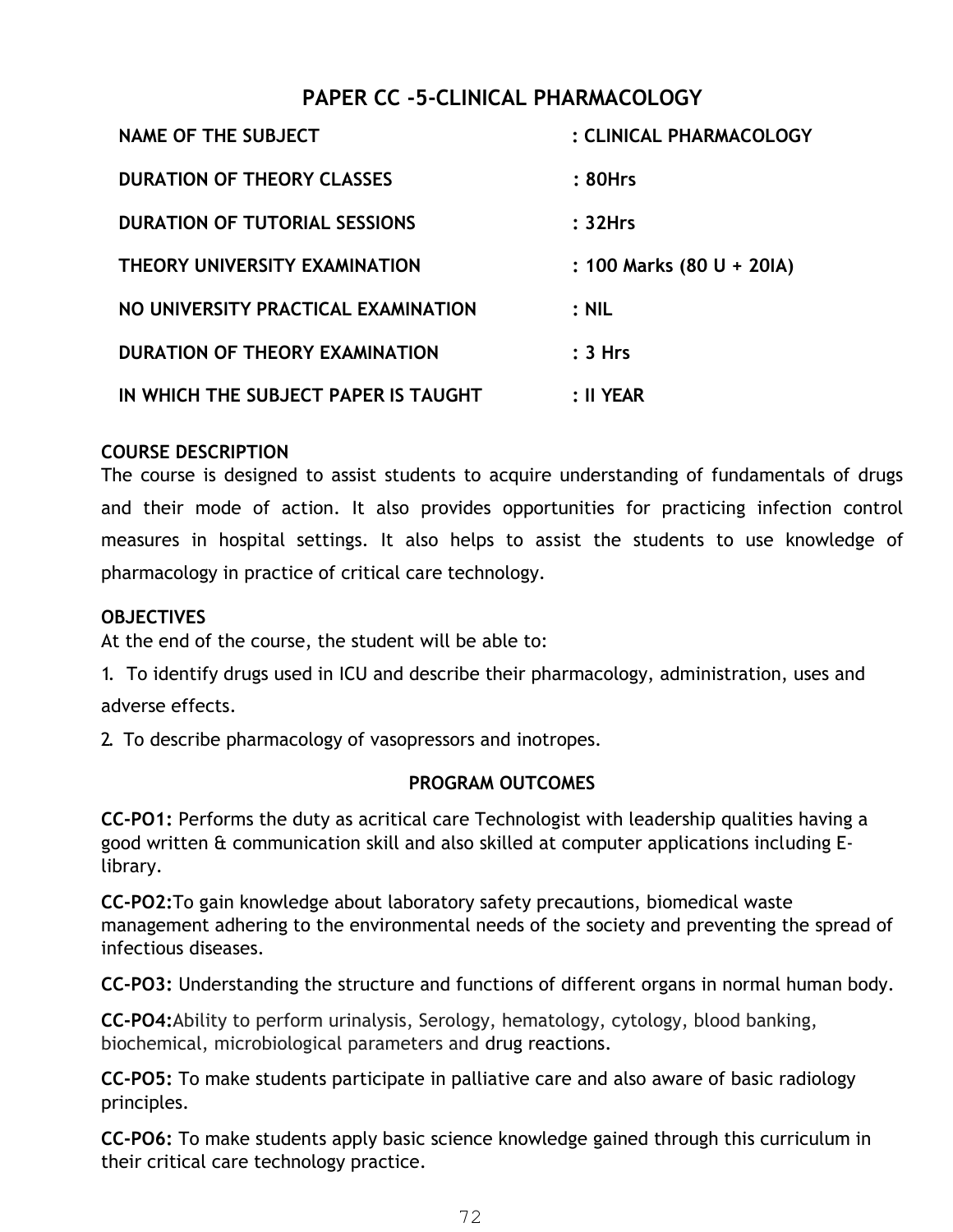# PAPER CC -5-CLINICAL PHARMACOLOGY

| | |
|---|---|
| **NAME OF THE SUBJECT** | **: CLINICAL PHARMACOLOGY** |
| **DURATION OF THEORY CLASSES** | **: 80Hrs** |
| **DURATION OF TUTORIAL SESSIONS** | **: 32Hrs** |
| **THEORY UNIVERSITY EXAMINATION** | **: 100 Marks (80 U + 20IA)** |
| **NO UNIVERSITY PRACTICAL EXAMINATION** | **: NIL** |
| **DURATION OF THEORY EXAMINATION** | **: 3 Hrs** |
| **IN WHICH THE SUBJECT PAPER IS TAUGHT** | **: II YEAR** |

**COURSE DESCRIPTION**

The course is designed to assist students to acquire understanding of fundamentals of drugs and their mode of action. It also provides opportunities for practicing infection control measures in hospital settings. It also helps to assist the students to use knowledge of pharmacology in practice of critical care technology.

**OBJECTIVES**

At the end of the course, the student will be able to:

1. To identify drugs used in ICU and describe their pharmacology, administration, uses and adverse effects.
2. To describe pharmacology of vasopressors and inotropes.

## PROGRAM OUTCOMES

**CC-PO1:** Performs the duty as acritical care Technologist with leadership qualities having a good written & communication skill and also skilled at computer applications including E-library.

**CC-PO2:**To gain knowledge about laboratory safety precautions, biomedical waste management adhering to the environmental needs of the society and preventing the spread of infectious diseases.

**CC-PO3:** Understanding the structure and functions of different organs in normal human body.

**CC-PO4:**Ability to perform urinalysis, Serology, hematology, cytology, blood banking, biochemical, microbiological parameters and drug reactions.

**CC-PO5:** To make students participate in palliative care and also aware of basic radiology principles.

**CC-PO6:** To make students apply basic science knowledge gained through this curriculum in their critical care technology practice.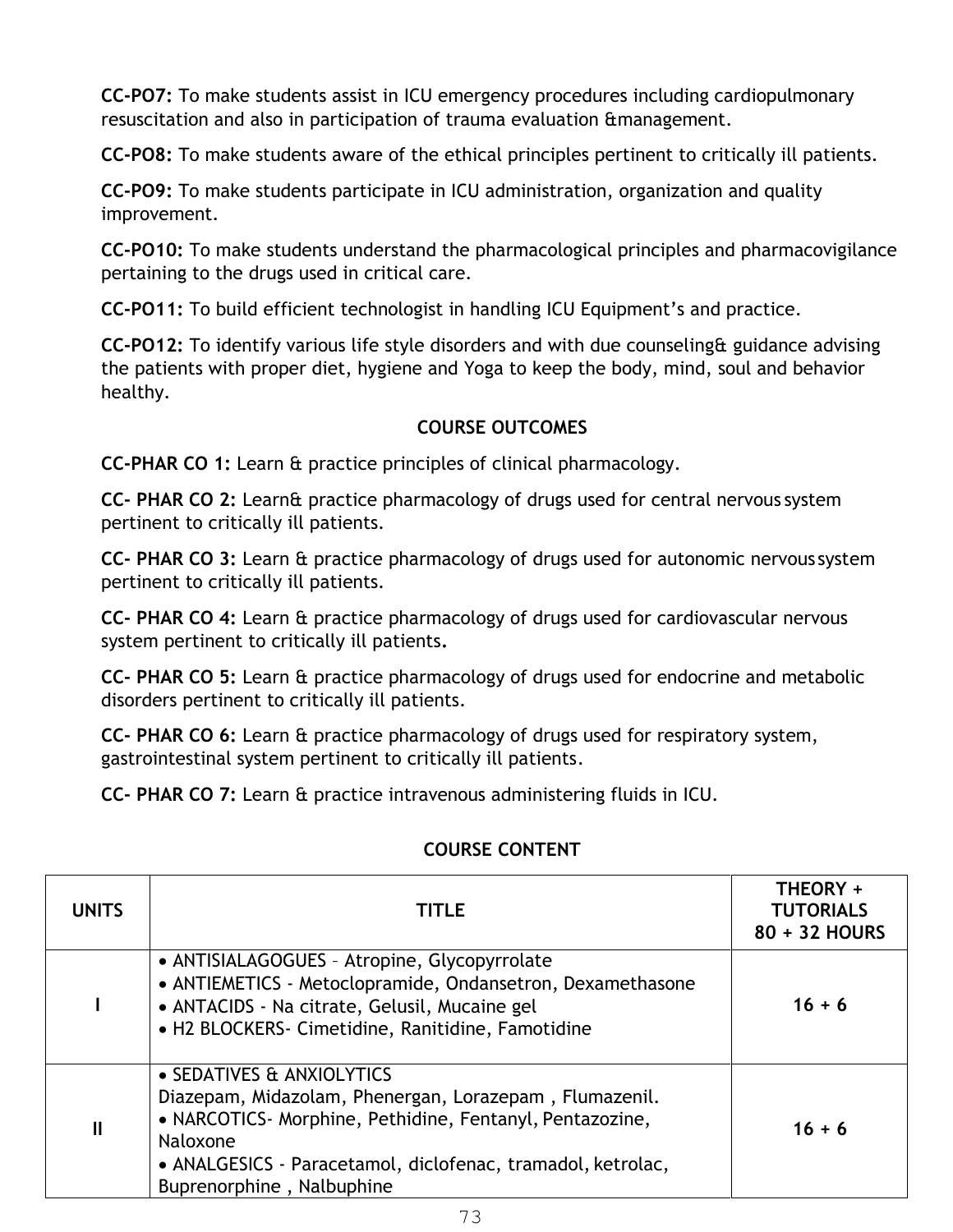**CC-PO7:** To make students assist in ICU emergency procedures including cardiopulmonary resuscitation and also in participation of trauma evaluation &management.

**CC-PO8:** To make students aware of the ethical principles pertinent to critically ill patients.

**CC-PO9:** To make students participate in ICU administration, organization and quality improvement.

**CC-PO10:** To make students understand the pharmacological principles and pharmacovigilance pertaining to the drugs used in critical care.

**CC-PO11:** To build efficient technologist in handling ICU Equipment's and practice.

**CC-PO12:** To identify various life style disorders and with due counseling& guidance advising the patients with proper diet, hygiene and Yoga to keep the body, mind, soul and behavior healthy.

## COURSE OUTCOMES

**CC-PHAR CO 1:** Learn & practice principles of clinical pharmacology.

**CC- PHAR CO 2:** Learn& practice pharmacology of drugs used for central nervous system pertinent to critically ill patients.

**CC- PHAR CO 3:** Learn & practice pharmacology of drugs used for autonomic nervous system pertinent to critically ill patients.

**CC- PHAR CO 4:** Learn & practice pharmacology of drugs used for cardiovascular nervous system pertinent to critically ill patients.

**CC- PHAR CO 5:** Learn & practice pharmacology of drugs used for endocrine and metabolic disorders pertinent to critically ill patients.

**CC- PHAR CO 6:** Learn & practice pharmacology of drugs used for respiratory system, gastrointestinal system pertinent to critically ill patients.

**CC- PHAR CO 7:** Learn & practice intravenous administering fluids in ICU.

## COURSE CONTENT

| UNITS | TITLE | THEORY + TUTORIALS 80 + 32 HOURS |
|---|---|---|
| I | • ANTISIALAGOGUES – Atropine, Glycopyrrolate<br>• ANTIEMETICS - Metoclopramide, Ondansetron, Dexamethasone<br>• ANTACIDS - Na citrate, Gelusil, Mucaine gel<br>• H2 BLOCKERS- Cimetidine, Ranitidine, Famotidine | 16 + 6 |
| II | • SEDATIVES & ANXIOLYTICS<br>Diazepam, Midazolam, Phenergan, Lorazepam , Flumazenil.<br>• NARCOTICS- Morphine, Pethidine, Fentanyl, Pentazozine, Naloxone<br>• ANALGESICS - Paracetamol, diclofenac, tramadol, ketrolac, Buprenorphine , Nalbuphine | 16 + 6 |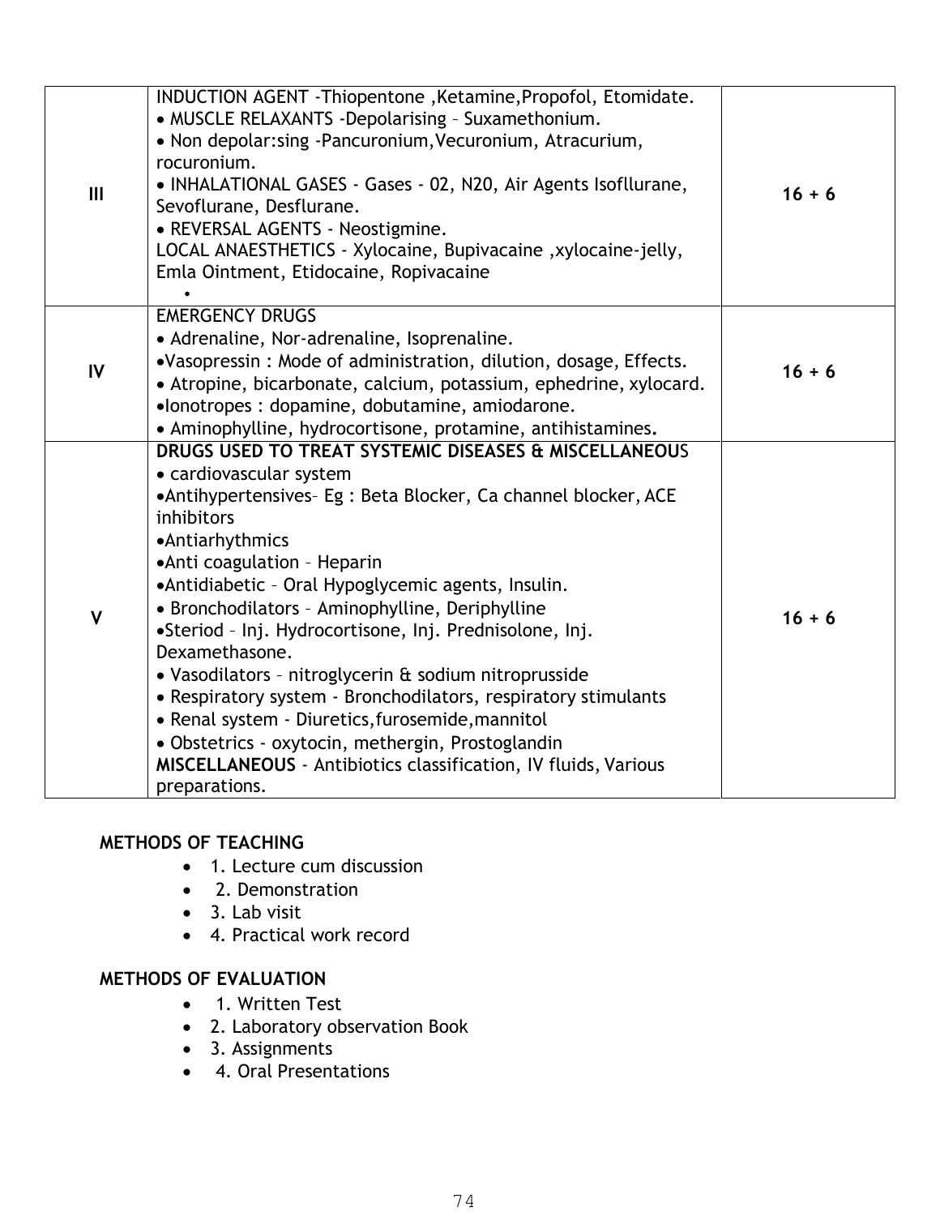| | | |
|---|---|---|
| III | INDUCTION AGENT -Thiopentone ,Ketamine,Propofol, Etomidate.<br>• MUSCLE RELAXANTS -Depolarising – Suxamethonium.<br>• Non depolar:sing -Pancuronium,Vecuronium, Atracurium, rocuronium.<br>• INHALATIONAL GASES - Gases - 02, N20, Air Agents Isofllurane, Sevoflurane, Desflurane.<br>• REVERSAL AGENTS - Neostigmine.<br>LOCAL ANAESTHETICS - Xylocaine, Bupivacaine ,xylocaine-jelly, Emla Ointment, Etidocaine, Ropivacaine<br>• | 16 + 6 |
| IV | EMERGENCY DRUGS<br>• Adrenaline, Nor-adrenaline, Isoprenaline.<br>•Vasopressin : Mode of administration, dilution, dosage, Effects.<br>• Atropine, bicarbonate, calcium, potassium, ephedrine, xylocard.<br>•Ionotropes : dopamine, dobutamine, amiodarone.<br>• Aminophylline, hydrocortisone, protamine, antihistamines**.** | 16 + 6 |
| V | **DRUGS USED TO TREAT SYSTEMIC DISEASES & MISCELLANEOUS**<br>• cardiovascular system<br>•Antihypertensives– Eg : Beta Blocker, Ca channel blocker, ACE inhibitors<br>•Antiarhythmics<br>•Anti coagulation – Heparin<br>•Antidiabetic – Oral Hypoglycemic agents, Insulin.<br>• Bronchodilators – Aminophylline, Deriphylline<br>•Steriod – Inj. Hydrocortisone, Inj. Prednisolone, Inj. Dexamethasone.<br>• Vasodilators – nitroglycerin & sodium nitroprusside<br>• Respiratory system - Bronchodilators, respiratory stimulants<br>• Renal system - Diuretics,furosemide,mannitol<br>• Obstetrics - oxytocin, methergin, Prostoglandin<br>**MISCELLANEOUS** - Antibiotics classification, IV fluids, Various preparations. | 16 + 6 |

**METHODS OF TEACHING**

- 1. Lecture cum discussion
- 2. Demonstration
- 3. Lab visit
- 4. Practical work record

**METHODS OF EVALUATION**

- 1. Written Test
- 2. Laboratory observation Book
- 3. Assignments
- 4. Oral Presentations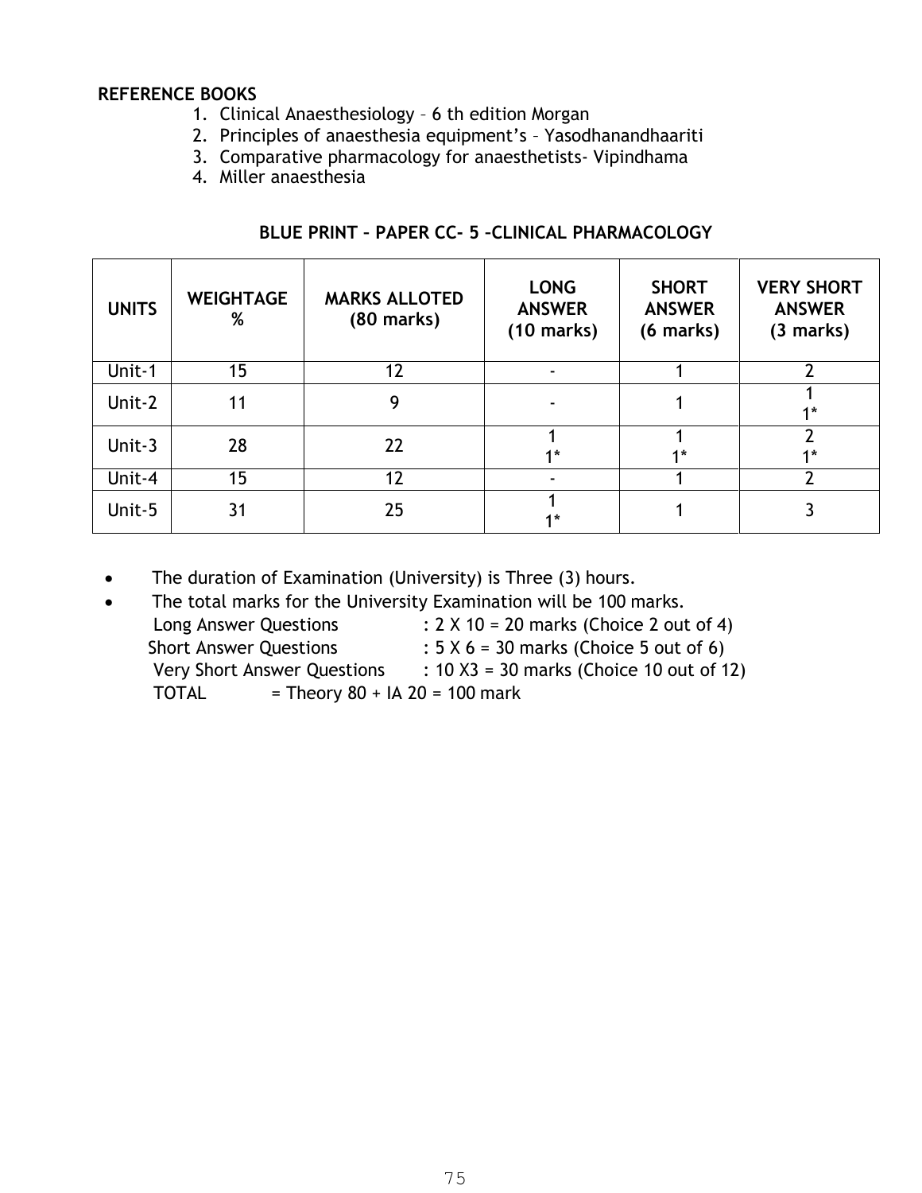**REFERENCE BOOKS**

1. Clinical Anaesthesiology – 6 th edition Morgan
2. Principles of anaesthesia equipment's – Yasodhanandhaariti
3. Comparative pharmacology for anaesthetists- Vipindhama
4. Miller anaesthesia

**BLUE PRINT – PAPER CC- 5 –CLINICAL PHARMACOLOGY**

| UNITS | WEIGHTAGE % | MARKS ALLOTED (80 marks) | LONG ANSWER (10 marks) | SHORT ANSWER (6 marks) | VERY SHORT ANSWER (3 marks) |
|---|---|---|---|---|---|
| Unit-1 | 15 | 12 | - | 1 | 2 |
| Unit-2 | 11 | 9 | - | 1 | 1<br>1* |
| Unit-3 | 28 | 22 | 1<br>1* | 1<br>1* | 2<br>1* |
| Unit-4 | 15 | 12 | - | 1 | 2 |
| Unit-5 | 31 | 25 | 1<br>1* | 1 | 3 |

- The duration of Examination (University) is Three (3) hours.
- The total marks for the University Examination will be 100 marks.
  Long Answer Questions : 2 X 10 = 20 marks (Choice 2 out of 4)
  Short Answer Questions : 5 X 6 = 30 marks (Choice 5 out of 6)
  Very Short Answer Questions : 10 X3 = 30 marks (Choice 10 out of 12)
  TOTAL = Theory 80 + IA 20 = 100 mark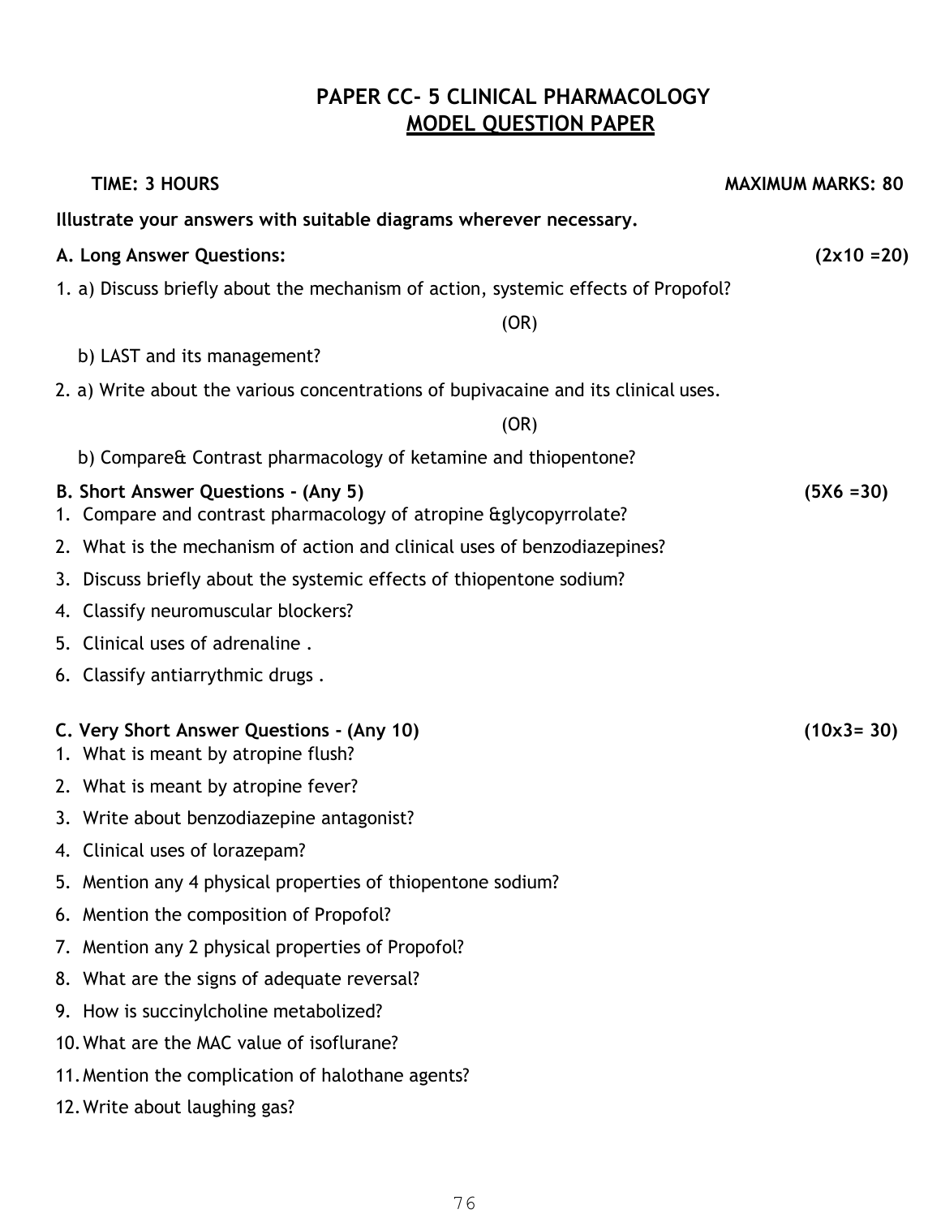# PAPER CC- 5 CLINICAL PHARMACOLOGY

## MODEL QUESTION PAPER

**TIME: 3 HOURS** **MAXIMUM MARKS: 80**

**Illustrate your answers with suitable diagrams wherever necessary.**

**A. Long Answer Questions:** **(2x10 =20)**

1. a) Discuss briefly about the mechanism of action, systemic effects of Propofol?

   (OR)

   b) LAST and its management?

2. a) Write about the various concentrations of bupivacaine and its clinical uses.

   (OR)

   b) Compare& Contrast pharmacology of ketamine and thiopentone?

**B. Short Answer Questions - (Any 5)** **(5X6 =30)**

1. Compare and contrast pharmacology of atropine &glycopyrrolate?
2. What is the mechanism of action and clinical uses of benzodiazepines?
3. Discuss briefly about the systemic effects of thiopentone sodium?
4. Classify neuromuscular blockers?
5. Clinical uses of adrenaline .
6. Classify antiarrythmic drugs .

**C. Very Short Answer Questions - (Any 10)** **(10x3= 30)**

1. What is meant by atropine flush?
2. What is meant by atropine fever?
3. Write about benzodiazepine antagonist?
4. Clinical uses of lorazepam?
5. Mention any 4 physical properties of thiopentone sodium?
6. Mention the composition of Propofol?
7. Mention any 2 physical properties of Propofol?
8. What are the signs of adequate reversal?
9. How is succinylcholine metabolized?
10. What are the MAC value of isoflurane?
11. Mention the complication of halothane agents?
12. Write about laughing gas?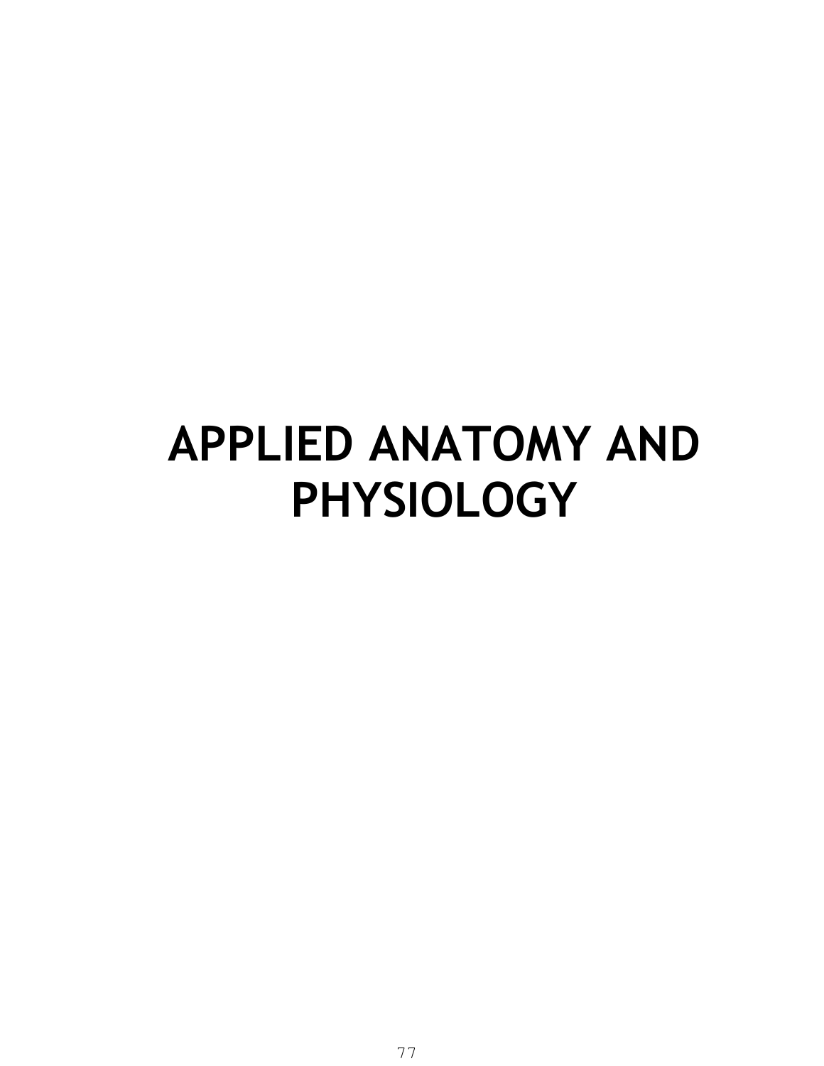# APPLIED ANATOMY AND PHYSIOLOGY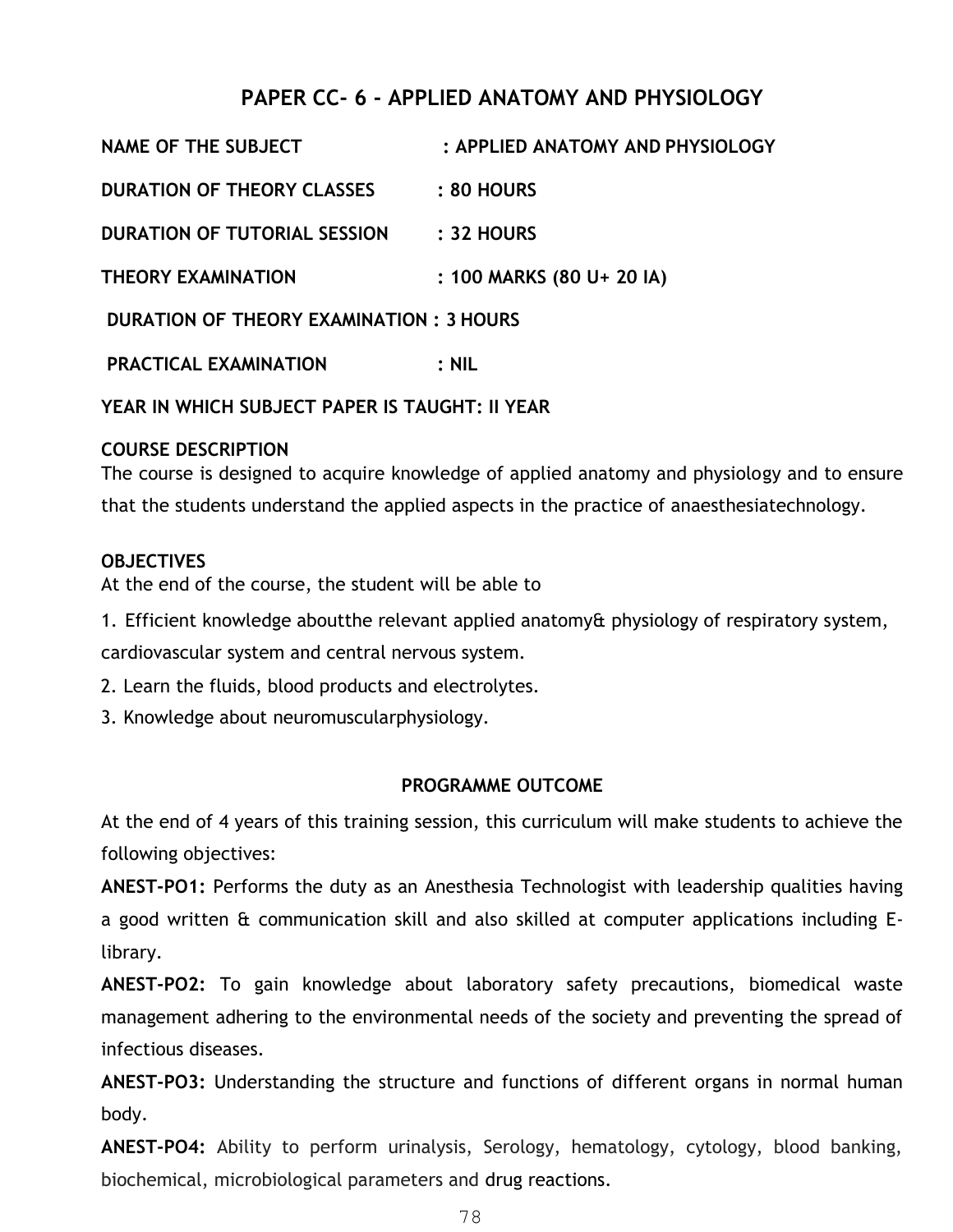## PAPER CC- 6 - APPLIED ANATOMY AND PHYSIOLOGY

**NAME OF THE SUBJECT : APPLIED ANATOMY AND PHYSIOLOGY**

**DURATION OF THEORY CLASSES : 80 HOURS**

**DURATION OF TUTORIAL SESSION : 32 HOURS**

**THEORY EXAMINATION : 100 MARKS (80 U+ 20 IA)**

**DURATION OF THEORY EXAMINATION : 3 HOURS**

**PRACTICAL EXAMINATION : NIL**

**YEAR IN WHICH SUBJECT PAPER IS TAUGHT: II YEAR**

**COURSE DESCRIPTION**

The course is designed to acquire knowledge of applied anatomy and physiology and to ensure that the students understand the applied aspects in the practice of anaesthesiatechnology.

**OBJECTIVES**

At the end of the course, the student will be able to

1. Efficient knowledge aboutthe relevant applied anatomy& physiology of respiratory system, cardiovascular system and central nervous system.
2. Learn the fluids, blood products and electrolytes.
3. Knowledge about neuromuscularphysiology.

**PROGRAMME OUTCOME**

At the end of 4 years of this training session, this curriculum will make students to achieve the following objectives:

**ANEST-PO1:** Performs the duty as an Anesthesia Technologist with leadership qualities having a good written & communication skill and also skilled at computer applications including E-library.

**ANEST-PO2:** To gain knowledge about laboratory safety precautions, biomedical waste management adhering to the environmental needs of the society and preventing the spread of infectious diseases.

**ANEST-PO3:** Understanding the structure and functions of different organs in normal human body.

**ANEST-PO4:** Ability to perform urinalysis, Serology, hematology, cytology, blood banking, biochemical, microbiological parameters and drug reactions.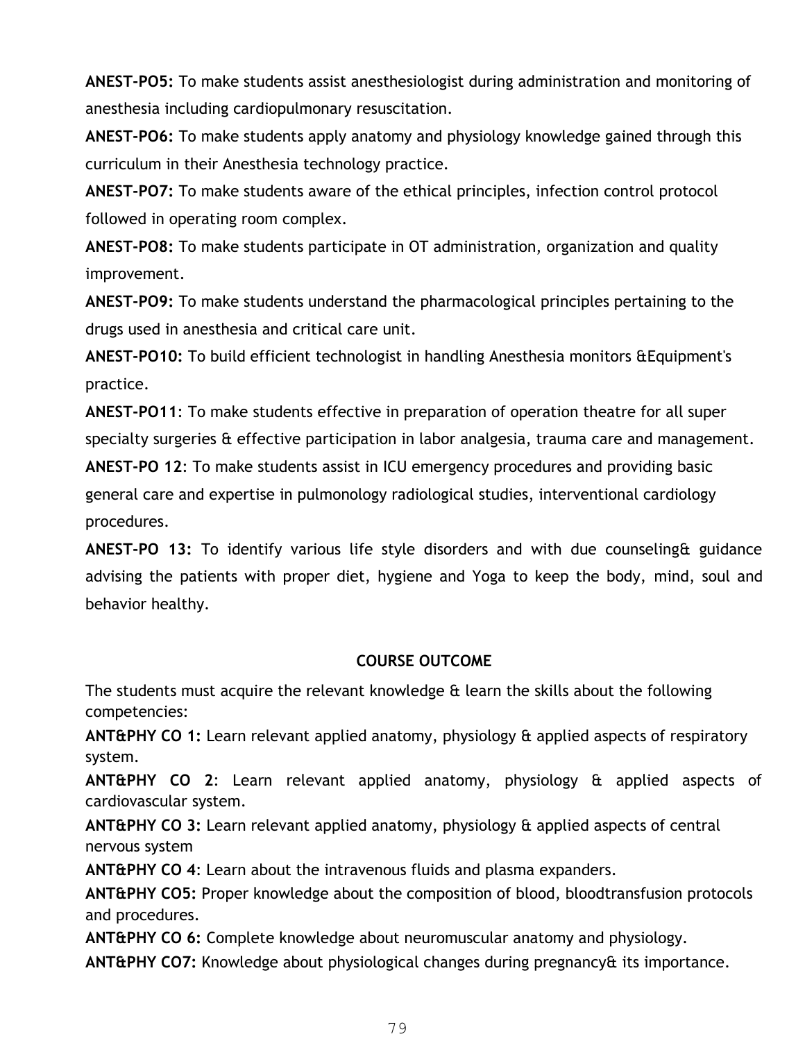**ANEST-PO5:** To make students assist anesthesiologist during administration and monitoring of anesthesia including cardiopulmonary resuscitation.

**ANEST-PO6:** To make students apply anatomy and physiology knowledge gained through this curriculum in their Anesthesia technology practice.

**ANEST-PO7:** To make students aware of the ethical principles, infection control protocol followed in operating room complex.

**ANEST-PO8:** To make students participate in OT administration, organization and quality improvement.

**ANEST-PO9:** To make students understand the pharmacological principles pertaining to the drugs used in anesthesia and critical care unit.

**ANEST-PO10:** To build efficient technologist in handling Anesthesia monitors &Equipment's practice.

**ANEST-PO11**: To make students effective in preparation of operation theatre for all super specialty surgeries & effective participation in labor analgesia, trauma care and management.

**ANEST-PO 12**: To make students assist in ICU emergency procedures and providing basic general care and expertise in pulmonology radiological studies, interventional cardiology procedures.

**ANEST-PO 13:** To identify various life style disorders and with due counseling& guidance advising the patients with proper diet, hygiene and Yoga to keep the body, mind, soul and behavior healthy.

## COURSE OUTCOME

The students must acquire the relevant knowledge & learn the skills about the following competencies:

**ANT&PHY CO 1:** Learn relevant applied anatomy, physiology & applied aspects of respiratory system.

**ANT&PHY CO 2**: Learn relevant applied anatomy, physiology & applied aspects of cardiovascular system.

**ANT&PHY CO 3:** Learn relevant applied anatomy, physiology & applied aspects of central nervous system

**ANT&PHY CO 4**: Learn about the intravenous fluids and plasma expanders.

**ANT&PHY CO5:** Proper knowledge about the composition of blood, bloodtransfusion protocols and procedures.

**ANT&PHY CO 6:** Complete knowledge about neuromuscular anatomy and physiology.

**ANT&PHY CO7:** Knowledge about physiological changes during pregnancy& its importance.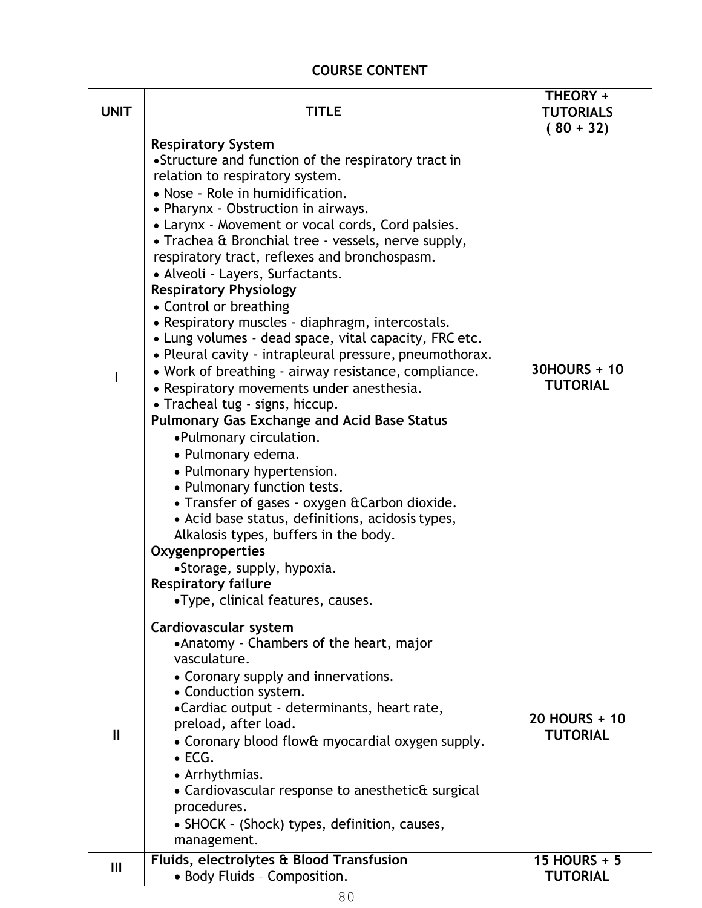**COURSE CONTENT**

| UNIT | TITLE | THEORY + TUTORIALS ( 80 + 32) |
|---|---|---|
| I | **Respiratory System**<br>•Structure and function of the respiratory tract in relation to respiratory system.<br>• Nose - Role in humidification.<br>• Pharynx - Obstruction in airways.<br>• Larynx - Movement or vocal cords, Cord palsies.<br>• Trachea & Bronchial tree - vessels, nerve supply, respiratory tract, reflexes and bronchospasm.<br>• Alveoli - Layers, Surfactants.<br>**Respiratory Physiology**<br>• Control or breathing<br>• Respiratory muscles - diaphragm, intercostals.<br>• Lung volumes - dead space, vital capacity, FRC etc.<br>• Pleural cavity - intrapleural pressure, pneumothorax.<br>• Work of breathing - airway resistance, compliance.<br>• Respiratory movements under anesthesia.<br>• Tracheal tug - signs, hiccup.<br>**Pulmonary Gas Exchange and Acid Base Status**<br>•Pulmonary circulation.<br>• Pulmonary edema.<br>• Pulmonary hypertension.<br>• Pulmonary function tests.<br>• Transfer of gases - oxygen &Carbon dioxide.<br>• Acid base status, definitions, acidosis types, Alkalosis types, buffers in the body.<br>**Oxygenproperties**<br>•Storage, supply, hypoxia.<br>**Respiratory failure**<br>•Type, clinical features, causes. | **30HOURS + 10 TUTORIAL** |
| II | **Cardiovascular system**<br>•Anatomy - Chambers of the heart, major vasculature.<br>• Coronary supply and innervations.<br>• Conduction system.<br>•Cardiac output - determinants, heart rate, preload, after load.<br>• Coronary blood flow& myocardial oxygen supply.<br>• ECG.<br>• Arrhythmias.<br>• Cardiovascular response to anesthetic& surgical procedures.<br>• SHOCK – (Shock) types, definition, causes, management. | **20 HOURS + 10 TUTORIAL** |
| III | **Fluids, electrolytes & Blood Transfusion**<br>• Body Fluids – Composition. | **15 HOURS + 5 TUTORIAL** |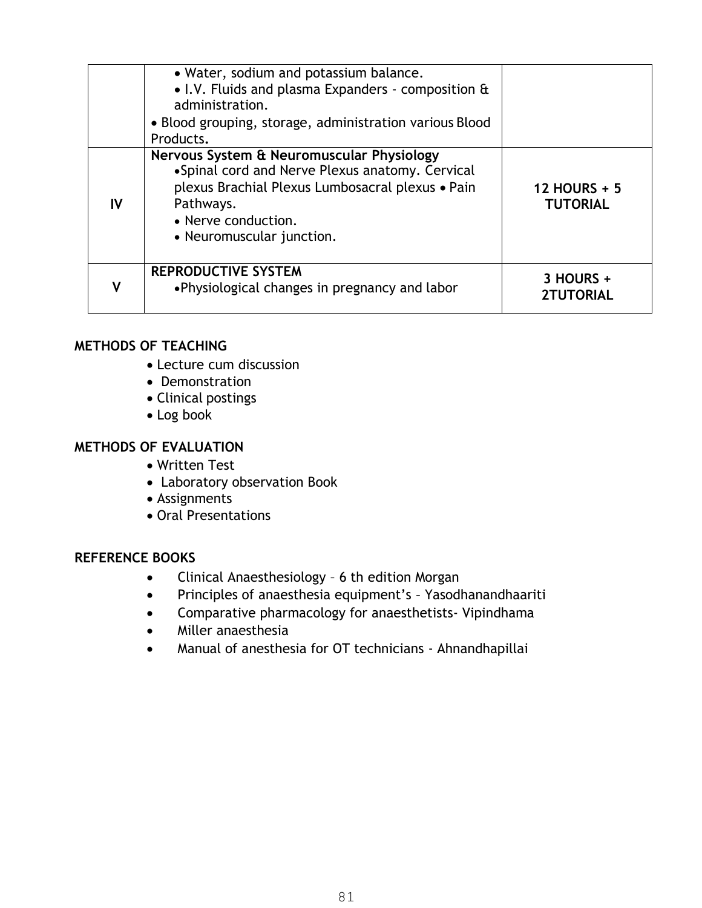| | | |
|---|---|---|
| | • Water, sodium and potassium balance.<br>• I.V. Fluids and plasma Expanders - composition & administration.<br>• Blood grouping, storage, administration various Blood Products**.** | |
| **IV** | **Nervous System & Neuromuscular Physiology**<br>•Spinal cord and Nerve Plexus anatomy. Cervical plexus Brachial Plexus Lumbosacral plexus • Pain Pathways.<br>• Nerve conduction.<br>• Neuromuscular junction. | **12 HOURS + 5 TUTORIAL** |
| **V** | **REPRODUCTIVE SYSTEM**<br>•Physiological changes in pregnancy and labor | **3 HOURS + 2TUTORIAL** |

**METHODS OF TEACHING**

- Lecture cum discussion
- Demonstration
- Clinical postings
- Log book

**METHODS OF EVALUATION**

- Written Test
- Laboratory observation Book
- Assignments
- Oral Presentations

**REFERENCE BOOKS**

- Clinical Anaesthesiology – 6 th edition Morgan
- Principles of anaesthesia equipment's – Yasodhanandhaariti
- Comparative pharmacology for anaesthetists- Vipindhama
- Miller anaesthesia
- Manual of anesthesia for OT technicians - Ahnandhapillai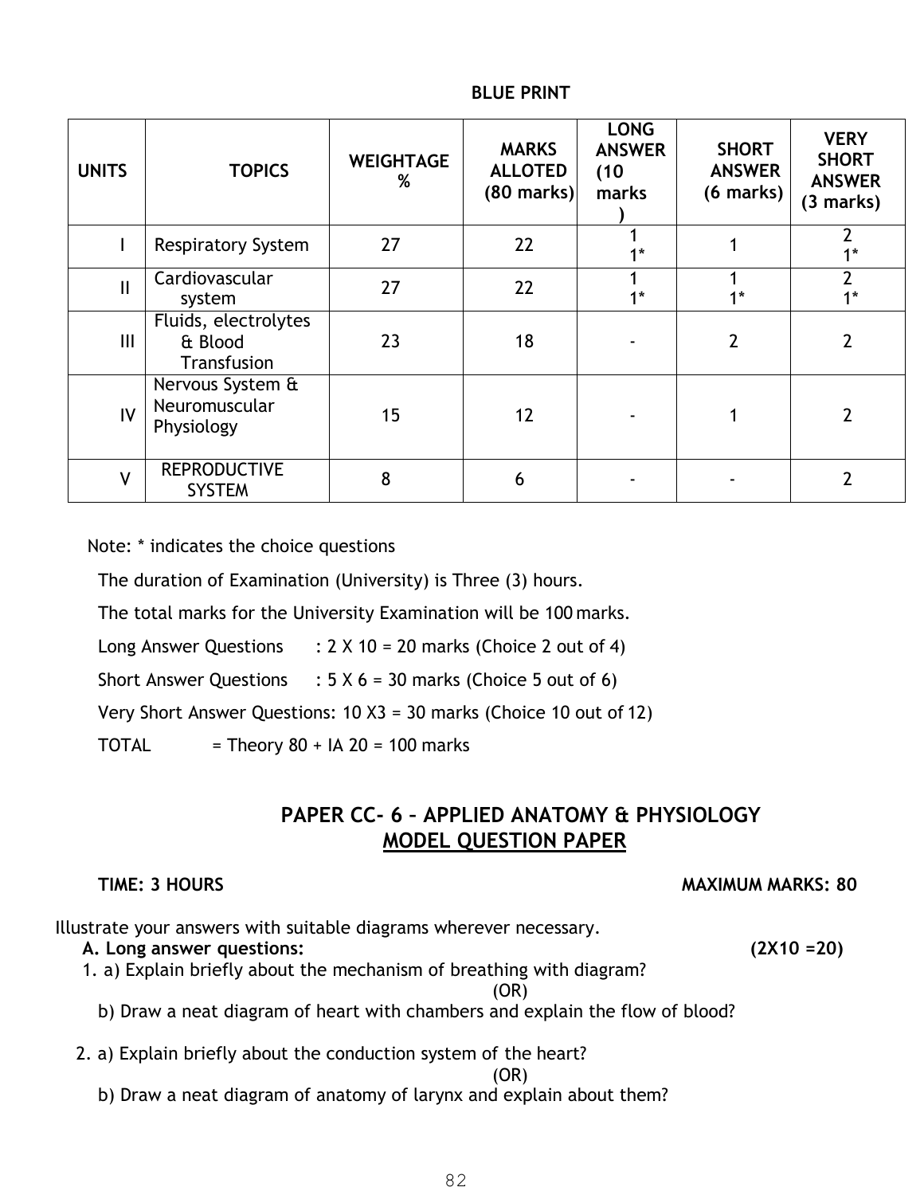**BLUE PRINT**

| UNITS | TOPICS | WEIGHTAGE % | MARKS ALLOTED (80 marks) | LONG ANSWER (10 marks) | SHORT ANSWER (6 marks) | VERY SHORT ANSWER (3 marks) |
|---|---|---|---|---|---|---|
| I | Respiratory System | 27 | 22 | 1<br>1* | 1 | 2<br>1* |
| II | Cardiovascular system | 27 | 22 | 1<br>1* | 1<br>1* | 2<br>1* |
| III | Fluids, electrolytes & Blood Transfusion | 23 | 18 | - | 2 | 2 |
| IV | Nervous System & Neuromuscular Physiology | 15 | 12 | - | 1 | 2 |
| V | REPRODUCTIVE SYSTEM | 8 | 6 | - | - | 2 |

Note: * indicates the choice questions

The duration of Examination (University) is Three (3) hours.

The total marks for the University Examination will be 100 marks.

Long Answer Questions : 2 X 10 = 20 marks (Choice 2 out of 4)

Short Answer Questions : 5 X 6 = 30 marks (Choice 5 out of 6)

Very Short Answer Questions: 10 X3 = 30 marks (Choice 10 out of 12)

TOTAL = Theory 80 + IA 20 = 100 marks

## PAPER CC- 6 – APPLIED ANATOMY & PHYSIOLOGY

## MODEL QUESTION PAPER

**TIME: 3 HOURS** **MAXIMUM MARKS: 80**

Illustrate your answers with suitable diagrams wherever necessary.

**A. Long answer questions:** **(2X10 =20)**

1. a) Explain briefly about the mechanism of breathing with diagram?

(OR)

b) Draw a neat diagram of heart with chambers and explain the flow of blood?

2. a) Explain briefly about the conduction system of the heart?

(OR)

b) Draw a neat diagram of anatomy of larynx and explain about them?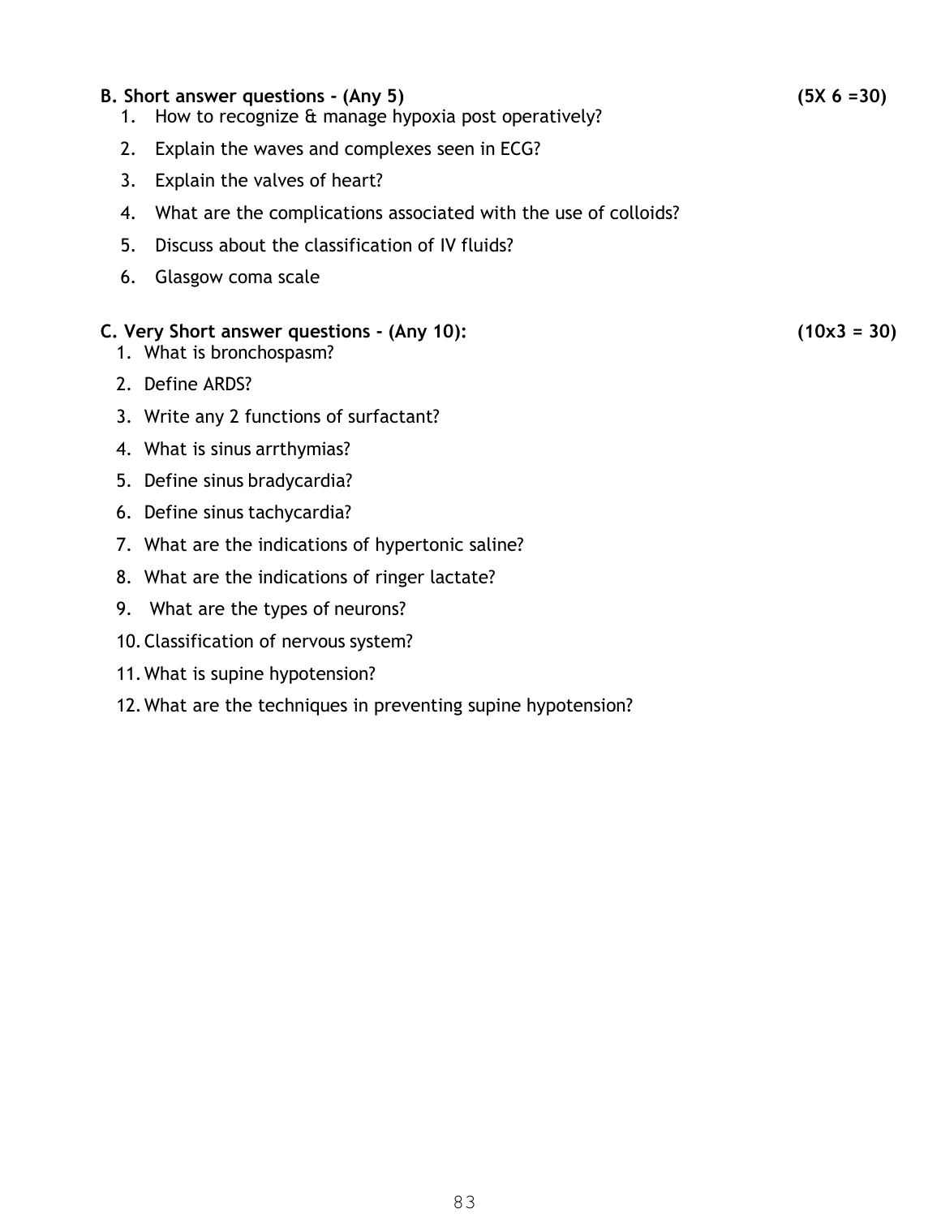**B. Short answer questions - (Any 5)** **(5X 6 =30)**

1. How to recognize & manage hypoxia post operatively?
2. Explain the waves and complexes seen in ECG?
3. Explain the valves of heart?
4. What are the complications associated with the use of colloids?
5. Discuss about the classification of IV fluids?
6. Glasgow coma scale

**C. Very Short answer questions - (Any 10):** **(10x3 = 30)**

1. What is bronchospasm?
2. Define ARDS?
3. Write any 2 functions of surfactant?
4. What is sinus arrthymias?
5. Define sinus bradycardia?
6. Define sinus tachycardia?
7. What are the indications of hypertonic saline?
8. What are the indications of ringer lactate?
9. What are the types of neurons?
10. Classification of nervous system?
11. What is supine hypotension?
12. What are the techniques in preventing supine hypotension?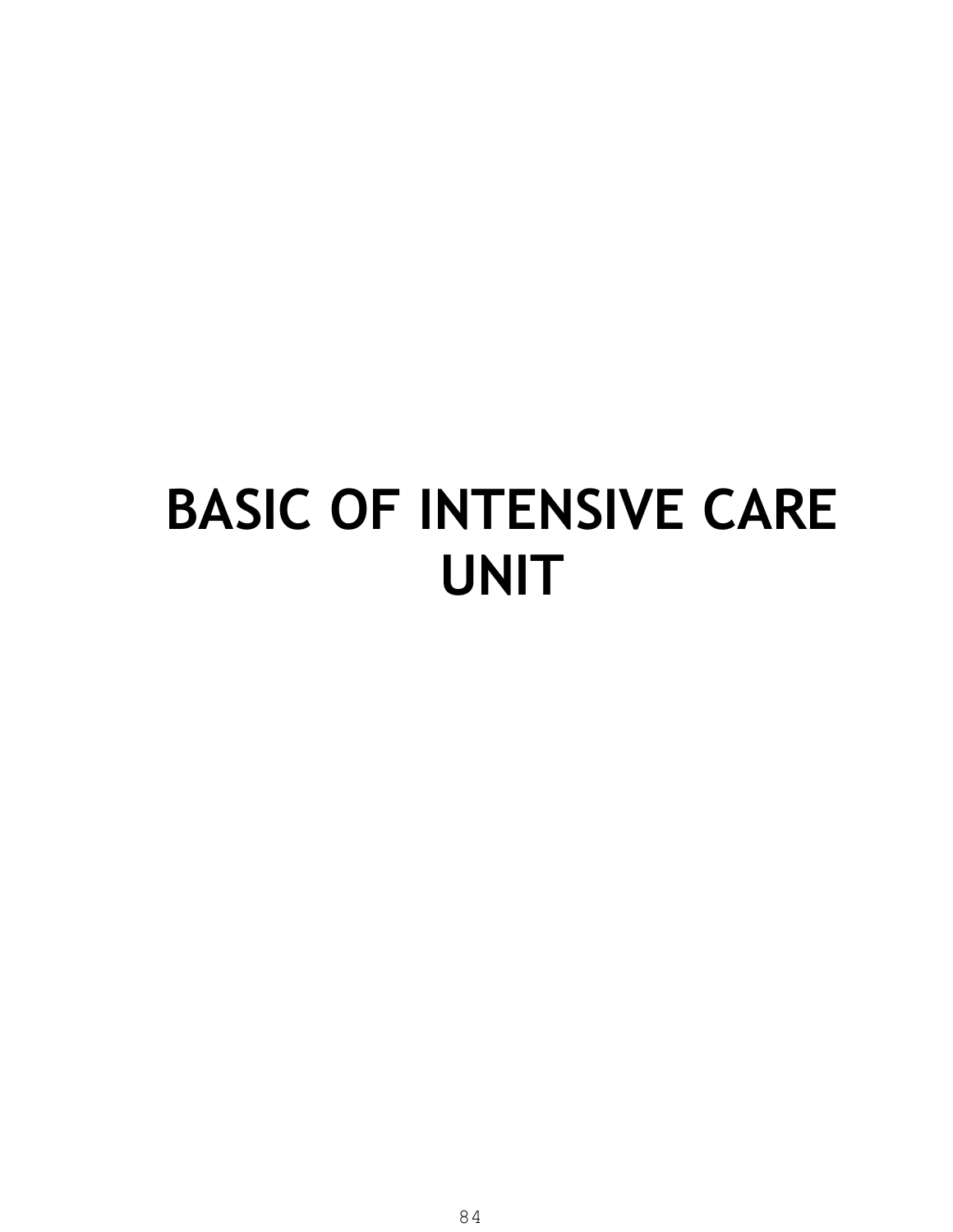# BASIC OF INTENSIVE CARE UNIT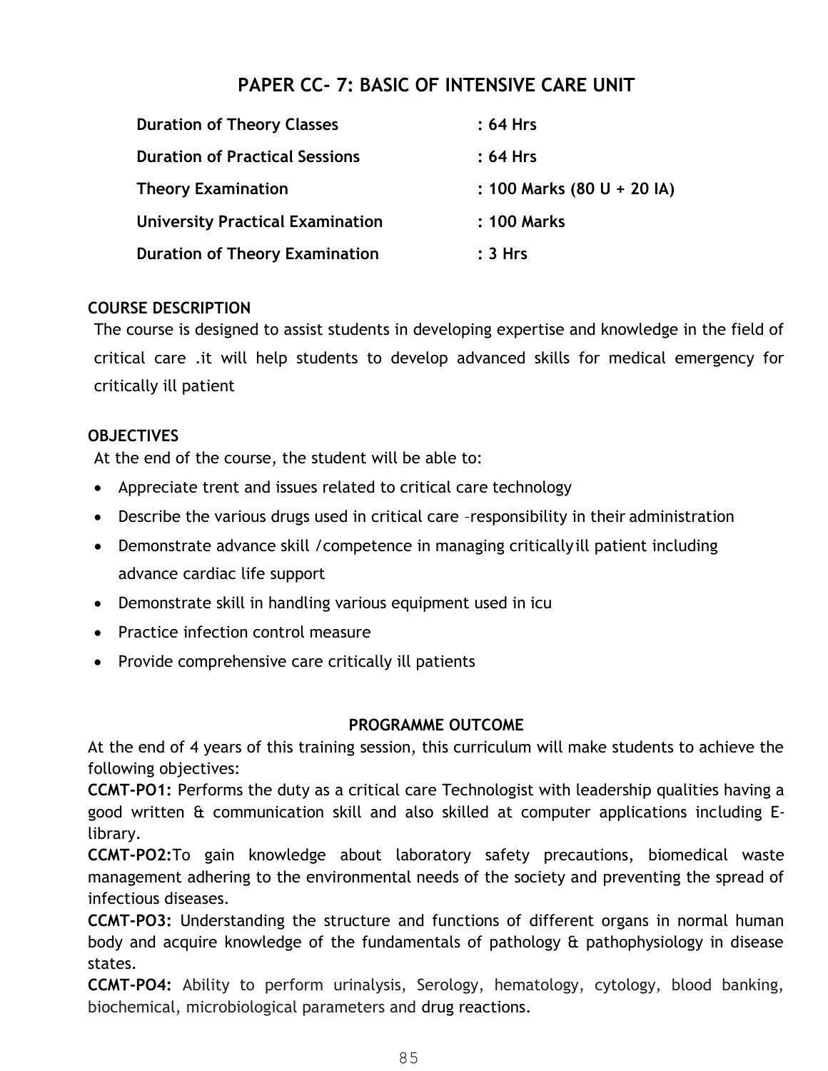## PAPER CC- 7: BASIC OF INTENSIVE CARE UNIT

| | |
|---|---|
| **Duration of Theory Classes** | **: 64 Hrs** |
| **Duration of Practical Sessions** | **: 64 Hrs** |
| **Theory Examination** | **: 100 Marks (80 U + 20 IA)** |
| **University Practical Examination** | **: 100 Marks** |
| **Duration of Theory Examination** | **: 3 Hrs** |

**COURSE DESCRIPTION**

The course is designed to assist students in developing expertise and knowledge in the field of critical care .it will help students to develop advanced skills for medical emergency for critically ill patient

**OBJECTIVES**

At the end of the course, the student will be able to:

- Appreciate trent and issues related to critical care technology
- Describe the various drugs used in critical care –responsibility in their administration
- Demonstrate advance skill /competence in managing criticallyill patient including advance cardiac life support
- Demonstrate skill in handling various equipment used in icu
- Practice infection control measure
- Provide comprehensive care critically ill patients

**PROGRAMME OUTCOME**

At the end of 4 years of this training session, this curriculum will make students to achieve the following objectives:

**CCMT-PO1:** Performs the duty as a critical care Technologist with leadership qualities having a good written & communication skill and also skilled at computer applications including E-library.

**CCMT-PO2:**To gain knowledge about laboratory safety precautions, biomedical waste management adhering to the environmental needs of the society and preventing the spread of infectious diseases.

**CCMT-PO3:** Understanding the structure and functions of different organs in normal human body and acquire knowledge of the fundamentals of pathology & pathophysiology in disease states.

**CCMT-PO4:** Ability to perform urinalysis, Serology, hematology, cytology, blood banking, biochemical, microbiological parameters and drug reactions.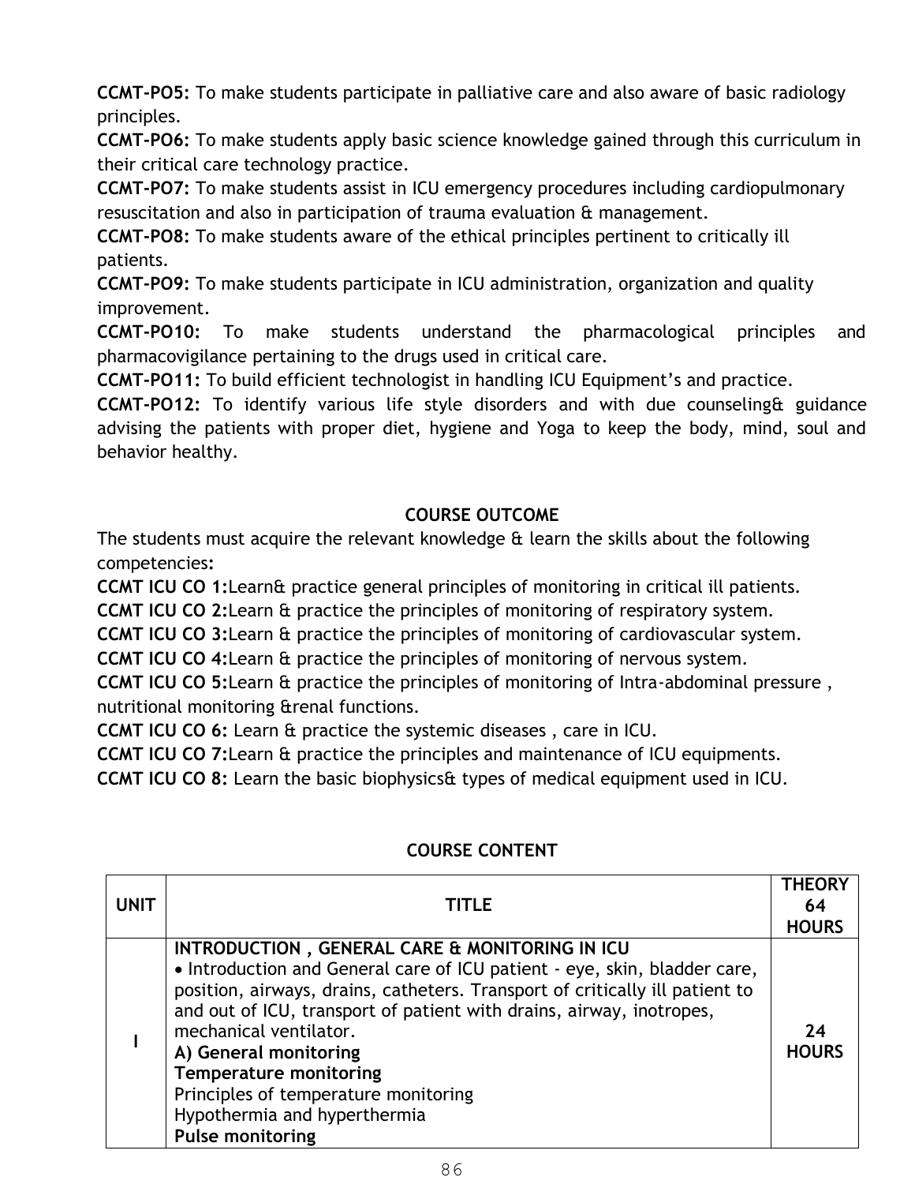**CCMT-PO5:** To make students participate in palliative care and also aware of basic radiology principles.

**CCMT-PO6:** To make students apply basic science knowledge gained through this curriculum in their critical care technology practice.

**CCMT-PO7:** To make students assist in ICU emergency procedures including cardiopulmonary resuscitation and also in participation of trauma evaluation & management.

**CCMT-PO8:** To make students aware of the ethical principles pertinent to critically ill patients.

**CCMT-PO9:** To make students participate in ICU administration, organization and quality improvement.

**CCMT-PO10:** To make students understand the pharmacological principles and pharmacovigilance pertaining to the drugs used in critical care.

**CCMT-PO11:** To build efficient technologist in handling ICU Equipment's and practice.

**CCMT-PO12:** To identify various life style disorders and with due counseling& guidance advising the patients with proper diet, hygiene and Yoga to keep the body, mind, soul and behavior healthy.

## COURSE OUTCOME

The students must acquire the relevant knowledge & learn the skills about the following competencies**:**

**CCMT ICU CO 1:**Learn& practice general principles of monitoring in critical ill patients.

**CCMT ICU CO 2:**Learn & practice the principles of monitoring of respiratory system.

**CCMT ICU CO 3:**Learn & practice the principles of monitoring of cardiovascular system.

**CCMT ICU CO 4:**Learn & practice the principles of monitoring of nervous system.

**CCMT ICU CO 5:**Learn & practice the principles of monitoring of Intra-abdominal pressure , nutritional monitoring &renal functions.

**CCMT ICU CO 6:** Learn & practice the systemic diseases , care in ICU.

**CCMT ICU CO 7:**Learn & practice the principles and maintenance of ICU equipments.

**CCMT ICU CO 8:** Learn the basic biophysics& types of medical equipment used in ICU.

## COURSE CONTENT

| UNIT | TITLE | THEORY 64 HOURS |
|---|---|---|
| I | **INTRODUCTION , GENERAL CARE & MONITORING IN ICU**<br>• Introduction and General care of ICU patient - eye, skin, bladder care, position, airways, drains, catheters. Transport of critically ill patient to and out of ICU, transport of patient with drains, airway, inotropes, mechanical ventilator.<br>**A) General monitoring**<br>**Temperature monitoring**<br>Principles of temperature monitoring<br>Hypothermia and hyperthermia<br>**Pulse monitoring** | **24 HOURS** |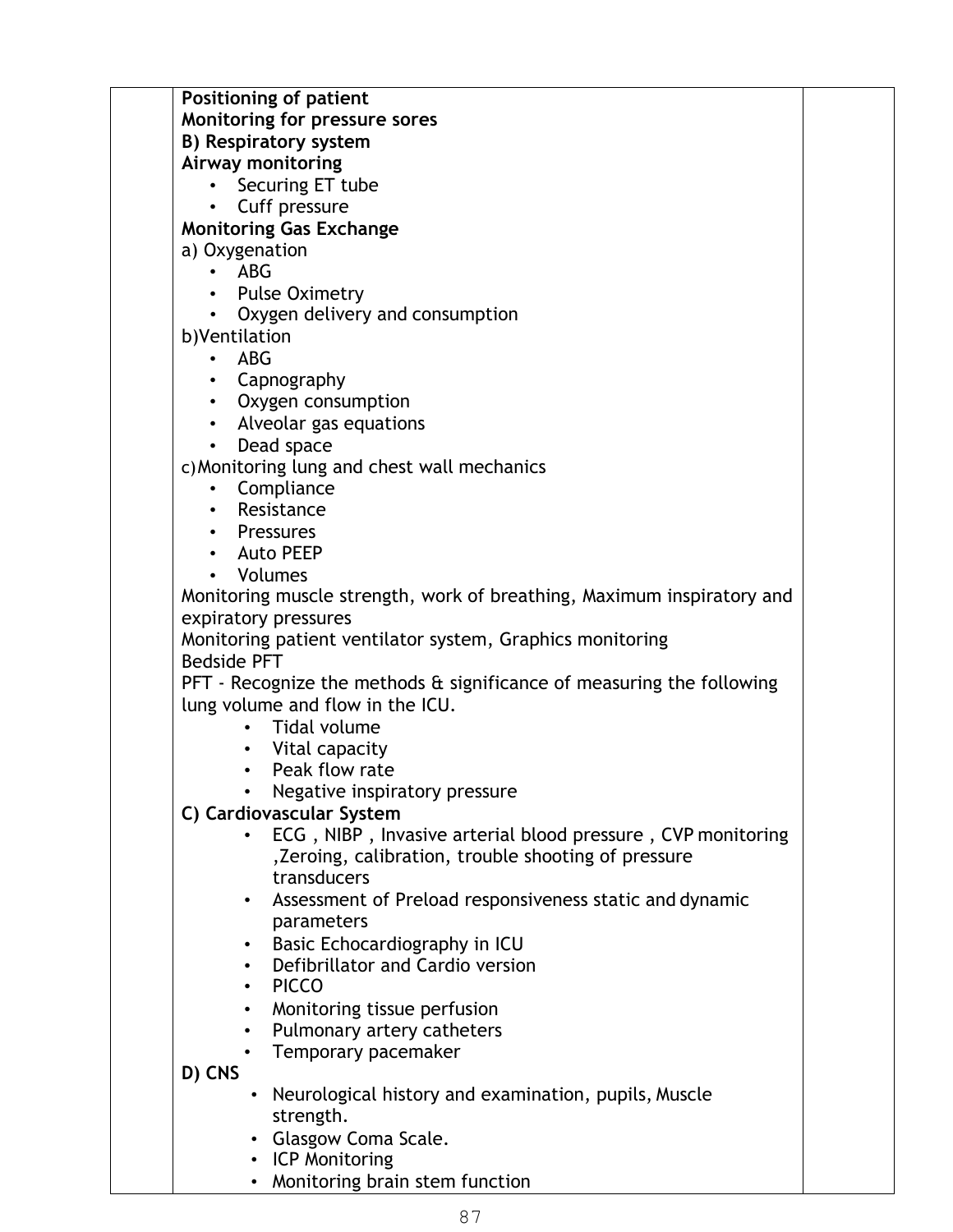**Positioning of patient**

**Monitoring for pressure sores**

**B) Respiratory system**

**Airway monitoring**

- Securing ET tube
- Cuff pressure

**Monitoring Gas Exchange**

a) Oxygenation

- ABG
- Pulse Oximetry
- Oxygen delivery and consumption

b)Ventilation

- ABG
- Capnography
- Oxygen consumption
- Alveolar gas equations
- Dead space

c)Monitoring lung and chest wall mechanics

- Compliance
- Resistance
- Pressures
- Auto PEEP
- Volumes

Monitoring muscle strength, work of breathing, Maximum inspiratory and expiratory pressures

Monitoring patient ventilator system, Graphics monitoring

Bedside PFT

PFT - Recognize the methods & significance of measuring the following lung volume and flow in the ICU.

- Tidal volume
- Vital capacity
- Peak flow rate
- Negative inspiratory pressure

**C) Cardiovascular System**

- ECG , NIBP , Invasive arterial blood pressure , CVP monitoring ,Zeroing, calibration, trouble shooting of pressure transducers
- Assessment of Preload responsiveness static and dynamic parameters
- Basic Echocardiography in ICU
- Defibrillator and Cardio version
- PICCO
- Monitoring tissue perfusion
- Pulmonary artery catheters
- Temporary pacemaker

**D) CNS**

- Neurological history and examination, pupils, Muscle strength.
- Glasgow Coma Scale.
- ICP Monitoring
- Monitoring brain stem function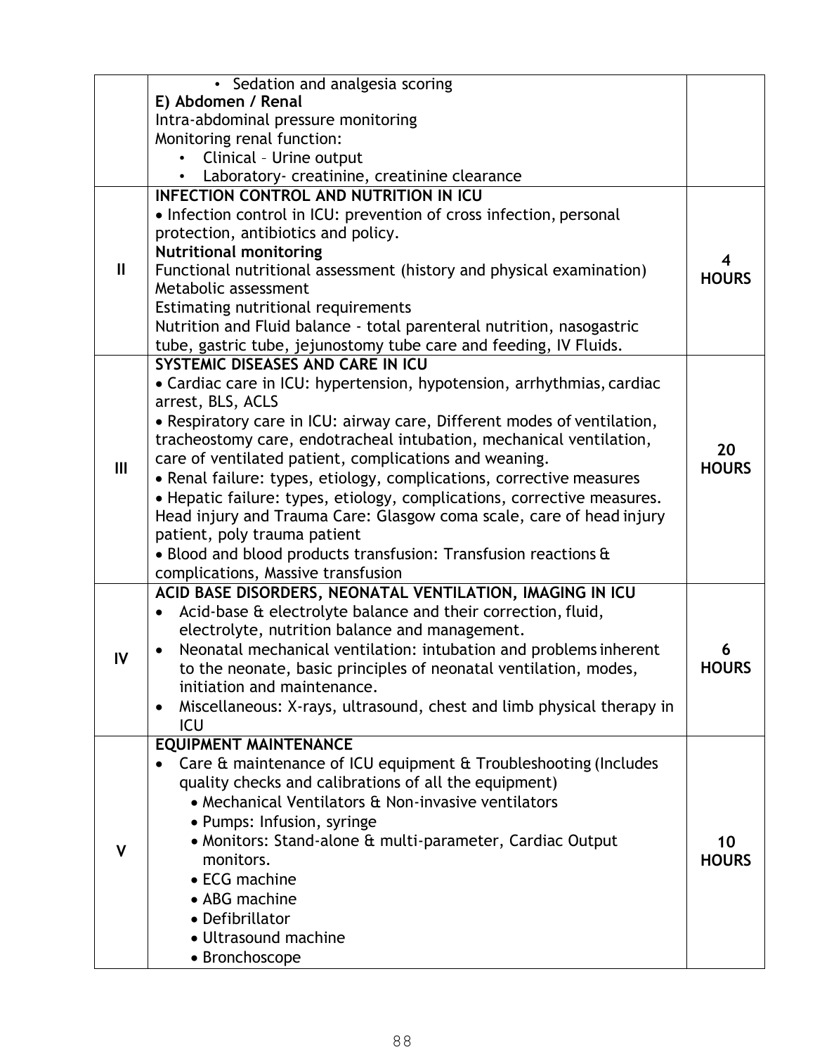| | | |
|---|---|---|
| | • Sedation and analgesia scoring<br>**E) Abdomen / Renal**<br>Intra-abdominal pressure monitoring<br>Monitoring renal function:<br>• Clinical – Urine output<br>• Laboratory- creatinine, creatinine clearance | |
| **II** | **INFECTION CONTROL AND NUTRITION IN ICU**<br>• Infection control in ICU: prevention of cross infection, personal protection, antibiotics and policy.<br>**Nutritional monitoring**<br>Functional nutritional assessment (history and physical examination)<br>Metabolic assessment<br>Estimating nutritional requirements<br>Nutrition and Fluid balance - total parenteral nutrition, nasogastric tube, gastric tube, jejunostomy tube care and feeding, IV Fluids. | **4 HOURS** |
| **III** | **SYSTEMIC DISEASES AND CARE IN ICU**<br>• Cardiac care in ICU: hypertension, hypotension, arrhythmias, cardiac arrest, BLS, ACLS<br>• Respiratory care in ICU: airway care, Different modes of ventilation, tracheostomy care, endotracheal intubation, mechanical ventilation, care of ventilated patient, complications and weaning.<br>• Renal failure: types, etiology, complications, corrective measures<br>• Hepatic failure: types, etiology, complications, corrective measures.<br>Head injury and Trauma Care: Glasgow coma scale, care of head injury patient, poly trauma patient<br>• Blood and blood products transfusion: Transfusion reactions & complications, Massive transfusion | **20 HOURS** |
| **IV** | **ACID BASE DISORDERS, NEONATAL VENTILATION, IMAGING IN ICU**<br>• Acid-base & electrolyte balance and their correction, fluid, electrolyte, nutrition balance and management.<br>• Neonatal mechanical ventilation: intubation and problems inherent to the neonate, basic principles of neonatal ventilation, modes, initiation and maintenance.<br>• Miscellaneous: X-rays, ultrasound, chest and limb physical therapy in ICU | **6 HOURS** |
| **V** | **EQUIPMENT MAINTENANCE**<br>• Care & maintenance of ICU equipment & Troubleshooting (Includes quality checks and calibrations of all the equipment)<br>• Mechanical Ventilators & Non-invasive ventilators<br>• Pumps: Infusion, syringe<br>• Monitors: Stand-alone & multi-parameter, Cardiac Output monitors.<br>• ECG machine<br>• ABG machine<br>• Defibrillator<br>• Ultrasound machine<br>• Bronchoscope | **10 HOURS** |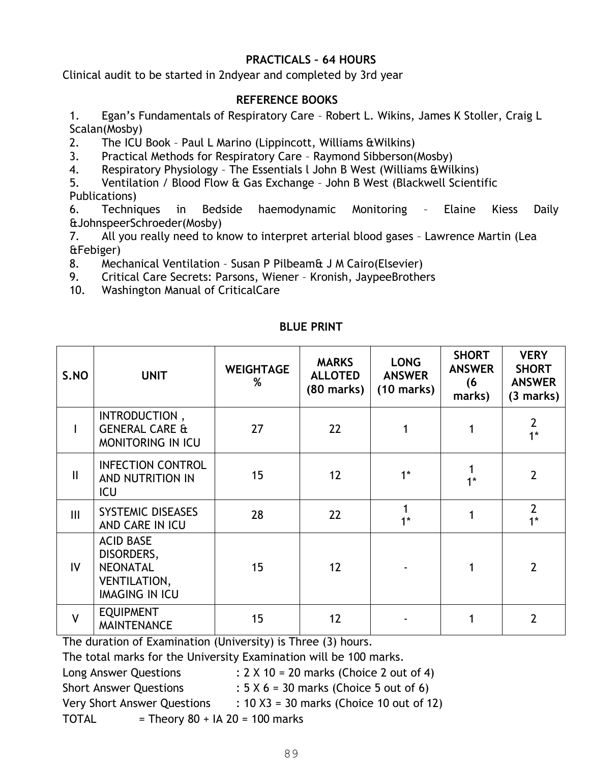## PRACTICALS – 64 HOURS

Clinical audit to be started in 2ndyear and completed by 3rd year

## REFERENCE BOOKS

1. Egan's Fundamentals of Respiratory Care – Robert L. Wikins, James K Stoller, Craig L Scalan(Mosby)
2. The ICU Book – Paul L Marino (Lippincott, Williams &Wilkins)
3. Practical Methods for Respiratory Care – Raymond Sibberson(Mosby)
4. Respiratory Physiology – The Essentials l John B West (Williams &Wilkins)
5. Ventilation / Blood Flow & Gas Exchange – John B West (Blackwell Scientific Publications)
6. Techniques in Bedside haemodynamic Monitoring – Elaine Kiess Daily &JohnspeerSchroeder(Mosby)
7. All you really need to know to interpret arterial blood gases – Lawrence Martin (Lea &Febiger)
8. Mechanical Ventilation – Susan P Pilbeam& J M Cairo(Elsevier)
9. Critical Care Secrets: Parsons, Wiener – Kronish, JaypeeBrothers
10. Washington Manual of CriticalCare

## BLUE PRINT

| S.NO | UNIT | WEIGHTAGE % | MARKS ALLOTED (80 marks) | LONG ANSWER (10 marks) | SHORT ANSWER (6 marks) | VERY SHORT ANSWER (3 marks) |
|---|---|---|---|---|---|---|
| I | INTRODUCTION , GENERAL CARE & MONITORING IN ICU | 27 | 22 | 1 | 1 | 2<br>1* |
| II | INFECTION CONTROL AND NUTRITION IN ICU | 15 | 12 | 1* | 1<br>1* | 2 |
| III | SYSTEMIC DISEASES AND CARE IN ICU | 28 | 22 | 1<br>1* | 1 | 2<br>1* |
| IV | ACID BASE DISORDERS, NEONATAL VENTILATION, IMAGING IN ICU | 15 | 12 | - | 1 | 2 |
| V | EQUIPMENT MAINTENANCE | 15 | 12 | - | 1 | 2 |

The duration of Examination (University) is Three (3) hours.

The total marks for the University Examination will be 100 marks.

Long Answer Questions : 2 X 10 = 20 marks (Choice 2 out of 4)

Short Answer Questions : 5 X 6 = 30 marks (Choice 5 out of 6)

Very Short Answer Questions : 10 X3 = 30 marks (Choice 10 out of 12)

TOTAL = Theory 80 + IA 20 = 100 marks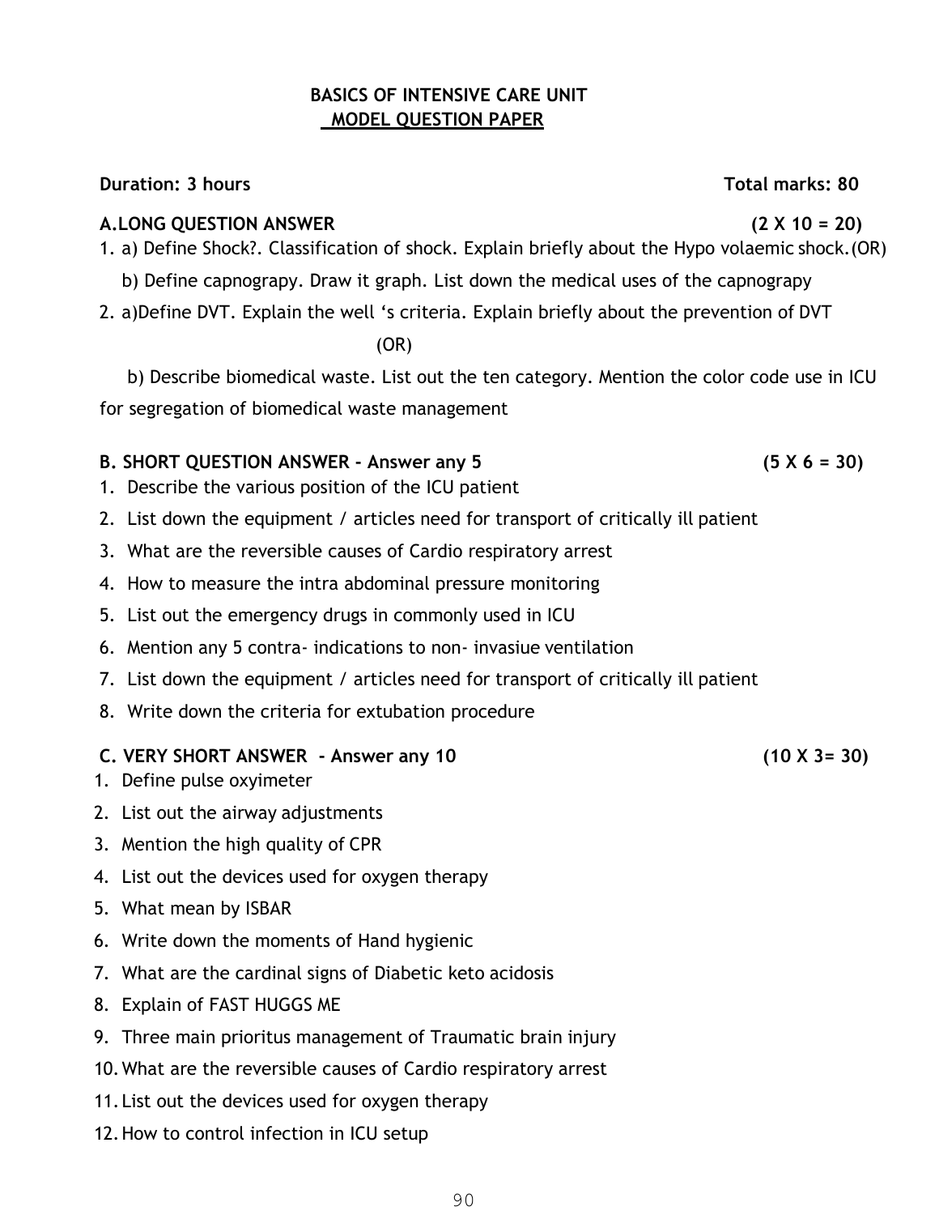# BASICS OF INTENSIVE CARE UNIT
## MODEL QUESTION PAPER

**Duration: 3 hours** **Total marks: 80**

**A.LONG QUESTION ANSWER (2 X 10 = 20)**

1. a) Define Shock?. Classification of shock. Explain briefly about the Hypo volaemic shock.(OR)

   b) Define capnograpy. Draw it graph. List down the medical uses of the capnograpy

2. a)Define DVT. Explain the well 's criteria. Explain briefly about the prevention of DVT

   (OR)

   b) Describe biomedical waste. List out the ten category. Mention the color code use in ICU for segregation of biomedical waste management

**B. SHORT QUESTION ANSWER - Answer any 5 (5 X 6 = 30)**

1. Describe the various position of the ICU patient
2. List down the equipment / articles need for transport of critically ill patient
3. What are the reversible causes of Cardio respiratory arrest
4. How to measure the intra abdominal pressure monitoring
5. List out the emergency drugs in commonly used in ICU
6. Mention any 5 contra- indications to non- invasiue ventilation
7. List down the equipment / articles need for transport of critically ill patient
8. Write down the criteria for extubation procedure

**C. VERY SHORT ANSWER - Answer any 10 (10 X 3= 30)**

1. Define pulse oxyimeter
2. List out the airway adjustments
3. Mention the high quality of CPR
4. List out the devices used for oxygen therapy
5. What mean by ISBAR
6. Write down the moments of Hand hygienic
7. What are the cardinal signs of Diabetic keto acidosis
8. Explain of FAST HUGGS ME
9. Three main prioritus management of Traumatic brain injury
10. What are the reversible causes of Cardio respiratory arrest
11. List out the devices used for oxygen therapy
12. How to control infection in ICU setup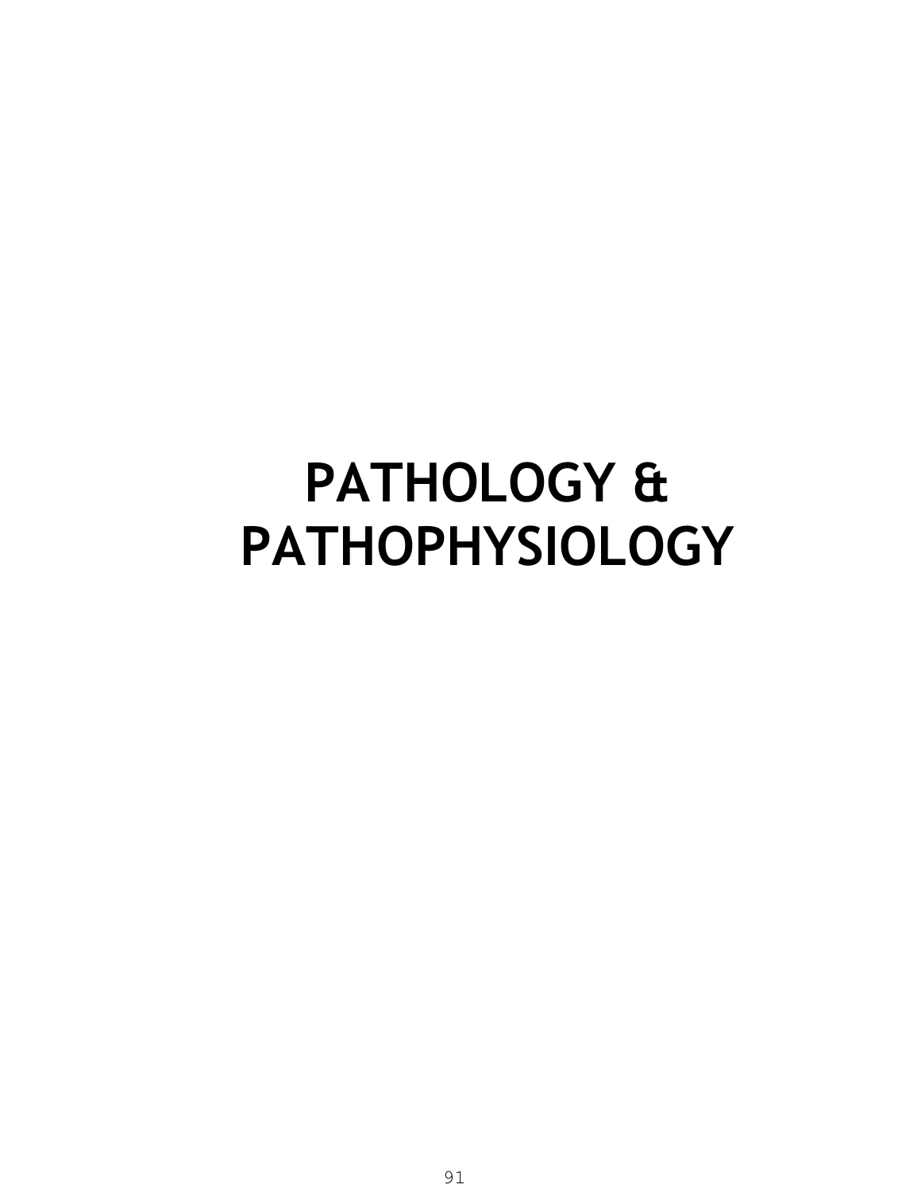# PATHOLOGY & PATHOPHYSIOLOGY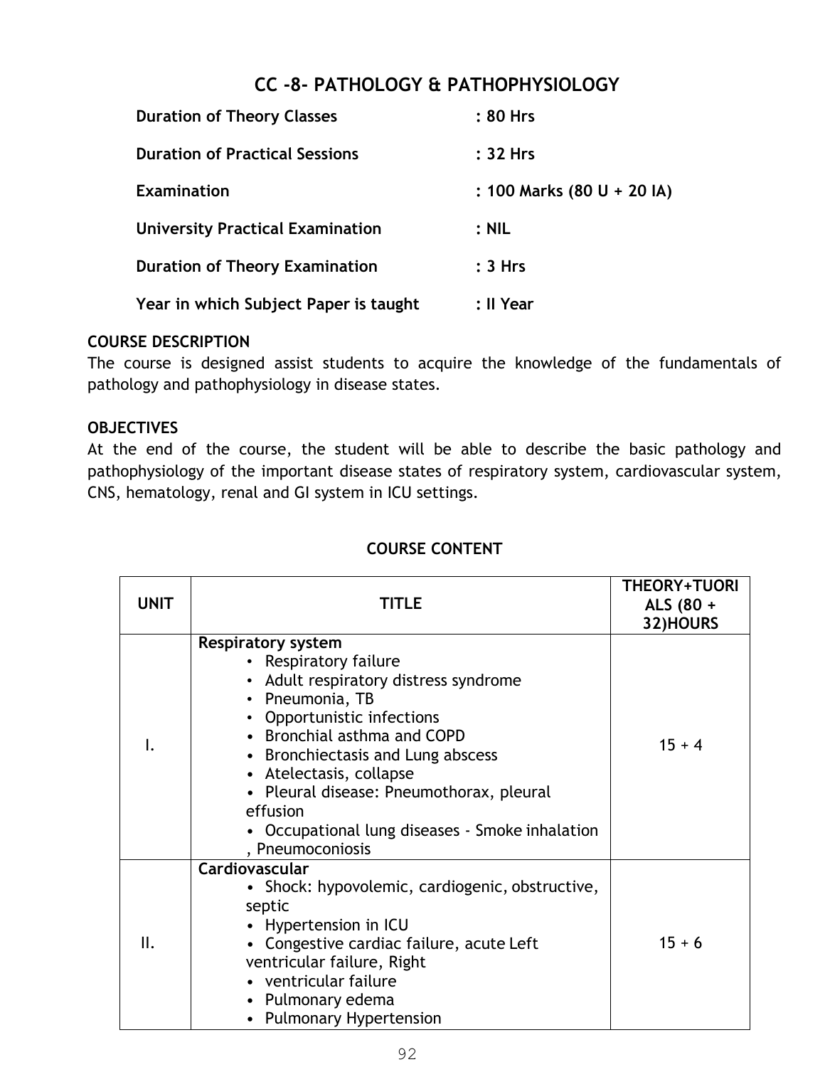# CC -8- PATHOLOGY & PATHOPHYSIOLOGY

**Duration of Theory Classes** : **80 Hrs**

**Duration of Practical Sessions** : **32 Hrs**

**Examination** : **100 Marks (80 U + 20 IA)**

**University Practical Examination** : **NIL**

**Duration of Theory Examination** : **3 Hrs**

**Year in which Subject Paper is taught** : **II Year**

**COURSE DESCRIPTION**

The course is designed assist students to acquire the knowledge of the fundamentals of pathology and pathophysiology in disease states.

**OBJECTIVES**

At the end of the course, the student will be able to describe the basic pathology and pathophysiology of the important disease states of respiratory system, cardiovascular system, CNS, hematology, renal and GI system in ICU settings.

**COURSE CONTENT**

| UNIT | TITLE | THEORY+TUORIALS (80 + 32)HOURS |
|---|---|---|
| I. | **Respiratory system**<br>• Respiratory failure<br>• Adult respiratory distress syndrome<br>• Pneumonia, TB<br>• Opportunistic infections<br>• Bronchial asthma and COPD<br>• Bronchiectasis and Lung abscess<br>• Atelectasis, collapse<br>• Pleural disease: Pneumothorax, pleural effusion<br>• Occupational lung diseases - Smoke inhalation , Pneumoconiosis | 15 + 4 |
| II. | **Cardiovascular**<br>• Shock: hypovolemic, cardiogenic, obstructive, septic<br>• Hypertension in ICU<br>• Congestive cardiac failure, acute Left ventricular failure, Right<br>• ventricular failure<br>• Pulmonary edema<br>• Pulmonary Hypertension | 15 + 6 |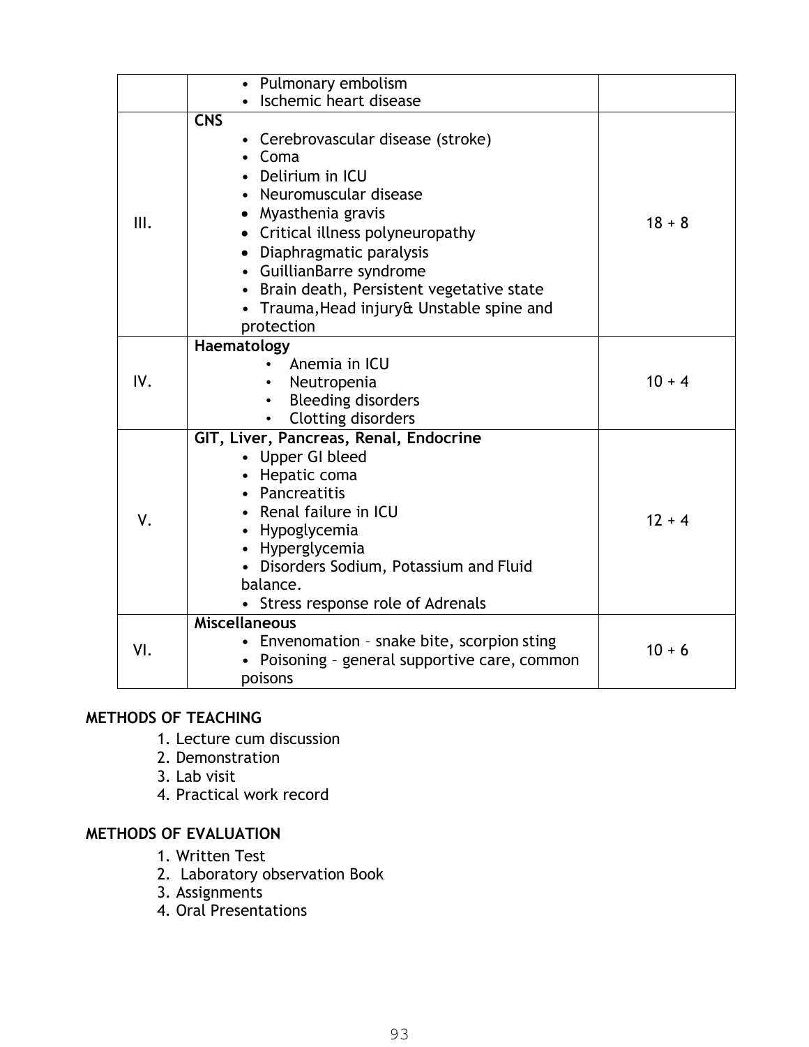| | | |
|---|---|---|
| | • Pulmonary embolism<br>• Ischemic heart disease | |
| III. | **CNS**<br>• Cerebrovascular disease (stroke)<br>• Coma<br>• Delirium in ICU<br>• Neuromuscular disease<br>• Myasthenia gravis<br>• Critical illness polyneuropathy<br>• Diaphragmatic paralysis<br>• GuillianBarre syndrome<br>• Brain death, Persistent vegetative state<br>• Trauma,Head injury& Unstable spine and protection | 18 + 8 |
| IV. | **Haematology**<br>• Anemia in ICU<br>• Neutropenia<br>• Bleeding disorders<br>• Clotting disorders | 10 + 4 |
| V. | **GIT, Liver, Pancreas, Renal, Endocrine**<br>• Upper GI bleed<br>• Hepatic coma<br>• Pancreatitis<br>• Renal failure in ICU<br>• Hypoglycemia<br>• Hyperglycemia<br>• Disorders Sodium, Potassium and Fluid balance.<br>• Stress response role of Adrenals | 12 + 4 |
| VI. | **Miscellaneous**<br>• Envenomation – snake bite, scorpion sting<br>• Poisoning – general supportive care, common poisons | 10 + 6 |

**METHODS OF TEACHING**

1. Lecture cum discussion
2. Demonstration
3. Lab visit
4. Practical work record

**METHODS OF EVALUATION**

1. Written Test
2. Laboratory observation Book
3. Assignments
4. Oral Presentations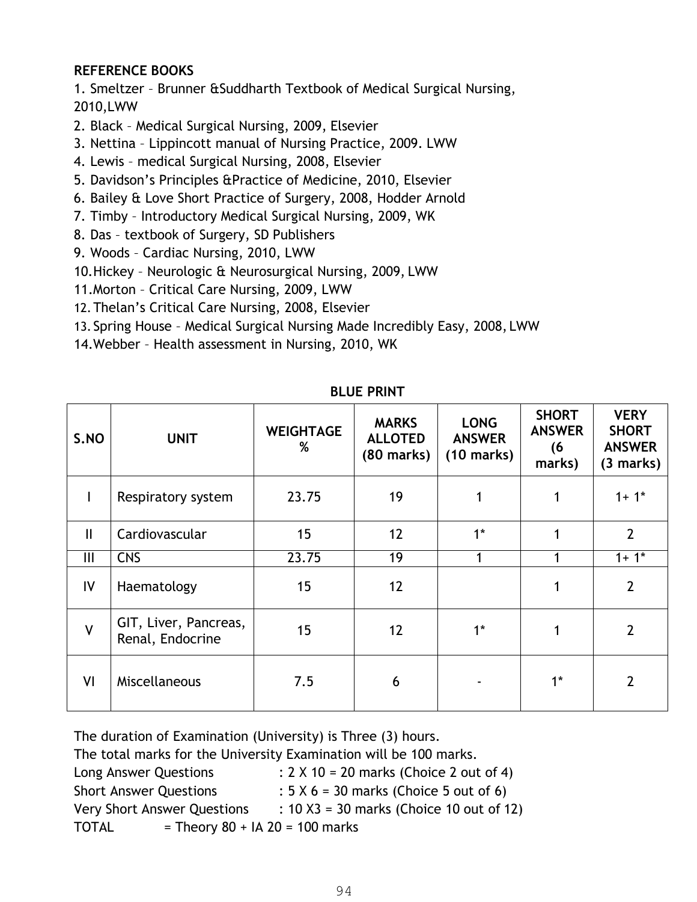**REFERENCE BOOKS**

1. Smeltzer – Brunner &Suddharth Textbook of Medical Surgical Nursing, 2010,LWW
2. Black – Medical Surgical Nursing, 2009, Elsevier
3. Nettina – Lippincott manual of Nursing Practice, 2009. LWW
4. Lewis – medical Surgical Nursing, 2008, Elsevier
5. Davidson's Principles &Practice of Medicine, 2010, Elsevier
6. Bailey & Love Short Practice of Surgery, 2008, Hodder Arnold
7. Timby – Introductory Medical Surgical Nursing, 2009, WK
8. Das – textbook of Surgery, SD Publishers
9. Woods – Cardiac Nursing, 2010, LWW
10. Hickey – Neurologic & Neurosurgical Nursing, 2009, LWW
11. Morton – Critical Care Nursing, 2009, LWW
12. Thelan's Critical Care Nursing, 2008, Elsevier
13. Spring House – Medical Surgical Nursing Made Incredibly Easy, 2008, LWW
14. Webber – Health assessment in Nursing, 2010, WK

**BLUE PRINT**

| S.NO | UNIT | WEIGHTAGE % | MARKS ALLOTED (80 marks) | LONG ANSWER (10 marks) | SHORT ANSWER (6 marks) | VERY SHORT ANSWER (3 marks) |
|---|---|---|---|---|---|---|
| I | Respiratory system | 23.75 | 19 | 1 | 1 | 1+ 1* |
| II | Cardiovascular | 15 | 12 | 1* | 1 | 2 |
| III | CNS | 23.75 | 19 | 1 | 1 | 1+ 1* |
| IV | Haematology | 15 | 12 | | 1 | 2 |
| V | GIT, Liver, Pancreas, Renal, Endocrine | 15 | 12 | 1* | 1 | 2 |
| VI | Miscellaneous | 7.5 | 6 | - | 1* | 2 |

The duration of Examination (University) is Three (3) hours.
The total marks for the University Examination will be 100 marks.

Long Answer Questions : 2 X 10 = 20 marks (Choice 2 out of 4)
Short Answer Questions : 5 X 6 = 30 marks (Choice 5 out of 6)
Very Short Answer Questions : 10 X3 = 30 marks (Choice 10 out of 12)
TOTAL = Theory 80 + IA 20 = 100 marks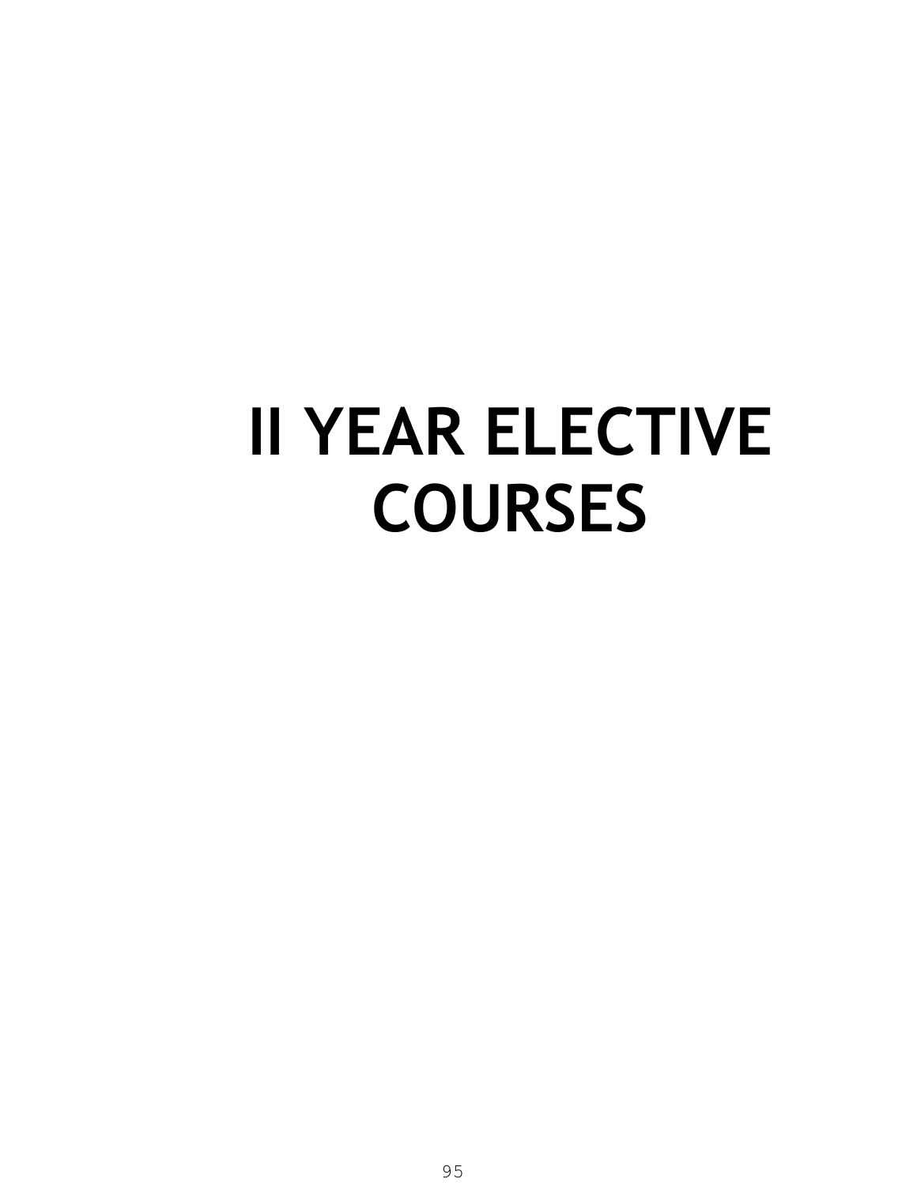# II YEAR ELECTIVE COURSES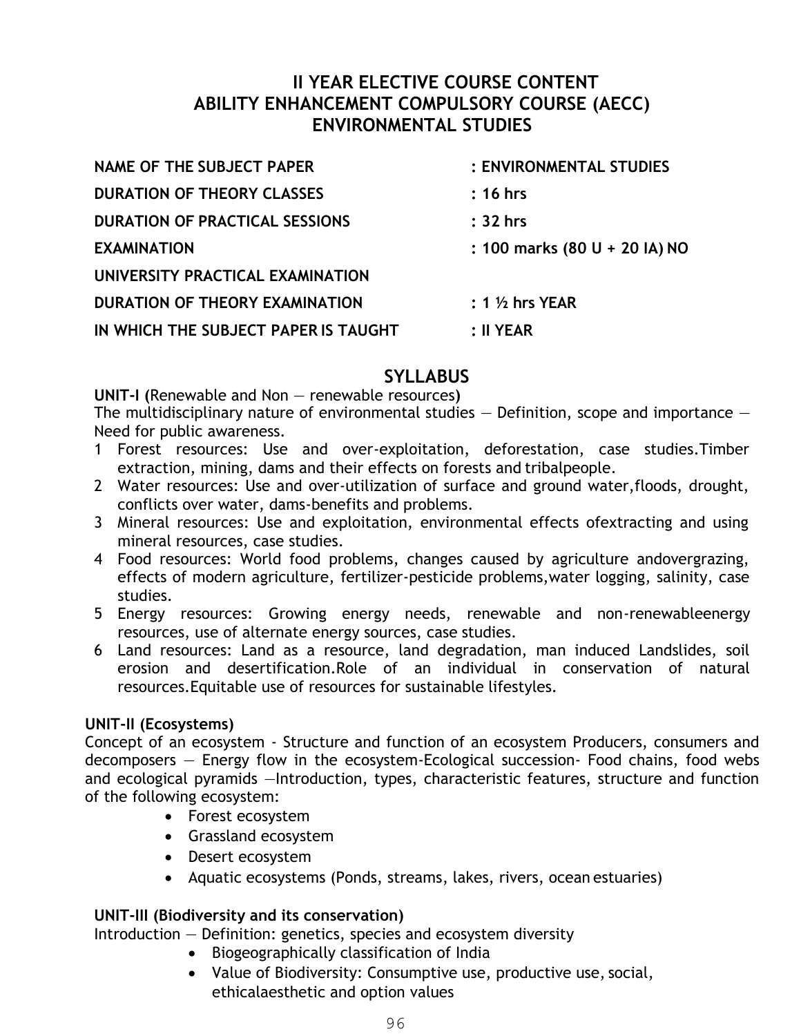# II YEAR ELECTIVE COURSE CONTENT
# ABILITY ENHANCEMENT COMPULSORY COURSE (AECC)
# ENVIRONMENTAL STUDIES

| | |
|---|---|
| **NAME OF THE SUBJECT PAPER** | **: ENVIRONMENTAL STUDIES** |
| **DURATION OF THEORY CLASSES** | **: 16 hrs** |
| **DURATION OF PRACTICAL SESSIONS** | **: 32 hrs** |
| **EXAMINATION** | **: 100 marks (80 U + 20 IA) NO** |
| **UNIVERSITY PRACTICAL EXAMINATION** | |
| **DURATION OF THEORY EXAMINATION** | **: 1 ½ hrs YEAR** |
| **IN WHICH THE SUBJECT PAPER IS TAUGHT** | **: II YEAR** |

## SYLLABUS

**UNIT-I (**Renewable and Non — renewable resources**)**

The multidisciplinary nature of environmental studies — Definition, scope and importance — Need for public awareness.

1. Forest resources: Use and over-exploitation, deforestation, case studies.Timber extraction, mining, dams and their effects on forests and tribalpeople.
2. Water resources: Use and over-utilization of surface and ground water,floods, drought, conflicts over water, dams-benefits and problems.
3. Mineral resources: Use and exploitation, environmental effects ofextracting and using mineral resources, case studies.
4. Food resources: World food problems, changes caused by agriculture andovergrazing, effects of modern agriculture, fertilizer-pesticide problems,water logging, salinity, case studies.
5. Energy resources: Growing energy needs, renewable and non-renewableenergy resources, use of alternate energy sources, case studies.
6. Land resources: Land as a resource, land degradation, man induced Landslides, soil erosion and desertification.Role of an individual in conservation of natural resources.Equitable use of resources for sustainable lifestyles.

**UNIT-II (Ecosystems)**

Concept of an ecosystem - Structure and function of an ecosystem Producers, consumers and decomposers — Energy flow in the ecosystem-Ecological succession- Food chains, food webs and ecological pyramids —Introduction, types, characteristic features, structure and function of the following ecosystem:

- Forest ecosystem
- Grassland ecosystem
- Desert ecosystem
- Aquatic ecosystems (Ponds, streams, lakes, rivers, ocean estuaries)

**UNIT-III (Biodiversity and its conservation)**

Introduction — Definition: genetics, species and ecosystem diversity

- Biogeographically classification of India
- Value of Biodiversity: Consumptive use, productive use, social, ethicalaesthetic and option values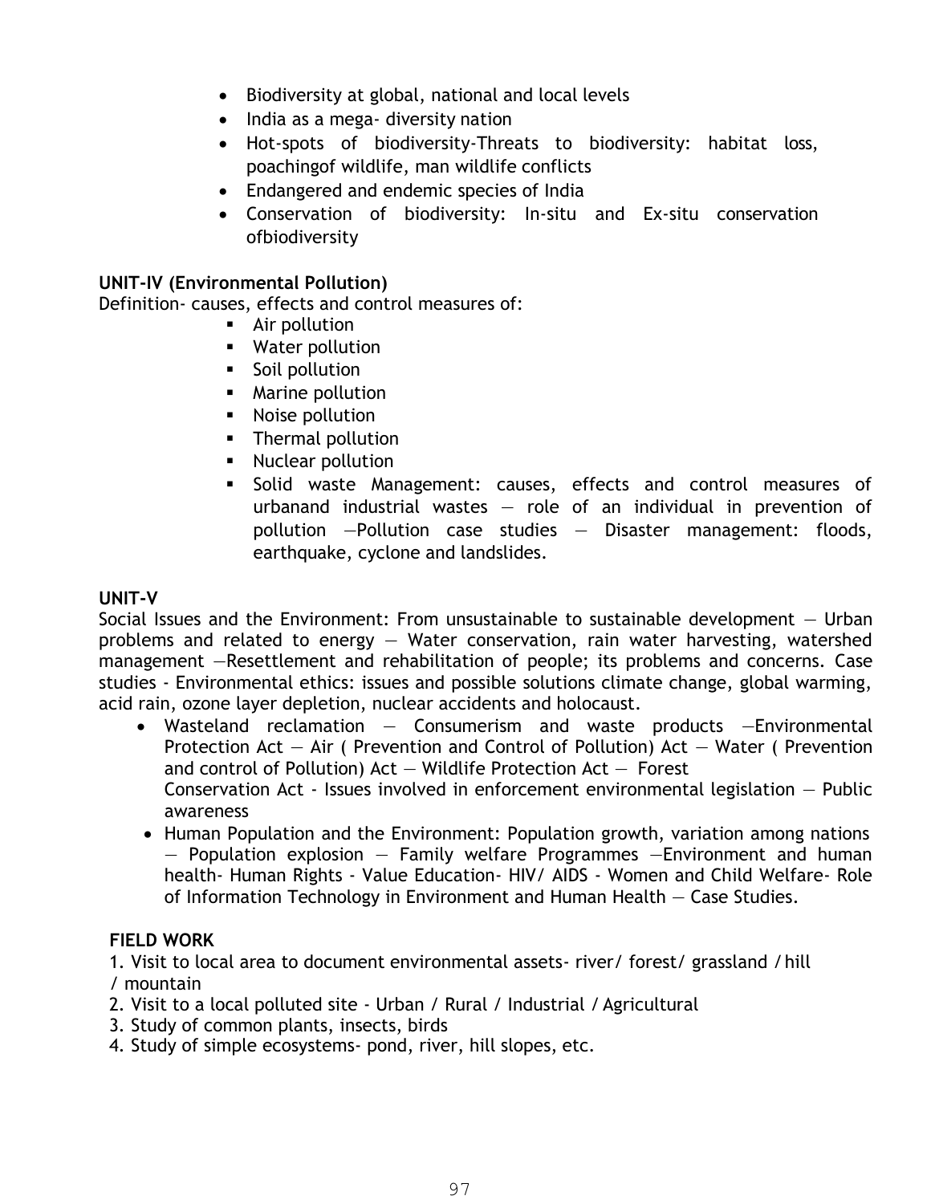- Biodiversity at global, national and local levels
- India as a mega- diversity nation
- Hot-spots of biodiversity-Threats to biodiversity: habitat loss, poachingof wildlife, man wildlife conflicts
- Endangered and endemic species of India
- Conservation of biodiversity: In-situ and Ex-situ conservation ofbiodiversity

**UNIT-IV (Environmental Pollution)**

Definition- causes, effects and control measures of:

- Air pollution
- Water pollution
- Soil pollution
- Marine pollution
- Noise pollution
- Thermal pollution
- Nuclear pollution
- Solid waste Management: causes, effects and control measures of urbanand industrial wastes — role of an individual in prevention of pollution —Pollution case studies — Disaster management: floods, earthquake, cyclone and landslides.

**UNIT-V**

Social Issues and the Environment: From unsustainable to sustainable development — Urban problems and related to energy — Water conservation, rain water harvesting, watershed management —Resettlement and rehabilitation of people; its problems and concerns. Case studies - Environmental ethics: issues and possible solutions climate change, global warming, acid rain, ozone layer depletion, nuclear accidents and holocaust.

- Wasteland reclamation — Consumerism and waste products —Environmental Protection Act — Air ( Prevention and Control of Pollution) Act — Water ( Prevention and control of Pollution) Act — Wildlife Protection Act — Forest Conservation Act - Issues involved in enforcement environmental legislation — Public awareness
- Human Population and the Environment: Population growth, variation among nations — Population explosion — Family welfare Programmes —Environment and human health- Human Rights - Value Education- HIV/ AIDS - Women and Child Welfare- Role of Information Technology in Environment and Human Health — Case Studies.

**FIELD WORK**

1. Visit to local area to document environmental assets- river/ forest/ grassland / hill / mountain
2. Visit to a local polluted site - Urban / Rural / Industrial / Agricultural
3. Study of common plants, insects, birds
4. Study of simple ecosystems- pond, river, hill slopes, etc.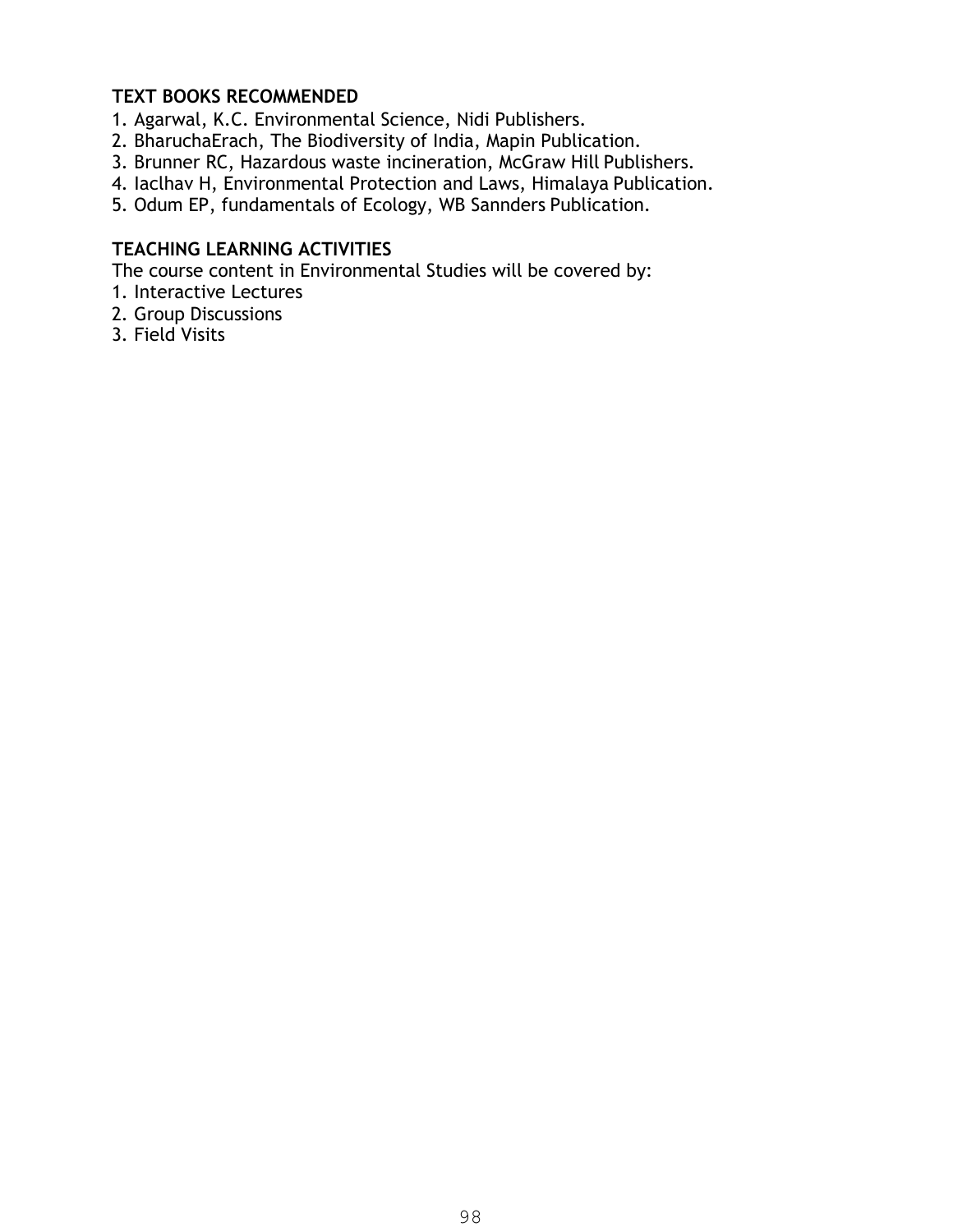**TEXT BOOKS RECOMMENDED**

1. Agarwal, K.C. Environmental Science, Nidi Publishers.
2. BharuchaErach, The Biodiversity of India, Mapin Publication.
3. Brunner RC, Hazardous waste incineration, McGraw Hill Publishers.
4. Iaclhav H, Environmental Protection and Laws, Himalaya Publication.
5. Odum EP, fundamentals of Ecology, WB Sannders Publication.

**TEACHING LEARNING ACTIVITIES**

The course content in Environmental Studies will be covered by:

1. Interactive Lectures
2. Group Discussions
3. Field Visits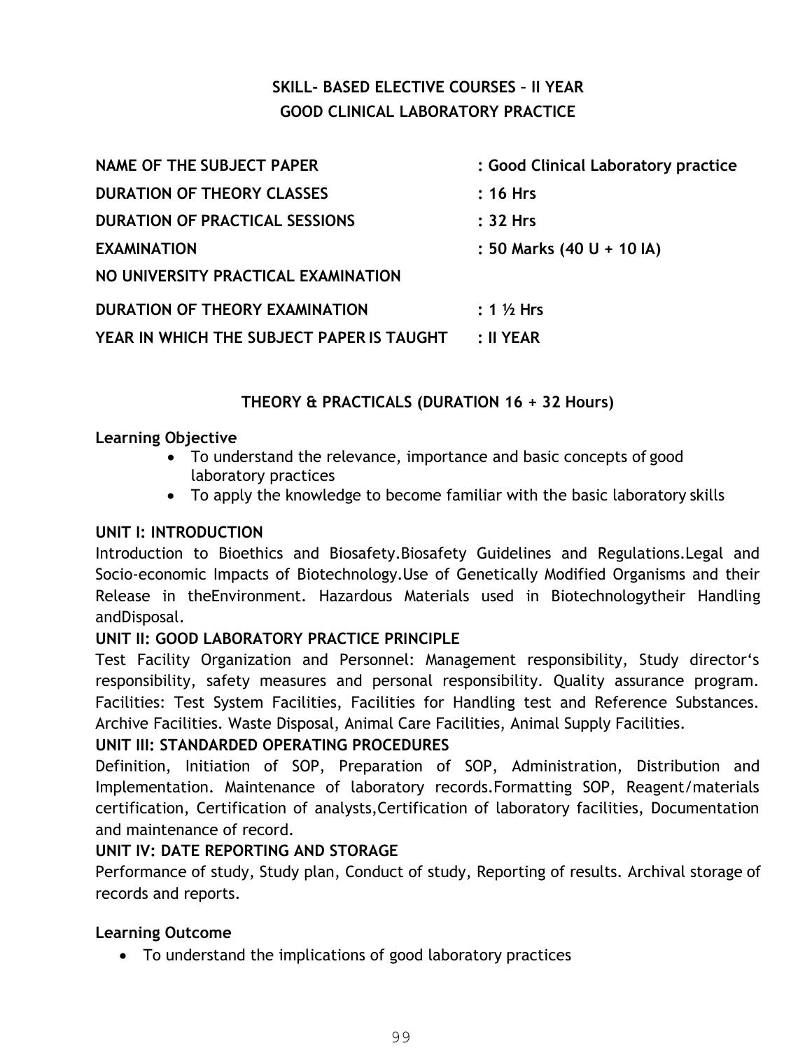## SKILL- BASED ELECTIVE COURSES – II YEAR
## GOOD CLINICAL LABORATORY PRACTICE

| | |
|---|---|
| **NAME OF THE SUBJECT PAPER** | **: Good Clinical Laboratory practice** |
| **DURATION OF THEORY CLASSES** | **: 16 Hrs** |
| **DURATION OF PRACTICAL SESSIONS** | **: 32 Hrs** |
| **EXAMINATION** | **: 50 Marks (40 U + 10 IA)** |
| **NO UNIVERSITY PRACTICAL EXAMINATION** | |
| **DURATION OF THEORY EXAMINATION** | **: 1 ½ Hrs** |
| **YEAR IN WHICH THE SUBJECT PAPER IS TAUGHT** | **: II YEAR** |

### THEORY & PRACTICALS (DURATION 16 + 32 Hours)

**Learning Objective**

- To understand the relevance, importance and basic concepts of good laboratory practices
- To apply the knowledge to become familiar with the basic laboratory skills

**UNIT I: INTRODUCTION**

Introduction to Bioethics and Biosafety.Biosafety Guidelines and Regulations.Legal and Socio-economic Impacts of Biotechnology.Use of Genetically Modified Organisms and their Release in theEnvironment. Hazardous Materials used in Biotechnologytheir Handling andDisposal.

**UNIT II: GOOD LABORATORY PRACTICE PRINCIPLE**

Test Facility Organization and Personnel: Management responsibility, Study director's responsibility, safety measures and personal responsibility. Quality assurance program. Facilities: Test System Facilities, Facilities for Handling test and Reference Substances. Archive Facilities. Waste Disposal, Animal Care Facilities, Animal Supply Facilities.

**UNIT III: STANDARDED OPERATING PROCEDURES**

Definition, Initiation of SOP, Preparation of SOP, Administration, Distribution and Implementation. Maintenance of laboratory records.Formatting SOP, Reagent/materials certification, Certification of analysts,Certification of laboratory facilities, Documentation and maintenance of record.

**UNIT IV: DATE REPORTING AND STORAGE**

Performance of study, Study plan, Conduct of study, Reporting of results. Archival storage of records and reports.

**Learning Outcome**

- To understand the implications of good laboratory practices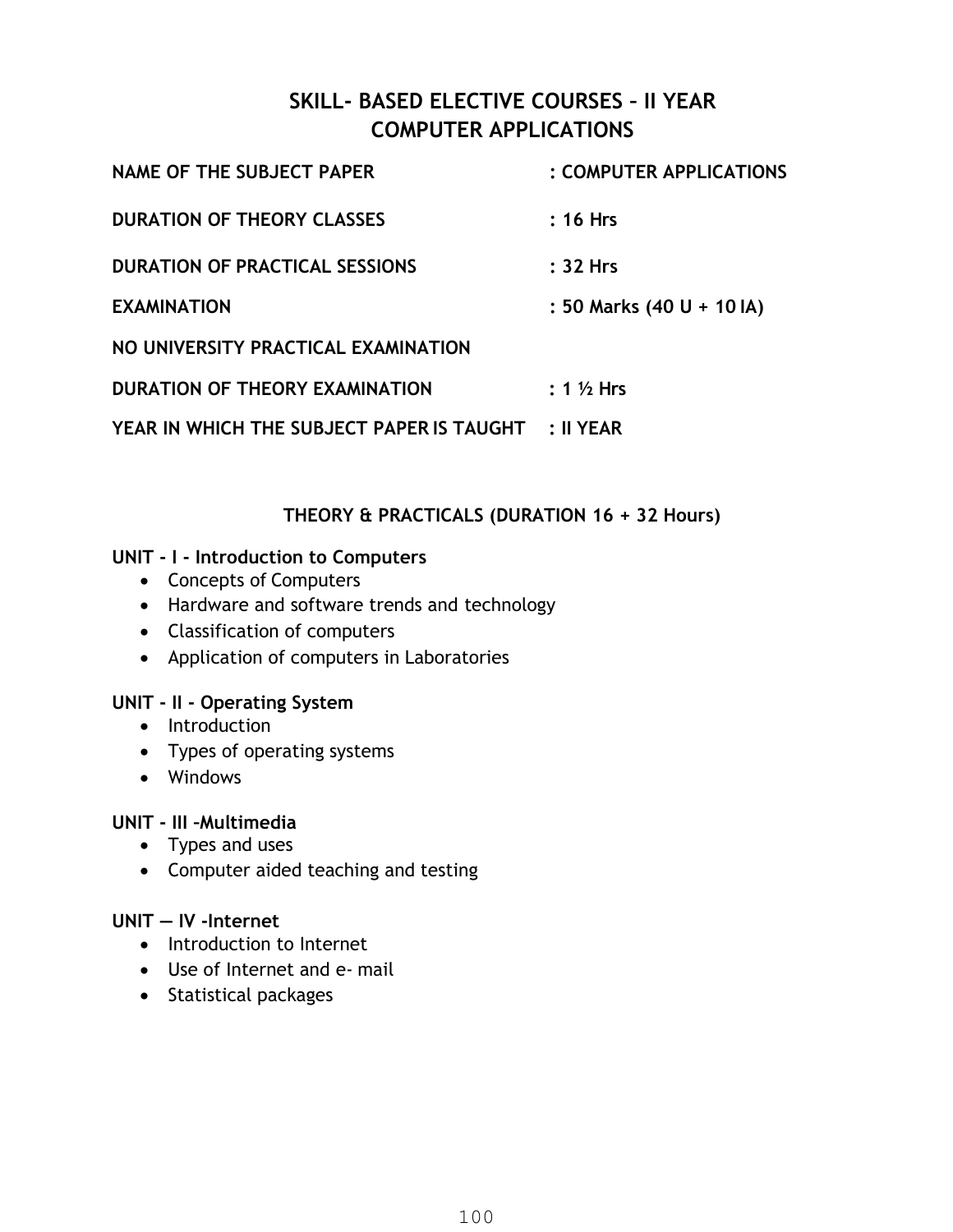# SKILL- BASED ELECTIVE COURSES – II YEAR
# COMPUTER APPLICATIONS

| | |
|---|---|
| **NAME OF THE SUBJECT PAPER** | **: COMPUTER APPLICATIONS** |
| **DURATION OF THEORY CLASSES** | **: 16 Hrs** |
| **DURATION OF PRACTICAL SESSIONS** | **: 32 Hrs** |
| **EXAMINATION** | **: 50 Marks (40 U + 10 IA)** |
| **NO UNIVERSITY PRACTICAL EXAMINATION** | |
| **DURATION OF THEORY EXAMINATION** | **: 1 ½ Hrs** |
| **YEAR IN WHICH THE SUBJECT PAPER IS TAUGHT** | **: II YEAR** |

### THEORY & PRACTICALS (DURATION 16 + 32 Hours)

**UNIT - I - Introduction to Computers**

- Concepts of Computers
- Hardware and software trends and technology
- Classification of computers
- Application of computers in Laboratories

**UNIT - II - Operating System**

- Introduction
- Types of operating systems
- Windows

**UNIT - III –Multimedia**

- Types and uses
- Computer aided teaching and testing

**UNIT — IV -Internet**

- Introduction to Internet
- Use of Internet and e- mail
- Statistical packages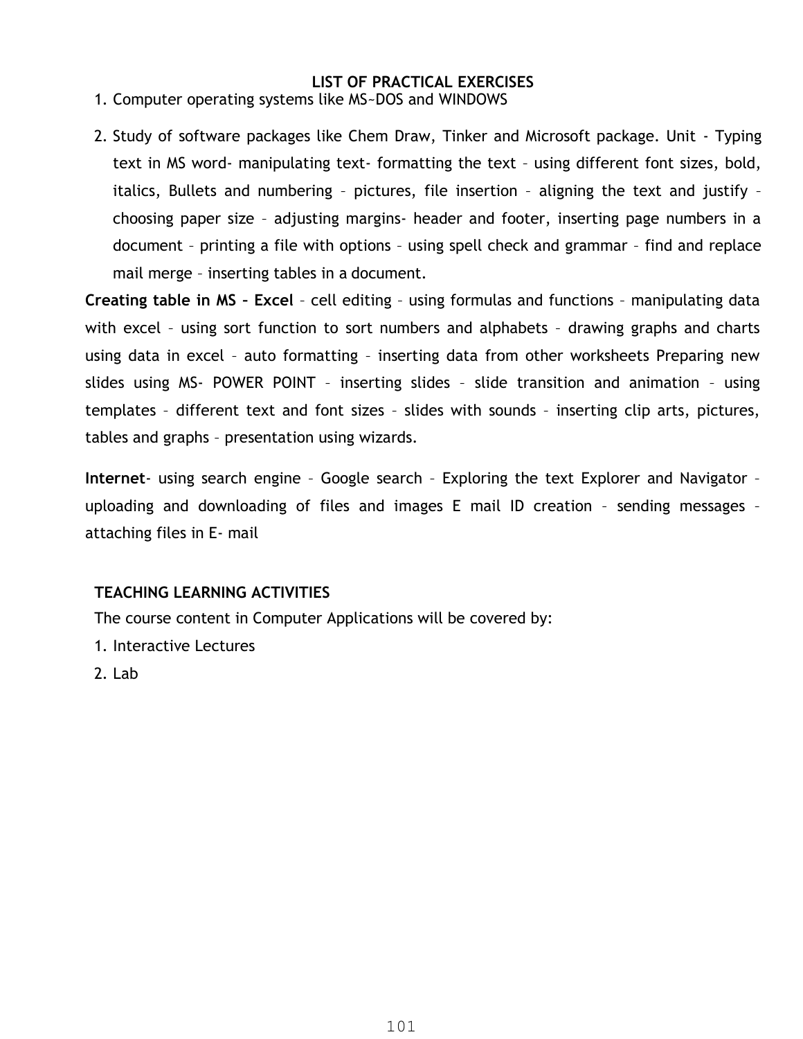## LIST OF PRACTICAL EXERCISES

1. Computer operating systems like MS~DOS and WINDOWS
2. Study of software packages like Chem Draw, Tinker and Microsoft package. Unit - Typing text in MS word- manipulating text- formatting the text – using different font sizes, bold, italics, Bullets and numbering – pictures, file insertion – aligning the text and justify – choosing paper size – adjusting margins- header and footer, inserting page numbers in a document – printing a file with options – using spell check and grammar – find and replace mail merge – inserting tables in a document.

**Creating table in MS – Excel** – cell editing – using formulas and functions – manipulating data with excel – using sort function to sort numbers and alphabets – drawing graphs and charts using data in excel – auto formatting – inserting data from other worksheets Preparing new slides using MS- POWER POINT – inserting slides – slide transition and animation – using templates – different text and font sizes – slides with sounds – inserting clip arts, pictures, tables and graphs – presentation using wizards.

**Internet**- using search engine – Google search – Exploring the text Explorer and Navigator – uploading and downloading of files and images E mail ID creation – sending messages – attaching files in E- mail

**TEACHING LEARNING ACTIVITIES**

The course content in Computer Applications will be covered by:

1. Interactive Lectures
2. Lab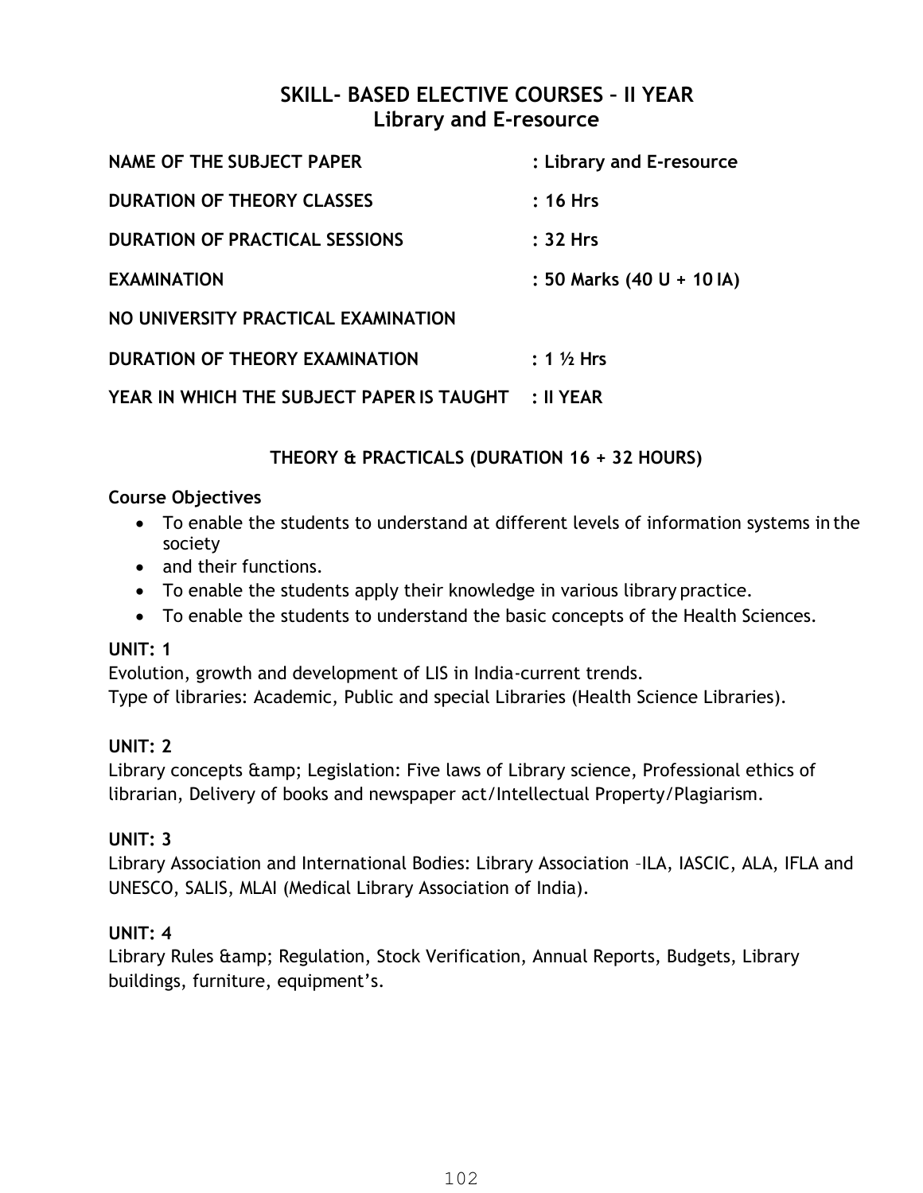# SKILL- BASED ELECTIVE COURSES – II YEAR
## Library and E-resource

| | |
|---|---|
| **NAME OF THE SUBJECT PAPER** | **: Library and E-resource** |
| **DURATION OF THEORY CLASSES** | **: 16 Hrs** |
| **DURATION OF PRACTICAL SESSIONS** | **: 32 Hrs** |
| **EXAMINATION** | **: 50 Marks (40 U + 10 IA)** |
| **NO UNIVERSITY PRACTICAL EXAMINATION** | |
| **DURATION OF THEORY EXAMINATION** | **: 1 ½ Hrs** |
| **YEAR IN WHICH THE SUBJECT PAPER IS TAUGHT** | **: II YEAR** |

**THEORY & PRACTICALS (DURATION 16 + 32 HOURS)**

**Course Objectives**

- To enable the students to understand at different levels of information systems in the society
- and their functions.
- To enable the students apply their knowledge in various library practice.
- To enable the students to understand the basic concepts of the Health Sciences.

**UNIT: 1**

Evolution, growth and development of LIS in India-current trends.
Type of libraries: Academic, Public and special Libraries (Health Science Libraries).

**UNIT: 2**

Library concepts &amp; Legislation: Five laws of Library science, Professional ethics of librarian, Delivery of books and newspaper act/Intellectual Property/Plagiarism.

**UNIT: 3**

Library Association and International Bodies: Library Association –ILA, IASCIC, ALA, IFLA and UNESCO, SALIS, MLAI (Medical Library Association of India).

**UNIT: 4**

Library Rules &amp; Regulation, Stock Verification, Annual Reports, Budgets, Library buildings, furniture, equipment's.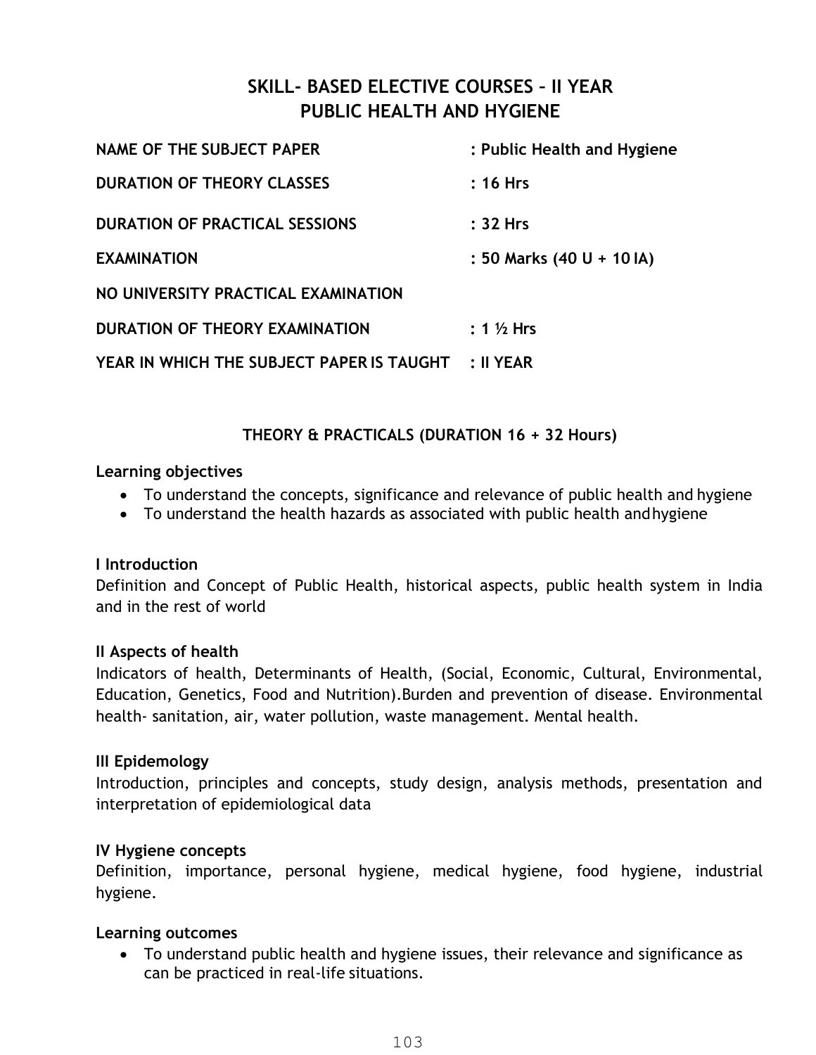# SKILL- BASED ELECTIVE COURSES – II YEAR
# PUBLIC HEALTH AND HYGIENE

| | |
|---|---|
| **NAME OF THE SUBJECT PAPER** | **: Public Health and Hygiene** |
| **DURATION OF THEORY CLASSES** | **: 16 Hrs** |
| **DURATION OF PRACTICAL SESSIONS** | **: 32 Hrs** |
| **EXAMINATION** | **: 50 Marks (40 U + 10 IA)** |
| **NO UNIVERSITY PRACTICAL EXAMINATION** | |
| **DURATION OF THEORY EXAMINATION** | **: 1 ½ Hrs** |
| **YEAR IN WHICH THE SUBJECT PAPER IS TAUGHT** | **: II YEAR** |

## THEORY & PRACTICALS (DURATION 16 + 32 Hours)

**Learning objectives**

- To understand the concepts, significance and relevance of public health and hygiene
- To understand the health hazards as associated with public health and hygiene

**I Introduction**

Definition and Concept of Public Health, historical aspects, public health system in India and in the rest of world

**II Aspects of health**

Indicators of health, Determinants of Health, (Social, Economic, Cultural, Environmental, Education, Genetics, Food and Nutrition).Burden and prevention of disease. Environmental health- sanitation, air, water pollution, waste management. Mental health.

**III Epidemology**

Introduction, principles and concepts, study design, analysis methods, presentation and interpretation of epidemiological data

**IV Hygiene concepts**

Definition, importance, personal hygiene, medical hygiene, food hygiene, industrial hygiene.

**Learning outcomes**

- To understand public health and hygiene issues, their relevance and significance as can be practiced in real-life situations.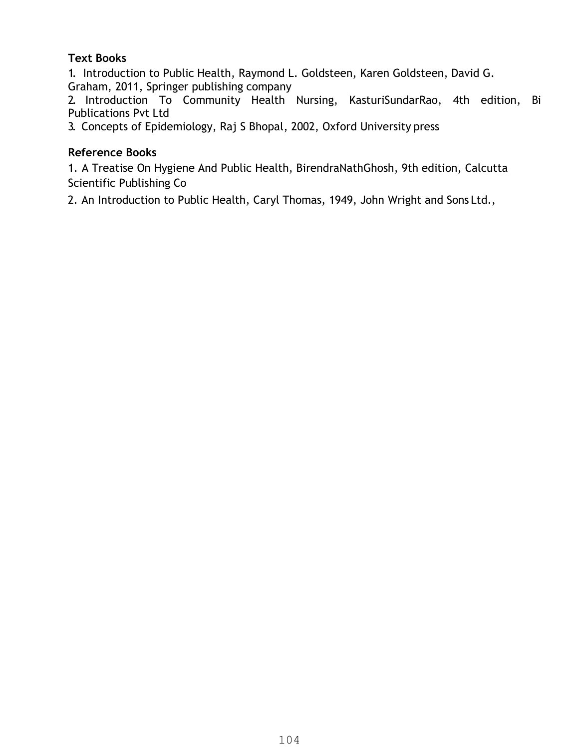**Text Books**

1. Introduction to Public Health, Raymond L. Goldsteen, Karen Goldsteen, David G. Graham, 2011, Springer publishing company
2. Introduction To Community Health Nursing, KasturiSundarRao, 4th edition, Bi Publications Pvt Ltd
3. Concepts of Epidemiology, Raj S Bhopal, 2002, Oxford University press

**Reference Books**

1. A Treatise On Hygiene And Public Health, BirendraNathGhosh, 9th edition, Calcutta Scientific Publishing Co
2. An Introduction to Public Health, Caryl Thomas, 1949, John Wright and Sons Ltd.,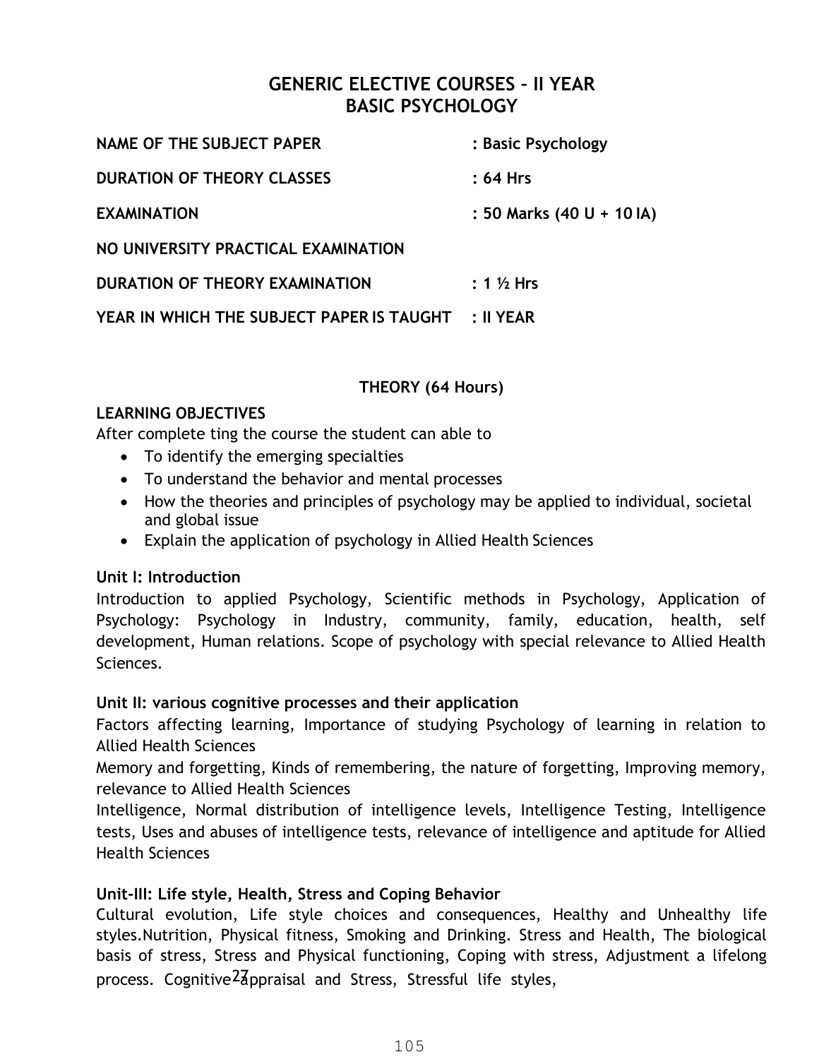# GENERIC ELECTIVE COURSES – II YEAR
# BASIC PSYCHOLOGY

| | |
|---|---|
| **NAME OF THE SUBJECT PAPER** | **: Basic Psychology** |
| **DURATION OF THEORY CLASSES** | **: 64 Hrs** |
| **EXAMINATION** | **: 50 Marks (40 U + 10 IA)** |
| **NO UNIVERSITY PRACTICAL EXAMINATION** | |
| **DURATION OF THEORY EXAMINATION** | **: 1 ½ Hrs** |
| **YEAR IN WHICH THE SUBJECT PAPER IS TAUGHT** | **: II YEAR** |

**THEORY (64 Hours)**

**LEARNING OBJECTIVES**

After complete ting the course the student can able to

- To identify the emerging specialties
- To understand the behavior and mental processes
- How the theories and principles of psychology may be applied to individual, societal and global issue
- Explain the application of psychology in Allied Health Sciences

**Unit I: Introduction**

Introduction to applied Psychology, Scientific methods in Psychology, Application of Psychology: Psychology in Industry, community, family, education, health, self development, Human relations. Scope of psychology with special relevance to Allied Health Sciences.

**Unit II: various cognitive processes and their application**

Factors affecting learning, Importance of studying Psychology of learning in relation to Allied Health Sciences

Memory and forgetting, Kinds of remembering, the nature of forgetting, Improving memory, relevance to Allied Health Sciences

Intelligence, Normal distribution of intelligence levels, Intelligence Testing, Intelligence tests, Uses and abuses of intelligence tests, relevance of intelligence and aptitude for Allied Health Sciences

**Unit-III: Life style, Health, Stress and Coping Behavior**

Cultural evolution, Life style choices and consequences, Healthy and Unhealthy life styles.Nutrition, Physical fitness, Smoking and Drinking. Stress and Health, The biological basis of stress, Stress and Physical functioning, Coping with stress, Adjustment a lifelong process. Cognitive appraisal and Stress, Stressful life styles,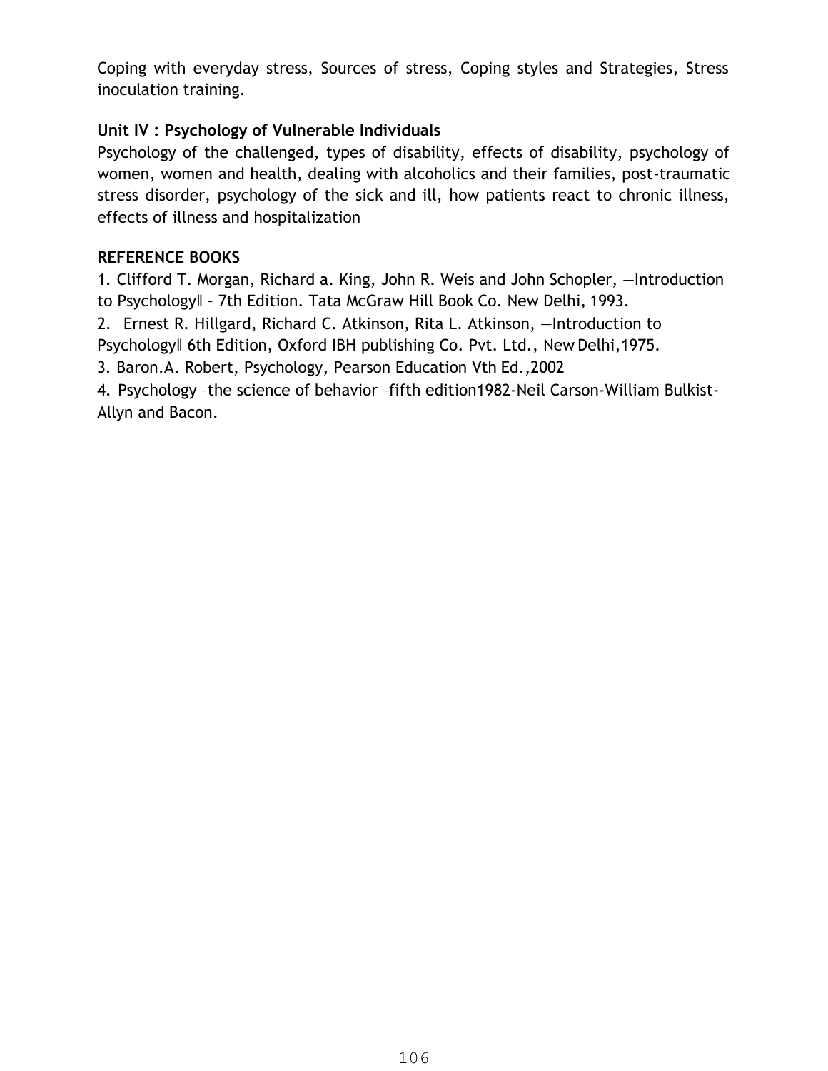Coping with everyday stress, Sources of stress, Coping styles and Strategies, Stress inoculation training.

**Unit IV : Psychology of Vulnerable Individuals**

Psychology of the challenged, types of disability, effects of disability, psychology of women, women and health, dealing with alcoholics and their families, post-traumatic stress disorder, psychology of the sick and ill, how patients react to chronic illness, effects of illness and hospitalization

**REFERENCE BOOKS**

1. Clifford T. Morgan, Richard a. King, John R. Weis and John Schopler, ―Introduction to Psychology‖ – 7th Edition. Tata McGraw Hill Book Co. New Delhi, 1993.
2. Ernest R. Hillgard, Richard C. Atkinson, Rita L. Atkinson, ―Introduction to Psychology‖ 6th Edition, Oxford IBH publishing Co. Pvt. Ltd., New Delhi,1975.
3. Baron.A. Robert, Psychology, Pearson Education Vth Ed.,2002
4. Psychology –the science of behavior –fifth edition1982-Neil Carson-William Bulkist-Allyn and Bacon.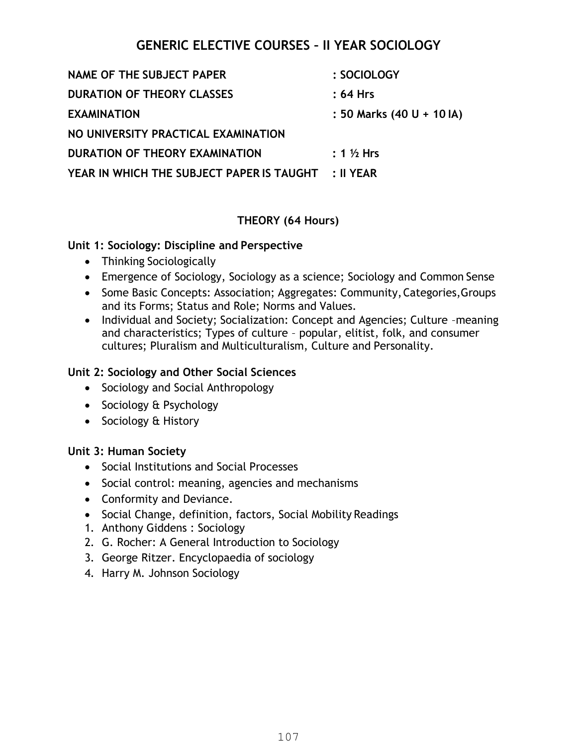# GENERIC ELECTIVE COURSES – II YEAR SOCIOLOGY

| | |
|---|---|
| **NAME OF THE SUBJECT PAPER** | **: SOCIOLOGY** |
| **DURATION OF THEORY CLASSES** | **: 64 Hrs** |
| **EXAMINATION** | **: 50 Marks (40 U + 10 IA)** |
| **NO UNIVERSITY PRACTICAL EXAMINATION** | |
| **DURATION OF THEORY EXAMINATION** | **: 1 ½ Hrs** |
| **YEAR IN WHICH THE SUBJECT PAPER IS TAUGHT** | **: II YEAR** |

## THEORY (64 Hours)

### Unit 1: Sociology: Discipline and Perspective

- Thinking Sociologically
- Emergence of Sociology, Sociology as a science; Sociology and Common Sense
- Some Basic Concepts: Association; Aggregates: Community, Categories, Groups and its Forms; Status and Role; Norms and Values.
- Individual and Society; Socialization: Concept and Agencies; Culture –meaning and characteristics; Types of culture – popular, elitist, folk, and consumer cultures; Pluralism and Multiculturalism, Culture and Personality.

### Unit 2: Sociology and Other Social Sciences

- Sociology and Social Anthropology
- Sociology & Psychology
- Sociology & History

### Unit 3: Human Society

- Social Institutions and Social Processes
- Social control: meaning, agencies and mechanisms
- Conformity and Deviance.
- Social Change, definition, factors, Social Mobility Readings

1. Anthony Giddens : Sociology
2. G. Rocher: A General Introduction to Sociology
3. George Ritzer. Encyclopaedia of sociology
4. Harry M. Johnson Sociology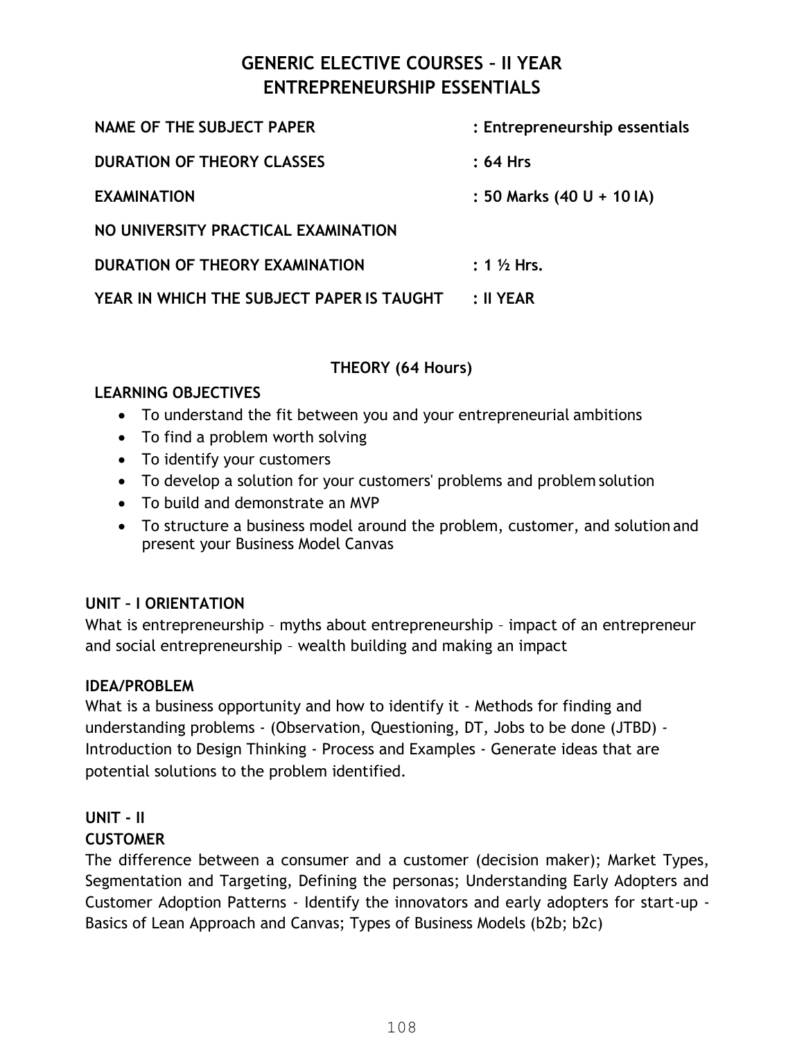# GENERIC ELECTIVE COURSES – II YEAR
# ENTREPRENEURSHIP ESSENTIALS

| | |
|---|---|
| **NAME OF THE SUBJECT PAPER** | **: Entrepreneurship essentials** |
| **DURATION OF THEORY CLASSES** | **: 64 Hrs** |
| **EXAMINATION** | **: 50 Marks (40 U + 10 IA)** |
| **NO UNIVERSITY PRACTICAL EXAMINATION** | |
| **DURATION OF THEORY EXAMINATION** | **: 1 ½ Hrs.** |
| **YEAR IN WHICH THE SUBJECT PAPER IS TAUGHT** | **: II YEAR** |

**THEORY (64 Hours)**

**LEARNING OBJECTIVES**

- To understand the fit between you and your entrepreneurial ambitions
- To find a problem worth solving
- To identify your customers
- To develop a solution for your customers' problems and problem solution
- To build and demonstrate an MVP
- To structure a business model around the problem, customer, and solution and present your Business Model Canvas

**UNIT – I ORIENTATION**

What is entrepreneurship – myths about entrepreneurship – impact of an entrepreneur and social entrepreneurship – wealth building and making an impact

**IDEA/PROBLEM**

What is a business opportunity and how to identify it - Methods for finding and understanding problems - (Observation, Questioning, DT, Jobs to be done (JTBD) - Introduction to Design Thinking - Process and Examples - Generate ideas that are potential solutions to the problem identified.

**UNIT - II**

**CUSTOMER**

The difference between a consumer and a customer (decision maker); Market Types, Segmentation and Targeting, Defining the personas; Understanding Early Adopters and Customer Adoption Patterns - Identify the innovators and early adopters for start-up - Basics of Lean Approach and Canvas; Types of Business Models (b2b; b2c)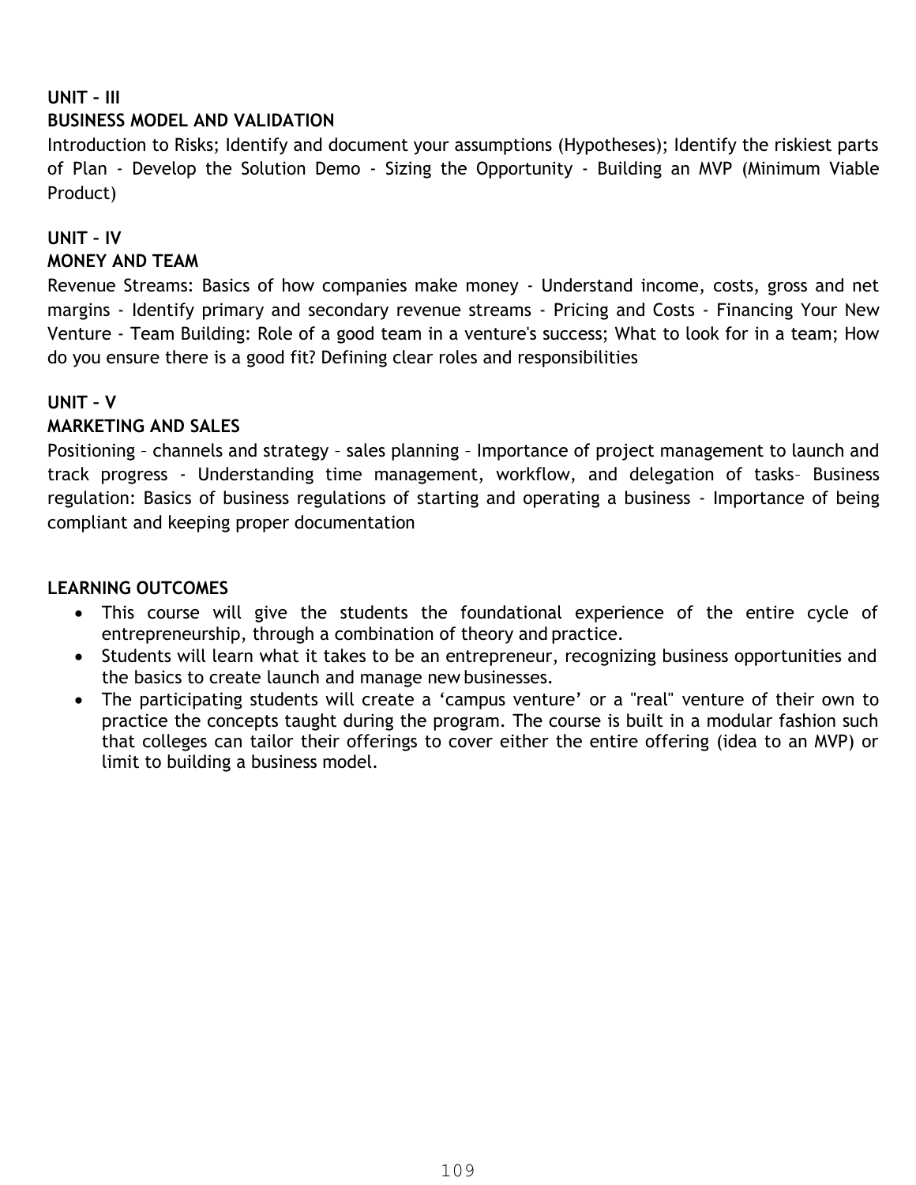**UNIT – III**

**BUSINESS MODEL AND VALIDATION**

Introduction to Risks; Identify and document your assumptions (Hypotheses); Identify the riskiest parts of Plan - Develop the Solution Demo - Sizing the Opportunity - Building an MVP (Minimum Viable Product)

**UNIT – IV**

**MONEY AND TEAM**

Revenue Streams: Basics of how companies make money - Understand income, costs, gross and net margins - Identify primary and secondary revenue streams - Pricing and Costs - Financing Your New Venture - Team Building: Role of a good team in a venture's success; What to look for in a team; How do you ensure there is a good fit? Defining clear roles and responsibilities

**UNIT – V**

**MARKETING AND SALES**

Positioning – channels and strategy – sales planning – Importance of project management to launch and track progress - Understanding time management, workflow, and delegation of tasks– Business regulation: Basics of business regulations of starting and operating a business - Importance of being compliant and keeping proper documentation

**LEARNING OUTCOMES**

- This course will give the students the foundational experience of the entire cycle of entrepreneurship, through a combination of theory and practice.
- Students will learn what it takes to be an entrepreneur, recognizing business opportunities and the basics to create launch and manage new businesses.
- The participating students will create a 'campus venture' or a "real" venture of their own to practice the concepts taught during the program. The course is built in a modular fashion such that colleges can tailor their offerings to cover either the entire offering (idea to an MVP) or limit to building a business model.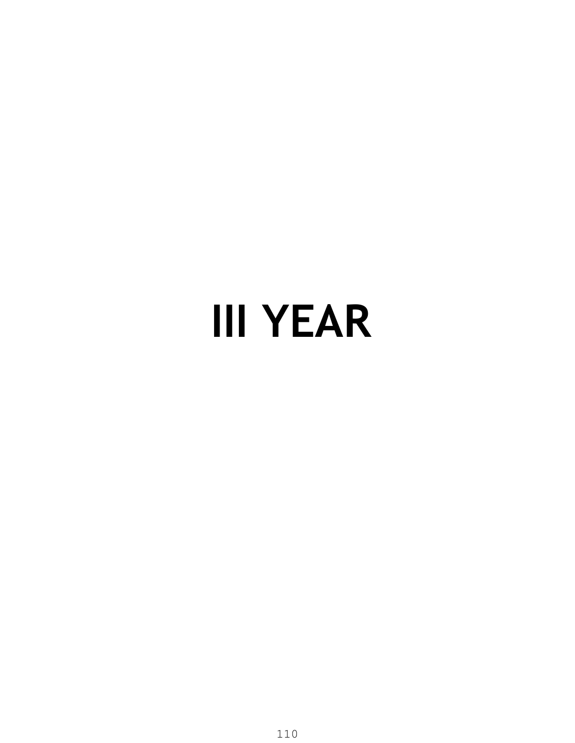# III YEAR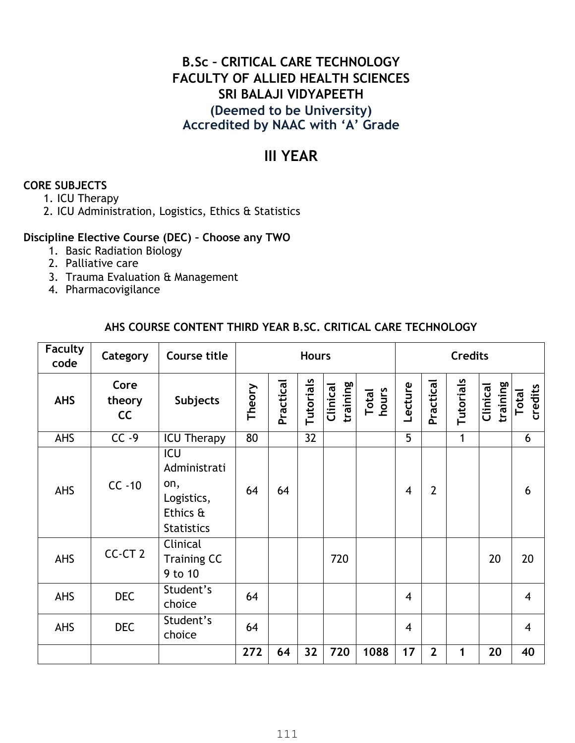# B.Sc – CRITICAL CARE TECHNOLOGY
# FACULTY OF ALLIED HEALTH SCIENCES
# SRI BALAJI VIDYAPEETH
**(Deemed to be University)**
**Accredited by NAAC with 'A' Grade**

## III YEAR

**CORE SUBJECTS**

1. ICU Therapy
2. ICU Administration, Logistics, Ethics & Statistics

**Discipline Elective Course (DEC) – Choose any TWO**

1. Basic Radiation Biology
2. Palliative care
3. Trauma Evaluation & Management
4. Pharmacovigilance

**AHS COURSE CONTENT THIRD YEAR B.SC. CRITICAL CARE TECHNOLOGY**

| Faculty code | Category | Course title | Hours | | | | | Credits | | | | |
|---|---|---|---|---|---|---|---|---|---|---|---|---|
| AHS | Core theory CC | Subjects | Theory | Practical | Tutorials | Clinical training | Total hours | Lecture | Practical | Tutorials | Clinical training | Total credits |
| AHS | CC -9 | ICU Therapy | 80 | | 32 | | | 5 | | 1 | | 6 |
| AHS | CC -10 | ICU Administration, Logistics, Ethics & Statistics | 64 | 64 | | | | 4 | 2 | | | 6 |
| AHS | CC-CT 2 | Clinical Training CC 9 to 10 | | | | 720 | | | | | 20 | 20 |
| AHS | DEC | Student's choice | 64 | | | | | 4 | | | | 4 |
| AHS | DEC | Student's choice | 64 | | | | | 4 | | | | 4 |
| | | | **272** | **64** | **32** | **720** | **1088** | **17** | **2** | **1** | **20** | **40** |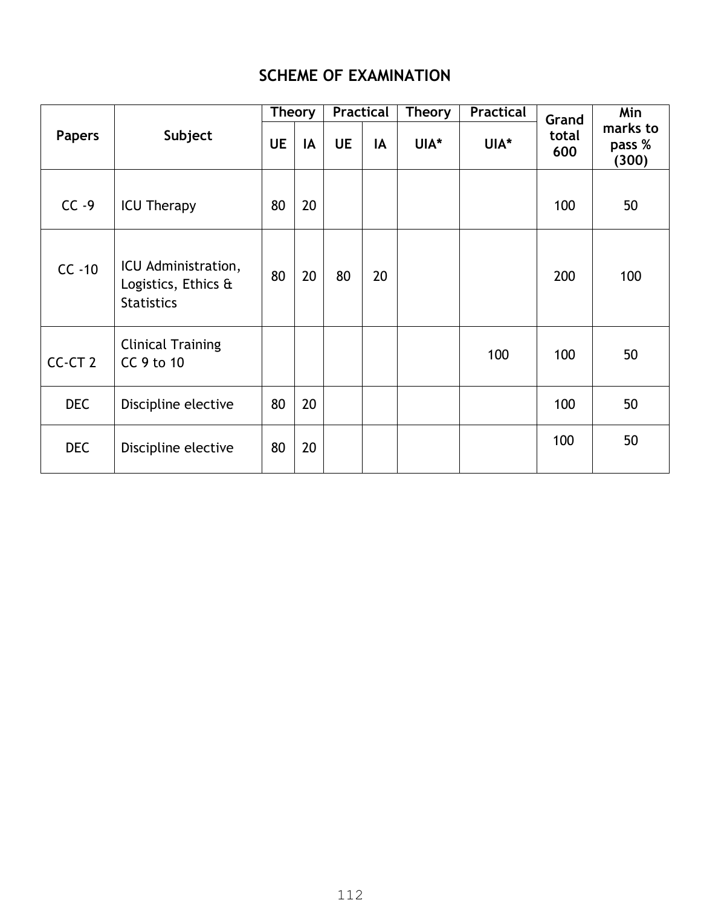## SCHEME OF EXAMINATION

| Papers | Subject | Theory | | Practical | | Theory | Practical | Grand total 600 | Min marks to pass % (300) |
|---|---|---|---|---|---|---|---|---|---|
| | | UE | IA | UE | IA | UIA* | UIA* | | |
| CC -9 | ICU Therapy | 80 | 20 | | | | | 100 | 50 |
| CC -10 | ICU Administration, Logistics, Ethics & Statistics | 80 | 20 | 80 | 20 | | | 200 | 100 |
| CC-CT 2 | Clinical Training CC 9 to 10 | | | | | | 100 | 100 | 50 |
| DEC | Discipline elective | 80 | 20 | | | | | 100 | 50 |
| DEC | Discipline elective | 80 | 20 | | | | | 100 | 50 |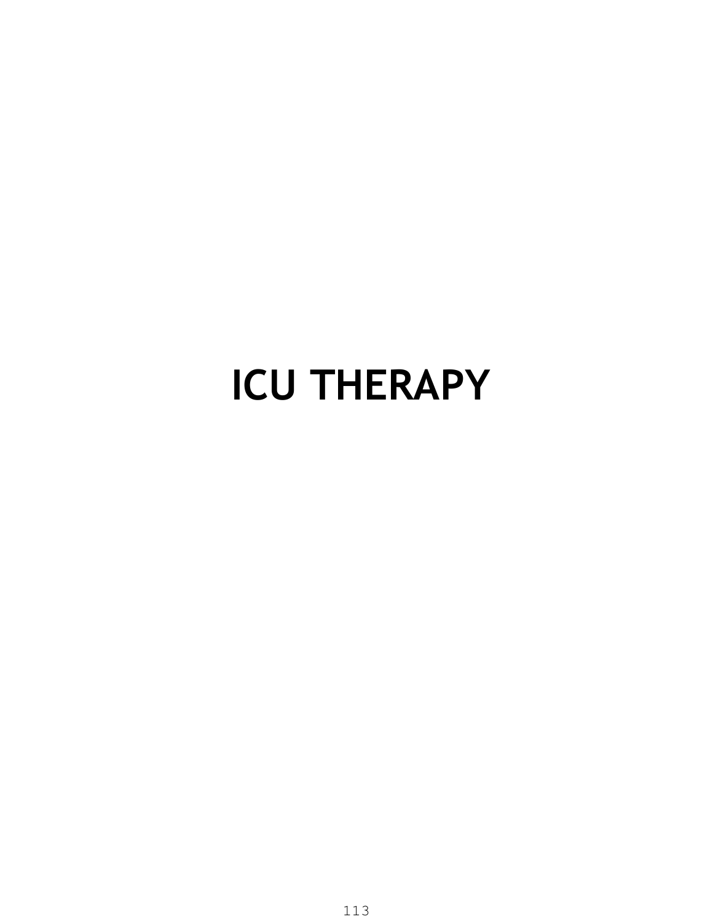# ICU THERAPY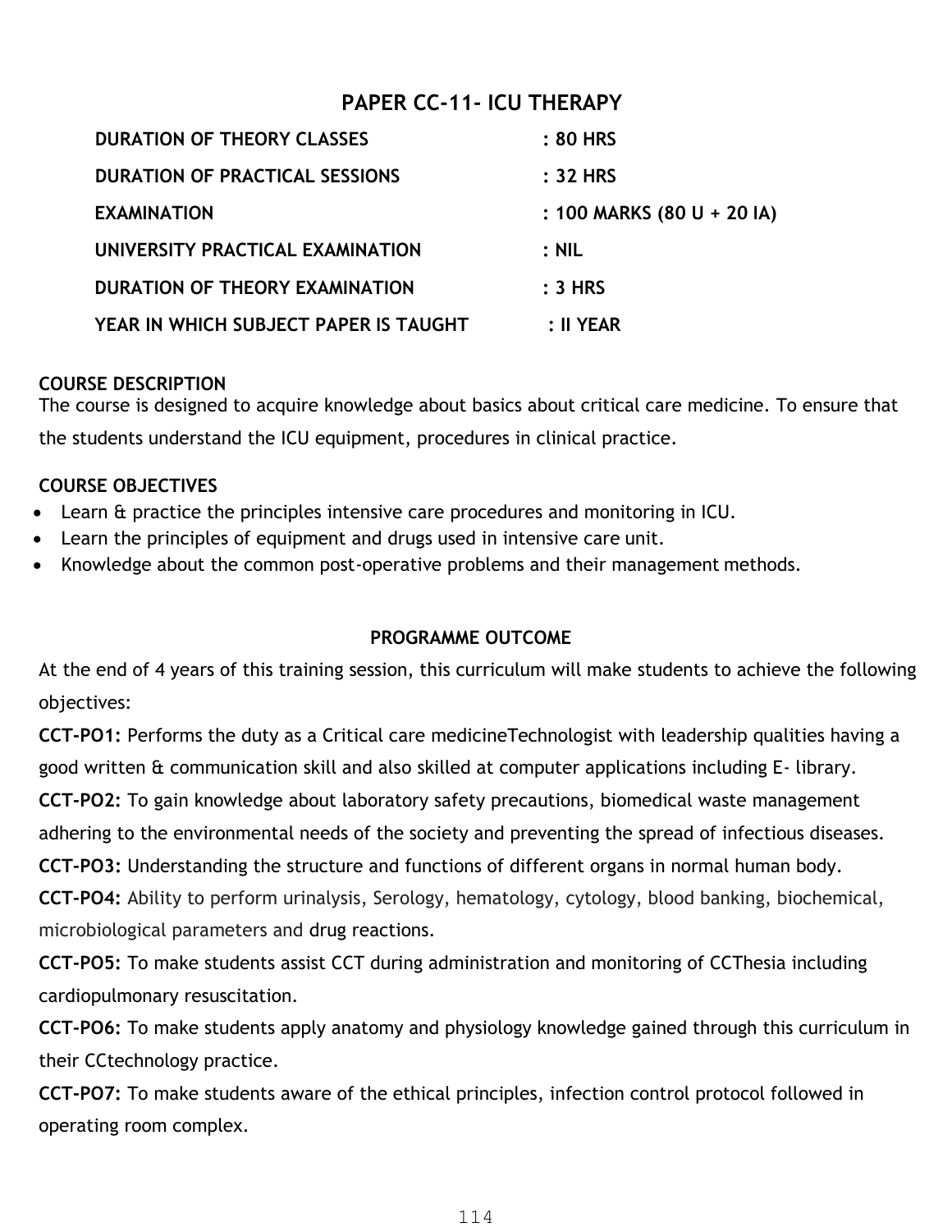# PAPER CC-11- ICU THERAPY

| | |
|---|---|
| **DURATION OF THEORY CLASSES** | **: 80 HRS** |
| **DURATION OF PRACTICAL SESSIONS** | **: 32 HRS** |
| **EXAMINATION** | **: 100 MARKS (80 U + 20 IA)** |
| **UNIVERSITY PRACTICAL EXAMINATION** | **: NIL** |
| **DURATION OF THEORY EXAMINATION** | **: 3 HRS** |
| **YEAR IN WHICH SUBJECT PAPER IS TAUGHT** | **: II YEAR** |

**COURSE DESCRIPTION**

The course is designed to acquire knowledge about basics about critical care medicine. To ensure that the students understand the ICU equipment, procedures in clinical practice.

**COURSE OBJECTIVES**

- Learn & practice the principles intensive care procedures and monitoring in ICU.
- Learn the principles of equipment and drugs used in intensive care unit.
- Knowledge about the common post-operative problems and their management methods.

## PROGRAMME OUTCOME

At the end of 4 years of this training session, this curriculum will make students to achieve the following objectives:

**CCT-PO1:** Performs the duty as a Critical care medicineTechnologist with leadership qualities having a good written & communication skill and also skilled at computer applications including E- library.

**CCT-PO2:** To gain knowledge about laboratory safety precautions, biomedical waste management adhering to the environmental needs of the society and preventing the spread of infectious diseases.

**CCT-PO3:** Understanding the structure and functions of different organs in normal human body.

**CCT-PO4:** Ability to perform urinalysis, Serology, hematology, cytology, blood banking, biochemical, microbiological parameters and drug reactions.

**CCT-PO5:** To make students assist CCT during administration and monitoring of CCThesia including cardiopulmonary resuscitation.

**CCT-PO6:** To make students apply anatomy and physiology knowledge gained through this curriculum in their CCtechnology practice.

**CCT-PO7:** To make students aware of the ethical principles, infection control protocol followed in operating room complex.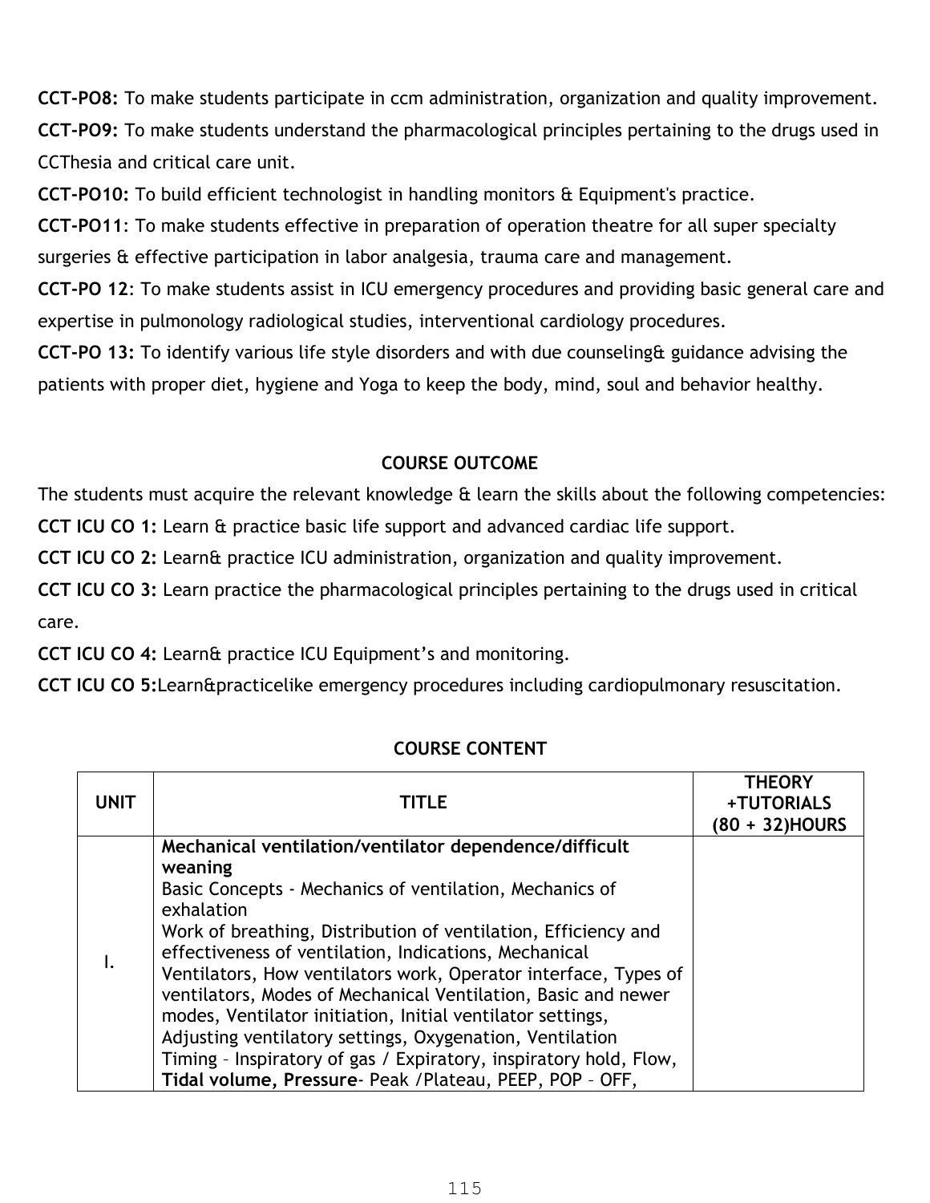**CCT-PO8:** To make students participate in ccm administration, organization and quality improvement.

**CCT-PO9:** To make students understand the pharmacological principles pertaining to the drugs used in CCThesia and critical care unit.

**CCT-PO10:** To build efficient technologist in handling monitors & Equipment's practice.

**CCT-PO11**: To make students effective in preparation of operation theatre for all super specialty surgeries & effective participation in labor analgesia, trauma care and management.

**CCT-PO 12**: To make students assist in ICU emergency procedures and providing basic general care and expertise in pulmonology radiological studies, interventional cardiology procedures.

**CCT-PO 13:** To identify various life style disorders and with due counseling& guidance advising the patients with proper diet, hygiene and Yoga to keep the body, mind, soul and behavior healthy.

## COURSE OUTCOME

The students must acquire the relevant knowledge & learn the skills about the following competencies:

**CCT ICU CO 1:** Learn & practice basic life support and advanced cardiac life support.

**CCT ICU CO 2:** Learn& practice ICU administration, organization and quality improvement.

**CCT ICU CO 3:** Learn practice the pharmacological principles pertaining to the drugs used in critical care.

**CCT ICU CO 4:** Learn& practice ICU Equipment's and monitoring.

**CCT ICU CO 5:**Learn&practicelike emergency procedures including cardiopulmonary resuscitation.

## COURSE CONTENT

| UNIT | TITLE | THEORY +TUTORIALS (80 + 32)HOURS |
|---|---|---|
| I. | **Mechanical ventilation/ventilator dependence/difficult weaning** Basic Concepts - Mechanics of ventilation, Mechanics of exhalation Work of breathing, Distribution of ventilation, Efficiency and effectiveness of ventilation, Indications, Mechanical Ventilators, How ventilators work, Operator interface, Types of ventilators, Modes of Mechanical Ventilation, Basic and newer modes, Ventilator initiation, Initial ventilator settings, Adjusting ventilatory settings, Oxygenation, Ventilation Timing – Inspiratory of gas / Expiratory, inspiratory hold, Flow, **Tidal volume, Pressure**- Peak /Plateau, PEEP, POP – OFF, | |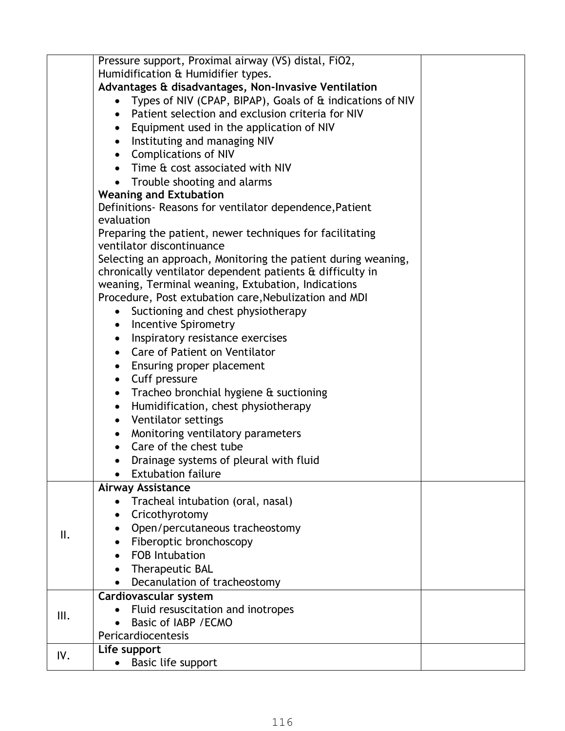| | | |
|---|---|---|
| | Pressure support, Proximal airway (VS) distal, FiO2, Humidification & Humidifier types.<br>**Advantages & disadvantages, Non-Invasive Ventilation**<br>• Types of NIV (CPAP, BIPAP), Goals of & indications of NIV<br>• Patient selection and exclusion criteria for NIV<br>• Equipment used in the application of NIV<br>• Instituting and managing NIV<br>• Complications of NIV<br>• Time & cost associated with NIV<br>• Trouble shooting and alarms<br>**Weaning and Extubation**<br>Definitions- Reasons for ventilator dependence,Patient evaluation<br>Preparing the patient, newer techniques for facilitating ventilator discontinuance<br>Selecting an approach, Monitoring the patient during weaning, chronically ventilator dependent patients & difficulty in weaning, Terminal weaning, Extubation, Indications Procedure, Post extubation care,Nebulization and MDI<br>• Suctioning and chest physiotherapy<br>• Incentive Spirometry<br>• Inspiratory resistance exercises<br>• Care of Patient on Ventilator<br>• Ensuring proper placement<br>• Cuff pressure<br>• Tracheo bronchial hygiene & suctioning<br>• Humidification, chest physiotherapy<br>• Ventilator settings<br>• Monitoring ventilatory parameters<br>• Care of the chest tube<br>• Drainage systems of pleural with fluid<br>• Extubation failure | |
| II. | **Airway Assistance**<br>• Tracheal intubation (oral, nasal)<br>• Cricothyrotomy<br>• Open/percutaneous tracheostomy<br>• Fiberoptic bronchoscopy<br>• FOB Intubation<br>• Therapeutic BAL<br>• Decanulation of tracheostomy | |
| III. | **Cardiovascular system**<br>• Fluid resuscitation and inotropes<br>• Basic of IABP /ECMO<br>Pericardiocentesis | |
| IV. | **Life support**<br>• Basic life support | |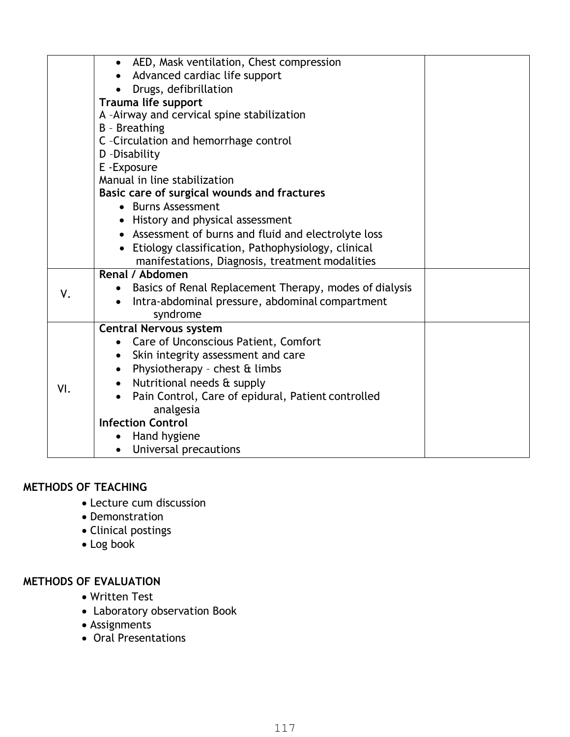| | | |
|---|---|---|
| | • AED, Mask ventilation, Chest compression<br>• Advanced cardiac life support<br>• Drugs, defibrillation<br>**Trauma life support**<br>A –Airway and cervical spine stabilization<br>B – Breathing<br>C –Circulation and hemorrhage control<br>D –Disability<br>E -Exposure<br>Manual in line stabilization<br>**Basic care of surgical wounds and fractures**<br>• Burns Assessment<br>• History and physical assessment<br>• Assessment of burns and fluid and electrolyte loss<br>• Etiology classification, Pathophysiology, clinical manifestations, Diagnosis, treatment modalities | |
| V. | **Renal / Abdomen**<br>• Basics of Renal Replacement Therapy, modes of dialysis<br>• Intra-abdominal pressure, abdominal compartment syndrome | |
| VI. | **Central Nervous system**<br>• Care of Unconscious Patient, Comfort<br>• Skin integrity assessment and care<br>• Physiotherapy – chest & limbs<br>• Nutritional needs & supply<br>• Pain Control, Care of epidural, Patient controlled analgesia<br>**Infection Control**<br>• Hand hygiene<br>• Universal precautions | |

**METHODS OF TEACHING**

- Lecture cum discussion
- Demonstration
- Clinical postings
- Log book

**METHODS OF EVALUATION**

- Written Test
- Laboratory observation Book
- Assignments
- Oral Presentations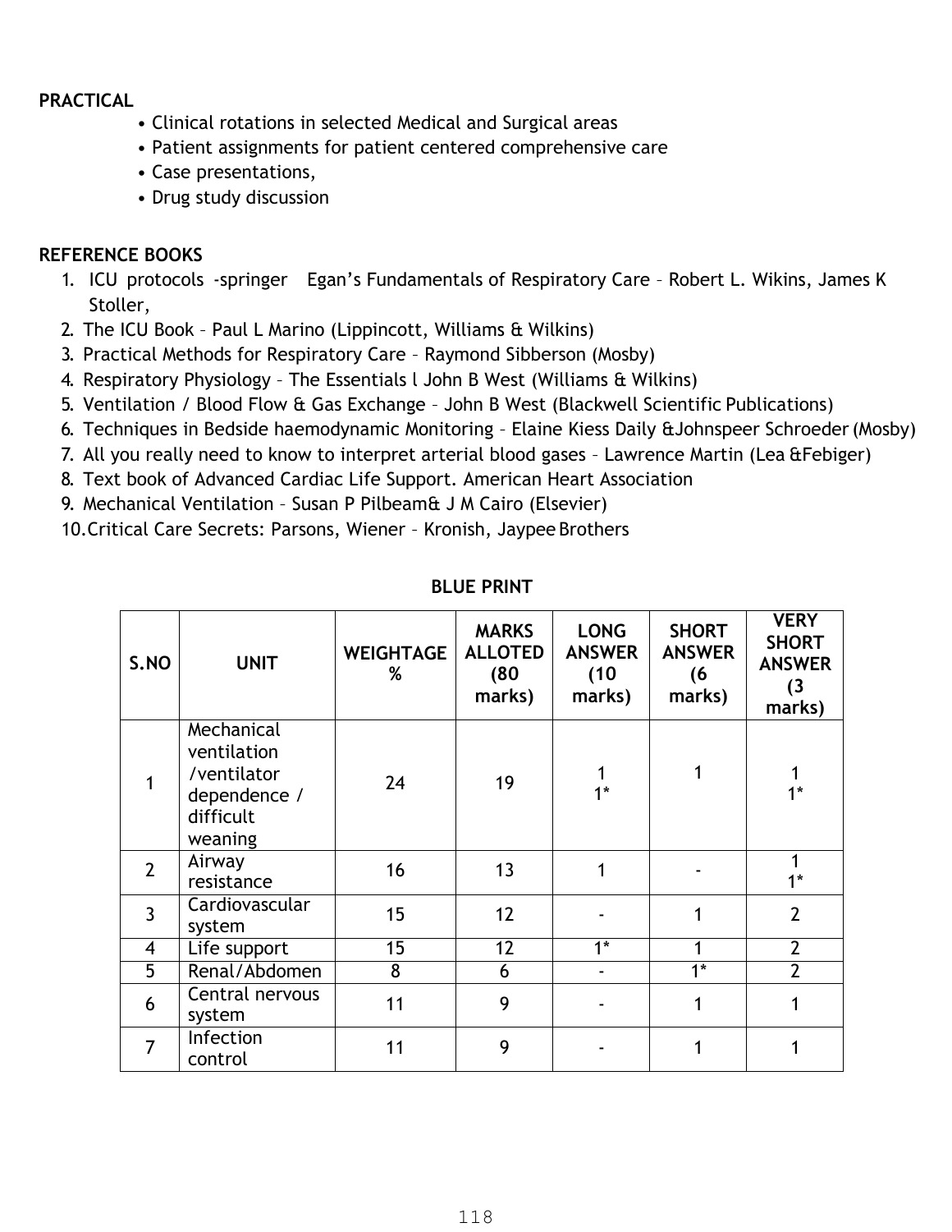**PRACTICAL**

- Clinical rotations in selected Medical and Surgical areas
- Patient assignments for patient centered comprehensive care
- Case presentations,
- Drug study discussion

**REFERENCE BOOKS**

1. ICU protocols -springer Egan's Fundamentals of Respiratory Care – Robert L. Wikins, James K Stoller,
2. The ICU Book – Paul L Marino (Lippincott, Williams & Wilkins)
3. Practical Methods for Respiratory Care – Raymond Sibberson (Mosby)
4. Respiratory Physiology – The Essentials l John B West (Williams & Wilkins)
5. Ventilation / Blood Flow & Gas Exchange – John B West (Blackwell Scientific Publications)
6. Techniques in Bedside haemodynamic Monitoring – Elaine Kiess Daily &Johnspeer Schroeder (Mosby)
7. All you really need to know to interpret arterial blood gases – Lawrence Martin (Lea &Febiger)
8. Text book of Advanced Cardiac Life Support. American Heart Association
9. Mechanical Ventilation – Susan P Pilbeam& J M Cairo (Elsevier)
10. Critical Care Secrets: Parsons, Wiener – Kronish, Jaypee Brothers

**BLUE PRINT**

| S.NO | UNIT | WEIGHTAGE % | MARKS ALLOTED (80 marks) | LONG ANSWER (10 marks) | SHORT ANSWER (6 marks) | VERY SHORT ANSWER (3 marks) |
|---|---|---|---|---|---|---|
| 1 | Mechanical ventilation /ventilator dependence / difficult weaning | 24 | 19 | 1<br>1* | 1 | 1<br>1* |
| 2 | Airway resistance | 16 | 13 | 1 | - | 1<br>1* |
| 3 | Cardiovascular system | 15 | 12 | - | 1 | 2 |
| 4 | Life support | 15 | 12 | 1* | 1 | 2 |
| 5 | Renal/Abdomen | 8 | 6 | - | 1* | 2 |
| 6 | Central nervous system | 11 | 9 | - | 1 | 1 |
| 7 | Infection control | 11 | 9 | - | 1 | 1 |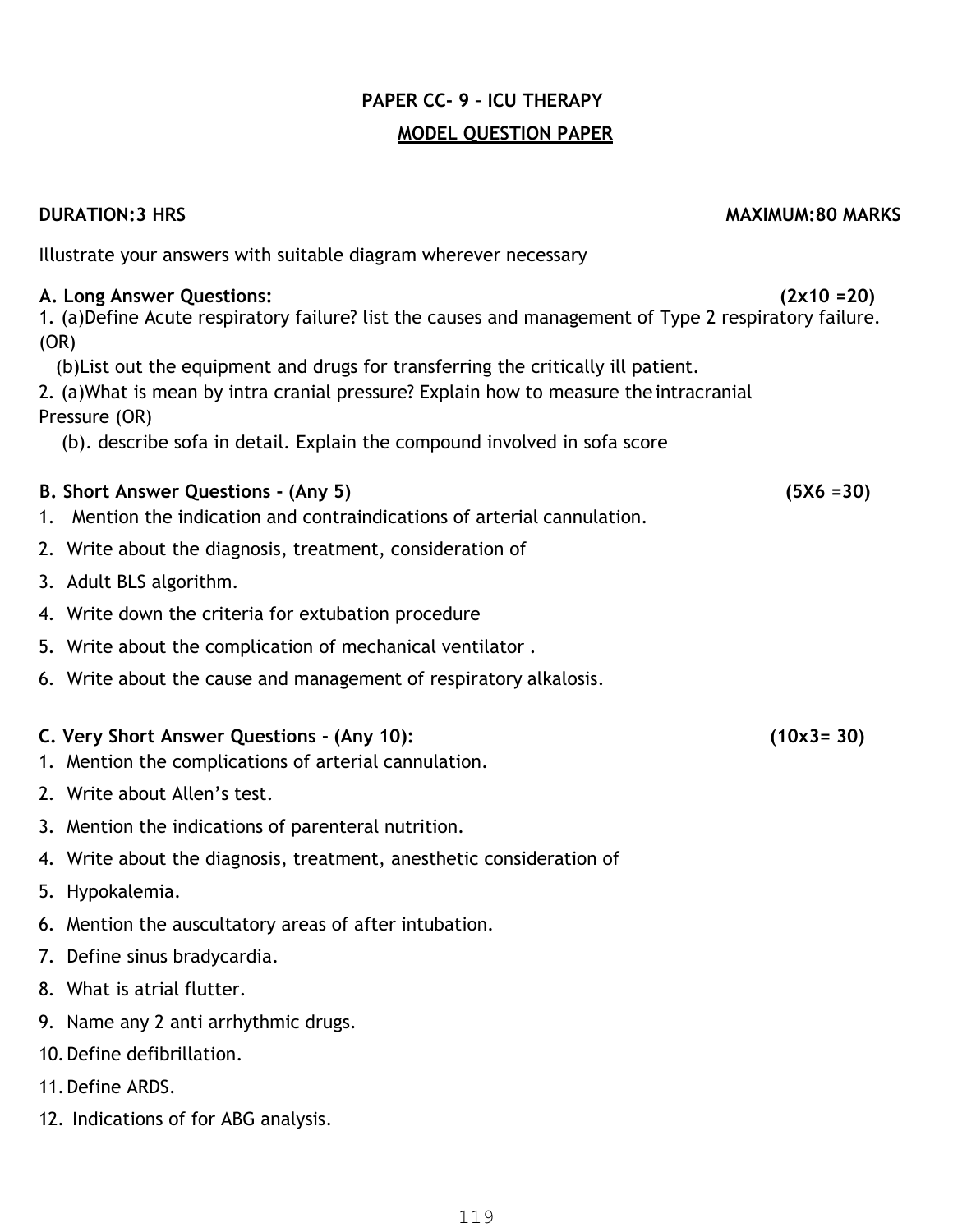## PAPER CC- 9 – ICU THERAPY

## MODEL QUESTION PAPER

**DURATION:3 HRS** **MAXIMUM:80 MARKS**

Illustrate your answers with suitable diagram wherever necessary

**A. Long Answer Questions:** **(2x10 =20)**

1. (a)Define Acute respiratory failure? list the causes and management of Type 2 respiratory failure. (OR)

   (b)List out the equipment and drugs for transferring the critically ill patient.

2. (a)What is mean by intra cranial pressure? Explain how to measure the intracranial Pressure (OR)

   (b). describe sofa in detail. Explain the compound involved in sofa score

**B. Short Answer Questions - (Any 5)** **(5X6 =30)**

1. Mention the indication and contraindications of arterial cannulation.
2. Write about the diagnosis, treatment, consideration of
3. Adult BLS algorithm.
4. Write down the criteria for extubation procedure
5. Write about the complication of mechanical ventilator .
6. Write about the cause and management of respiratory alkalosis.

**C. Very Short Answer Questions - (Any 10):** **(10x3= 30)**

1. Mention the complications of arterial cannulation.
2. Write about Allen's test.
3. Mention the indications of parenteral nutrition.
4. Write about the diagnosis, treatment, anesthetic consideration of
5. Hypokalemia.
6. Mention the auscultatory areas of after intubation.
7. Define sinus bradycardia.
8. What is atrial flutter.
9. Name any 2 anti arrhythmic drugs.
10. Define defibrillation.
11. Define ARDS.
12. Indications of for ABG analysis.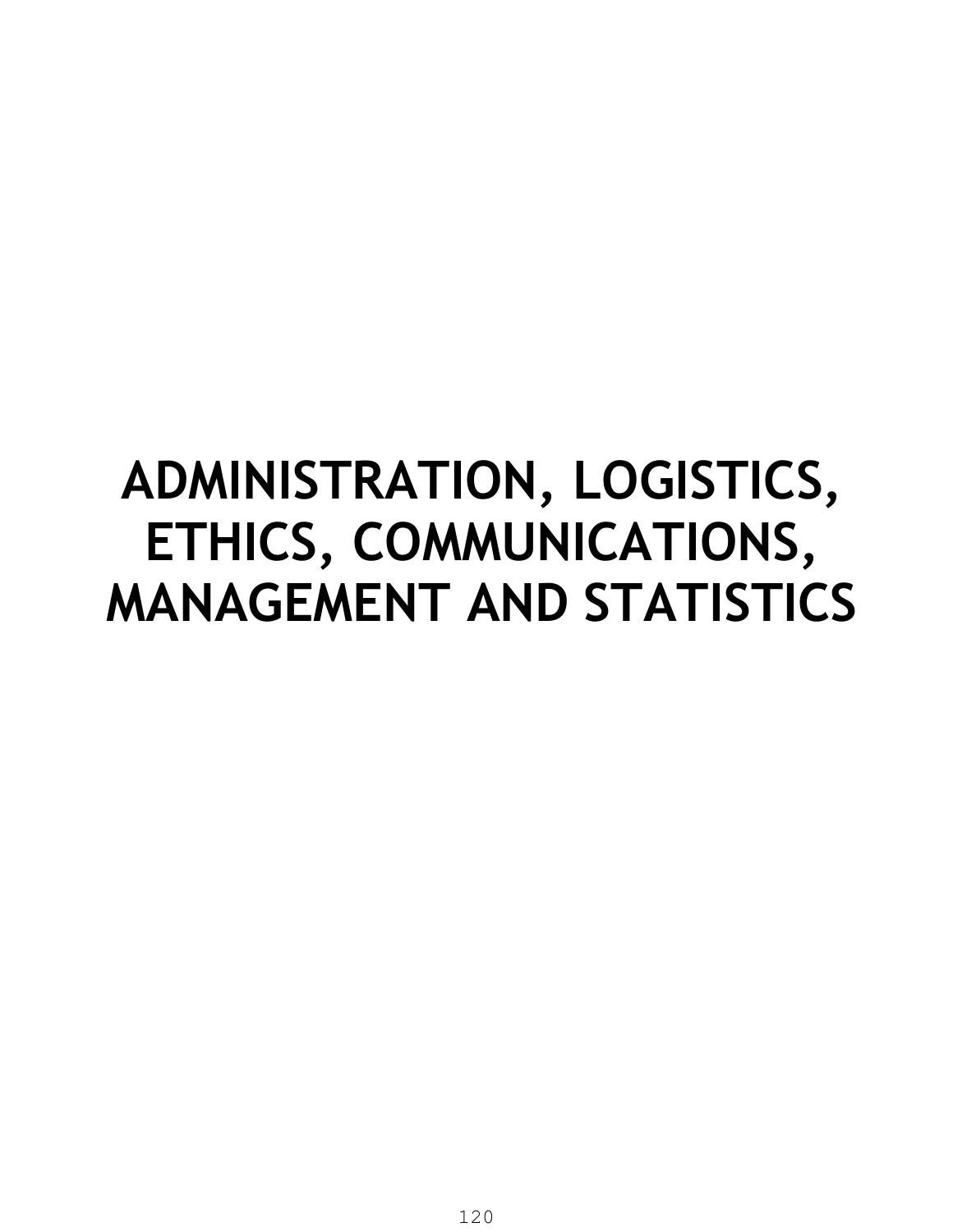# ADMINISTRATION, LOGISTICS, ETHICS, COMMUNICATIONS, MANAGEMENT AND STATISTICS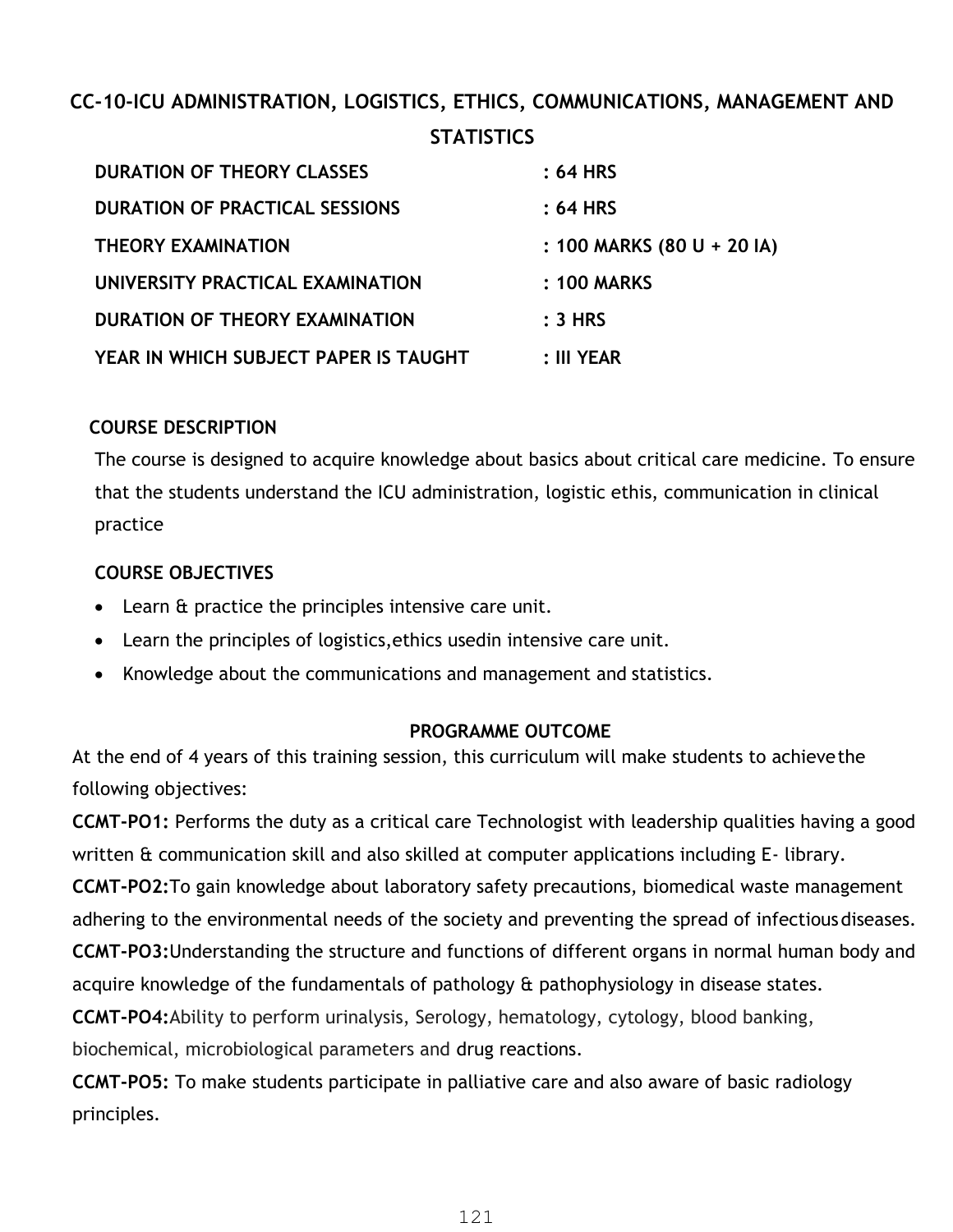# CC-10-ICU ADMINISTRATION, LOGISTICS, ETHICS, COMMUNICATIONS, MANAGEMENT AND STATISTICS

| | |
|---|---|
| **DURATION OF THEORY CLASSES** | **: 64 HRS** |
| **DURATION OF PRACTICAL SESSIONS** | **: 64 HRS** |
| **THEORY EXAMINATION** | **: 100 MARKS (80 U + 20 IA)** |
| **UNIVERSITY PRACTICAL EXAMINATION** | **: 100 MARKS** |
| **DURATION OF THEORY EXAMINATION** | **: 3 HRS** |
| **YEAR IN WHICH SUBJECT PAPER IS TAUGHT** | **: III YEAR** |

### COURSE DESCRIPTION

The course is designed to acquire knowledge about basics about critical care medicine. To ensure that the students understand the ICU administration, logistic ethis, communication in clinical practice

### COURSE OBJECTIVES

- Learn & practice the principles intensive care unit.
- Learn the principles of logistics,ethics usedin intensive care unit.
- Knowledge about the communications and management and statistics.

### PROGRAMME OUTCOME

At the end of 4 years of this training session, this curriculum will make students to achieve the following objectives:

**CCMT-PO1:** Performs the duty as a critical care Technologist with leadership qualities having a good written & communication skill and also skilled at computer applications including E- library.

**CCMT-PO2:**To gain knowledge about laboratory safety precautions, biomedical waste management adhering to the environmental needs of the society and preventing the spread of infectious diseases.

**CCMT-PO3:**Understanding the structure and functions of different organs in normal human body and acquire knowledge of the fundamentals of pathology & pathophysiology in disease states.

**CCMT-PO4:**Ability to perform urinalysis, Serology, hematology, cytology, blood banking, biochemical, microbiological parameters and drug reactions.

**CCMT-PO5:** To make students participate in palliative care and also aware of basic radiology principles.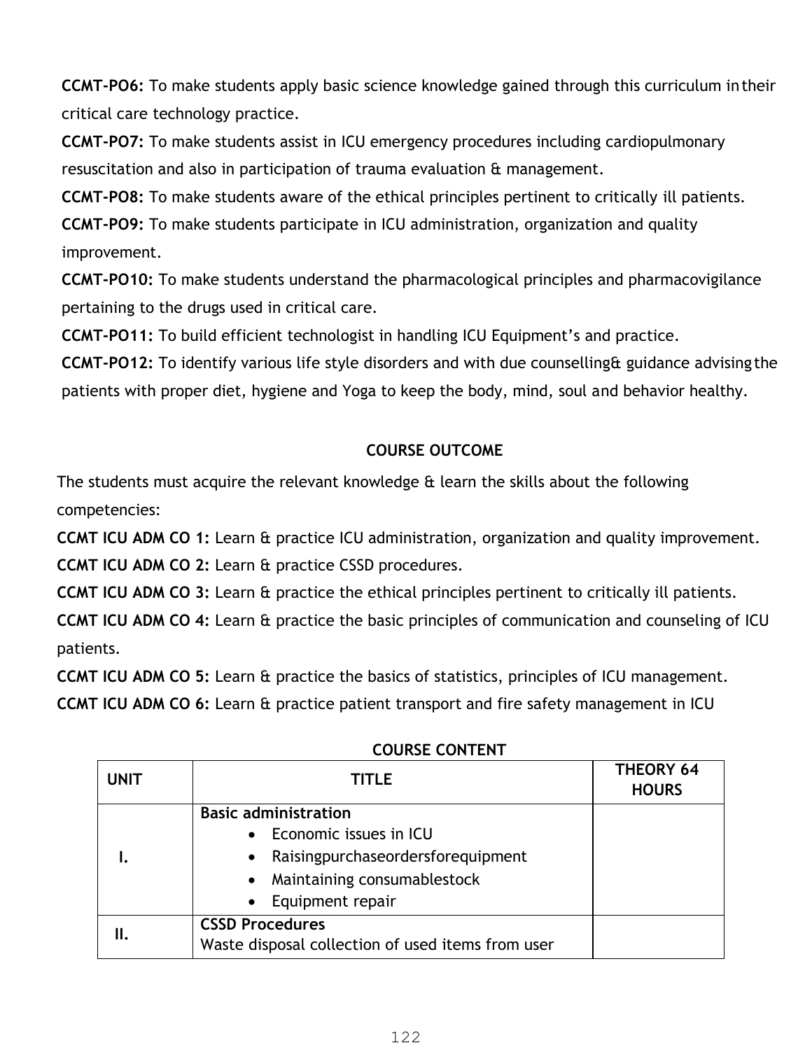**CCMT-PO6:** To make students apply basic science knowledge gained through this curriculum in their critical care technology practice.

**CCMT-PO7:** To make students assist in ICU emergency procedures including cardiopulmonary resuscitation and also in participation of trauma evaluation & management.

**CCMT-PO8:** To make students aware of the ethical principles pertinent to critically ill patients.

**CCMT-PO9:** To make students participate in ICU administration, organization and quality improvement.

**CCMT-PO10:** To make students understand the pharmacological principles and pharmacovigilance pertaining to the drugs used in critical care.

**CCMT-PO11:** To build efficient technologist in handling ICU Equipment's and practice.

**CCMT-PO12:** To identify various life style disorders and with due counselling& guidance advising the patients with proper diet, hygiene and Yoga to keep the body, mind, soul and behavior healthy.

## COURSE OUTCOME

The students must acquire the relevant knowledge & learn the skills about the following competencies:

**CCMT ICU ADM CO 1:** Learn & practice ICU administration, organization and quality improvement.

**CCMT ICU ADM CO 2:** Learn & practice CSSD procedures.

**CCMT ICU ADM CO 3:** Learn & practice the ethical principles pertinent to critically ill patients.

**CCMT ICU ADM CO 4:** Learn & practice the basic principles of communication and counseling of ICU patients.

**CCMT ICU ADM CO 5:** Learn & practice the basics of statistics, principles of ICU management.

**CCMT ICU ADM CO 6:** Learn & practice patient transport and fire safety management in ICU

## COURSE CONTENT

| UNIT | TITLE | THEORY 64 HOURS |
|---|---|---|
| I. | **Basic administration**<br>• Economic issues in ICU<br>• Raisingpurchaseordersforequipment<br>• Maintaining consumablestock<br>• Equipment repair | |
| II. | **CSSD Procedures**<br>Waste disposal collection of used items from user | |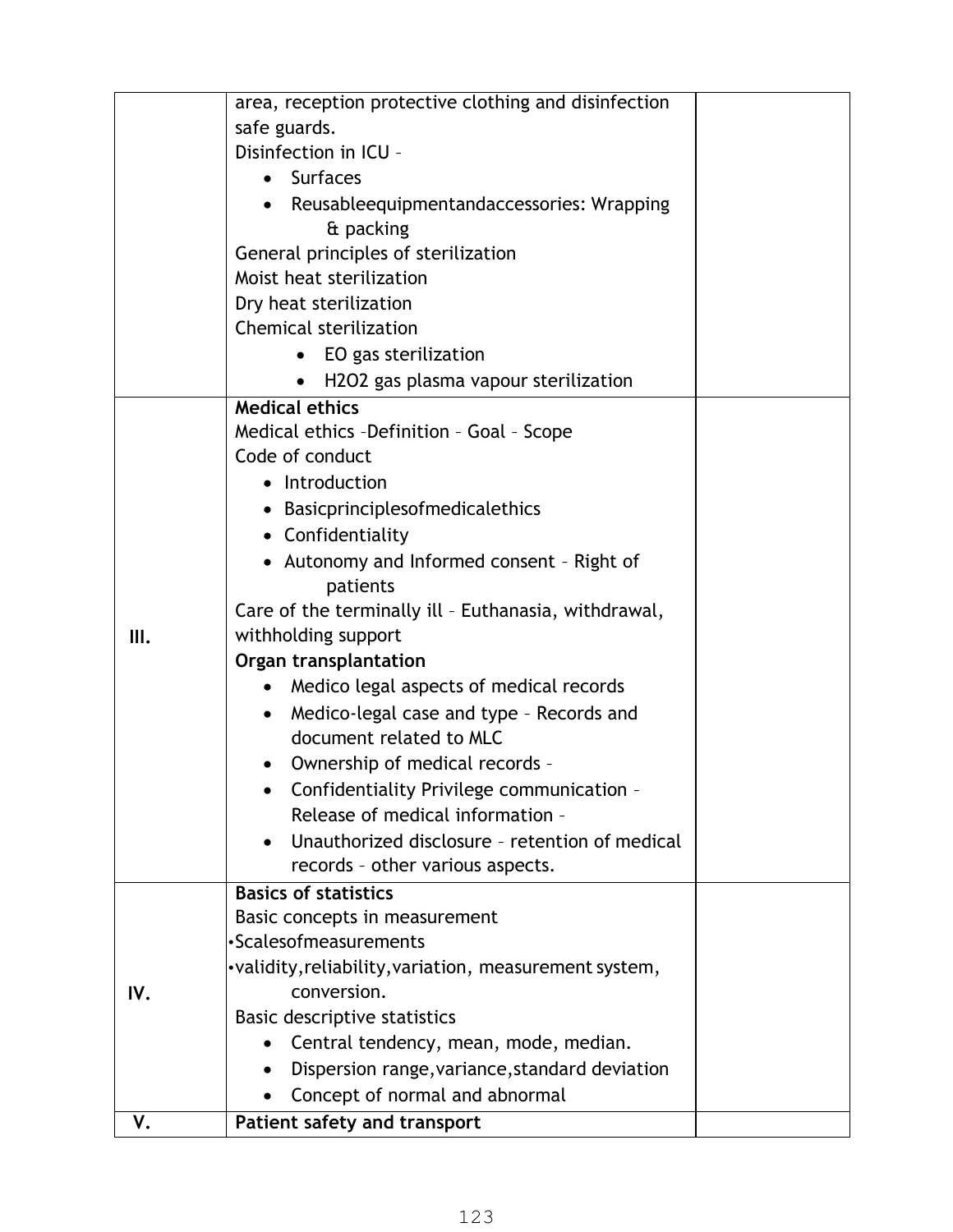| | | |
|---|---|---|
| | area, reception protective clothing and disinfection safe guards.<br>Disinfection in ICU –<br>• Surfaces<br>• Reusableequipmentandaccessories: Wrapping & packing<br>General principles of sterilization<br>Moist heat sterilization<br>Dry heat sterilization<br>Chemical sterilization<br>• EO gas sterilization<br>• H2O2 gas plasma vapour sterilization | |
| III. | **Medical ethics**<br>Medical ethics –Definition – Goal – Scope<br>Code of conduct<br>• Introduction<br>• Basicprinciplesofmedicalethics<br>• Confidentiality<br>• Autonomy and Informed consent – Right of patients<br>Care of the terminally ill – Euthanasia, withdrawal, withholding support<br>**Organ transplantation**<br>• Medico legal aspects of medical records<br>• Medico-legal case and type – Records and document related to MLC<br>• Ownership of medical records –<br>• Confidentiality Privilege communication – Release of medical information –<br>• Unauthorized disclosure – retention of medical records – other various aspects. | |
| IV. | **Basics of statistics**<br>Basic concepts in measurement<br>•Scalesofmeasurements<br>•validity,reliability,variation, measurement system, conversion.<br>Basic descriptive statistics<br>• Central tendency, mean, mode, median.<br>• Dispersion range,variance,standard deviation<br>• Concept of normal and abnormal | |
| V. | **Patient safety and transport** | |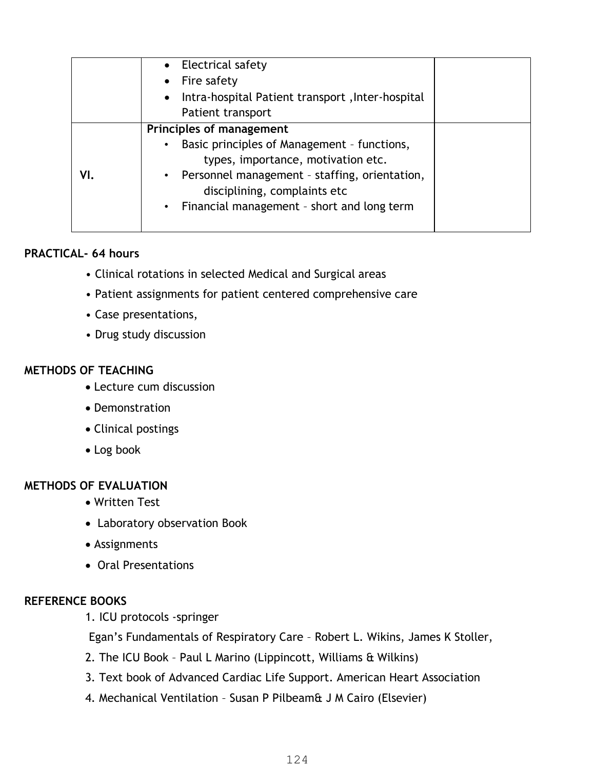| | | |
|---|---|---|
| | • Electrical safety<br>• Fire safety<br>• Intra-hospital Patient transport ,Inter-hospital Patient transport | |
| VI. | **Principles of management**<br>• Basic principles of Management – functions, types, importance, motivation etc.<br>• Personnel management – staffing, orientation, disciplining, complaints etc<br>• Financial management – short and long term | |

**PRACTICAL- 64 hours**

- Clinical rotations in selected Medical and Surgical areas
- Patient assignments for patient centered comprehensive care
- Case presentations,
- Drug study discussion

**METHODS OF TEACHING**

- Lecture cum discussion
- Demonstration
- Clinical postings
- Log book

**METHODS OF EVALUATION**

- Written Test
- Laboratory observation Book
- Assignments
- Oral Presentations

**REFERENCE BOOKS**

1. ICU protocols -springer

   Egan's Fundamentals of Respiratory Care – Robert L. Wikins, James K Stoller,

2. The ICU Book – Paul L Marino (Lippincott, Williams & Wilkins)
3. Text book of Advanced Cardiac Life Support. American Heart Association
4. Mechanical Ventilation – Susan P Pilbeam& J M Cairo (Elsevier)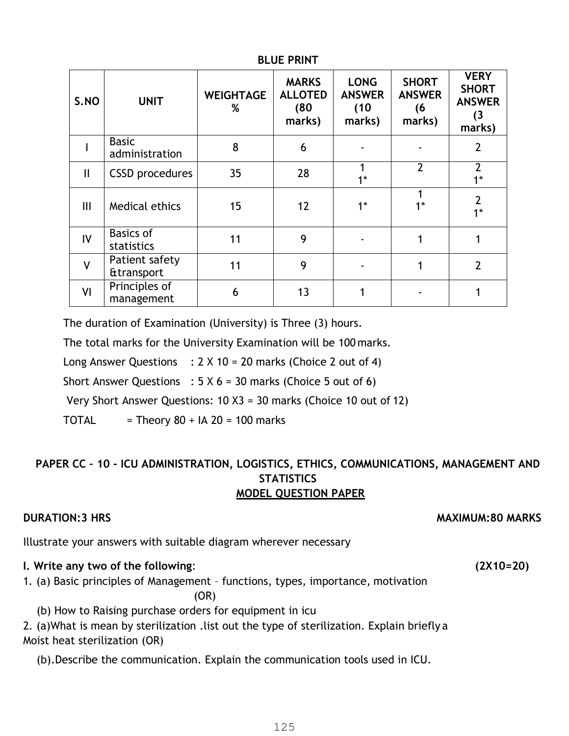**BLUE PRINT**

| S.NO | UNIT | WEIGHTAGE % | MARKS ALLOTED (80 marks) | LONG ANSWER (10 marks) | SHORT ANSWER (6 marks) | VERY SHORT ANSWER (3 marks) |
|---|---|---|---|---|---|---|
| I | Basic administration | 8 | 6 | - | - | 2 |
| II | CSSD procedures | 35 | 28 | 1<br>1* | 2 | 2<br>1* |
| III | Medical ethics | 15 | 12 | 1* | 1<br>1* | 2<br>1* |
| IV | Basics of statistics | 11 | 9 | - | 1 | 1 |
| V | Patient safety &transport | 11 | 9 | - | 1 | 2 |
| VI | Principles of management | 6 | 13 | 1 | - | 1 |

The duration of Examination (University) is Three (3) hours.

The total marks for the University Examination will be 100 marks.

Long Answer Questions : 2 X 10 = 20 marks (Choice 2 out of 4)

Short Answer Questions : 5 X 6 = 30 marks (Choice 5 out of 6)

Very Short Answer Questions: 10 X3 = 30 marks (Choice 10 out of 12)

TOTAL = Theory 80 + IA 20 = 100 marks

## PAPER CC – 10 - ICU ADMINISTRATION, LOGISTICS, ETHICS, COMMUNICATIONS, MANAGEMENT AND STATISTICS

### MODEL QUESTION PAPER

**DURATION:3 HRS** **MAXIMUM:80 MARKS**

Illustrate your answers with suitable diagram wherever necessary

**I. Write any two of the following**: **(2X10=20)**

1. (a) Basic principles of Management – functions, types, importance, motivation

(OR)

(b) How to Raising purchase orders for equipment in icu

2. (a)What is mean by sterilization .list out the type of sterilization. Explain briefly a Moist heat sterilization (OR)

(b).Describe the communication. Explain the communication tools used in ICU.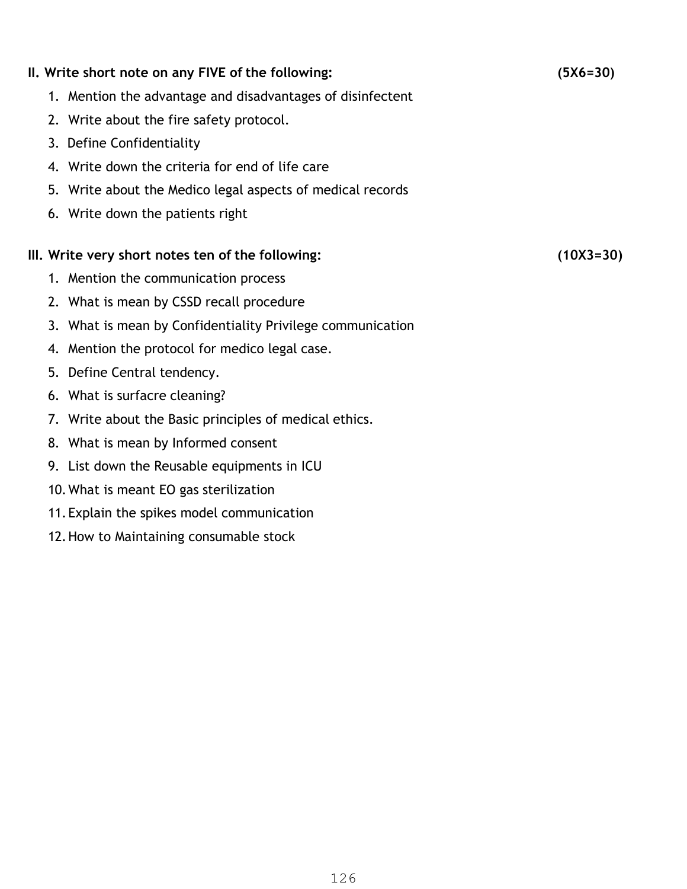**II. Write short note on any FIVE of the following: (5X6=30)**

1. Mention the advantage and disadvantages of disinfectent
2. Write about the fire safety protocol.
3. Define Confidentiality
4. Write down the criteria for end of life care
5. Write about the Medico legal aspects of medical records
6. Write down the patients right

**III. Write very short notes ten of the following: (10X3=30)**

1. Mention the communication process
2. What is mean by CSSD recall procedure
3. What is mean by Confidentiality Privilege communication
4. Mention the protocol for medico legal case.
5. Define Central tendency.
6. What is surfacre cleaning?
7. Write about the Basic principles of medical ethics.
8. What is mean by Informed consent
9. List down the Reusable equipments in ICU
10. What is meant EO gas sterilization
11. Explain the spikes model communication
12. How to Maintaining consumable stock